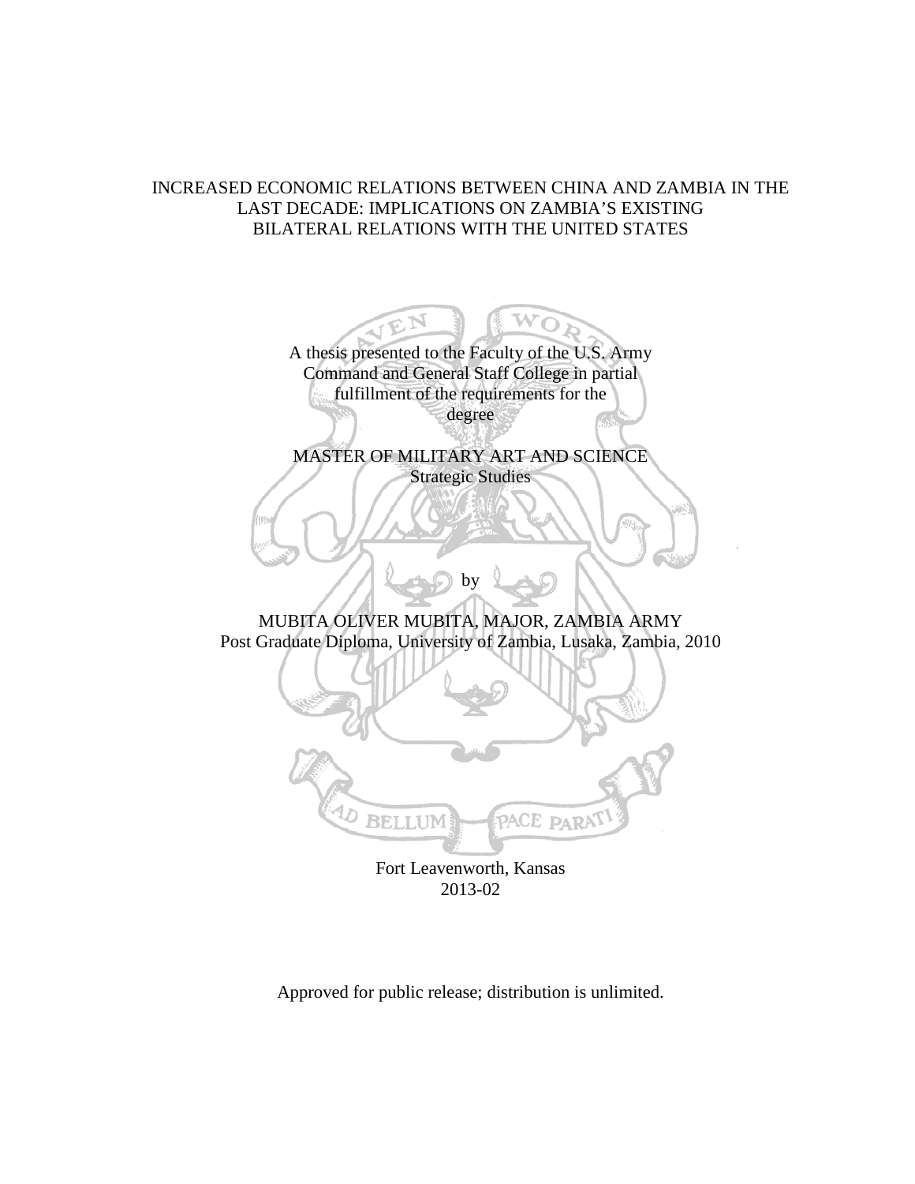# INCREASED ECONOMIC RELATIONS BETWEEN CHINA AND ZAMBIA IN THE LAST DECADE: IMPLICATIONS ON ZAMBIA'S EXISTING BILATERAL RELATIONS WITH THE UNITED STATES

A thesis presented to the Faculty of the U.S. Army Command and General Staff College in partial fulfillment of the requirements for the degree

MASTER OF MILITARY ART AND SCIENCE
Strategic Studies

by

MUBITA OLIVER MUBITA, MAJOR, ZAMBIA ARMY
Post Graduate Diploma, University of Zambia, Lusaka, Zambia, 2010

AD BELLUM PACE PARATI

Fort Leavenworth, Kansas
2013-02

Approved for public release; distribution is unlimited.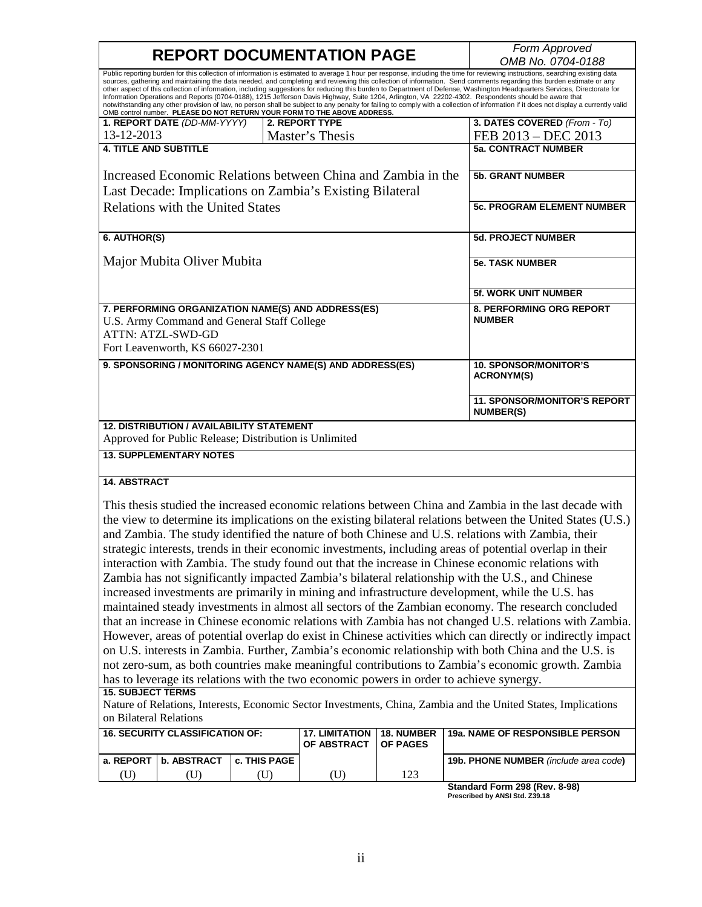# REPORT DOCUMENTATION PAGE

*Form Approved*
*OMB No. 0704-0188*

Public reporting burden for this collection of information is estimated to average 1 hour per response, including the time for reviewing instructions, searching existing data sources, gathering and maintaining the data needed, and completing and reviewing this collection of information. Send comments regarding this burden estimate or any other aspect of this collection of information, including suggestions for reducing this burden to Department of Defense, Washington Headquarters Services, Directorate for Information Operations and Reports (0704-0188), 1215 Jefferson Davis Highway, Suite 1204, Arlington, VA 22202-4302. Respondents should be aware that notwithstanding any other provision of law, no person shall be subject to any penalty for failing to comply with a collection of information if it does not display a currently valid OMB control number. **PLEASE DO NOT RETURN YOUR FORM TO THE ABOVE ADDRESS.**

| **1. REPORT DATE** *(DD-MM-YYYY)* | **2. REPORT TYPE** | **3. DATES COVERED** *(From - To)* |
|---|---|---|
| 13-12-2013 | Master's Thesis | FEB 2013 – DEC 2013 |

**4. TITLE AND SUBTITLE**

Increased Economic Relations between China and Zambia in the Last Decade: Implications on Zambia's Existing Bilateral Relations with the United States

**5a. CONTRACT NUMBER**

**5b. GRANT NUMBER**

**5c. PROGRAM ELEMENT NUMBER**

**6. AUTHOR(S)**

Major Mubita Oliver Mubita

**5d. PROJECT NUMBER**

**5e. TASK NUMBER**

**5f. WORK UNIT NUMBER**

**7. PERFORMING ORGANIZATION NAME(S) AND ADDRESS(ES)**

U.S. Army Command and General Staff College
ATTN: ATZL-SWD-GD
Fort Leavenworth, KS 66027-2301

**8. PERFORMING ORG REPORT NUMBER**

**9. SPONSORING / MONITORING AGENCY NAME(S) AND ADDRESS(ES)**

**10. SPONSOR/MONITOR'S ACRONYM(S)**

**11. SPONSOR/MONITOR'S REPORT NUMBER(S)**

**12. DISTRIBUTION / AVAILABILITY STATEMENT**

Approved for Public Release; Distribution is Unlimited

**13. SUPPLEMENTARY NOTES**

**14. ABSTRACT**

This thesis studied the increased economic relations between China and Zambia in the last decade with the view to determine its implications on the existing bilateral relations between the United States (U.S.) and Zambia. The study identified the nature of both Chinese and U.S. relations with Zambia, their strategic interests, trends in their economic investments, including areas of potential overlap in their interaction with Zambia. The study found out that the increase in Chinese economic relations with Zambia has not significantly impacted Zambia's bilateral relationship with the U.S., and Chinese increased investments are primarily in mining and infrastructure development, while the U.S. has maintained steady investments in almost all sectors of the Zambian economy. The research concluded that an increase in Chinese economic relations with Zambia has not changed U.S. relations with Zambia. However, areas of potential overlap do exist in Chinese activities which can directly or indirectly impact on U.S. interests in Zambia. Further, Zambia's economic relationship with both China and the U.S. is not zero-sum, as both countries make meaningful contributions to Zambia's economic growth. Zambia has to leverage its relations with the two economic powers in order to achieve synergy.

**15. SUBJECT TERMS**

Nature of Relations, Interests, Economic Sector Investments, China, Zambia and the United States, Implications on Bilateral Relations

| **16. SECURITY CLASSIFICATION OF:** | | | **17. LIMITATION OF ABSTRACT** | **18. NUMBER OF PAGES** | **19a. NAME OF RESPONSIBLE PERSON** |
|---|---|---|---|---|---|
| **a. REPORT** | **b. ABSTRACT** | **c. THIS PAGE** | | | **19b. PHONE NUMBER** *(include area code)* |
| (U) | (U) | (U) | (U) | 123 | |

**Standard Form 298 (Rev. 8-98)**
**Prescribed by ANSI Std. Z39.18**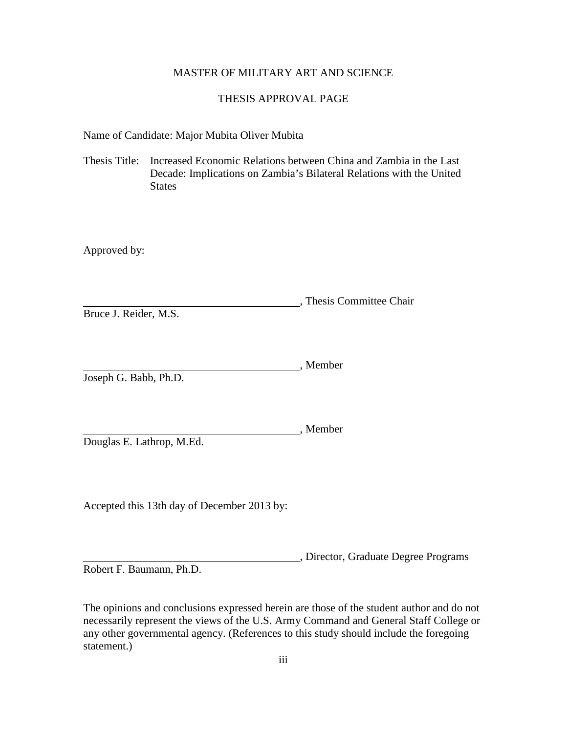MASTER OF MILITARY ART AND SCIENCE

THESIS APPROVAL PAGE

Name of Candidate: Major Mubita Oliver Mubita

Thesis Title: Increased Economic Relations between China and Zambia in the Last Decade: Implications on Zambia's Bilateral Relations with the United States

Approved by:

\_\_\_\_\_\_\_\_\_\_\_\_\_\_\_\_\_\_\_\_\_\_\_\_\_\_\_\_\_\_\_\_\_\_\_\_, Thesis Committee Chair
Bruce J. Reider, M.S.

\_\_\_\_\_\_\_\_\_\_\_\_\_\_\_\_\_\_\_\_\_\_\_\_\_\_\_\_\_\_\_\_\_\_\_\_, Member
Joseph G. Babb, Ph.D.

\_\_\_\_\_\_\_\_\_\_\_\_\_\_\_\_\_\_\_\_\_\_\_\_\_\_\_\_\_\_\_\_\_\_\_\_, Member
Douglas E. Lathrop, M.Ed.

Accepted this 13th day of December 2013 by:

\_\_\_\_\_\_\_\_\_\_\_\_\_\_\_\_\_\_\_\_\_\_\_\_\_\_\_\_\_\_\_\_\_\_\_\_, Director, Graduate Degree Programs
Robert F. Baumann, Ph.D.

The opinions and conclusions expressed herein are those of the student author and do not necessarily represent the views of the U.S. Army Command and General Staff College or any other governmental agency. (References to this study should include the foregoing statement.)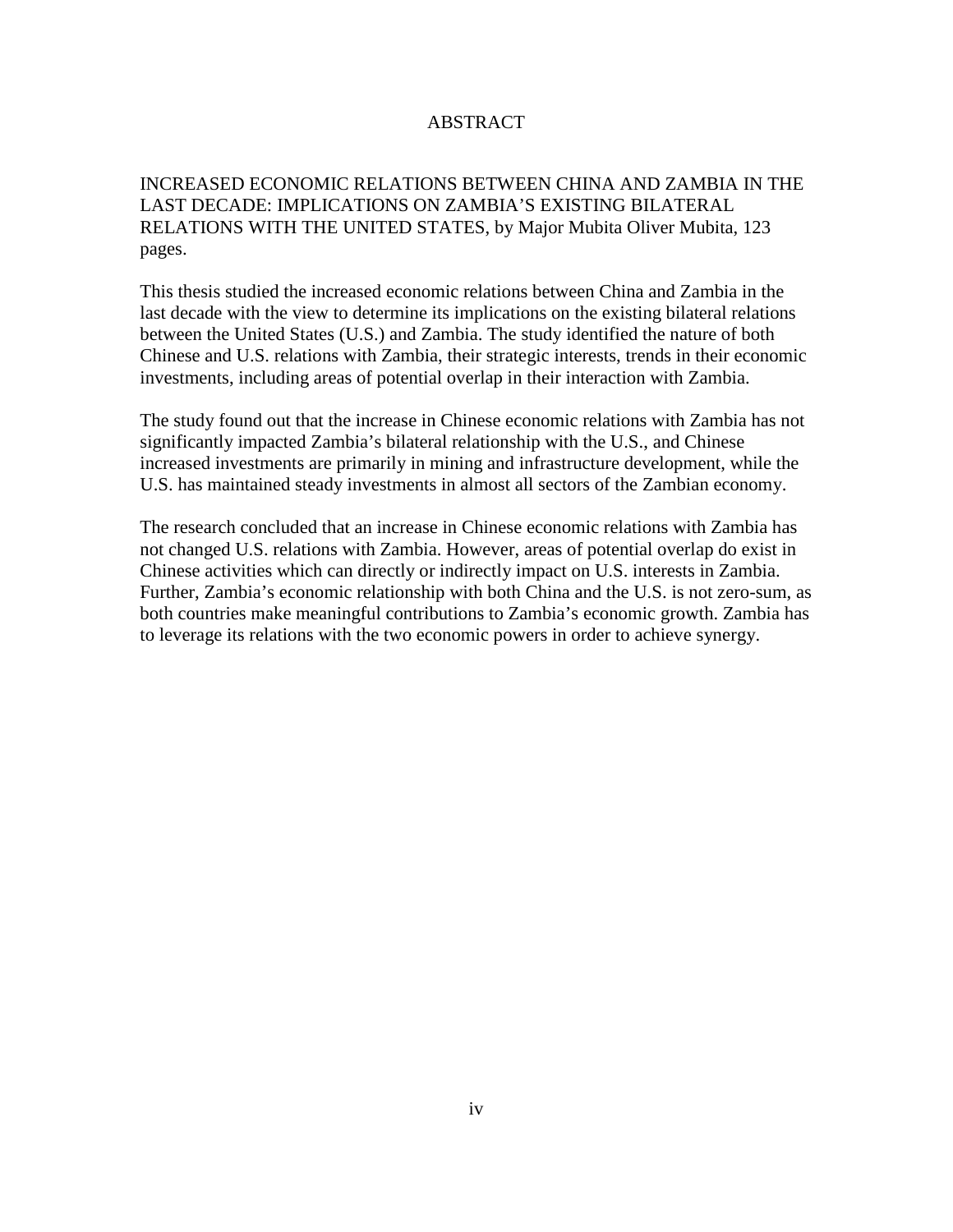# ABSTRACT

INCREASED ECONOMIC RELATIONS BETWEEN CHINA AND ZAMBIA IN THE LAST DECADE: IMPLICATIONS ON ZAMBIA'S EXISTING BILATERAL RELATIONS WITH THE UNITED STATES, by Major Mubita Oliver Mubita, 123 pages.

This thesis studied the increased economic relations between China and Zambia in the last decade with the view to determine its implications on the existing bilateral relations between the United States (U.S.) and Zambia. The study identified the nature of both Chinese and U.S. relations with Zambia, their strategic interests, trends in their economic investments, including areas of potential overlap in their interaction with Zambia.

The study found out that the increase in Chinese economic relations with Zambia has not significantly impacted Zambia's bilateral relationship with the U.S., and Chinese increased investments are primarily in mining and infrastructure development, while the U.S. has maintained steady investments in almost all sectors of the Zambian economy.

The research concluded that an increase in Chinese economic relations with Zambia has not changed U.S. relations with Zambia. However, areas of potential overlap do exist in Chinese activities which can directly or indirectly impact on U.S. interests in Zambia. Further, Zambia's economic relationship with both China and the U.S. is not zero-sum, as both countries make meaningful contributions to Zambia's economic growth. Zambia has to leverage its relations with the two economic powers in order to achieve synergy.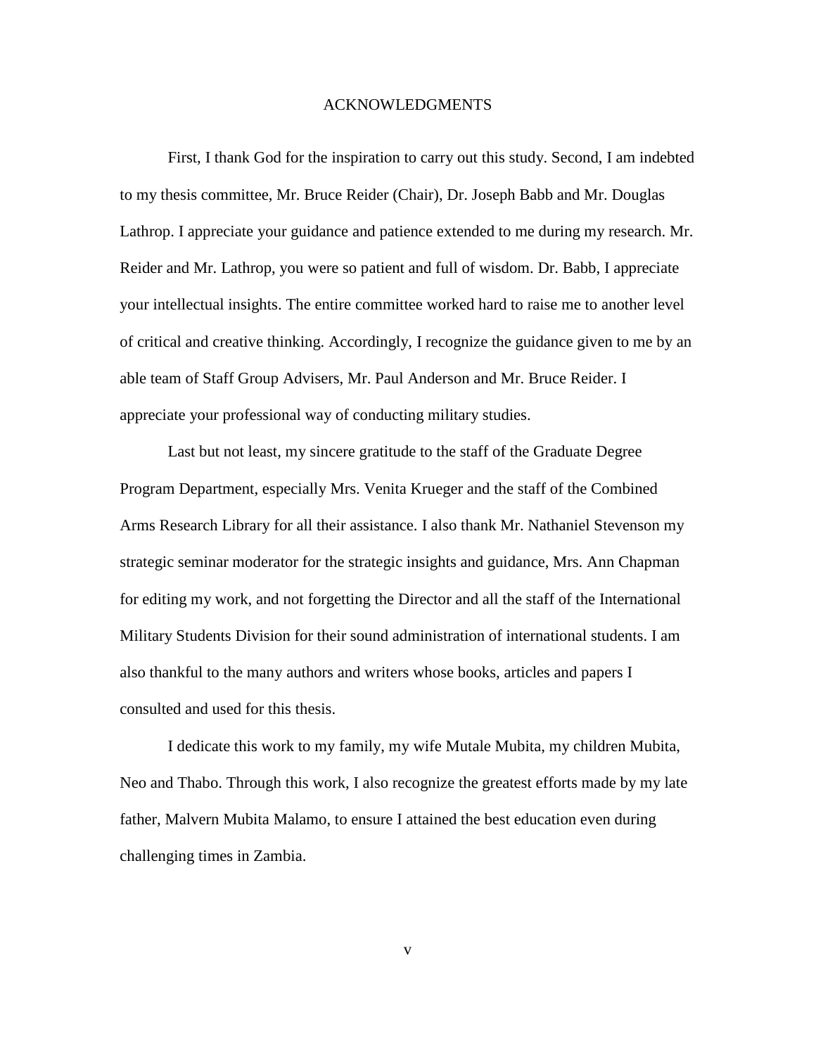# ACKNOWLEDGMENTS

First, I thank God for the inspiration to carry out this study. Second, I am indebted to my thesis committee, Mr. Bruce Reider (Chair), Dr. Joseph Babb and Mr. Douglas Lathrop. I appreciate your guidance and patience extended to me during my research. Mr. Reider and Mr. Lathrop, you were so patient and full of wisdom. Dr. Babb, I appreciate your intellectual insights. The entire committee worked hard to raise me to another level of critical and creative thinking. Accordingly, I recognize the guidance given to me by an able team of Staff Group Advisers, Mr. Paul Anderson and Mr. Bruce Reider. I appreciate your professional way of conducting military studies.

Last but not least, my sincere gratitude to the staff of the Graduate Degree Program Department, especially Mrs. Venita Krueger and the staff of the Combined Arms Research Library for all their assistance. I also thank Mr. Nathaniel Stevenson my strategic seminar moderator for the strategic insights and guidance, Mrs. Ann Chapman for editing my work, and not forgetting the Director and all the staff of the International Military Students Division for their sound administration of international students. I am also thankful to the many authors and writers whose books, articles and papers I consulted and used for this thesis.

I dedicate this work to my family, my wife Mutale Mubita, my children Mubita, Neo and Thabo. Through this work, I also recognize the greatest efforts made by my late father, Malvern Mubita Malamo, to ensure I attained the best education even during challenging times in Zambia.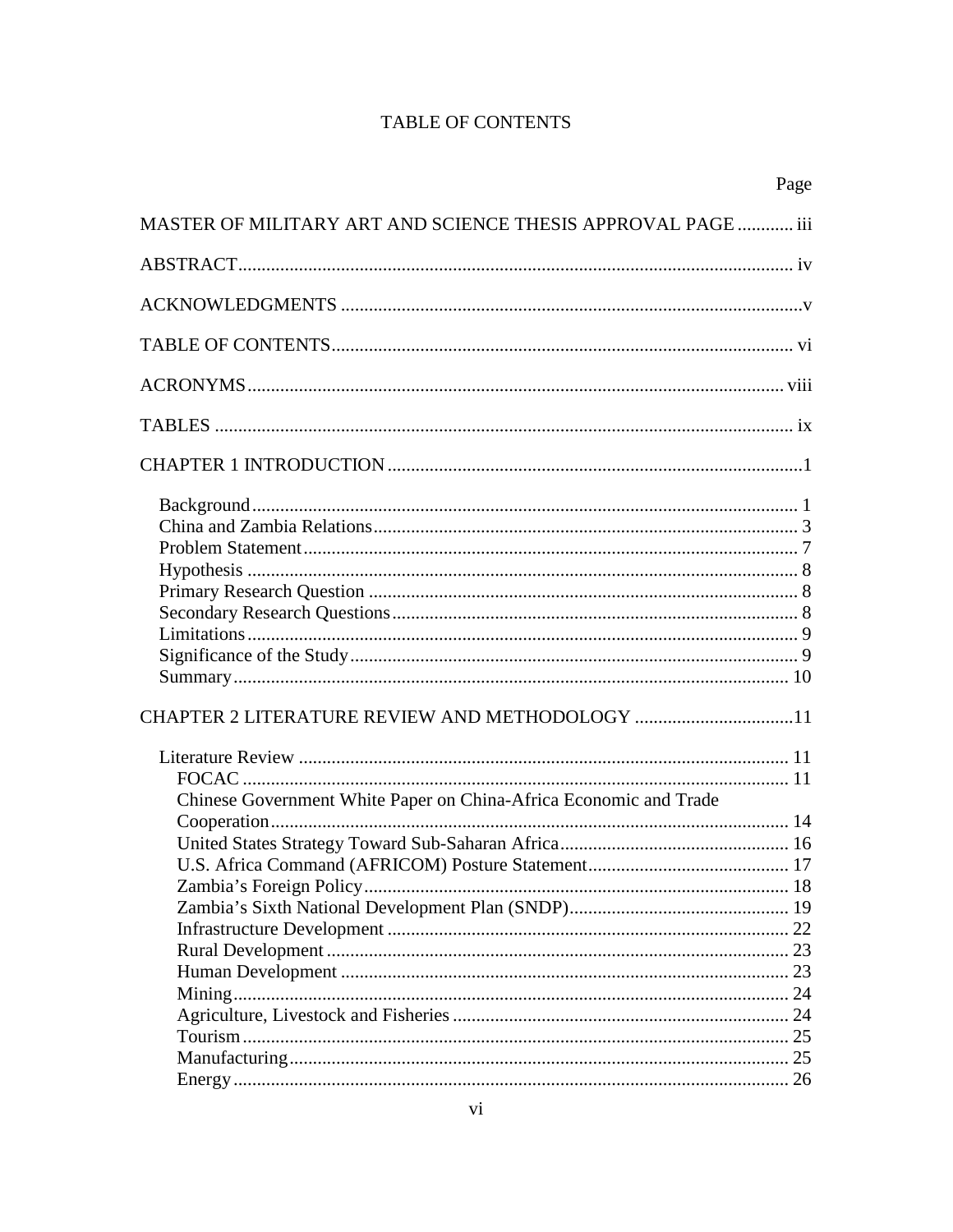# TABLE OF CONTENTS

Page

MASTER OF MILITARY ART AND SCIENCE THESIS APPROVAL PAGE ............ iii

ABSTRACT ..................................................................................................... iv

ACKNOWLEDGMENTS .................................................................................. v

TABLE OF CONTENTS .................................................................................. vi

ACRONYMS .................................................................................................. viii

TABLES .......................................................................................................... ix

CHAPTER 1 INTRODUCTION ........................................................................ 1

- Background ..................................................................................................... 1
- China and Zambia Relations ........................................................................... 3
- Problem Statement .......................................................................................... 7
- Hypothesis ...................................................................................................... 8
- Primary Research Question ............................................................................ 8
- Secondary Research Questions ....................................................................... 8
- Limitations ..................................................................................................... 9
- Significance of the Study ................................................................................ 9
- Summary ....................................................................................................... 10

CHAPTER 2 LITERATURE REVIEW AND METHODOLOGY .................................. 11

- Literature Review ......................................................................................... 11
  - FOCAC ..................................................................................................... 11
  - Chinese Government White Paper on China-Africa Economic and Trade Cooperation ............................................................................................. 14
  - United States Strategy Toward Sub-Saharan Africa .................................. 16
  - U.S. Africa Command (AFRICOM) Posture Statement ............................. 17
  - Zambia's Foreign Policy ............................................................................ 18
  - Zambia's Sixth National Development Plan (SNDP) ................................. 19
  - Infrastructure Development ...................................................................... 22
  - Rural Development ................................................................................... 23
  - Human Development ................................................................................. 23
  - Mining ...................................................................................................... 24
  - Agriculture, Livestock and Fisheries ......................................................... 24
  - Tourism ..................................................................................................... 25
  - Manufacturing ........................................................................................... 25
  - Energy ....................................................................................................... 26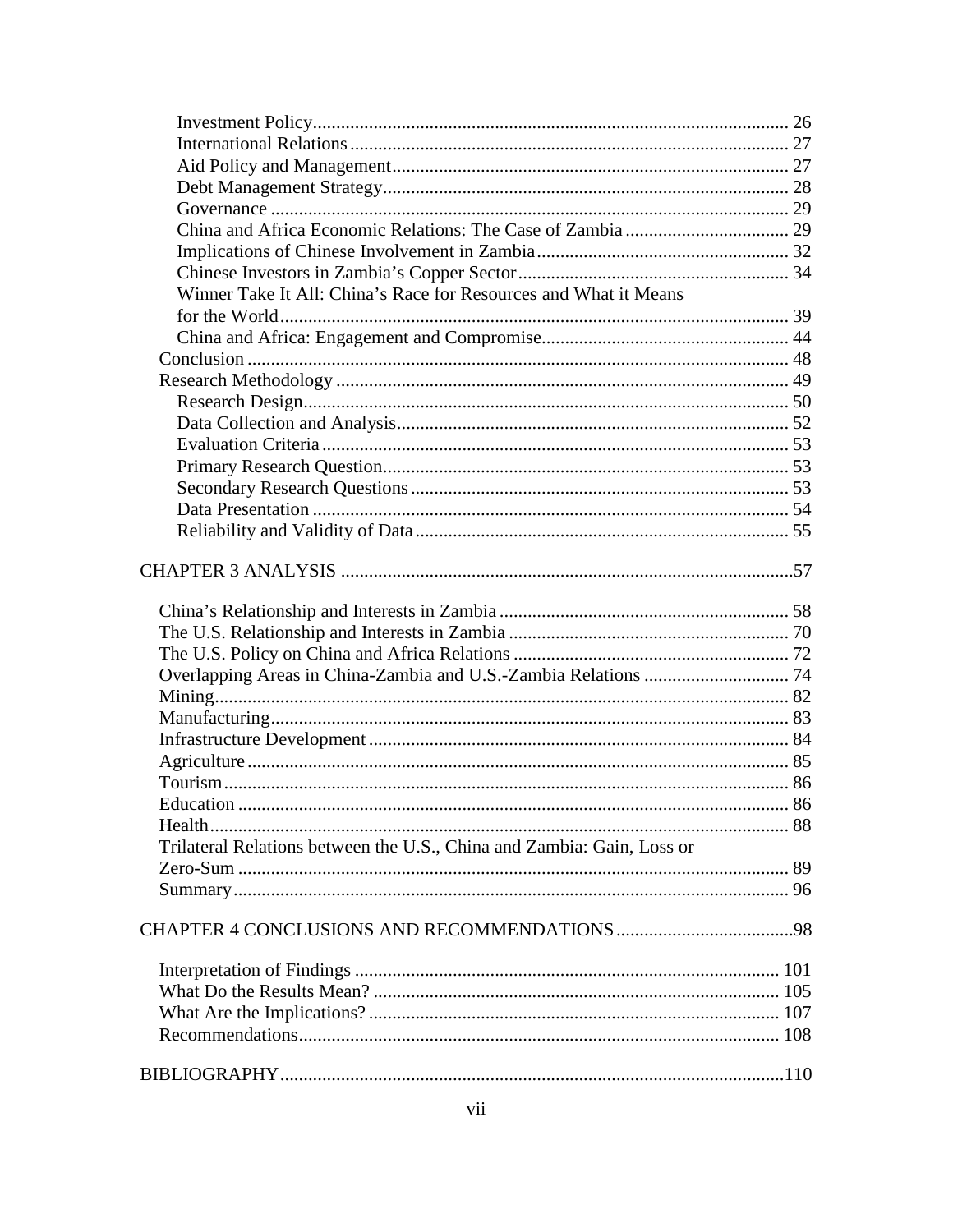Investment Policy .......... 26
International Relations .......... 27
Aid Policy and Management .......... 27
Debt Management Strategy .......... 28
Governance .......... 29
China and Africa Economic Relations: The Case of Zambia .......... 29
Implications of Chinese Involvement in Zambia .......... 32
Chinese Investors in Zambia's Copper Sector .......... 34
Winner Take It All: China's Race for Resources and What it Means for the World .......... 39
China and Africa: Engagement and Compromise .......... 44
Conclusion .......... 48
Research Methodology .......... 49
Research Design .......... 50
Data Collection and Analysis .......... 52
Evaluation Criteria .......... 53
Primary Research Question .......... 53
Secondary Research Questions .......... 53
Data Presentation .......... 54
Reliability and Validity of Data .......... 55

CHAPTER 3 ANALYSIS .......... 57

China's Relationship and Interests in Zambia .......... 58
The U.S. Relationship and Interests in Zambia .......... 70
The U.S. Policy on China and Africa Relations .......... 72
Overlapping Areas in China-Zambia and U.S.-Zambia Relations .......... 74
Mining .......... 82
Manufacturing .......... 83
Infrastructure Development .......... 84
Agriculture .......... 85
Tourism .......... 86
Education .......... 86
Health .......... 88
Trilateral Relations between the U.S., China and Zambia: Gain, Loss or Zero-Sum .......... 89
Summary .......... 96

CHAPTER 4 CONCLUSIONS AND RECOMMENDATIONS .......... 98

Interpretation of Findings .......... 101
What Do the Results Mean? .......... 105
What Are the Implications? .......... 107
Recommendations .......... 108

BIBLIOGRAPHY .......... 110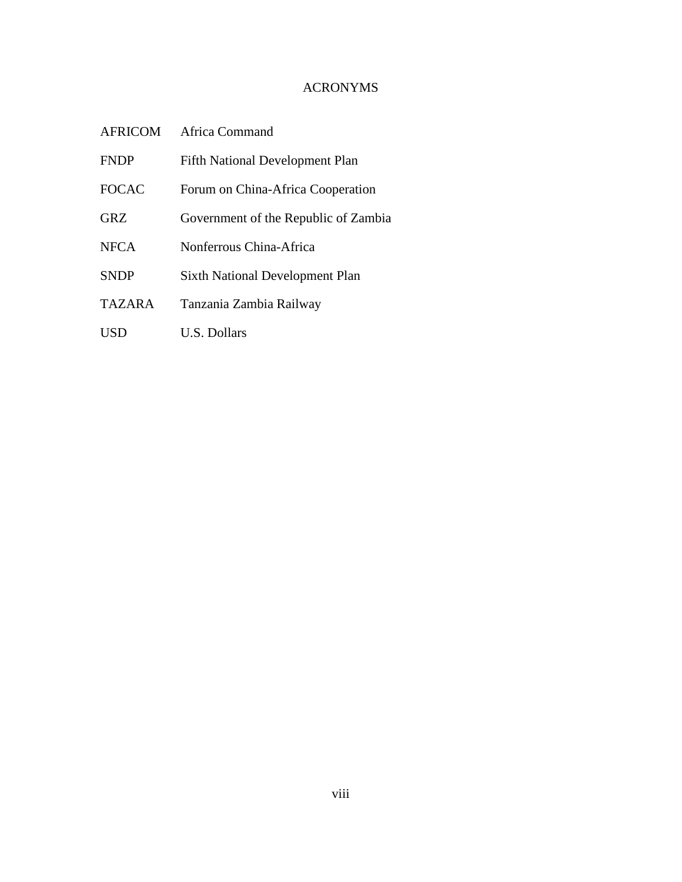# ACRONYMS

| | |
|---|---|
| AFRICOM | Africa Command |
| FNDP | Fifth National Development Plan |
| FOCAC | Forum on China-Africa Cooperation |
| GRZ | Government of the Republic of Zambia |
| NFCA | Nonferrous China-Africa |
| SNDP | Sixth National Development Plan |
| TAZARA | Tanzania Zambia Railway |
| USD | U.S. Dollars |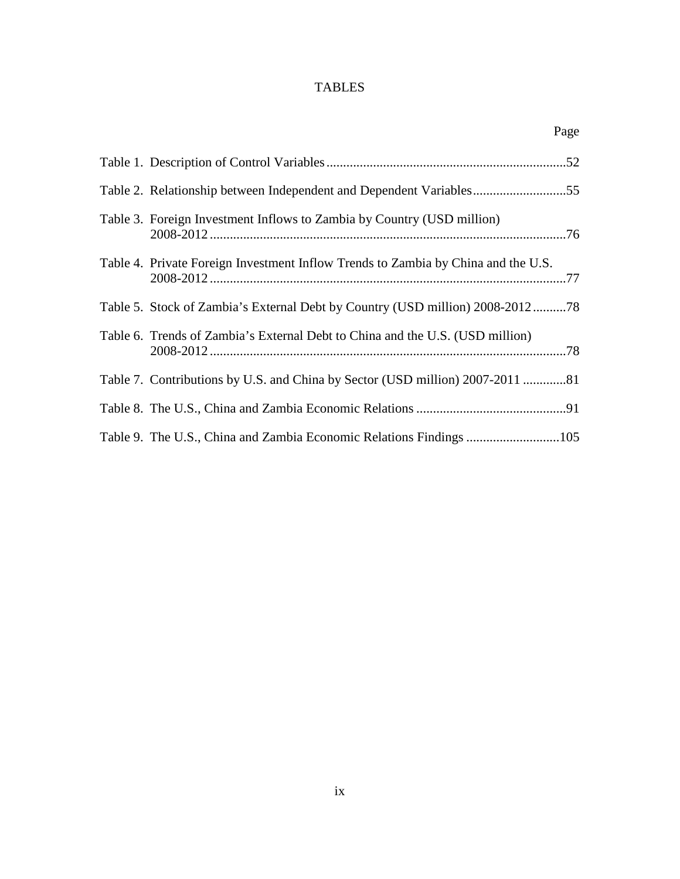# TABLES

| | Page |
|---|---|
| Table 1. Description of Control Variables | 52 |
| Table 2. Relationship between Independent and Dependent Variables | 55 |
| Table 3. Foreign Investment Inflows to Zambia by Country (USD million) 2008-2012 | 76 |
| Table 4. Private Foreign Investment Inflow Trends to Zambia by China and the U.S. 2008-2012 | 77 |
| Table 5. Stock of Zambia's External Debt by Country (USD million) 2008-2012 | 78 |
| Table 6. Trends of Zambia's External Debt to China and the U.S. (USD million) 2008-2012 | 78 |
| Table 7. Contributions by U.S. and China by Sector (USD million) 2007-2011 | 81 |
| Table 8. The U.S., China and Zambia Economic Relations | 91 |
| Table 9. The U.S., China and Zambia Economic Relations Findings | 105 |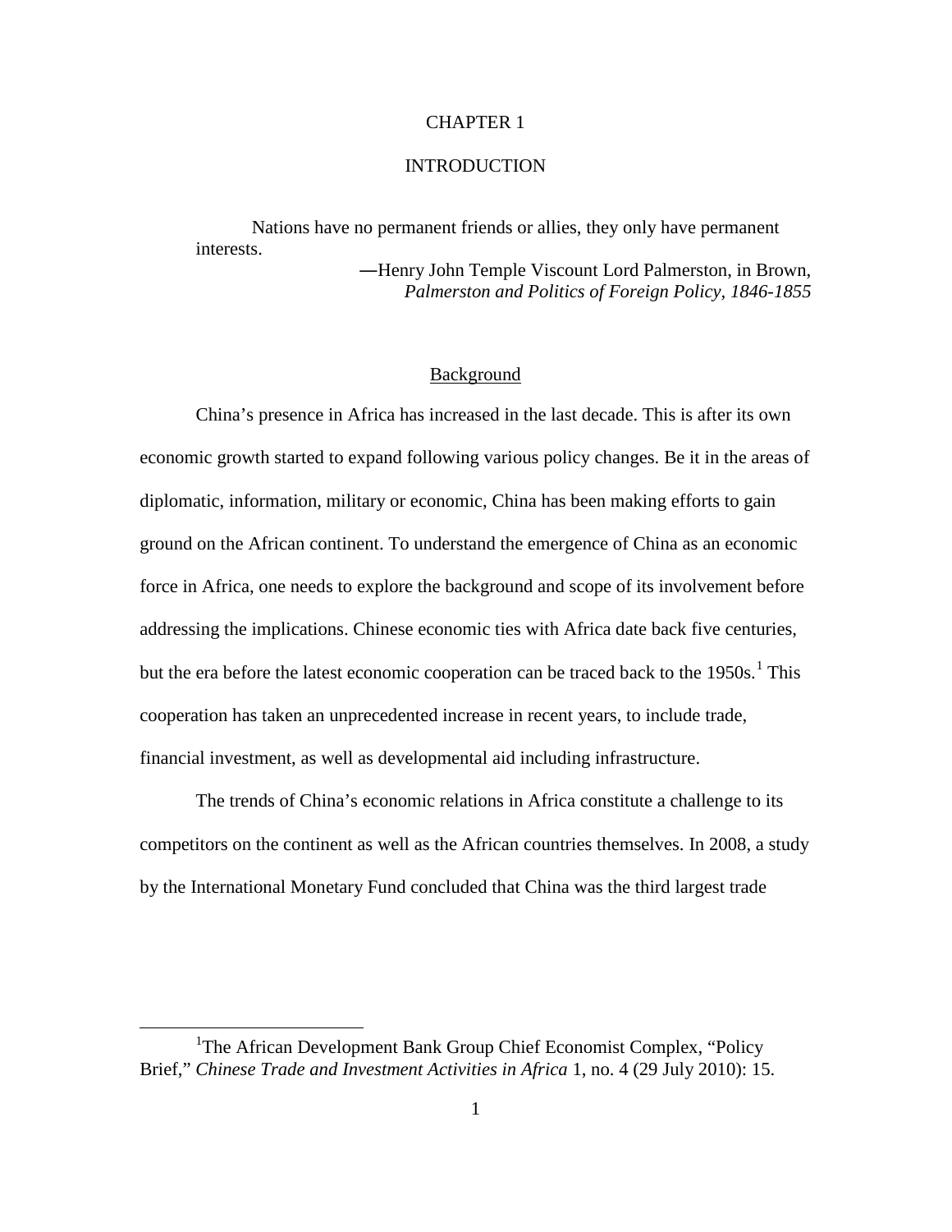# CHAPTER 1

# INTRODUCTION

> Nations have no permanent friends or allies, they only have permanent interests.
>
> —Henry John Temple Viscount Lord Palmerston, in Brown, *Palmerston and Politics of Foreign Policy, 1846-1855*

## Background

China's presence in Africa has increased in the last decade. This is after its own economic growth started to expand following various policy changes. Be it in the areas of diplomatic, information, military or economic, China has been making efforts to gain ground on the African continent. To understand the emergence of China as an economic force in Africa, one needs to explore the background and scope of its involvement before addressing the implications. Chinese economic ties with Africa date back five centuries, but the era before the latest economic cooperation can be traced back to the 1950s.[1] This cooperation has taken an unprecedented increase in recent years, to include trade, financial investment, as well as developmental aid including infrastructure.

The trends of China's economic relations in Africa constitute a challenge to its competitors on the continent as well as the African countries themselves. In 2008, a study by the International Monetary Fund concluded that China was the third largest trade

---

[1]The African Development Bank Group Chief Economist Complex, "Policy Brief," *Chinese Trade and Investment Activities in Africa* 1, no. 4 (29 July 2010): 15.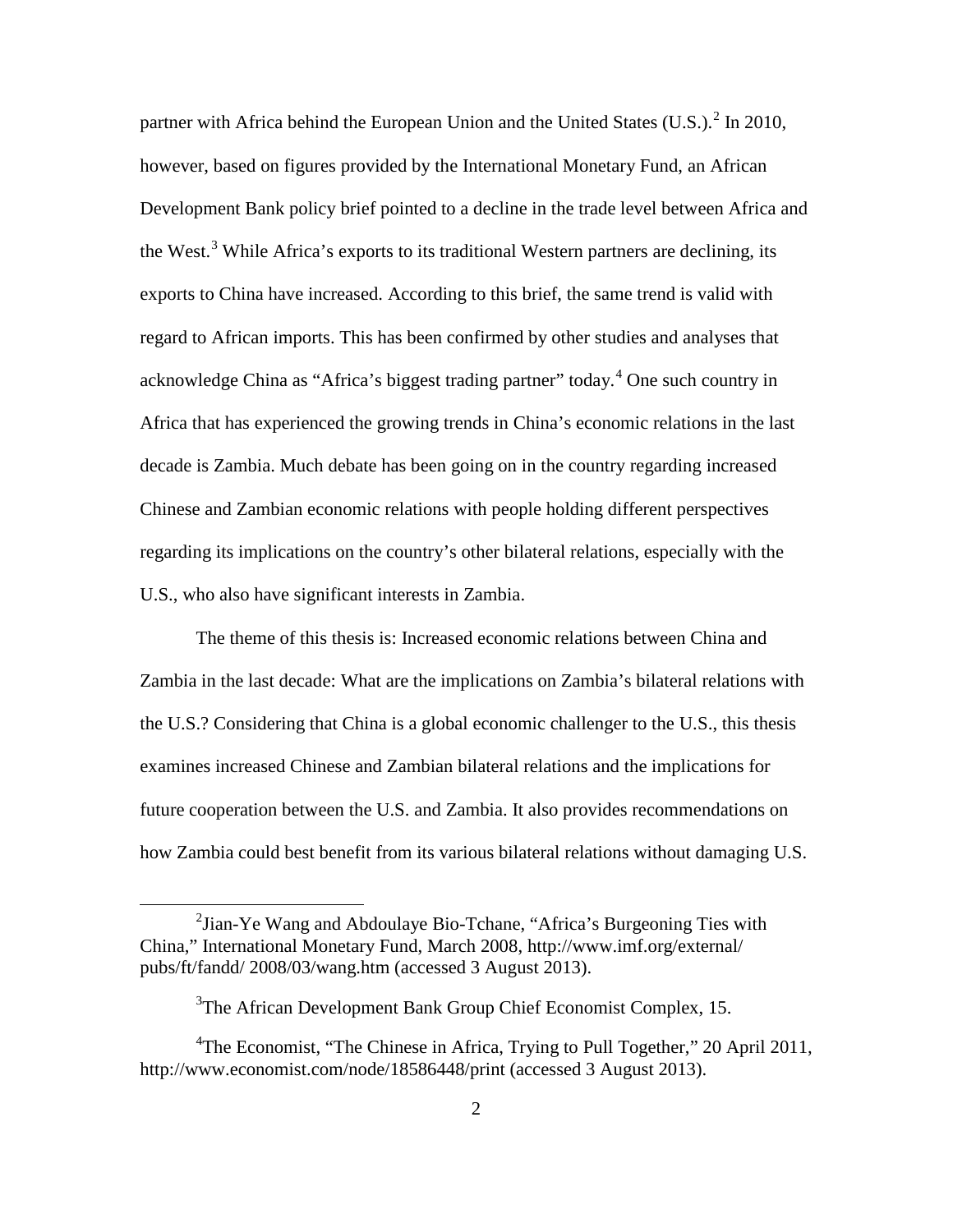partner with Africa behind the European Union and the United States (U.S.).[2] In 2010, however, based on figures provided by the International Monetary Fund, an African Development Bank policy brief pointed to a decline in the trade level between Africa and the West.[3] While Africa's exports to its traditional Western partners are declining, its exports to China have increased. According to this brief, the same trend is valid with regard to African imports. This has been confirmed by other studies and analyses that acknowledge China as "Africa's biggest trading partner" today.[4] One such country in Africa that has experienced the growing trends in China's economic relations in the last decade is Zambia. Much debate has been going on in the country regarding increased Chinese and Zambian economic relations with people holding different perspectives regarding its implications on the country's other bilateral relations, especially with the U.S., who also have significant interests in Zambia.

The theme of this thesis is: Increased economic relations between China and Zambia in the last decade: What are the implications on Zambia's bilateral relations with the U.S.? Considering that China is a global economic challenger to the U.S., this thesis examines increased Chinese and Zambian bilateral relations and the implications for future cooperation between the U.S. and Zambia. It also provides recommendations on how Zambia could best benefit from its various bilateral relations without damaging U.S.

---

[2]Jian-Ye Wang and Abdoulaye Bio-Tchane, "Africa's Burgeoning Ties with China," International Monetary Fund, March 2008, http://www.imf.org/external/ pubs/ft/fandd/ 2008/03/wang.htm (accessed 3 August 2013).

[3]The African Development Bank Group Chief Economist Complex, 15.

[4]The Economist, "The Chinese in Africa, Trying to Pull Together," 20 April 2011, http://www.economist.com/node/18586448/print (accessed 3 August 2013).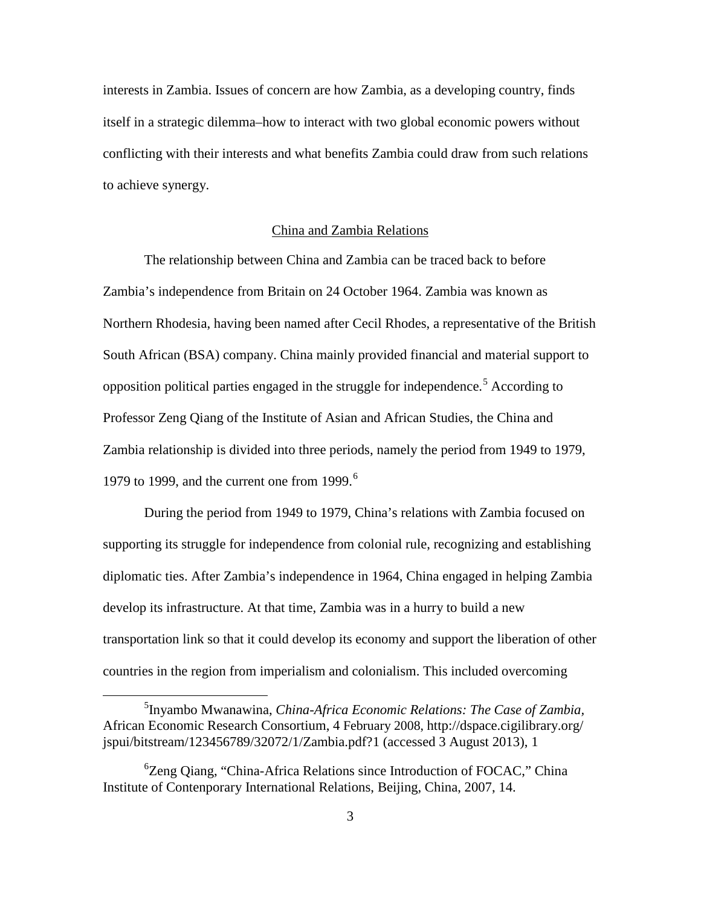interests in Zambia. Issues of concern are how Zambia, as a developing country, finds itself in a strategic dilemma–how to interact with two global economic powers without conflicting with their interests and what benefits Zambia could draw from such relations to achieve synergy.

## China and Zambia Relations

The relationship between China and Zambia can be traced back to before Zambia's independence from Britain on 24 October 1964. Zambia was known as Northern Rhodesia, having been named after Cecil Rhodes, a representative of the British South African (BSA) company. China mainly provided financial and material support to opposition political parties engaged in the struggle for independence.[5] According to Professor Zeng Qiang of the Institute of Asian and African Studies, the China and Zambia relationship is divided into three periods, namely the period from 1949 to 1979, 1979 to 1999, and the current one from 1999.[6]

During the period from 1949 to 1979, China's relations with Zambia focused on supporting its struggle for independence from colonial rule, recognizing and establishing diplomatic ties. After Zambia's independence in 1964, China engaged in helping Zambia develop its infrastructure. At that time, Zambia was in a hurry to build a new transportation link so that it could develop its economy and support the liberation of other countries in the region from imperialism and colonialism. This included overcoming

---

[5] Inyambo Mwanawina, *China-Africa Economic Relations: The Case of Zambia*, African Economic Research Consortium, 4 February 2008, http://dspace.cigilibrary.org/jspui/bitstream/123456789/32072/1/Zambia.pdf?1 (accessed 3 August 2013), 1

[6] Zeng Qiang, "China-Africa Relations since Introduction of FOCAC," China Institute of Contenporary International Relations, Beijing, China, 2007, 14.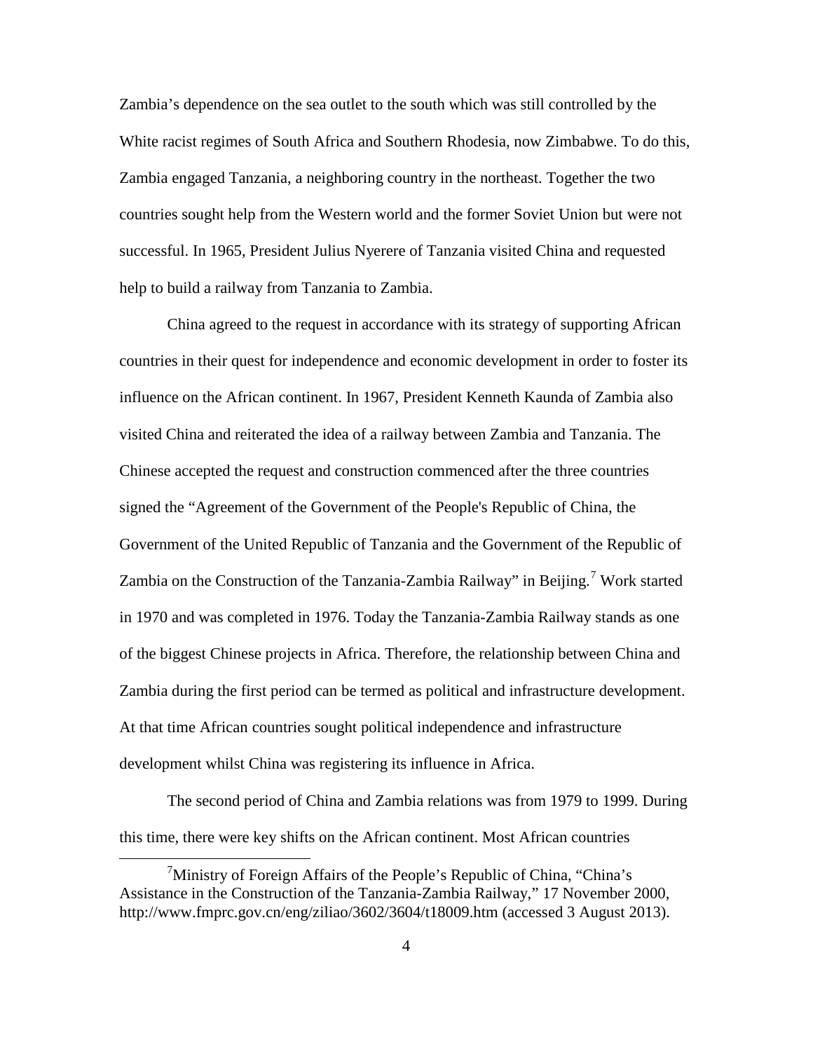Zambia's dependence on the sea outlet to the south which was still controlled by the White racist regimes of South Africa and Southern Rhodesia, now Zimbabwe. To do this, Zambia engaged Tanzania, a neighboring country in the northeast. Together the two countries sought help from the Western world and the former Soviet Union but were not successful. In 1965, President Julius Nyerere of Tanzania visited China and requested help to build a railway from Tanzania to Zambia.

China agreed to the request in accordance with its strategy of supporting African countries in their quest for independence and economic development in order to foster its influence on the African continent. In 1967, President Kenneth Kaunda of Zambia also visited China and reiterated the idea of a railway between Zambia and Tanzania. The Chinese accepted the request and construction commenced after the three countries signed the "Agreement of the Government of the People's Republic of China, the Government of the United Republic of Tanzania and the Government of the Republic of Zambia on the Construction of the Tanzania-Zambia Railway" in Beijing.[7] Work started in 1970 and was completed in 1976. Today the Tanzania-Zambia Railway stands as one of the biggest Chinese projects in Africa. Therefore, the relationship between China and Zambia during the first period can be termed as political and infrastructure development. At that time African countries sought political independence and infrastructure development whilst China was registering its influence in Africa.

The second period of China and Zambia relations was from 1979 to 1999. During this time, there were key shifts on the African continent. Most African countries

---

[7] Ministry of Foreign Affairs of the People's Republic of China, "China's Assistance in the Construction of the Tanzania-Zambia Railway," 17 November 2000, http://www.fmprc.gov.cn/eng/ziliao/3602/3604/t18009.htm (accessed 3 August 2013).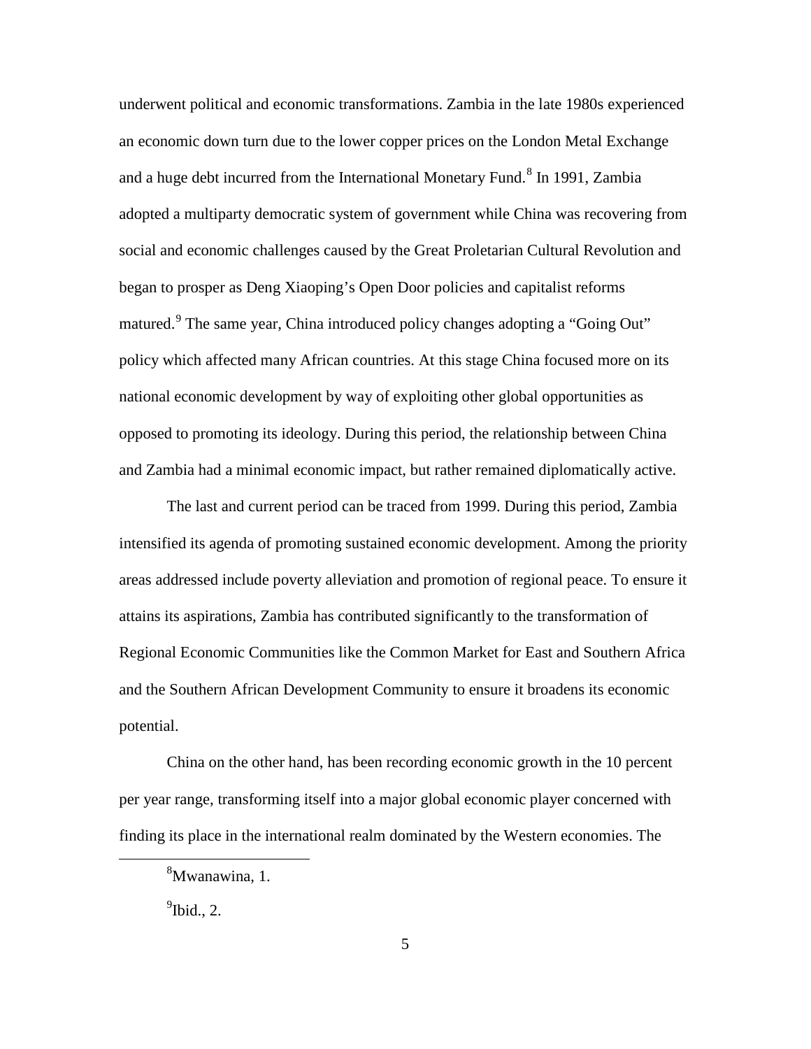underwent political and economic transformations. Zambia in the late 1980s experienced an economic down turn due to the lower copper prices on the London Metal Exchange and a huge debt incurred from the International Monetary Fund.[8] In 1991, Zambia adopted a multiparty democratic system of government while China was recovering from social and economic challenges caused by the Great Proletarian Cultural Revolution and began to prosper as Deng Xiaoping's Open Door policies and capitalist reforms matured.[9] The same year, China introduced policy changes adopting a "Going Out" policy which affected many African countries. At this stage China focused more on its national economic development by way of exploiting other global opportunities as opposed to promoting its ideology. During this period, the relationship between China and Zambia had a minimal economic impact, but rather remained diplomatically active.

The last and current period can be traced from 1999. During this period, Zambia intensified its agenda of promoting sustained economic development. Among the priority areas addressed include poverty alleviation and promotion of regional peace. To ensure it attains its aspirations, Zambia has contributed significantly to the transformation of Regional Economic Communities like the Common Market for East and Southern Africa and the Southern African Development Community to ensure it broadens its economic potential.

China on the other hand, has been recording economic growth in the 10 percent per year range, transforming itself into a major global economic player concerned with finding its place in the international realm dominated by the Western economies. The

---

[8] Mwanawina, 1.

[9] Ibid., 2.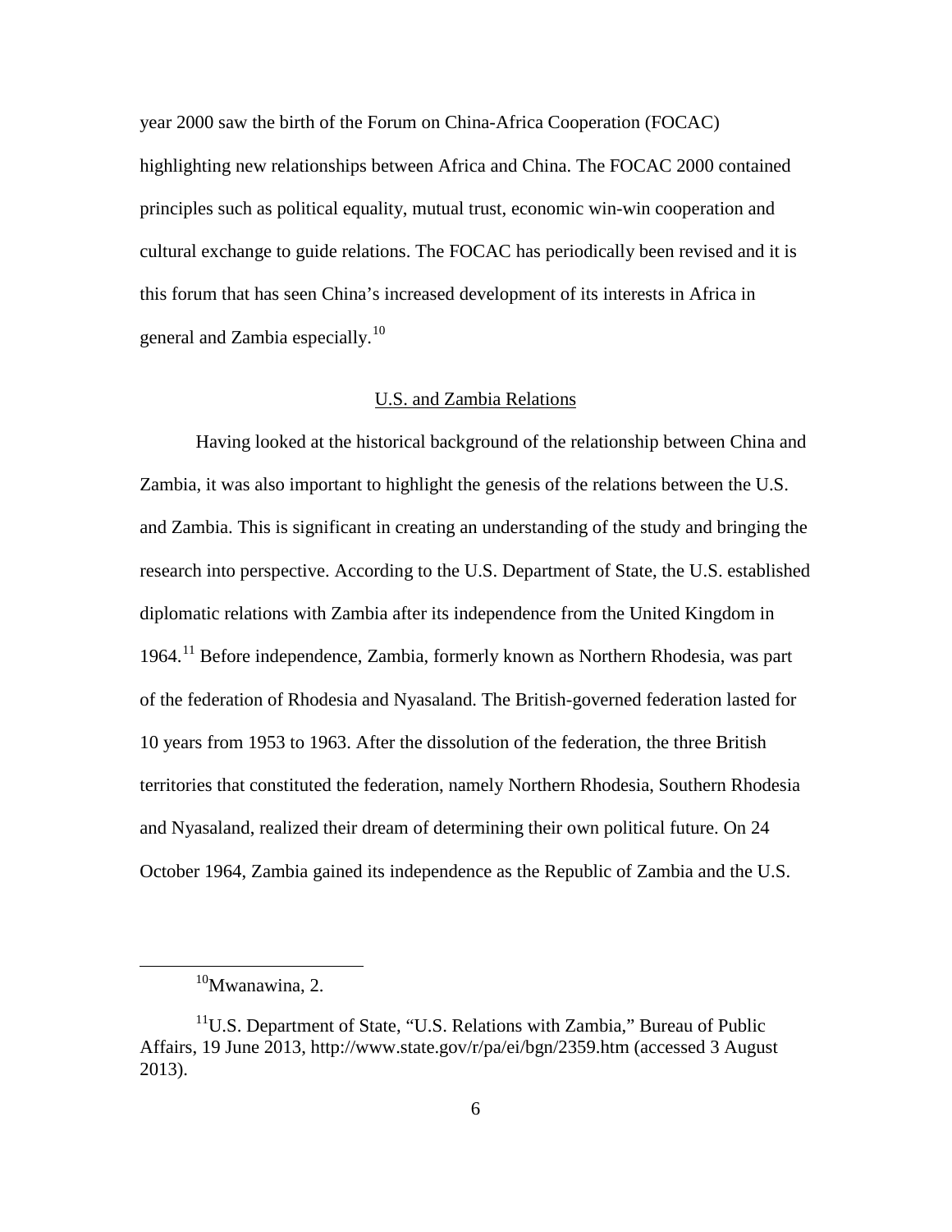year 2000 saw the birth of the Forum on China-Africa Cooperation (FOCAC) highlighting new relationships between Africa and China. The FOCAC 2000 contained principles such as political equality, mutual trust, economic win-win cooperation and cultural exchange to guide relations. The FOCAC has periodically been revised and it is this forum that has seen China's increased development of its interests in Africa in general and Zambia especially.[10]

## U.S. and Zambia Relations

Having looked at the historical background of the relationship between China and Zambia, it was also important to highlight the genesis of the relations between the U.S. and Zambia. This is significant in creating an understanding of the study and bringing the research into perspective. According to the U.S. Department of State, the U.S. established diplomatic relations with Zambia after its independence from the United Kingdom in 1964.[11] Before independence, Zambia, formerly known as Northern Rhodesia, was part of the federation of Rhodesia and Nyasaland. The British-governed federation lasted for 10 years from 1953 to 1963. After the dissolution of the federation, the three British territories that constituted the federation, namely Northern Rhodesia, Southern Rhodesia and Nyasaland, realized their dream of determining their own political future. On 24 October 1964, Zambia gained its independence as the Republic of Zambia and the U.S.

---

[10] Mwanawina, 2.

[11] U.S. Department of State, "U.S. Relations with Zambia," Bureau of Public Affairs, 19 June 2013, http://www.state.gov/r/pa/ei/bgn/2359.htm (accessed 3 August 2013).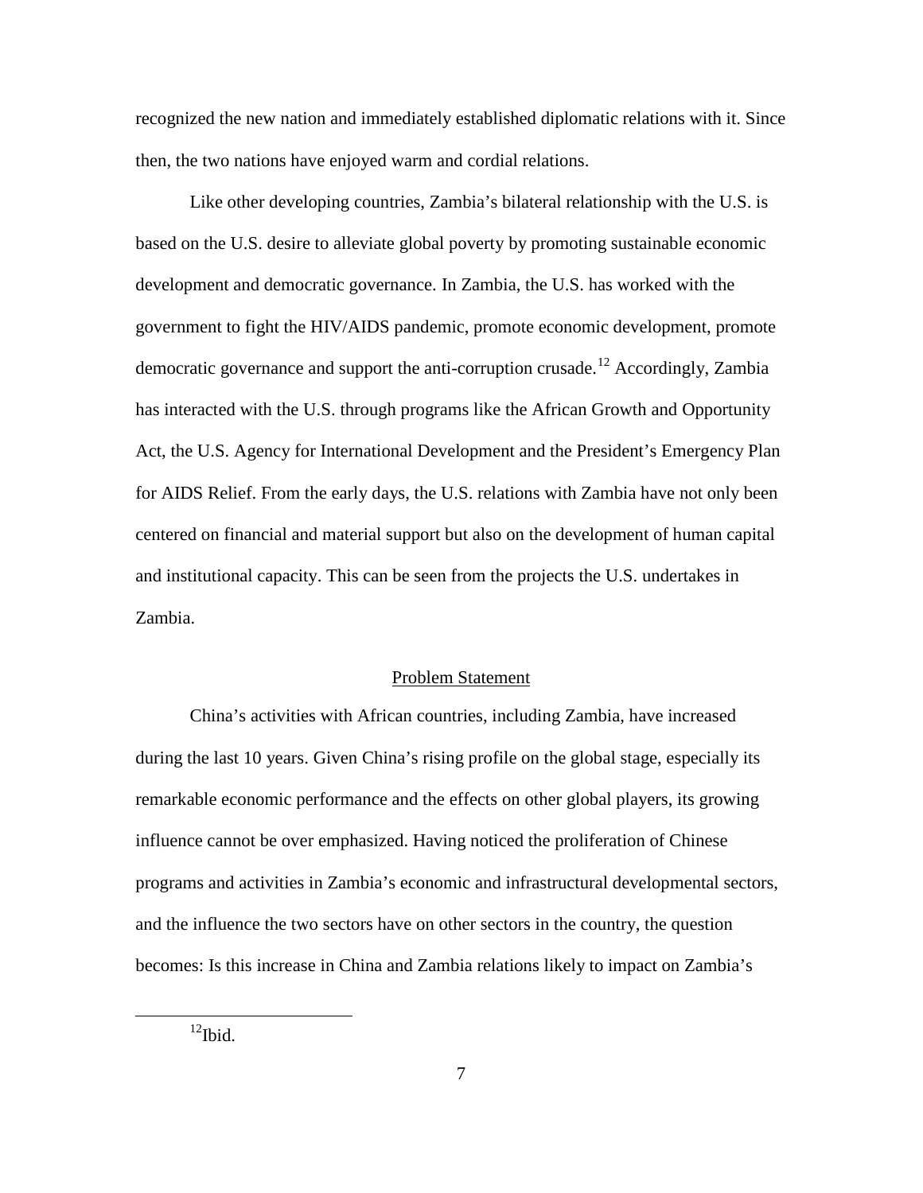recognized the new nation and immediately established diplomatic relations with it. Since then, the two nations have enjoyed warm and cordial relations.

Like other developing countries, Zambia's bilateral relationship with the U.S. is based on the U.S. desire to alleviate global poverty by promoting sustainable economic development and democratic governance. In Zambia, the U.S. has worked with the government to fight the HIV/AIDS pandemic, promote economic development, promote democratic governance and support the anti-corruption crusade.[12] Accordingly, Zambia has interacted with the U.S. through programs like the African Growth and Opportunity Act, the U.S. Agency for International Development and the President's Emergency Plan for AIDS Relief. From the early days, the U.S. relations with Zambia have not only been centered on financial and material support but also on the development of human capital and institutional capacity. This can be seen from the projects the U.S. undertakes in Zambia.

## Problem Statement

China's activities with African countries, including Zambia, have increased during the last 10 years. Given China's rising profile on the global stage, especially its remarkable economic performance and the effects on other global players, its growing influence cannot be over emphasized. Having noticed the proliferation of Chinese programs and activities in Zambia's economic and infrastructural developmental sectors, and the influence the two sectors have on other sectors in the country, the question becomes: Is this increase in China and Zambia relations likely to impact on Zambia's

[12]Ibid.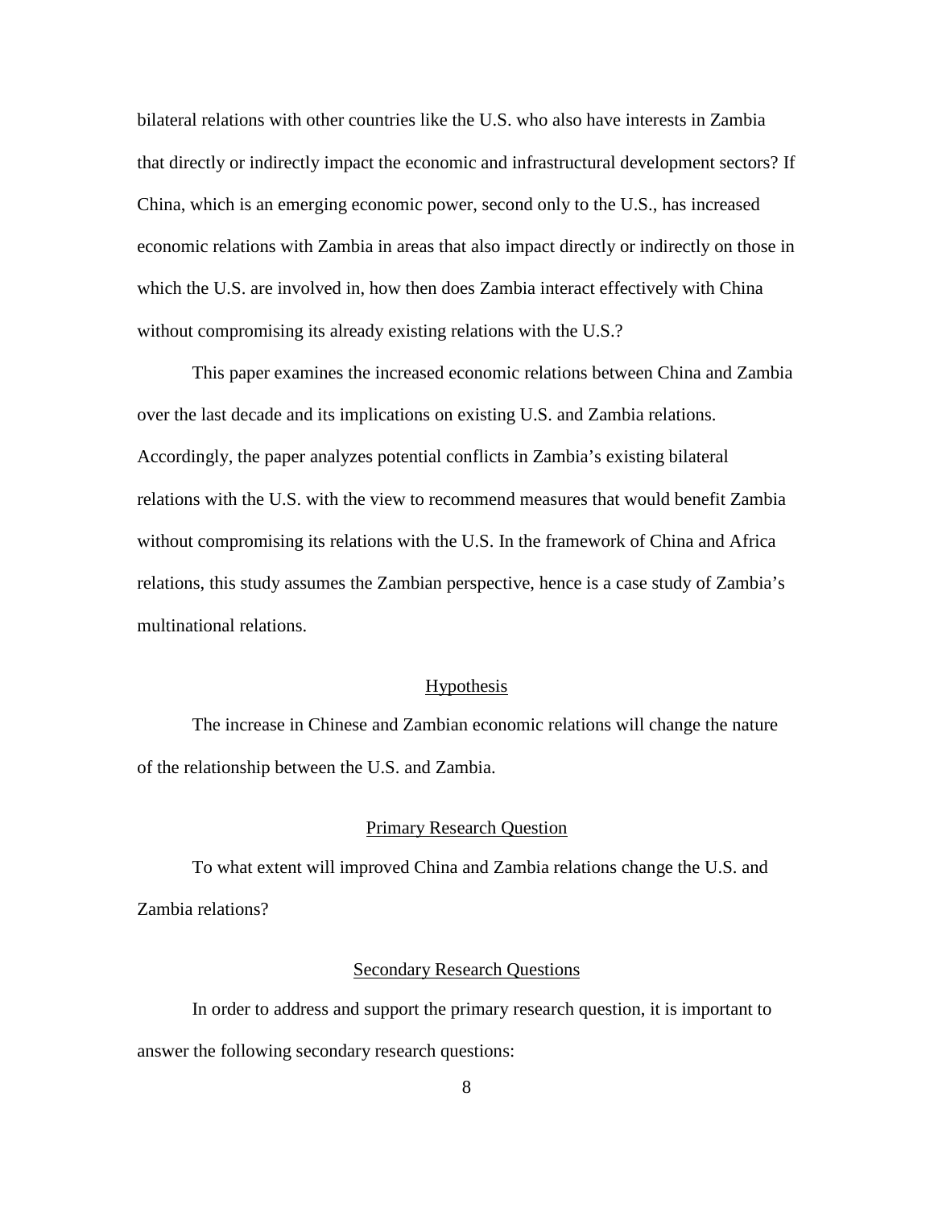bilateral relations with other countries like the U.S. who also have interests in Zambia that directly or indirectly impact the economic and infrastructural development sectors? If China, which is an emerging economic power, second only to the U.S., has increased economic relations with Zambia in areas that also impact directly or indirectly on those in which the U.S. are involved in, how then does Zambia interact effectively with China without compromising its already existing relations with the U.S.?

This paper examines the increased economic relations between China and Zambia over the last decade and its implications on existing U.S. and Zambia relations. Accordingly, the paper analyzes potential conflicts in Zambia's existing bilateral relations with the U.S. with the view to recommend measures that would benefit Zambia without compromising its relations with the U.S. In the framework of China and Africa relations, this study assumes the Zambian perspective, hence is a case study of Zambia's multinational relations.

## Hypothesis

The increase in Chinese and Zambian economic relations will change the nature of the relationship between the U.S. and Zambia.

## Primary Research Question

To what extent will improved China and Zambia relations change the U.S. and Zambia relations?

## Secondary Research Questions

In order to address and support the primary research question, it is important to answer the following secondary research questions: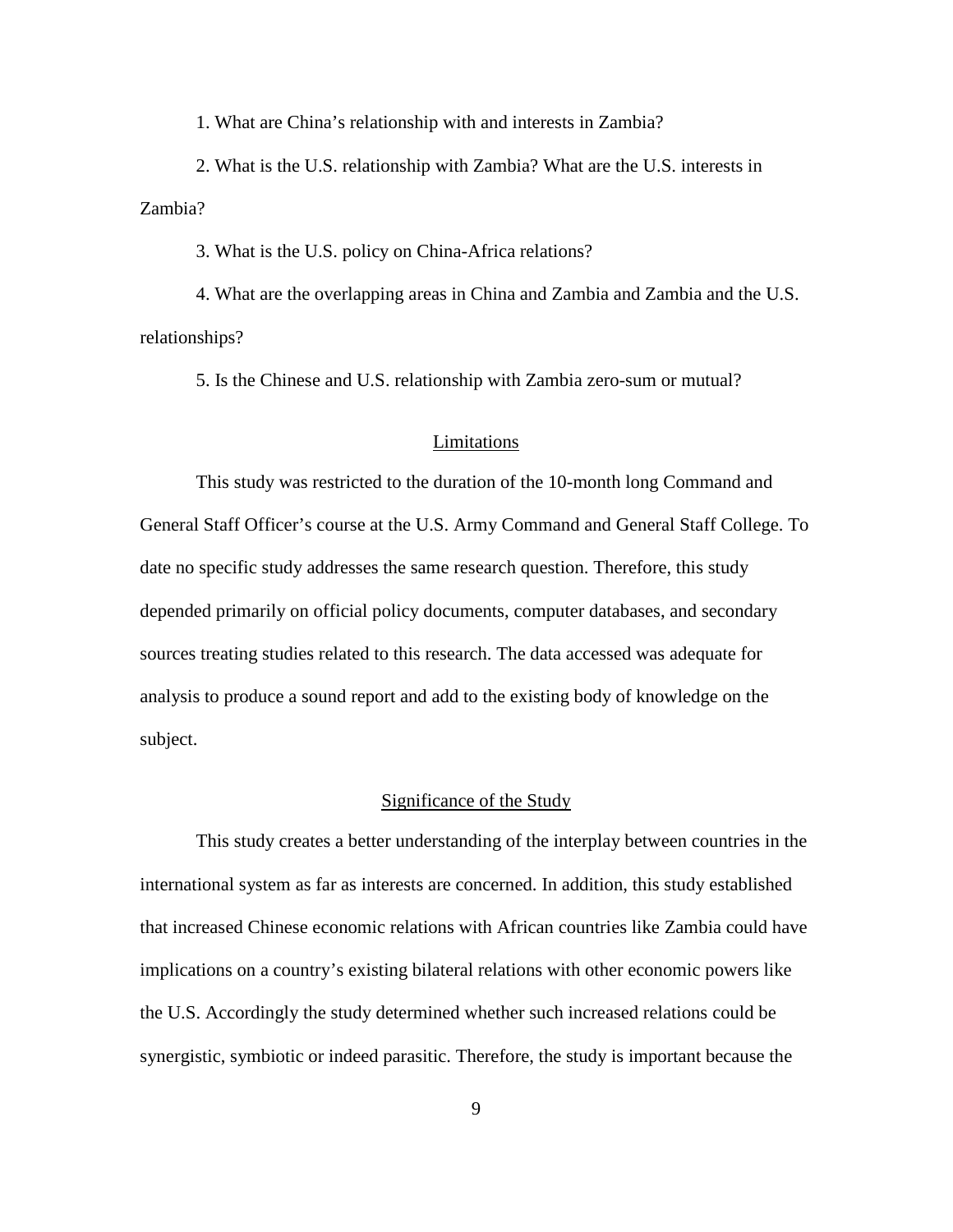1. What are China's relationship with and interests in Zambia?

2. What is the U.S. relationship with Zambia? What are the U.S. interests in Zambia?

3. What is the U.S. policy on China-Africa relations?

4. What are the overlapping areas in China and Zambia and Zambia and the U.S. relationships?

5. Is the Chinese and U.S. relationship with Zambia zero-sum or mutual?

## Limitations

This study was restricted to the duration of the 10-month long Command and General Staff Officer's course at the U.S. Army Command and General Staff College. To date no specific study addresses the same research question. Therefore, this study depended primarily on official policy documents, computer databases, and secondary sources treating studies related to this research. The data accessed was adequate for analysis to produce a sound report and add to the existing body of knowledge on the subject.

## Significance of the Study

This study creates a better understanding of the interplay between countries in the international system as far as interests are concerned. In addition, this study established that increased Chinese economic relations with African countries like Zambia could have implications on a country's existing bilateral relations with other economic powers like the U.S. Accordingly the study determined whether such increased relations could be synergistic, symbiotic or indeed parasitic. Therefore, the study is important because the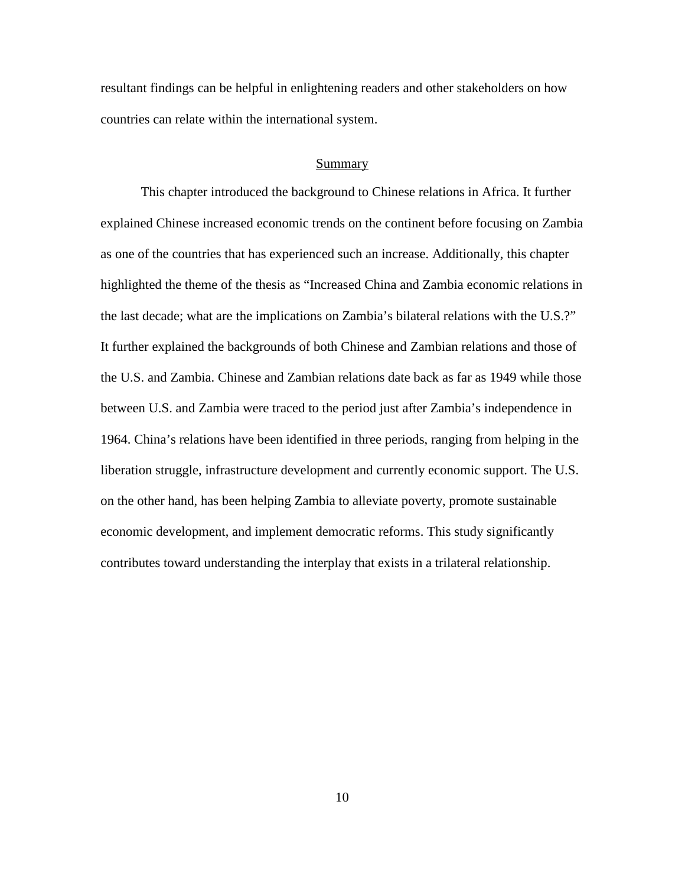resultant findings can be helpful in enlightening readers and other stakeholders on how countries can relate within the international system.

## Summary

This chapter introduced the background to Chinese relations in Africa. It further explained Chinese increased economic trends on the continent before focusing on Zambia as one of the countries that has experienced such an increase. Additionally, this chapter highlighted the theme of the thesis as "Increased China and Zambia economic relations in the last decade; what are the implications on Zambia's bilateral relations with the U.S.?" It further explained the backgrounds of both Chinese and Zambian relations and those of the U.S. and Zambia. Chinese and Zambian relations date back as far as 1949 while those between U.S. and Zambia were traced to the period just after Zambia's independence in 1964. China's relations have been identified in three periods, ranging from helping in the liberation struggle, infrastructure development and currently economic support. The U.S. on the other hand, has been helping Zambia to alleviate poverty, promote sustainable economic development, and implement democratic reforms. This study significantly contributes toward understanding the interplay that exists in a trilateral relationship.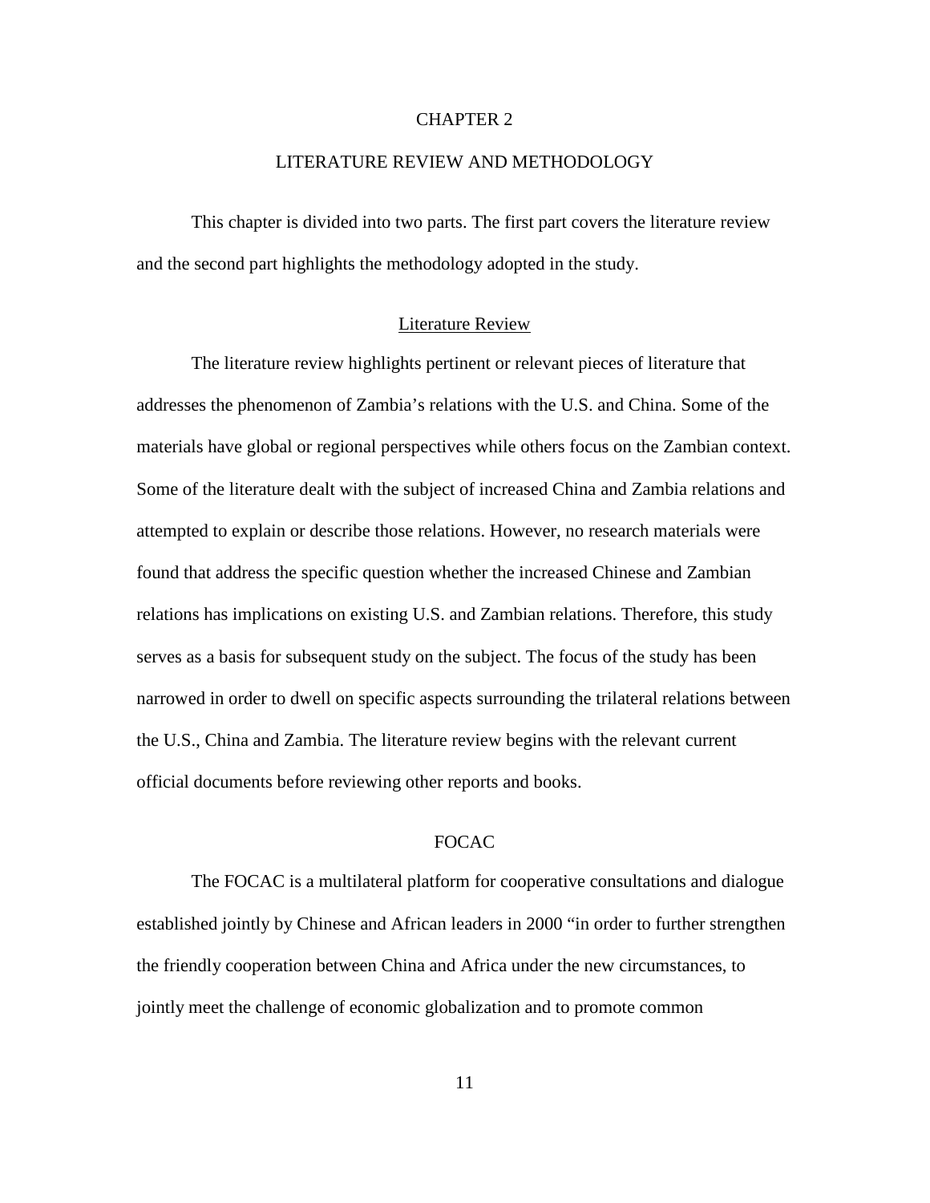# CHAPTER 2

# LITERATURE REVIEW AND METHODOLOGY

This chapter is divided into two parts. The first part covers the literature review and the second part highlights the methodology adopted in the study.

## Literature Review

The literature review highlights pertinent or relevant pieces of literature that addresses the phenomenon of Zambia's relations with the U.S. and China. Some of the materials have global or regional perspectives while others focus on the Zambian context. Some of the literature dealt with the subject of increased China and Zambia relations and attempted to explain or describe those relations. However, no research materials were found that address the specific question whether the increased Chinese and Zambian relations has implications on existing U.S. and Zambian relations. Therefore, this study serves as a basis for subsequent study on the subject. The focus of the study has been narrowed in order to dwell on specific aspects surrounding the trilateral relations between the U.S., China and Zambia. The literature review begins with the relevant current official documents before reviewing other reports and books.

### FOCAC

The FOCAC is a multilateral platform for cooperative consultations and dialogue established jointly by Chinese and African leaders in 2000 "in order to further strengthen the friendly cooperation between China and Africa under the new circumstances, to jointly meet the challenge of economic globalization and to promote common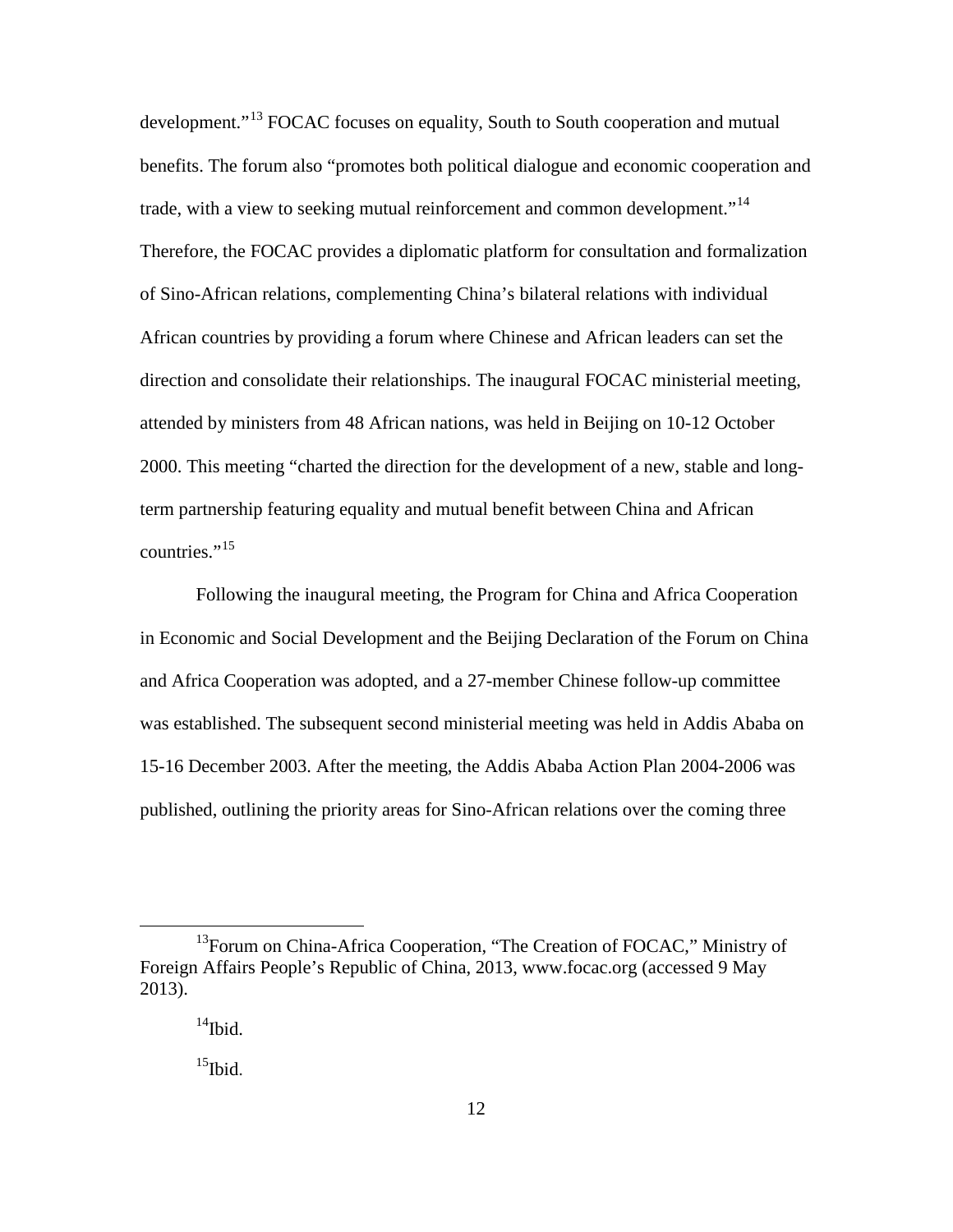development."[13] FOCAC focuses on equality, South to South cooperation and mutual benefits. The forum also "promotes both political dialogue and economic cooperation and trade, with a view to seeking mutual reinforcement and common development."[14] Therefore, the FOCAC provides a diplomatic platform for consultation and formalization of Sino-African relations, complementing China's bilateral relations with individual African countries by providing a forum where Chinese and African leaders can set the direction and consolidate their relationships. The inaugural FOCAC ministerial meeting, attended by ministers from 48 African nations, was held in Beijing on 10-12 October 2000. This meeting "charted the direction for the development of a new, stable and long-term partnership featuring equality and mutual benefit between China and African countries."[15]

Following the inaugural meeting, the Program for China and Africa Cooperation in Economic and Social Development and the Beijing Declaration of the Forum on China and Africa Cooperation was adopted, and a 27-member Chinese follow-up committee was established. The subsequent second ministerial meeting was held in Addis Ababa on 15-16 December 2003. After the meeting, the Addis Ababa Action Plan 2004-2006 was published, outlining the priority areas for Sino-African relations over the coming three

---

[13]Forum on China-Africa Cooperation, "The Creation of FOCAC," Ministry of Foreign Affairs People's Republic of China, 2013, www.focac.org (accessed 9 May 2013).

[14]Ibid.

[15]Ibid.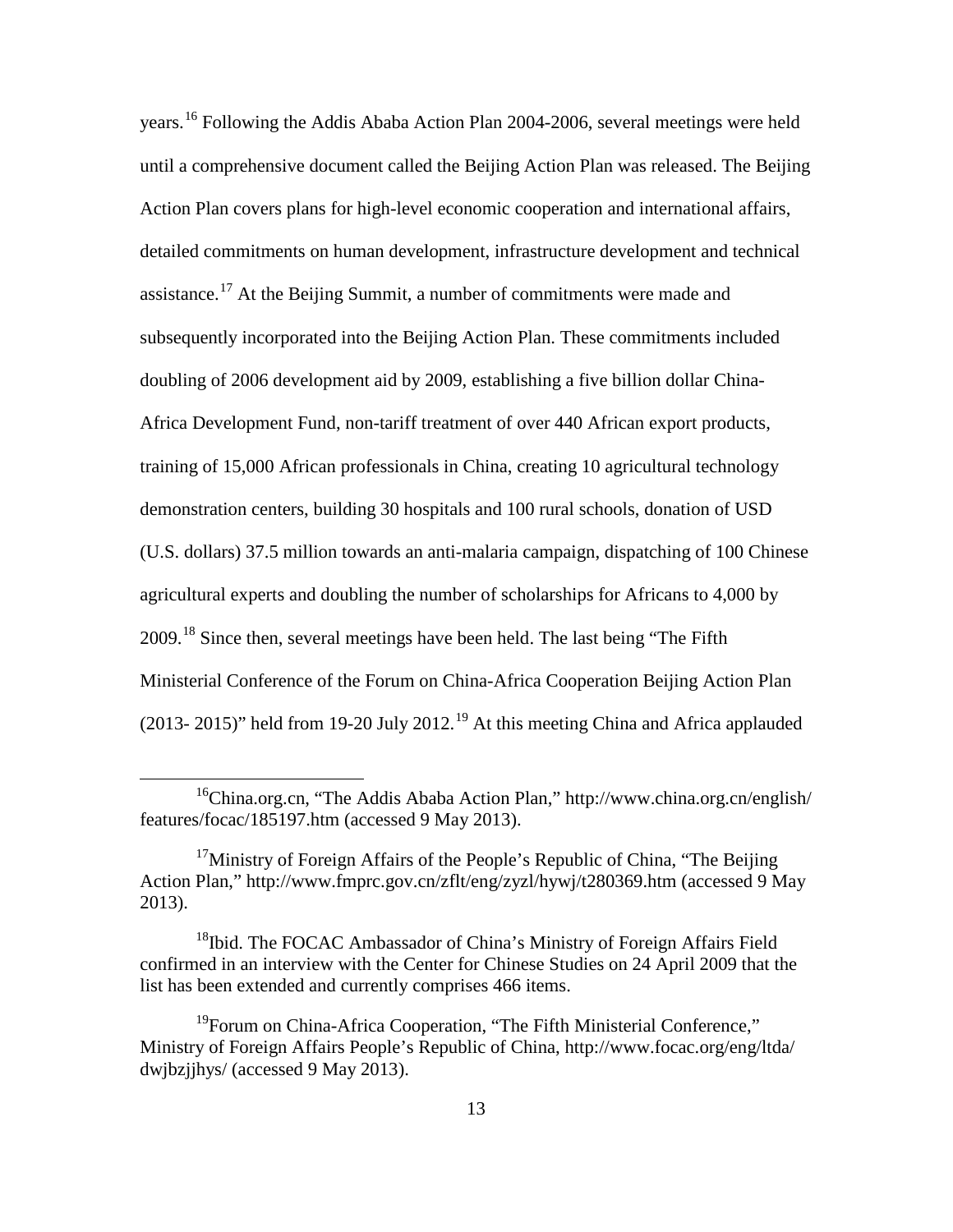years.[16] Following the Addis Ababa Action Plan 2004-2006, several meetings were held until a comprehensive document called the Beijing Action Plan was released. The Beijing Action Plan covers plans for high-level economic cooperation and international affairs, detailed commitments on human development, infrastructure development and technical assistance.[17] At the Beijing Summit, a number of commitments were made and subsequently incorporated into the Beijing Action Plan. These commitments included doubling of 2006 development aid by 2009, establishing a five billion dollar China-Africa Development Fund, non-tariff treatment of over 440 African export products, training of 15,000 African professionals in China, creating 10 agricultural technology demonstration centers, building 30 hospitals and 100 rural schools, donation of USD (U.S. dollars) 37.5 million towards an anti-malaria campaign, dispatching of 100 Chinese agricultural experts and doubling the number of scholarships for Africans to 4,000 by 2009.[18] Since then, several meetings have been held. The last being "The Fifth Ministerial Conference of the Forum on China-Africa Cooperation Beijing Action Plan (2013- 2015)" held from 19-20 July 2012.[19] At this meeting China and Africa applauded

---

[16]China.org.cn, "The Addis Ababa Action Plan," http://www.china.org.cn/english/features/focac/185197.htm (accessed 9 May 2013).

[17]Ministry of Foreign Affairs of the People's Republic of China, "The Beijing Action Plan," http://www.fmprc.gov.cn/zflt/eng/zyzl/hywj/t280369.htm (accessed 9 May 2013).

[18]Ibid. The FOCAC Ambassador of China's Ministry of Foreign Affairs Field confirmed in an interview with the Center for Chinese Studies on 24 April 2009 that the list has been extended and currently comprises 466 items.

[19]Forum on China-Africa Cooperation, "The Fifth Ministerial Conference," Ministry of Foreign Affairs People's Republic of China, http://www.focac.org/eng/ltda/dwjbzjjhys/ (accessed 9 May 2013).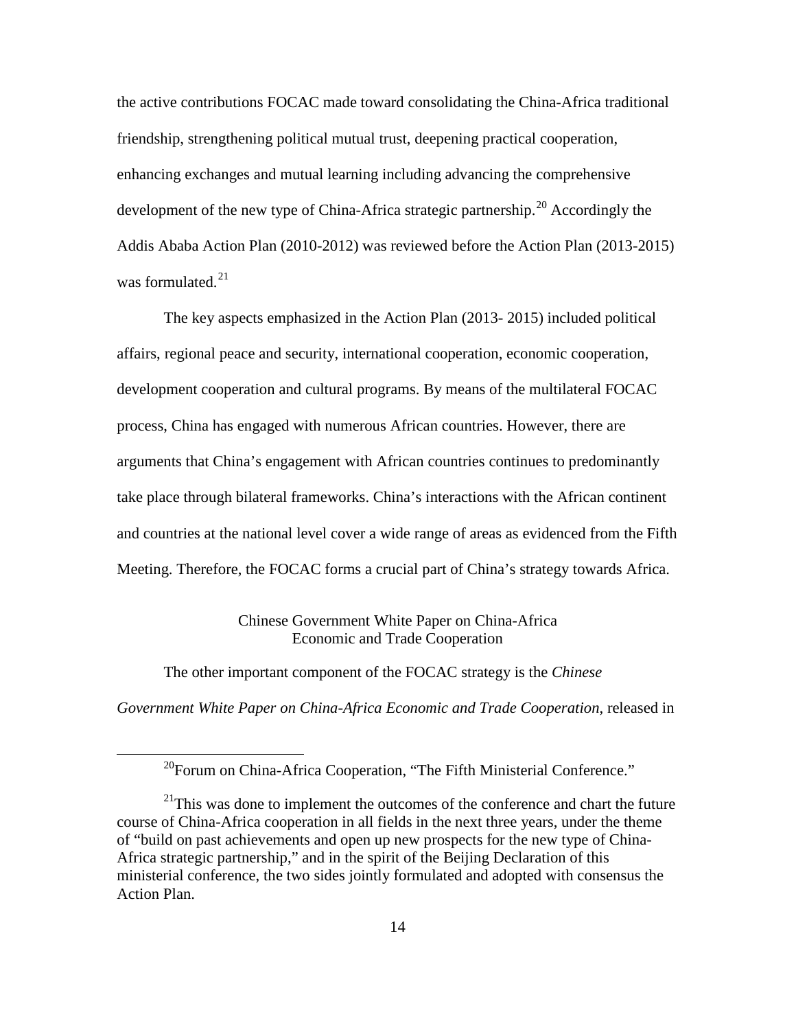the active contributions FOCAC made toward consolidating the China-Africa traditional friendship, strengthening political mutual trust, deepening practical cooperation, enhancing exchanges and mutual learning including advancing the comprehensive development of the new type of China-Africa strategic partnership.[20] Accordingly the Addis Ababa Action Plan (2010-2012) was reviewed before the Action Plan (2013-2015) was formulated.[21]

The key aspects emphasized in the Action Plan (2013- 2015) included political affairs, regional peace and security, international cooperation, economic cooperation, development cooperation and cultural programs. By means of the multilateral FOCAC process, China has engaged with numerous African countries. However, there are arguments that China's engagement with African countries continues to predominantly take place through bilateral frameworks. China's interactions with the African continent and countries at the national level cover a wide range of areas as evidenced from the Fifth Meeting. Therefore, the FOCAC forms a crucial part of China's strategy towards Africa.

### Chinese Government White Paper on China-Africa Economic and Trade Cooperation

The other important component of the FOCAC strategy is the *Chinese Government White Paper on China-Africa Economic and Trade Cooperation*, released in

---

[20] Forum on China-Africa Cooperation, "The Fifth Ministerial Conference."

[21] This was done to implement the outcomes of the conference and chart the future course of China-Africa cooperation in all fields in the next three years, under the theme of "build on past achievements and open up new prospects for the new type of China-Africa strategic partnership," and in the spirit of the Beijing Declaration of this ministerial conference, the two sides jointly formulated and adopted with consensus the Action Plan.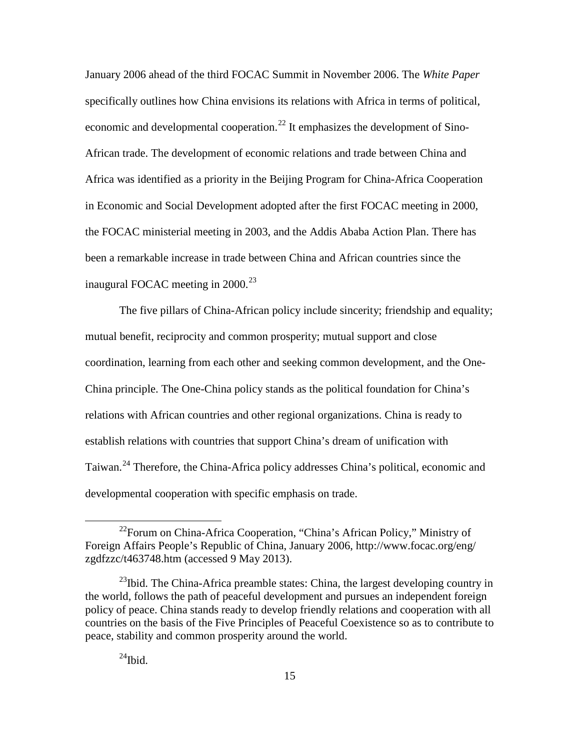January 2006 ahead of the third FOCAC Summit in November 2006. The *White Paper* specifically outlines how China envisions its relations with Africa in terms of political, economic and developmental cooperation.[22] It emphasizes the development of Sino-African trade. The development of economic relations and trade between China and Africa was identified as a priority in the Beijing Program for China-Africa Cooperation in Economic and Social Development adopted after the first FOCAC meeting in 2000, the FOCAC ministerial meeting in 2003, and the Addis Ababa Action Plan. There has been a remarkable increase in trade between China and African countries since the inaugural FOCAC meeting in 2000.[23]

The five pillars of China-African policy include sincerity; friendship and equality; mutual benefit, reciprocity and common prosperity; mutual support and close coordination, learning from each other and seeking common development, and the One-China principle. The One-China policy stands as the political foundation for China's relations with African countries and other regional organizations. China is ready to establish relations with countries that support China's dream of unification with Taiwan.[24] Therefore, the China-Africa policy addresses China's political, economic and developmental cooperation with specific emphasis on trade.

---

[22]Forum on China-Africa Cooperation, "China's African Policy," Ministry of Foreign Affairs People's Republic of China, January 2006, http://www.focac.org/eng/zgdfzzc/t463748.htm (accessed 9 May 2013).

[23]Ibid. The China-Africa preamble states: China, the largest developing country in the world, follows the path of peaceful development and pursues an independent foreign policy of peace. China stands ready to develop friendly relations and cooperation with all countries on the basis of the Five Principles of Peaceful Coexistence so as to contribute to peace, stability and common prosperity around the world.

[24]Ibid.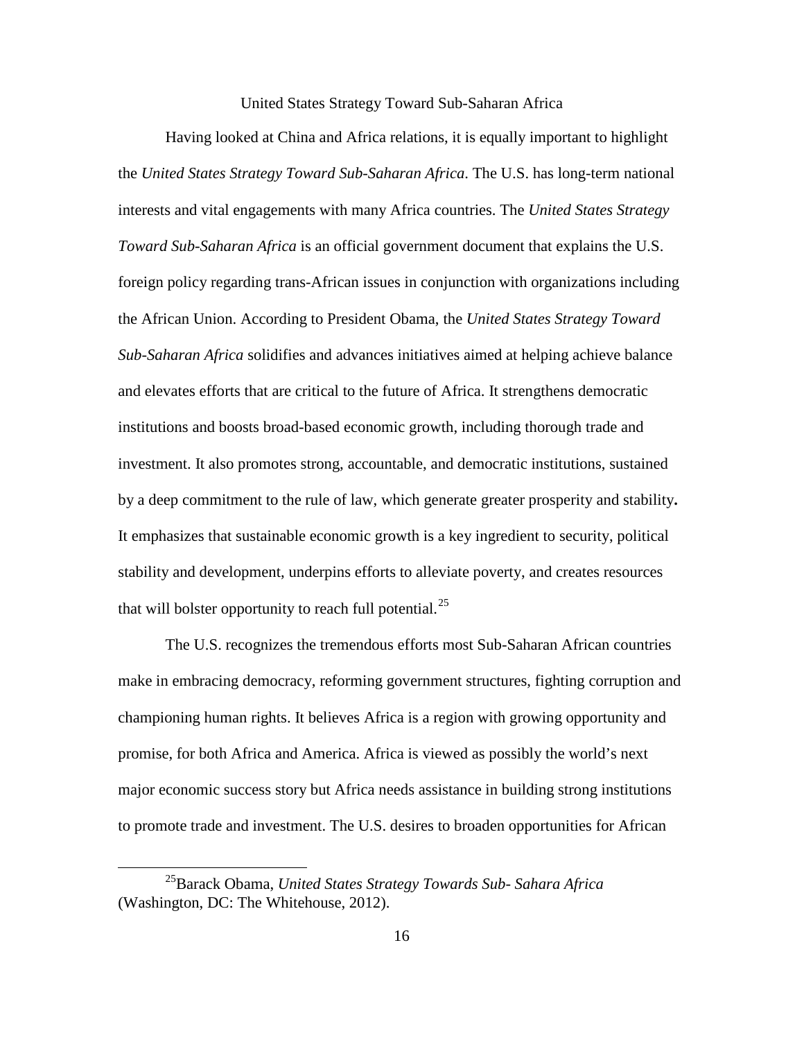## United States Strategy Toward Sub-Saharan Africa

Having looked at China and Africa relations, it is equally important to highlight the *United States Strategy Toward Sub-Saharan Africa*. The U.S. has long-term national interests and vital engagements with many Africa countries. The *United States Strategy Toward Sub-Saharan Africa* is an official government document that explains the U.S. foreign policy regarding trans-African issues in conjunction with organizations including the African Union. According to President Obama, the *United States Strategy Toward Sub-Saharan Africa* solidifies and advances initiatives aimed at helping achieve balance and elevates efforts that are critical to the future of Africa. It strengthens democratic institutions and boosts broad-based economic growth, including thorough trade and investment. It also promotes strong, accountable, and democratic institutions, sustained by a deep commitment to the rule of law, which generate greater prosperity and stability**.** It emphasizes that sustainable economic growth is a key ingredient to security, political stability and development, underpins efforts to alleviate poverty, and creates resources that will bolster opportunity to reach full potential.[25]

The U.S. recognizes the tremendous efforts most Sub-Saharan African countries make in embracing democracy, reforming government structures, fighting corruption and championing human rights. It believes Africa is a region with growing opportunity and promise, for both Africa and America. Africa is viewed as possibly the world's next major economic success story but Africa needs assistance in building strong institutions to promote trade and investment. The U.S. desires to broaden opportunities for African

---

[25]Barack Obama, *United States Strategy Towards Sub- Sahara Africa* (Washington, DC: The Whitehouse, 2012).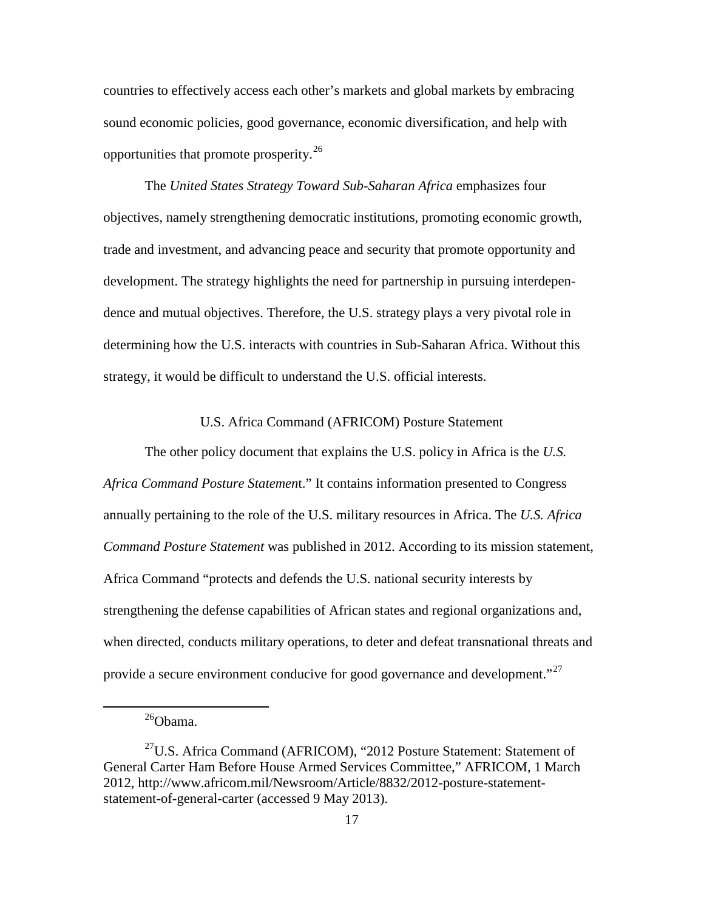countries to effectively access each other's markets and global markets by embracing sound economic policies, good governance, economic diversification, and help with opportunities that promote prosperity.[26]

The *United States Strategy Toward Sub-Saharan Africa* emphasizes four objectives, namely strengthening democratic institutions, promoting economic growth, trade and investment, and advancing peace and security that promote opportunity and development. The strategy highlights the need for partnership in pursuing interdependence and mutual objectives. Therefore, the U.S. strategy plays a very pivotal role in determining how the U.S. interacts with countries in Sub-Saharan Africa. Without this strategy, it would be difficult to understand the U.S. official interests.

### U.S. Africa Command (AFRICOM) Posture Statement

The other policy document that explains the U.S. policy in Africa is the *U.S. Africa Command Posture Statemen*t." It contains information presented to Congress annually pertaining to the role of the U.S. military resources in Africa. The *U.S. Africa Command Posture Statement* was published in 2012. According to its mission statement, Africa Command "protects and defends the U.S. national security interests by strengthening the defense capabilities of African states and regional organizations and, when directed, conducts military operations, to deter and defeat transnational threats and provide a secure environment conducive for good governance and development."[27]

---

[26]Obama.

[27]U.S. Africa Command (AFRICOM), "2012 Posture Statement: Statement of General Carter Ham Before House Armed Services Committee," AFRICOM, 1 March 2012, http://www.africom.mil/Newsroom/Article/8832/2012-posture-statement-statement-of-general-carter (accessed 9 May 2013).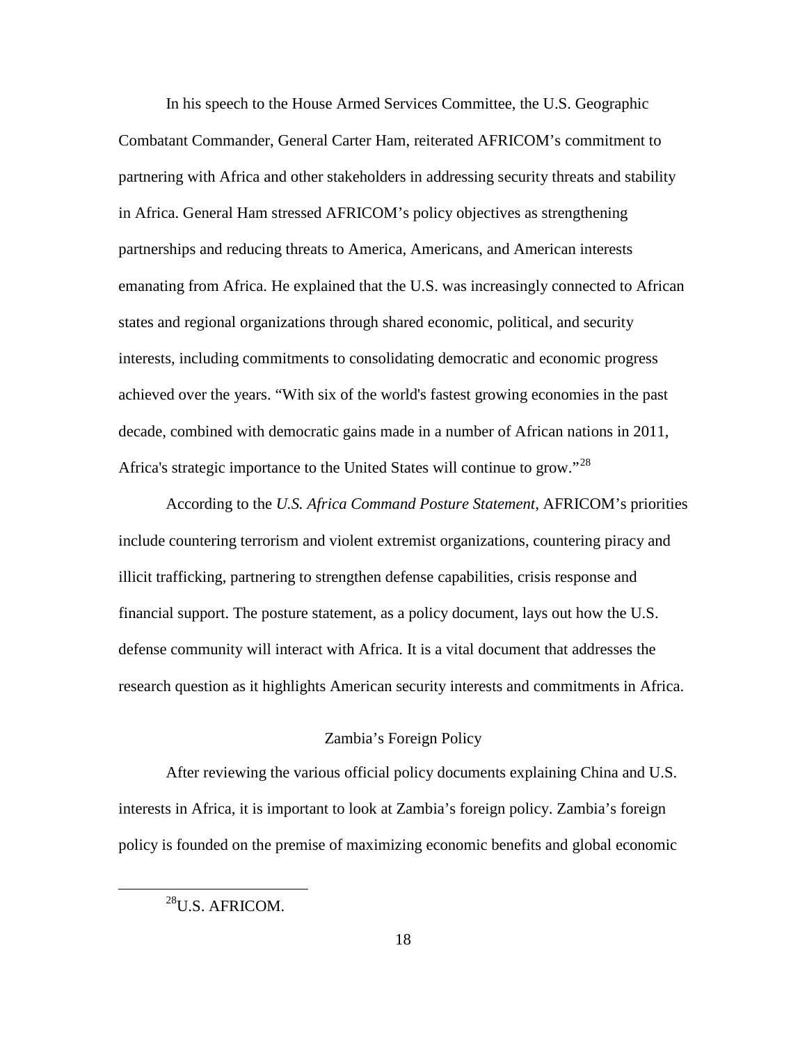In his speech to the House Armed Services Committee, the U.S. Geographic Combatant Commander, General Carter Ham, reiterated AFRICOM's commitment to partnering with Africa and other stakeholders in addressing security threats and stability in Africa. General Ham stressed AFRICOM's policy objectives as strengthening partnerships and reducing threats to America, Americans, and American interests emanating from Africa. He explained that the U.S. was increasingly connected to African states and regional organizations through shared economic, political, and security interests, including commitments to consolidating democratic and economic progress achieved over the years. "With six of the world's fastest growing economies in the past decade, combined with democratic gains made in a number of African nations in 2011, Africa's strategic importance to the United States will continue to grow."[28]

According to the *U.S. Africa Command Posture Statement*, AFRICOM's priorities include countering terrorism and violent extremist organizations, countering piracy and illicit trafficking, partnering to strengthen defense capabilities, crisis response and financial support. The posture statement, as a policy document, lays out how the U.S. defense community will interact with Africa. It is a vital document that addresses the research question as it highlights American security interests and commitments in Africa.

## Zambia's Foreign Policy

After reviewing the various official policy documents explaining China and U.S. interests in Africa, it is important to look at Zambia's foreign policy. Zambia's foreign policy is founded on the premise of maximizing economic benefits and global economic

---

[28]U.S. AFRICOM.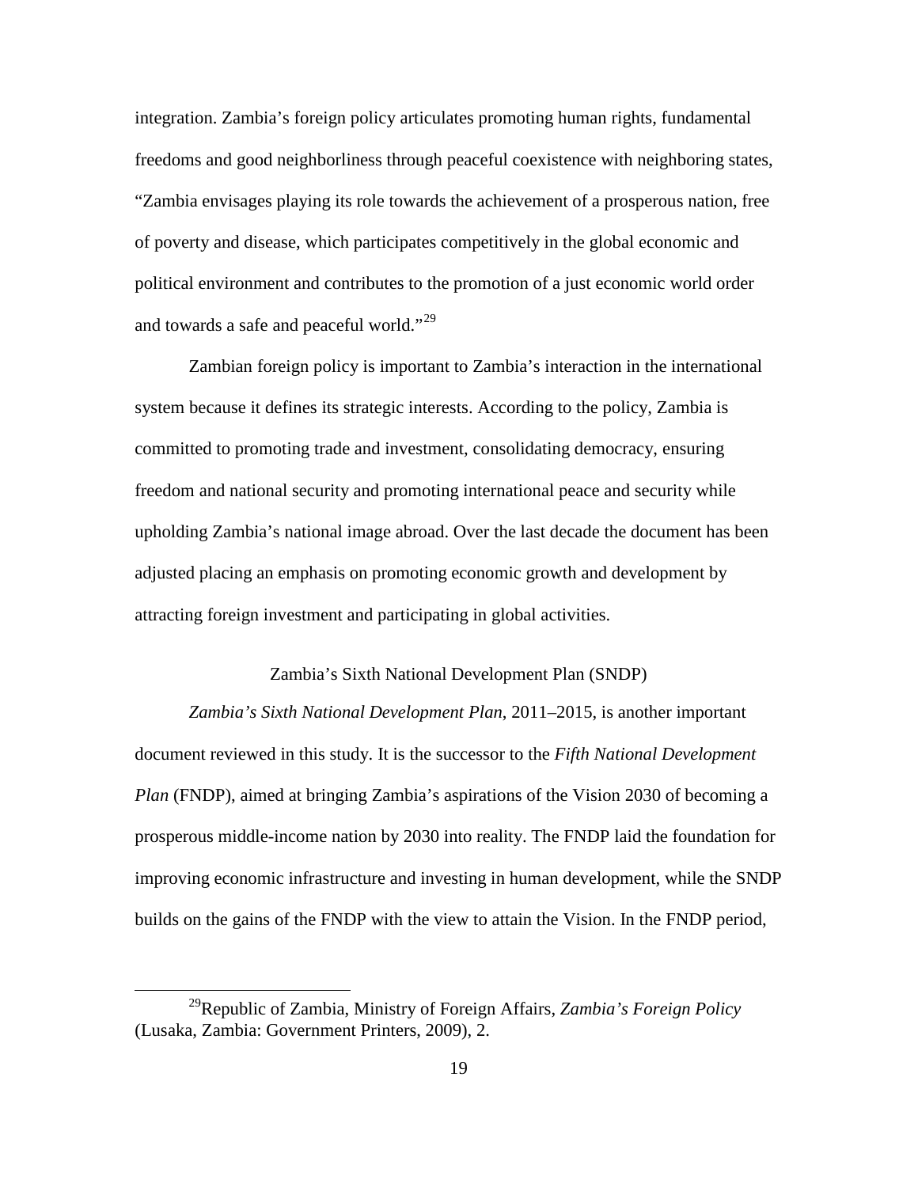integration. Zambia's foreign policy articulates promoting human rights, fundamental freedoms and good neighborliness through peaceful coexistence with neighboring states, "Zambia envisages playing its role towards the achievement of a prosperous nation, free of poverty and disease, which participates competitively in the global economic and political environment and contributes to the promotion of a just economic world order and towards a safe and peaceful world."[29]

Zambian foreign policy is important to Zambia's interaction in the international system because it defines its strategic interests. According to the policy, Zambia is committed to promoting trade and investment, consolidating democracy, ensuring freedom and national security and promoting international peace and security while upholding Zambia's national image abroad. Over the last decade the document has been adjusted placing an emphasis on promoting economic growth and development by attracting foreign investment and participating in global activities.

### Zambia's Sixth National Development Plan (SNDP)

*Zambia's Sixth National Development Plan*, 2011–2015, is another important document reviewed in this study. It is the successor to the *Fifth National Development Plan* (FNDP), aimed at bringing Zambia's aspirations of the Vision 2030 of becoming a prosperous middle-income nation by 2030 into reality. The FNDP laid the foundation for improving economic infrastructure and investing in human development, while the SNDP builds on the gains of the FNDP with the view to attain the Vision. In the FNDP period,

---

[29]Republic of Zambia, Ministry of Foreign Affairs, *Zambia's Foreign Policy* (Lusaka, Zambia: Government Printers, 2009), 2.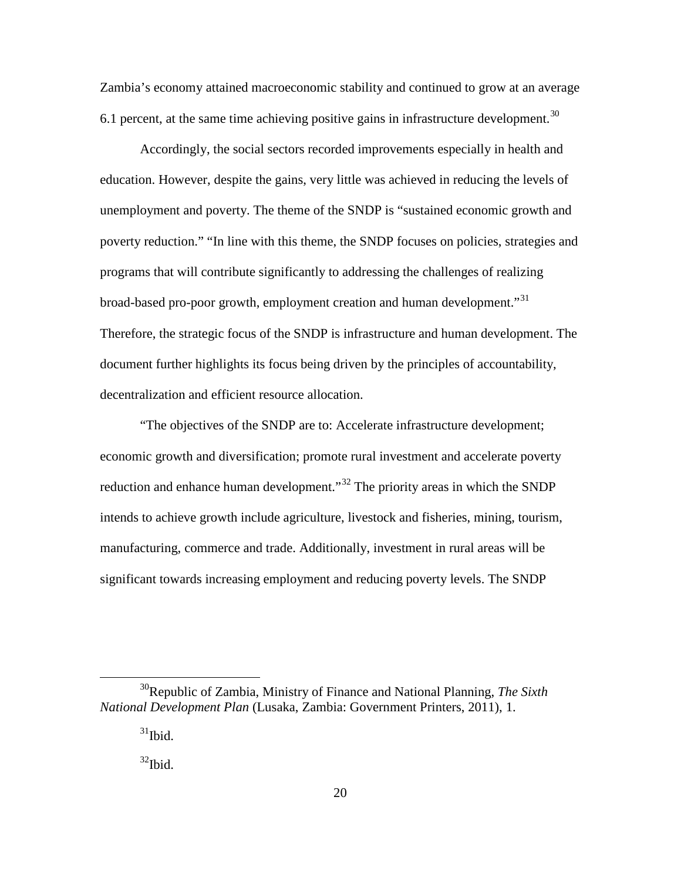Zambia's economy attained macroeconomic stability and continued to grow at an average 6.1 percent, at the same time achieving positive gains in infrastructure development.[30]

Accordingly, the social sectors recorded improvements especially in health and education. However, despite the gains, very little was achieved in reducing the levels of unemployment and poverty. The theme of the SNDP is "sustained economic growth and poverty reduction." "In line with this theme, the SNDP focuses on policies, strategies and programs that will contribute significantly to addressing the challenges of realizing broad-based pro-poor growth, employment creation and human development."[31] Therefore, the strategic focus of the SNDP is infrastructure and human development. The document further highlights its focus being driven by the principles of accountability, decentralization and efficient resource allocation.

"The objectives of the SNDP are to: Accelerate infrastructure development; economic growth and diversification; promote rural investment and accelerate poverty reduction and enhance human development."[32] The priority areas in which the SNDP intends to achieve growth include agriculture, livestock and fisheries, mining, tourism, manufacturing, commerce and trade. Additionally, investment in rural areas will be significant towards increasing employment and reducing poverty levels. The SNDP

---

[30] Republic of Zambia, Ministry of Finance and National Planning, *The Sixth National Development Plan* (Lusaka, Zambia: Government Printers, 2011), 1.

[31] Ibid.

[32] Ibid.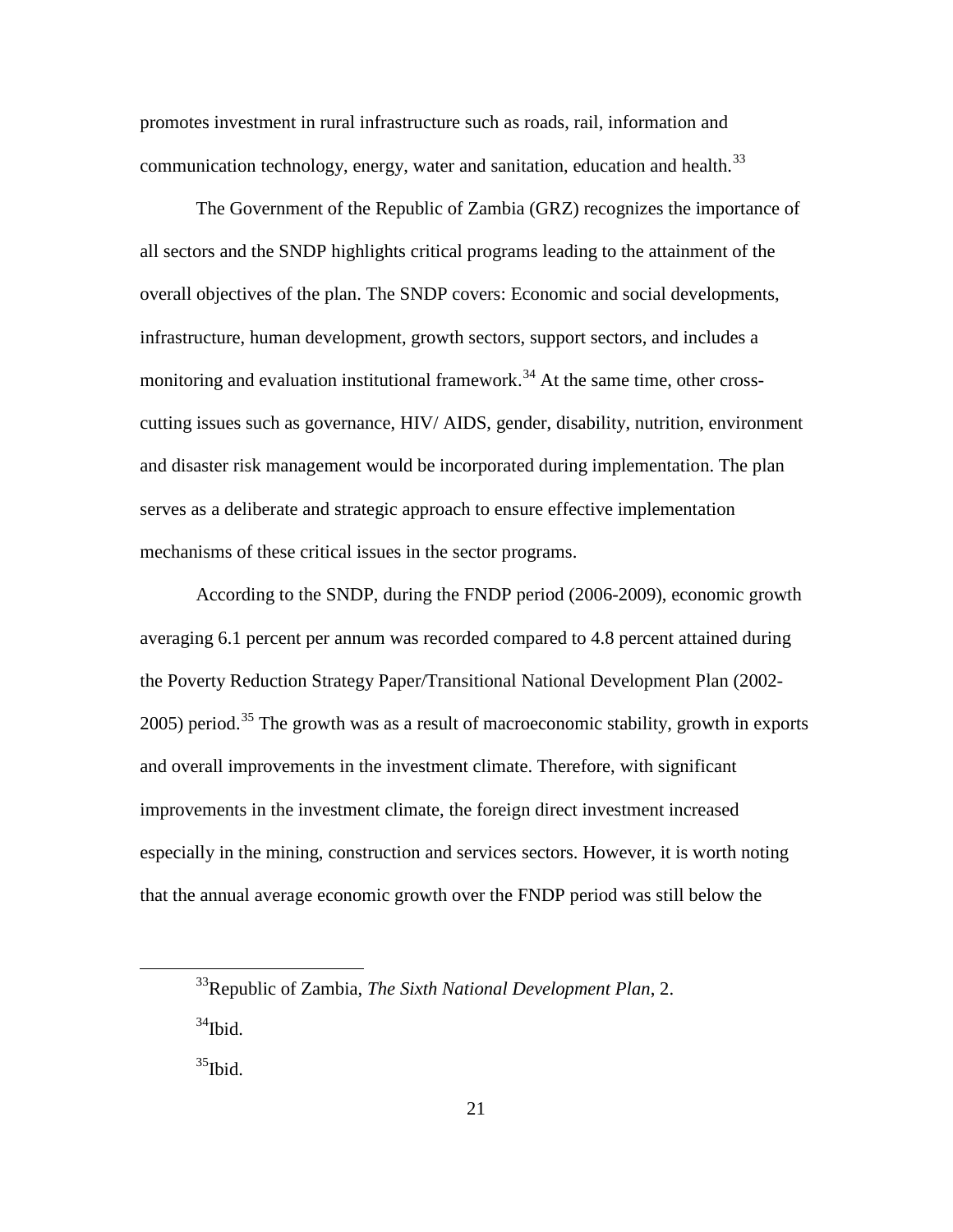promotes investment in rural infrastructure such as roads, rail, information and communication technology, energy, water and sanitation, education and health.[33]

The Government of the Republic of Zambia (GRZ) recognizes the importance of all sectors and the SNDP highlights critical programs leading to the attainment of the overall objectives of the plan. The SNDP covers: Economic and social developments, infrastructure, human development, growth sectors, support sectors, and includes a monitoring and evaluation institutional framework.[34] At the same time, other cross-cutting issues such as governance, HIV/ AIDS, gender, disability, nutrition, environment and disaster risk management would be incorporated during implementation. The plan serves as a deliberate and strategic approach to ensure effective implementation mechanisms of these critical issues in the sector programs.

According to the SNDP, during the FNDP period (2006-2009), economic growth averaging 6.1 percent per annum was recorded compared to 4.8 percent attained during the Poverty Reduction Strategy Paper/Transitional National Development Plan (2002-2005) period.[35] The growth was as a result of macroeconomic stability, growth in exports and overall improvements in the investment climate. Therefore, with significant improvements in the investment climate, the foreign direct investment increased especially in the mining, construction and services sectors. However, it is worth noting that the annual average economic growth over the FNDP period was still below the

---

[33]Republic of Zambia, *The Sixth National Development Plan*, 2.

[34]Ibid.

[35]Ibid.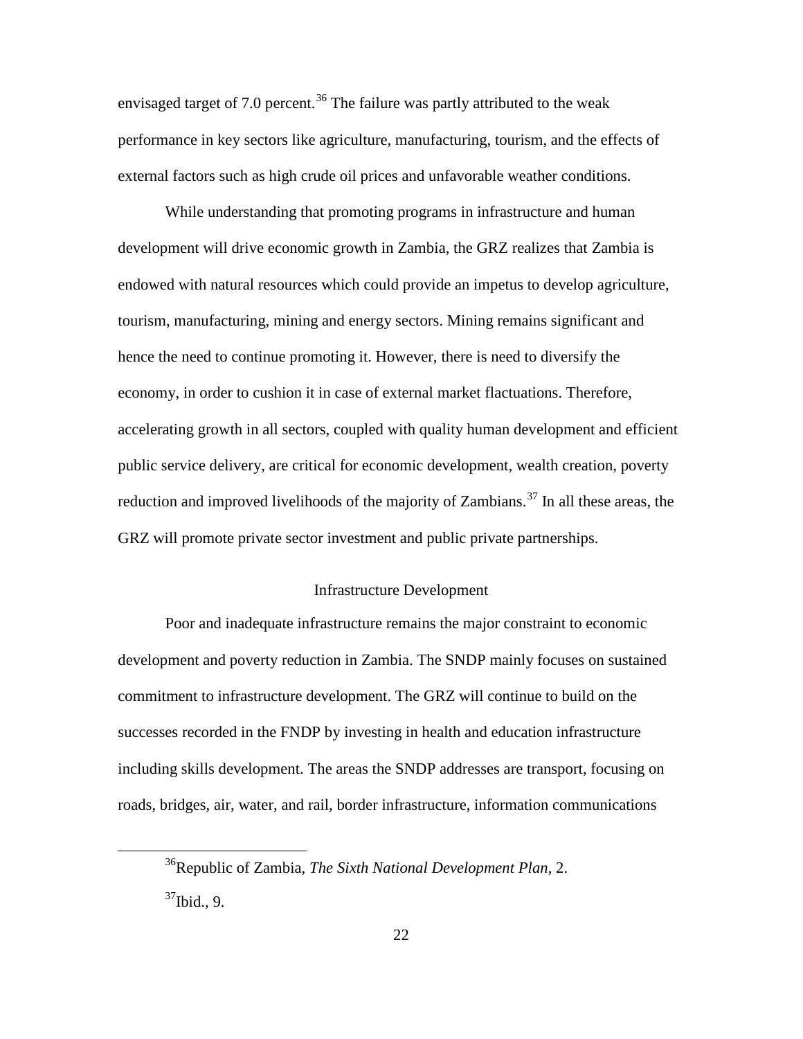envisaged target of 7.0 percent.[36] The failure was partly attributed to the weak performance in key sectors like agriculture, manufacturing, tourism, and the effects of external factors such as high crude oil prices and unfavorable weather conditions.

While understanding that promoting programs in infrastructure and human development will drive economic growth in Zambia, the GRZ realizes that Zambia is endowed with natural resources which could provide an impetus to develop agriculture, tourism, manufacturing, mining and energy sectors. Mining remains significant and hence the need to continue promoting it. However, there is need to diversify the economy, in order to cushion it in case of external market flactuations. Therefore, accelerating growth in all sectors, coupled with quality human development and efficient public service delivery, are critical for economic development, wealth creation, poverty reduction and improved livelihoods of the majority of Zambians.[37] In all these areas, the GRZ will promote private sector investment and public private partnerships.

### Infrastructure Development

Poor and inadequate infrastructure remains the major constraint to economic development and poverty reduction in Zambia. The SNDP mainly focuses on sustained commitment to infrastructure development. The GRZ will continue to build on the successes recorded in the FNDP by investing in health and education infrastructure including skills development. The areas the SNDP addresses are transport, focusing on roads, bridges, air, water, and rail, border infrastructure, information communications

---

[36] Republic of Zambia, *The Sixth National Development Plan*, 2.

[37] Ibid., 9.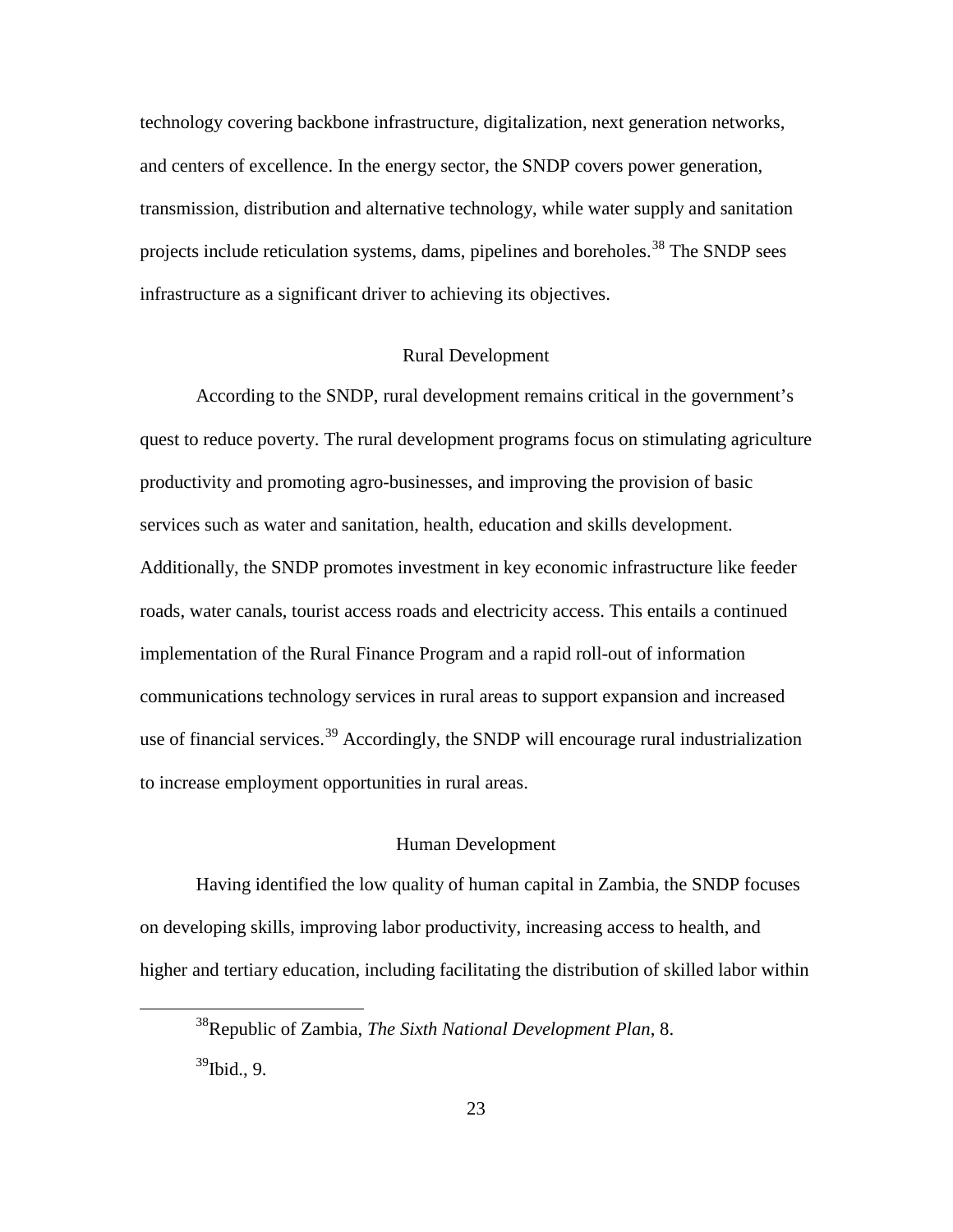technology covering backbone infrastructure, digitalization, next generation networks, and centers of excellence. In the energy sector, the SNDP covers power generation, transmission, distribution and alternative technology, while water supply and sanitation projects include reticulation systems, dams, pipelines and boreholes.[38] The SNDP sees infrastructure as a significant driver to achieving its objectives.

### Rural Development

According to the SNDP, rural development remains critical in the government's quest to reduce poverty. The rural development programs focus on stimulating agriculture productivity and promoting agro-businesses, and improving the provision of basic services such as water and sanitation, health, education and skills development. Additionally, the SNDP promotes investment in key economic infrastructure like feeder roads, water canals, tourist access roads and electricity access. This entails a continued implementation of the Rural Finance Program and a rapid roll-out of information communications technology services in rural areas to support expansion and increased use of financial services.[39] Accordingly, the SNDP will encourage rural industrialization to increase employment opportunities in rural areas.

### Human Development

Having identified the low quality of human capital in Zambia, the SNDP focuses on developing skills, improving labor productivity, increasing access to health, and higher and tertiary education, including facilitating the distribution of skilled labor within

---

[38] Republic of Zambia, *The Sixth National Development Plan*, 8.

[39] Ibid., 9.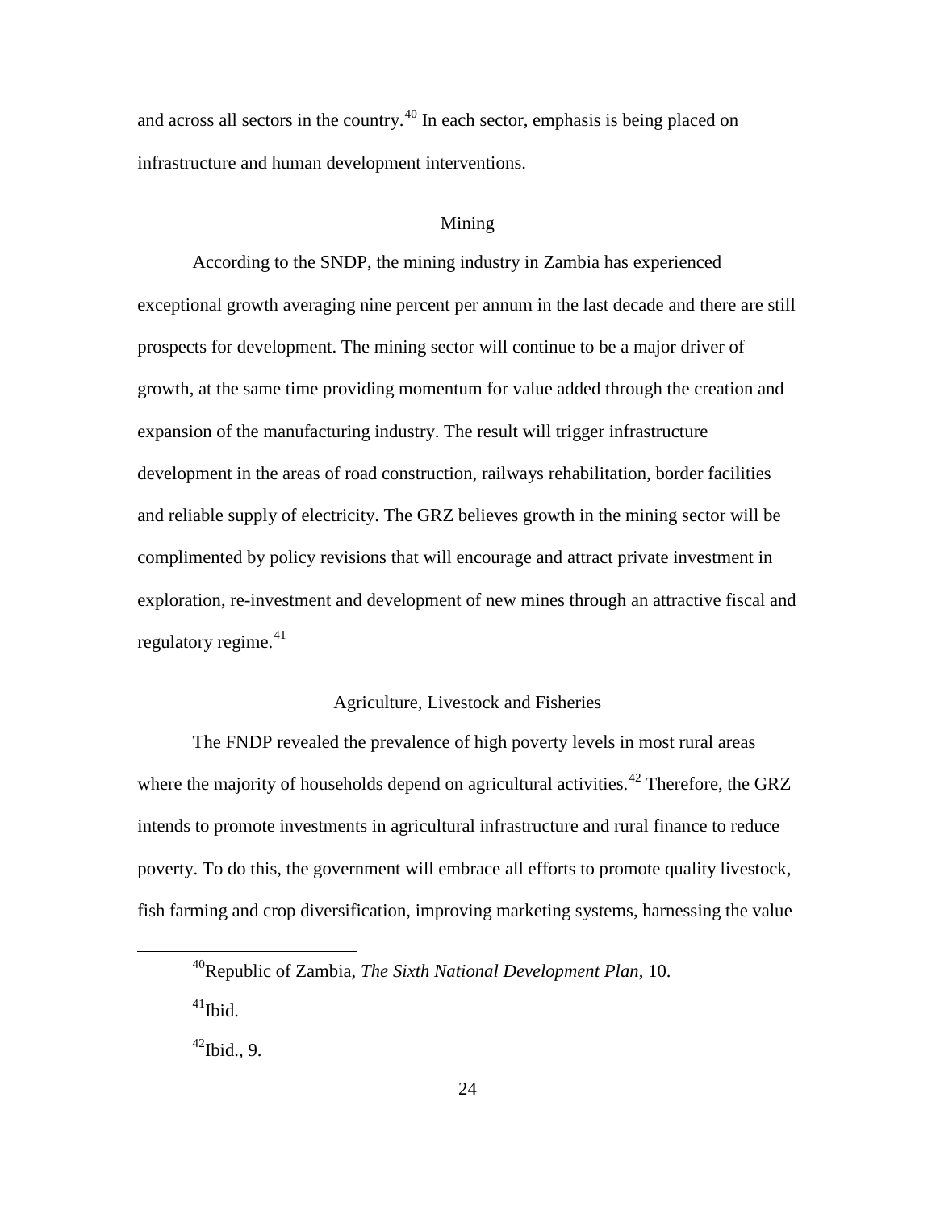and across all sectors in the country.[40] In each sector, emphasis is being placed on infrastructure and human development interventions.

## Mining

According to the SNDP, the mining industry in Zambia has experienced exceptional growth averaging nine percent per annum in the last decade and there are still prospects for development. The mining sector will continue to be a major driver of growth, at the same time providing momentum for value added through the creation and expansion of the manufacturing industry. The result will trigger infrastructure development in the areas of road construction, railways rehabilitation, border facilities and reliable supply of electricity. The GRZ believes growth in the mining sector will be complimented by policy revisions that will encourage and attract private investment in exploration, re-investment and development of new mines through an attractive fiscal and regulatory regime.[41]

## Agriculture, Livestock and Fisheries

The FNDP revealed the prevalence of high poverty levels in most rural areas where the majority of households depend on agricultural activities.[42] Therefore, the GRZ intends to promote investments in agricultural infrastructure and rural finance to reduce poverty. To do this, the government will embrace all efforts to promote quality livestock, fish farming and crop diversification, improving marketing systems, harnessing the value

---

[40]Republic of Zambia, *The Sixth National Development Plan*, 10.

[41]Ibid.

[42]Ibid., 9.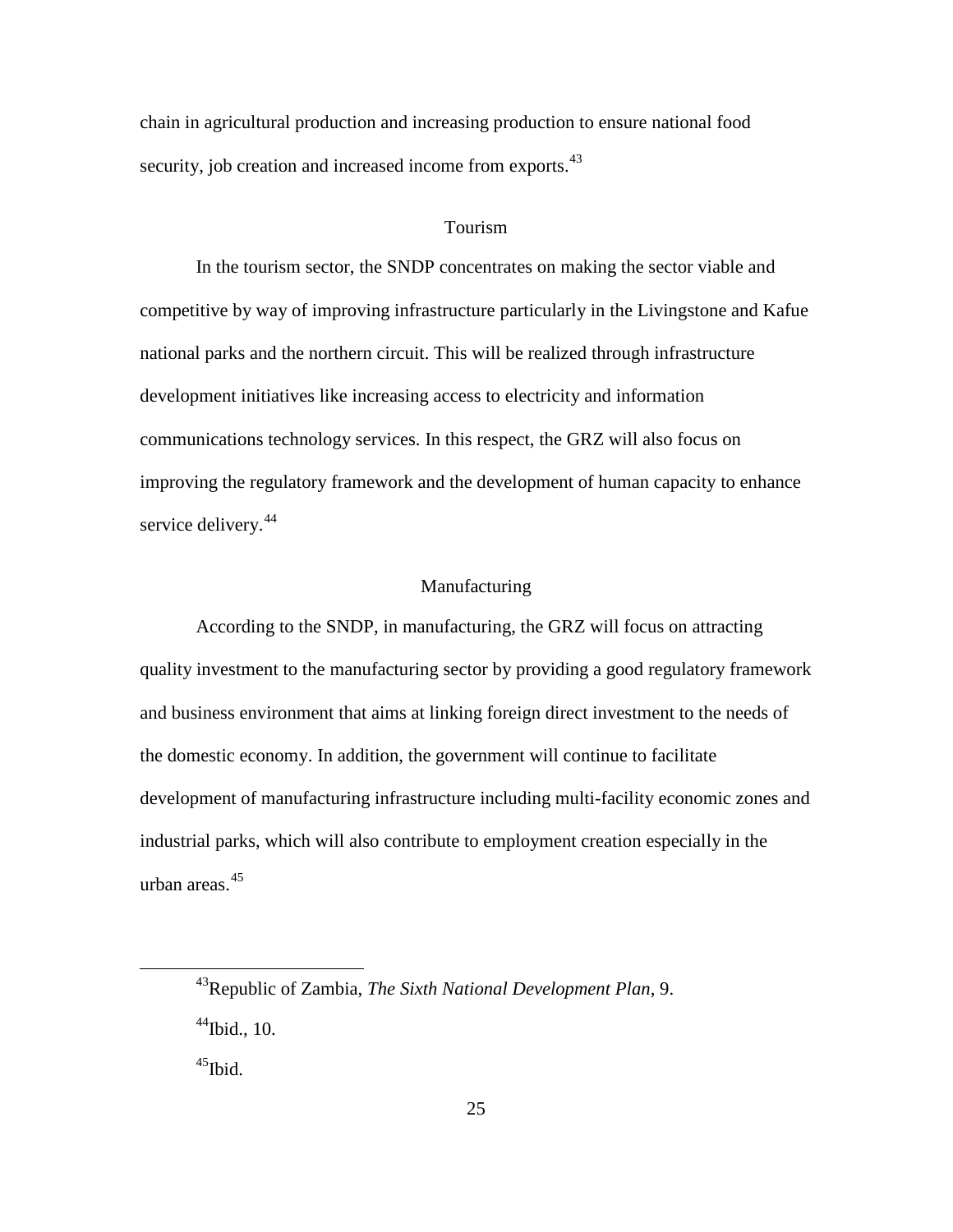chain in agricultural production and increasing production to ensure national food security, job creation and increased income from exports.[43]

### Tourism

In the tourism sector, the SNDP concentrates on making the sector viable and competitive by way of improving infrastructure particularly in the Livingstone and Kafue national parks and the northern circuit. This will be realized through infrastructure development initiatives like increasing access to electricity and information communications technology services. In this respect, the GRZ will also focus on improving the regulatory framework and the development of human capacity to enhance service delivery.[44]

### Manufacturing

According to the SNDP, in manufacturing, the GRZ will focus on attracting quality investment to the manufacturing sector by providing a good regulatory framework and business environment that aims at linking foreign direct investment to the needs of the domestic economy. In addition, the government will continue to facilitate development of manufacturing infrastructure including multi-facility economic zones and industrial parks, which will also contribute to employment creation especially in the urban areas.[45]

---

[43]Republic of Zambia, *The Sixth National Development Plan*, 9.

[44]Ibid., 10.

[45]Ibid.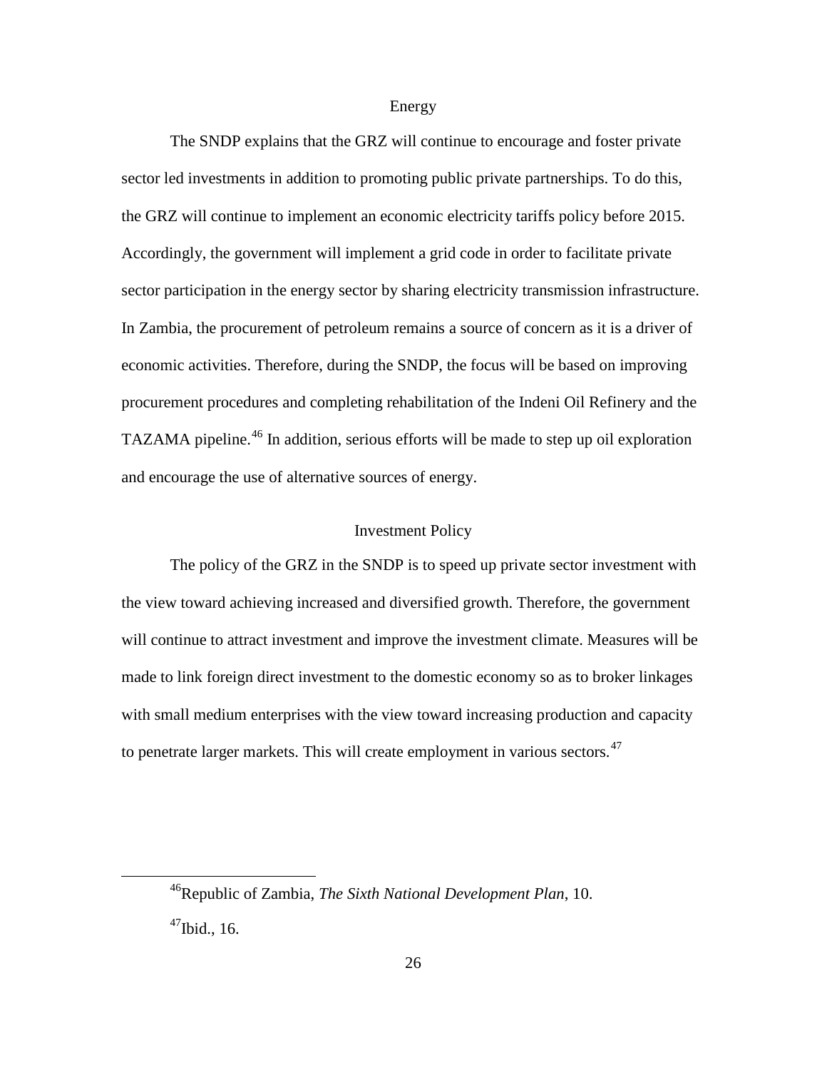## Energy

The SNDP explains that the GRZ will continue to encourage and foster private sector led investments in addition to promoting public private partnerships. To do this, the GRZ will continue to implement an economic electricity tariffs policy before 2015. Accordingly, the government will implement a grid code in order to facilitate private sector participation in the energy sector by sharing electricity transmission infrastructure. In Zambia, the procurement of petroleum remains a source of concern as it is a driver of economic activities. Therefore, during the SNDP, the focus will be based on improving procurement procedures and completing rehabilitation of the Indeni Oil Refinery and the TAZAMA pipeline.[46] In addition, serious efforts will be made to step up oil exploration and encourage the use of alternative sources of energy.

## Investment Policy

The policy of the GRZ in the SNDP is to speed up private sector investment with the view toward achieving increased and diversified growth. Therefore, the government will continue to attract investment and improve the investment climate. Measures will be made to link foreign direct investment to the domestic economy so as to broker linkages with small medium enterprises with the view toward increasing production and capacity to penetrate larger markets. This will create employment in various sectors.[47]

---

[46] Republic of Zambia, *The Sixth National Development Plan*, 10.

[47] Ibid., 16.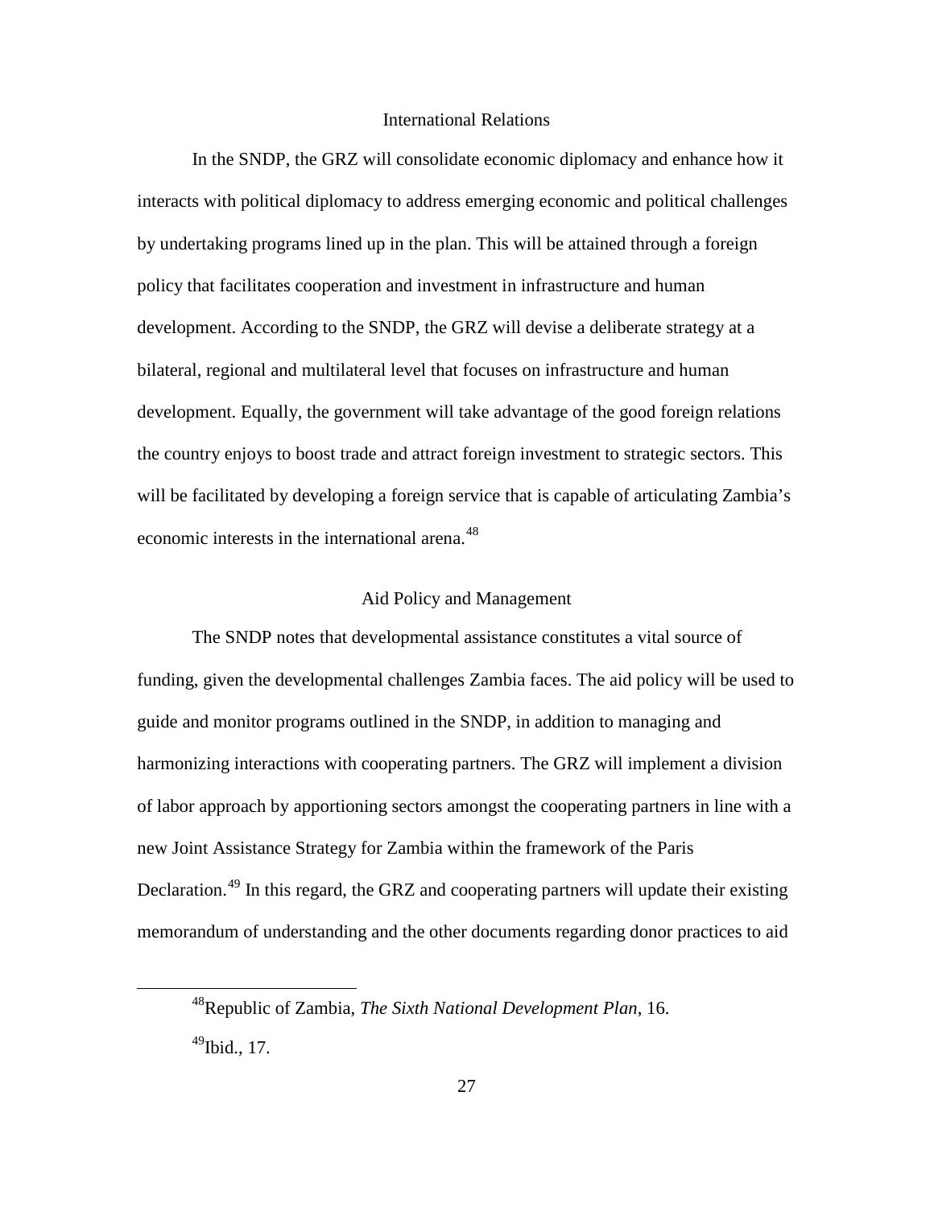## International Relations

In the SNDP, the GRZ will consolidate economic diplomacy and enhance how it interacts with political diplomacy to address emerging economic and political challenges by undertaking programs lined up in the plan. This will be attained through a foreign policy that facilitates cooperation and investment in infrastructure and human development. According to the SNDP, the GRZ will devise a deliberate strategy at a bilateral, regional and multilateral level that focuses on infrastructure and human development. Equally, the government will take advantage of the good foreign relations the country enjoys to boost trade and attract foreign investment to strategic sectors. This will be facilitated by developing a foreign service that is capable of articulating Zambia's economic interests in the international arena.[48]

## Aid Policy and Management

The SNDP notes that developmental assistance constitutes a vital source of funding, given the developmental challenges Zambia faces. The aid policy will be used to guide and monitor programs outlined in the SNDP, in addition to managing and harmonizing interactions with cooperating partners. The GRZ will implement a division of labor approach by apportioning sectors amongst the cooperating partners in line with a new Joint Assistance Strategy for Zambia within the framework of the Paris Declaration.[49] In this regard, the GRZ and cooperating partners will update their existing memorandum of understanding and the other documents regarding donor practices to aid

---

[48] Republic of Zambia, *The Sixth National Development Plan*, 16.

[49] Ibid., 17.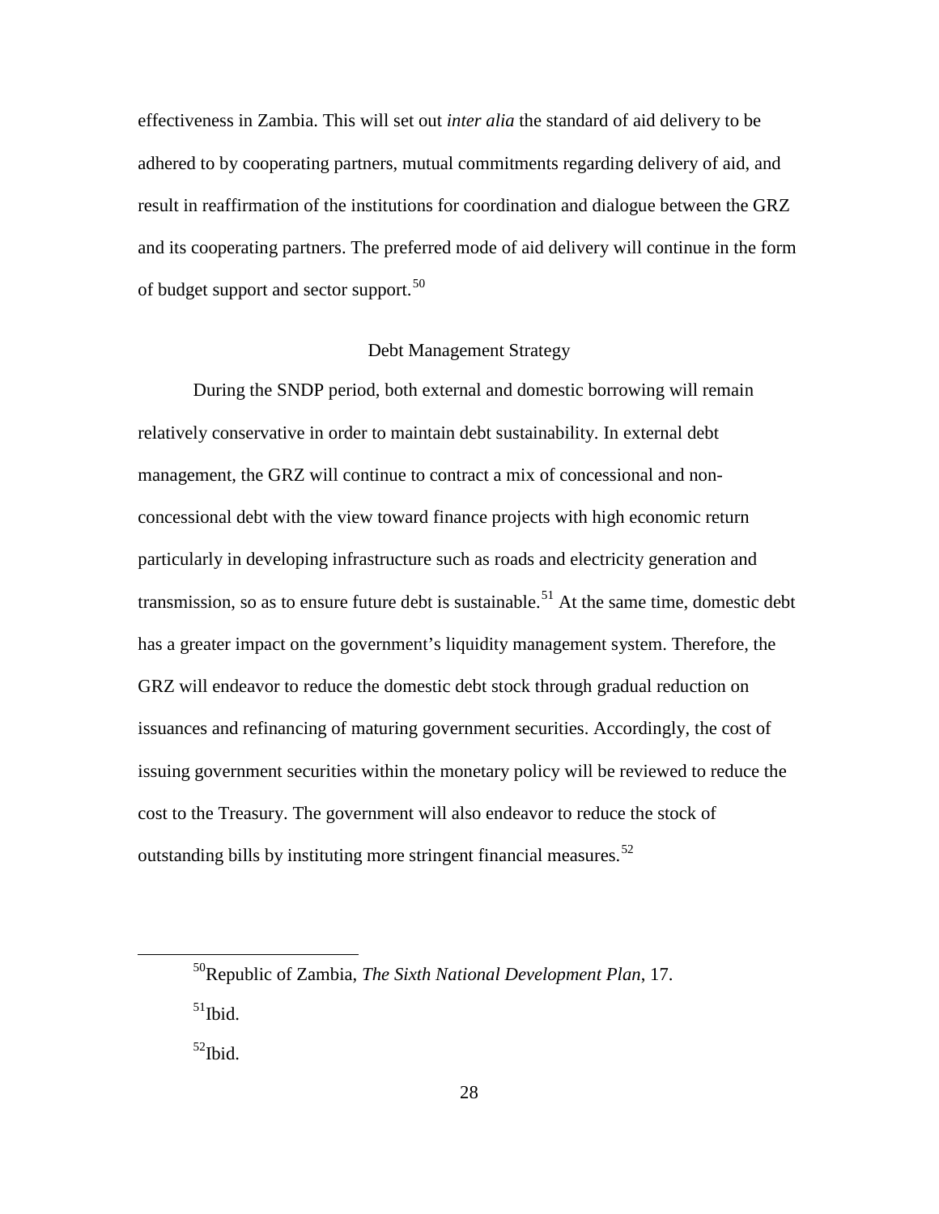effectiveness in Zambia. This will set out *inter alia* the standard of aid delivery to be adhered to by cooperating partners, mutual commitments regarding delivery of aid, and result in reaffirmation of the institutions for coordination and dialogue between the GRZ and its cooperating partners. The preferred mode of aid delivery will continue in the form of budget support and sector support.[50]

## Debt Management Strategy

During the SNDP period, both external and domestic borrowing will remain relatively conservative in order to maintain debt sustainability. In external debt management, the GRZ will continue to contract a mix of concessional and non-concessional debt with the view toward finance projects with high economic return particularly in developing infrastructure such as roads and electricity generation and transmission, so as to ensure future debt is sustainable.[51] At the same time, domestic debt has a greater impact on the government's liquidity management system. Therefore, the GRZ will endeavor to reduce the domestic debt stock through gradual reduction on issuances and refinancing of maturing government securities. Accordingly, the cost of issuing government securities within the monetary policy will be reviewed to reduce the cost to the Treasury. The government will also endeavor to reduce the stock of outstanding bills by instituting more stringent financial measures.[52]

---

[50]Republic of Zambia, *The Sixth National Development Plan*, 17.

[51]Ibid.

[52]Ibid.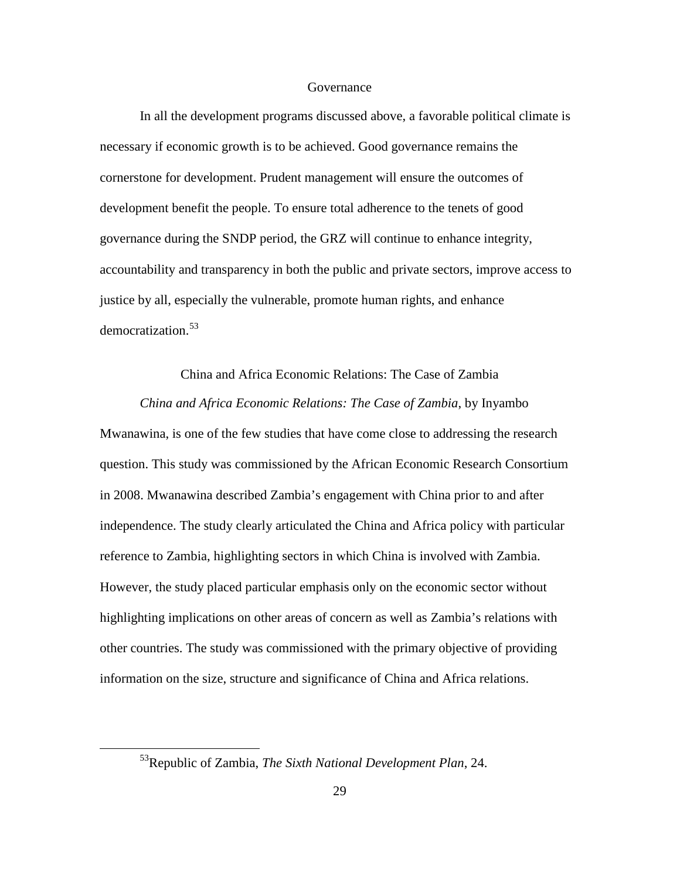## Governance

In all the development programs discussed above, a favorable political climate is necessary if economic growth is to be achieved. Good governance remains the cornerstone for development. Prudent management will ensure the outcomes of development benefit the people. To ensure total adherence to the tenets of good governance during the SNDP period, the GRZ will continue to enhance integrity, accountability and transparency in both the public and private sectors, improve access to justice by all, especially the vulnerable, promote human rights, and enhance democratization.[53]

## China and Africa Economic Relations: The Case of Zambia

*China and Africa Economic Relations: The Case of Zambia*, by Inyambo Mwanawina, is one of the few studies that have come close to addressing the research question. This study was commissioned by the African Economic Research Consortium in 2008. Mwanawina described Zambia's engagement with China prior to and after independence. The study clearly articulated the China and Africa policy with particular reference to Zambia, highlighting sectors in which China is involved with Zambia. However, the study placed particular emphasis only on the economic sector without highlighting implications on other areas of concern as well as Zambia's relations with other countries. The study was commissioned with the primary objective of providing information on the size, structure and significance of China and Africa relations.

---

[53]Republic of Zambia, *The Sixth National Development Plan*, 24.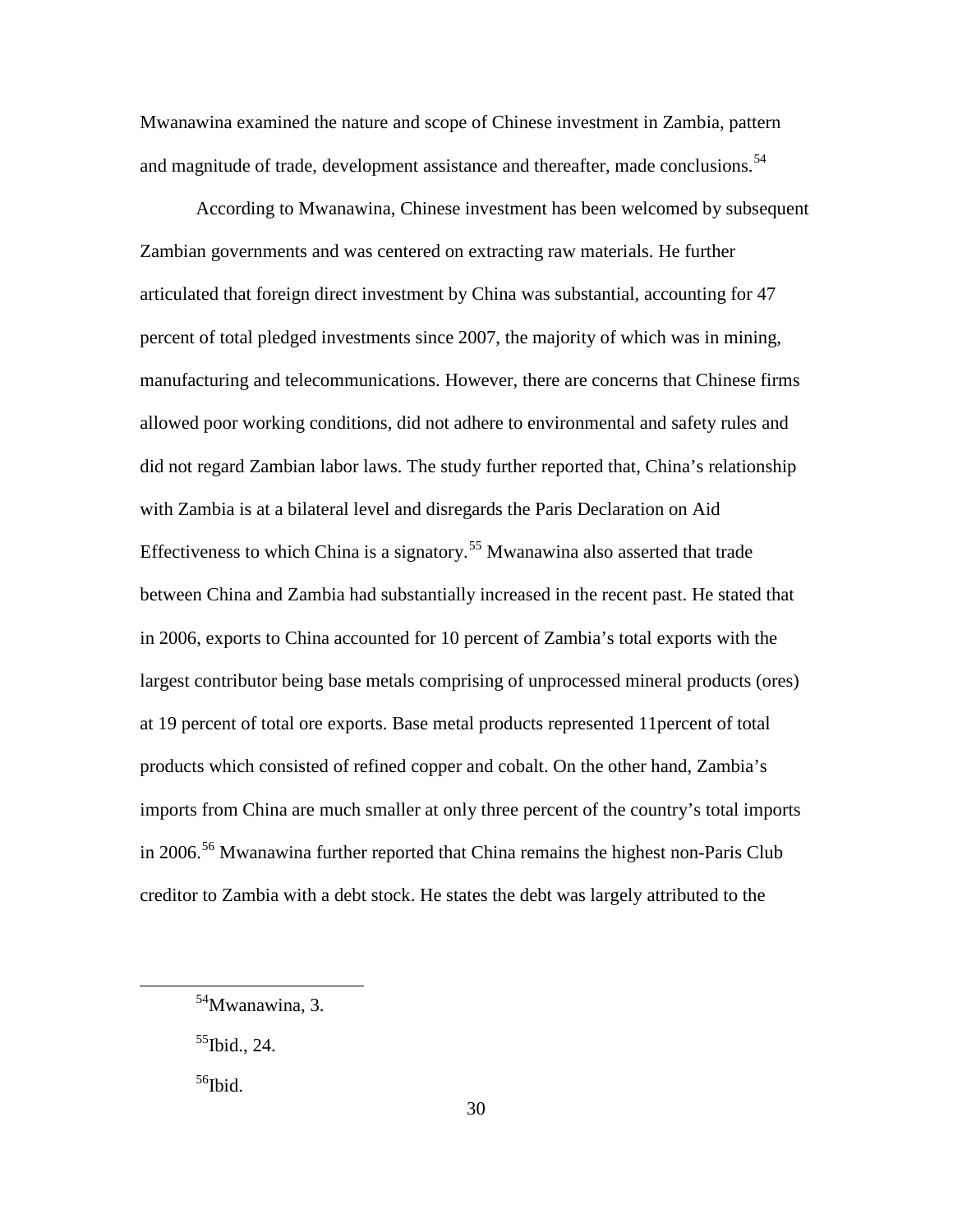Mwanawina examined the nature and scope of Chinese investment in Zambia, pattern and magnitude of trade, development assistance and thereafter, made conclusions.[54]

According to Mwanawina, Chinese investment has been welcomed by subsequent Zambian governments and was centered on extracting raw materials. He further articulated that foreign direct investment by China was substantial, accounting for 47 percent of total pledged investments since 2007, the majority of which was in mining, manufacturing and telecommunications. However, there are concerns that Chinese firms allowed poor working conditions, did not adhere to environmental and safety rules and did not regard Zambian labor laws. The study further reported that, China's relationship with Zambia is at a bilateral level and disregards the Paris Declaration on Aid Effectiveness to which China is a signatory.[55] Mwanawina also asserted that trade between China and Zambia had substantially increased in the recent past. He stated that in 2006, exports to China accounted for 10 percent of Zambia's total exports with the largest contributor being base metals comprising of unprocessed mineral products (ores) at 19 percent of total ore exports. Base metal products represented 11percent of total products which consisted of refined copper and cobalt. On the other hand, Zambia's imports from China are much smaller at only three percent of the country's total imports in 2006.[56] Mwanawina further reported that China remains the highest non-Paris Club creditor to Zambia with a debt stock. He states the debt was largely attributed to the

---

[54]Mwanawina, 3.

[55]Ibid., 24.

[56]Ibid.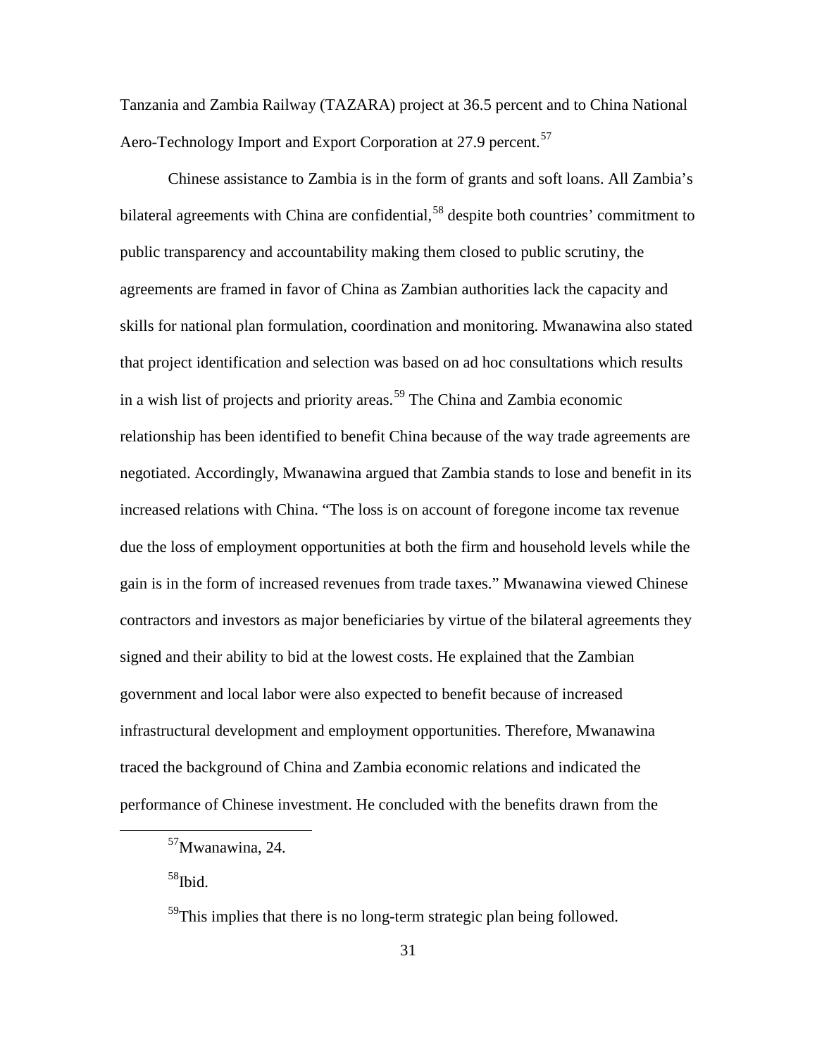Tanzania and Zambia Railway (TAZARA) project at 36.5 percent and to China National Aero-Technology Import and Export Corporation at 27.9 percent.[57]

Chinese assistance to Zambia is in the form of grants and soft loans. All Zambia's bilateral agreements with China are confidential,[58] despite both countries' commitment to public transparency and accountability making them closed to public scrutiny, the agreements are framed in favor of China as Zambian authorities lack the capacity and skills for national plan formulation, coordination and monitoring. Mwanawina also stated that project identification and selection was based on ad hoc consultations which results in a wish list of projects and priority areas.[59] The China and Zambia economic relationship has been identified to benefit China because of the way trade agreements are negotiated. Accordingly, Mwanawina argued that Zambia stands to lose and benefit in its increased relations with China. "The loss is on account of foregone income tax revenue due the loss of employment opportunities at both the firm and household levels while the gain is in the form of increased revenues from trade taxes." Mwanawina viewed Chinese contractors and investors as major beneficiaries by virtue of the bilateral agreements they signed and their ability to bid at the lowest costs. He explained that the Zambian government and local labor were also expected to benefit because of increased infrastructural development and employment opportunities. Therefore, Mwanawina traced the background of China and Zambia economic relations and indicated the performance of Chinese investment. He concluded with the benefits drawn from the

[57]Mwanawina, 24.

[58]Ibid.

[59]This implies that there is no long-term strategic plan being followed.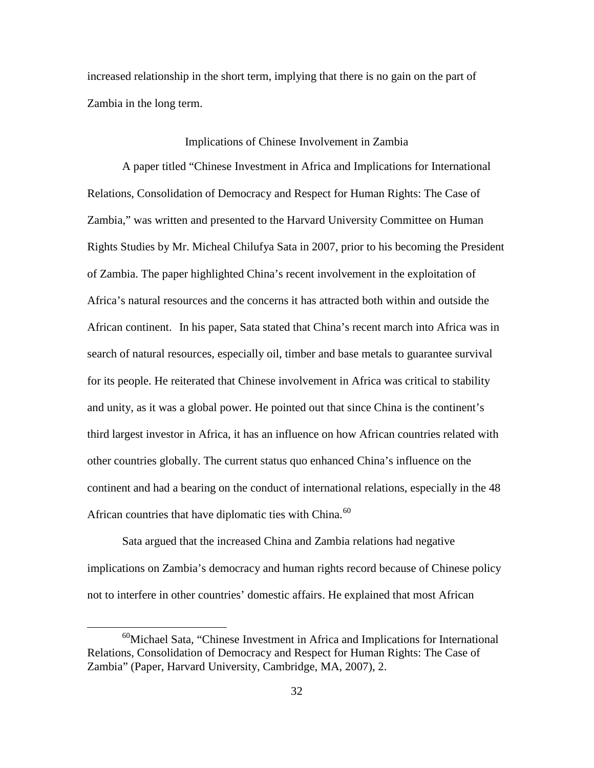increased relationship in the short term, implying that there is no gain on the part of Zambia in the long term.

## Implications of Chinese Involvement in Zambia

A paper titled "Chinese Investment in Africa and Implications for International Relations, Consolidation of Democracy and Respect for Human Rights: The Case of Zambia," was written and presented to the Harvard University Committee on Human Rights Studies by Mr. Micheal Chilufya Sata in 2007, prior to his becoming the President of Zambia. The paper highlighted China's recent involvement in the exploitation of Africa's natural resources and the concerns it has attracted both within and outside the African continent. In his paper, Sata stated that China's recent march into Africa was in search of natural resources, especially oil, timber and base metals to guarantee survival for its people. He reiterated that Chinese involvement in Africa was critical to stability and unity, as it was a global power. He pointed out that since China is the continent's third largest investor in Africa, it has an influence on how African countries related with other countries globally. The current status quo enhanced China's influence on the continent and had a bearing on the conduct of international relations, especially in the 48 African countries that have diplomatic ties with China.[60]

Sata argued that the increased China and Zambia relations had negative implications on Zambia's democracy and human rights record because of Chinese policy not to interfere in other countries' domestic affairs. He explained that most African

[60] Michael Sata, "Chinese Investment in Africa and Implications for International Relations, Consolidation of Democracy and Respect for Human Rights: The Case of Zambia" (Paper, Harvard University, Cambridge, MA, 2007), 2.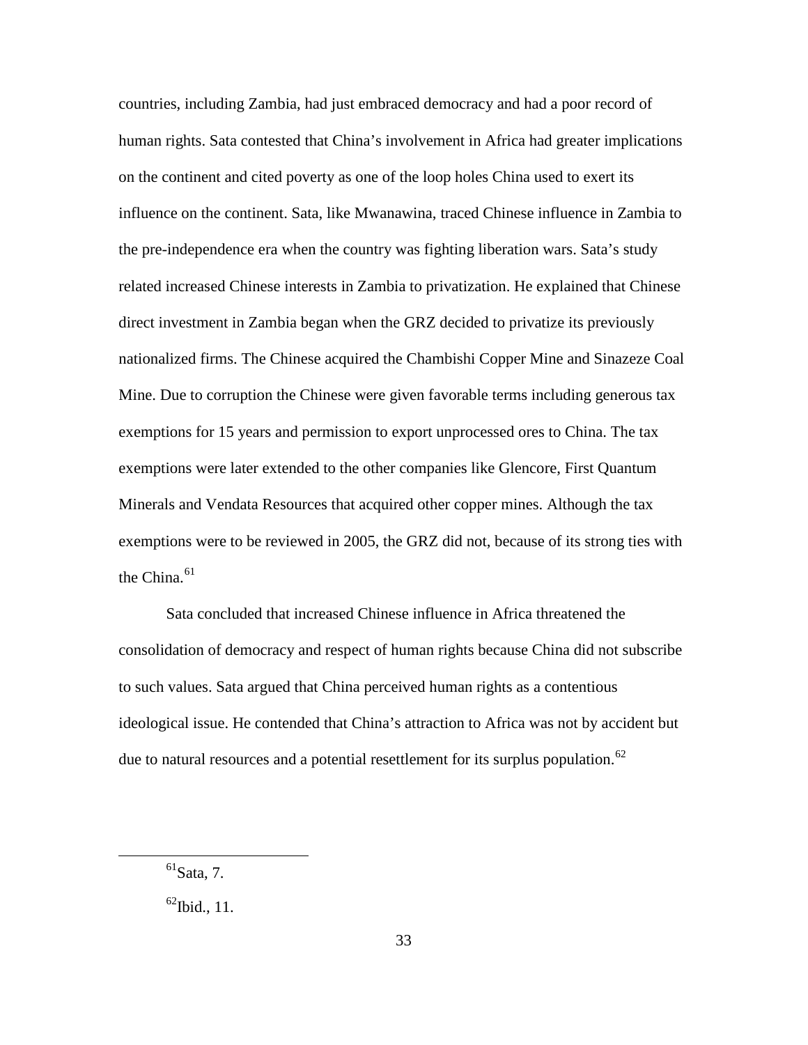countries, including Zambia, had just embraced democracy and had a poor record of human rights. Sata contested that China's involvement in Africa had greater implications on the continent and cited poverty as one of the loop holes China used to exert its influence on the continent. Sata, like Mwanawina, traced Chinese influence in Zambia to the pre-independence era when the country was fighting liberation wars. Sata's study related increased Chinese interests in Zambia to privatization. He explained that Chinese direct investment in Zambia began when the GRZ decided to privatize its previously nationalized firms. The Chinese acquired the Chambishi Copper Mine and Sinazeze Coal Mine. Due to corruption the Chinese were given favorable terms including generous tax exemptions for 15 years and permission to export unprocessed ores to China. The tax exemptions were later extended to the other companies like Glencore, First Quantum Minerals and Vendata Resources that acquired other copper mines. Although the tax exemptions were to be reviewed in 2005, the GRZ did not, because of its strong ties with the China.[61]

Sata concluded that increased Chinese influence in Africa threatened the consolidation of democracy and respect of human rights because China did not subscribe to such values. Sata argued that China perceived human rights as a contentious ideological issue. He contended that China's attraction to Africa was not by accident but due to natural resources and a potential resettlement for its surplus population.[62]

---

[61] Sata, 7.

[62] Ibid., 11.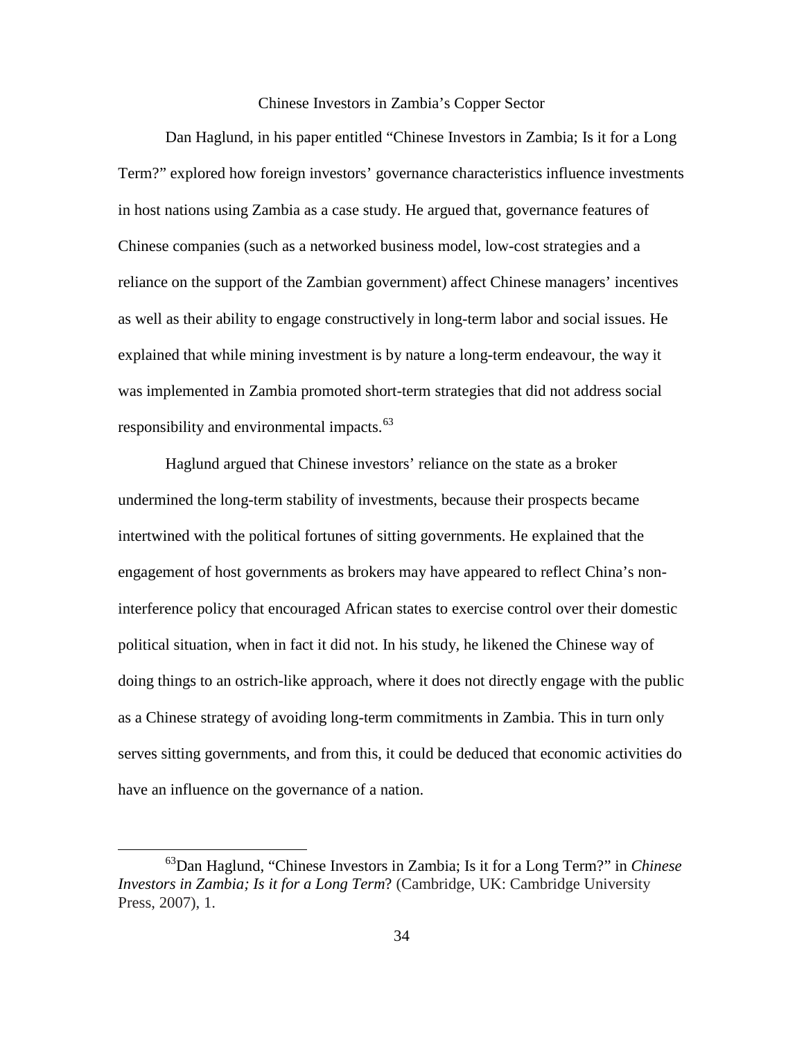## Chinese Investors in Zambia's Copper Sector

Dan Haglund, in his paper entitled "Chinese Investors in Zambia; Is it for a Long Term?" explored how foreign investors' governance characteristics influence investments in host nations using Zambia as a case study. He argued that, governance features of Chinese companies (such as a networked business model, low-cost strategies and a reliance on the support of the Zambian government) affect Chinese managers' incentives as well as their ability to engage constructively in long-term labor and social issues. He explained that while mining investment is by nature a long-term endeavour, the way it was implemented in Zambia promoted short-term strategies that did not address social responsibility and environmental impacts.[63]

Haglund argued that Chinese investors' reliance on the state as a broker undermined the long-term stability of investments, because their prospects became intertwined with the political fortunes of sitting governments. He explained that the engagement of host governments as brokers may have appeared to reflect China's non-interference policy that encouraged African states to exercise control over their domestic political situation, when in fact it did not. In his study, he likened the Chinese way of doing things to an ostrich-like approach, where it does not directly engage with the public as a Chinese strategy of avoiding long-term commitments in Zambia. This in turn only serves sitting governments, and from this, it could be deduced that economic activities do have an influence on the governance of a nation.

---

[63]Dan Haglund, "Chinese Investors in Zambia; Is it for a Long Term?" in *Chinese Investors in Zambia; Is it for a Long Term*? (Cambridge, UK: Cambridge University Press, 2007), 1.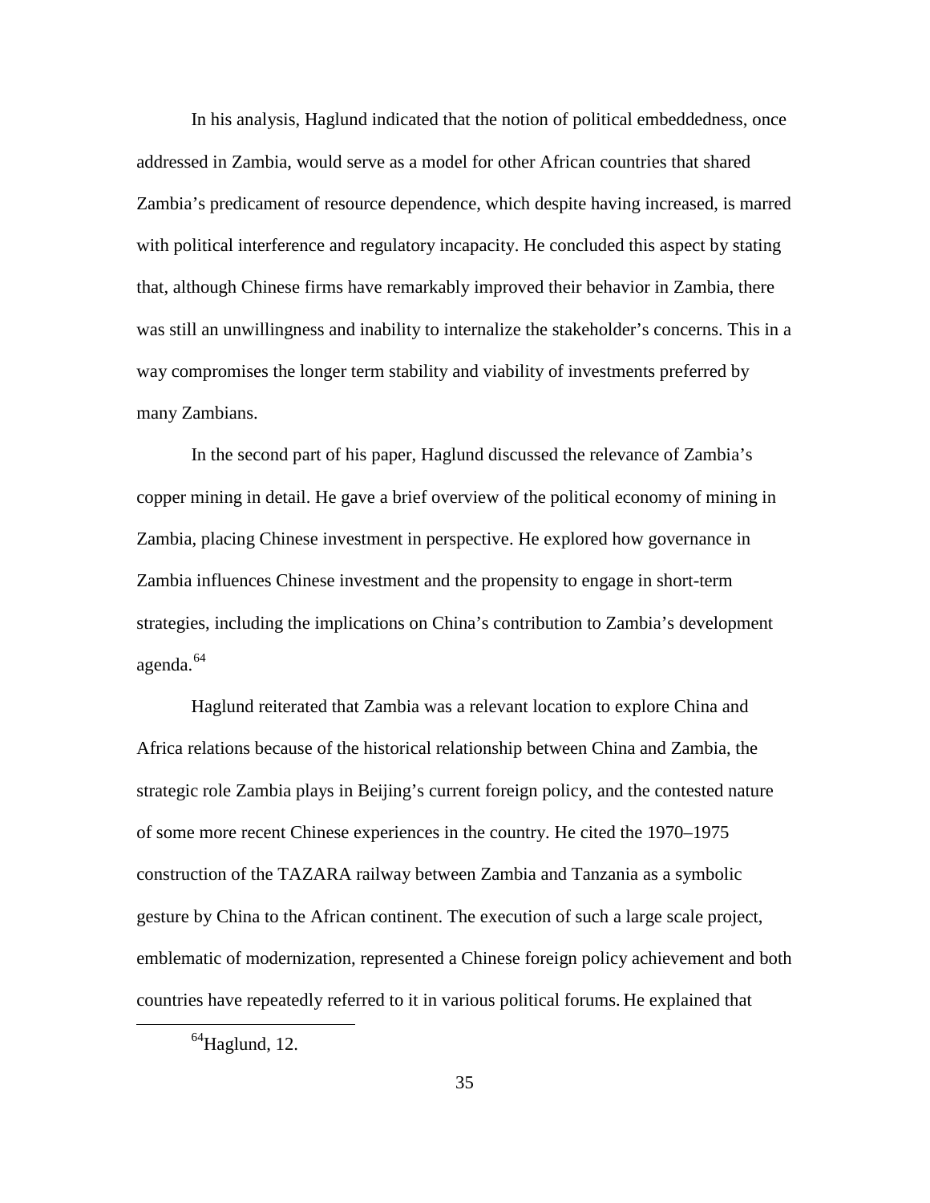In his analysis, Haglund indicated that the notion of political embeddedness, once addressed in Zambia, would serve as a model for other African countries that shared Zambia's predicament of resource dependence, which despite having increased, is marred with political interference and regulatory incapacity. He concluded this aspect by stating that, although Chinese firms have remarkably improved their behavior in Zambia, there was still an unwillingness and inability to internalize the stakeholder's concerns. This in a way compromises the longer term stability and viability of investments preferred by many Zambians.

In the second part of his paper, Haglund discussed the relevance of Zambia's copper mining in detail. He gave a brief overview of the political economy of mining in Zambia, placing Chinese investment in perspective. He explored how governance in Zambia influences Chinese investment and the propensity to engage in short-term strategies, including the implications on China's contribution to Zambia's development agenda.[64]

Haglund reiterated that Zambia was a relevant location to explore China and Africa relations because of the historical relationship between China and Zambia, the strategic role Zambia plays in Beijing's current foreign policy, and the contested nature of some more recent Chinese experiences in the country. He cited the 1970–1975 construction of the TAZARA railway between Zambia and Tanzania as a symbolic gesture by China to the African continent. The execution of such a large scale project, emblematic of modernization, represented a Chinese foreign policy achievement and both countries have repeatedly referred to it in various political forums. He explained that

[64] Haglund, 12.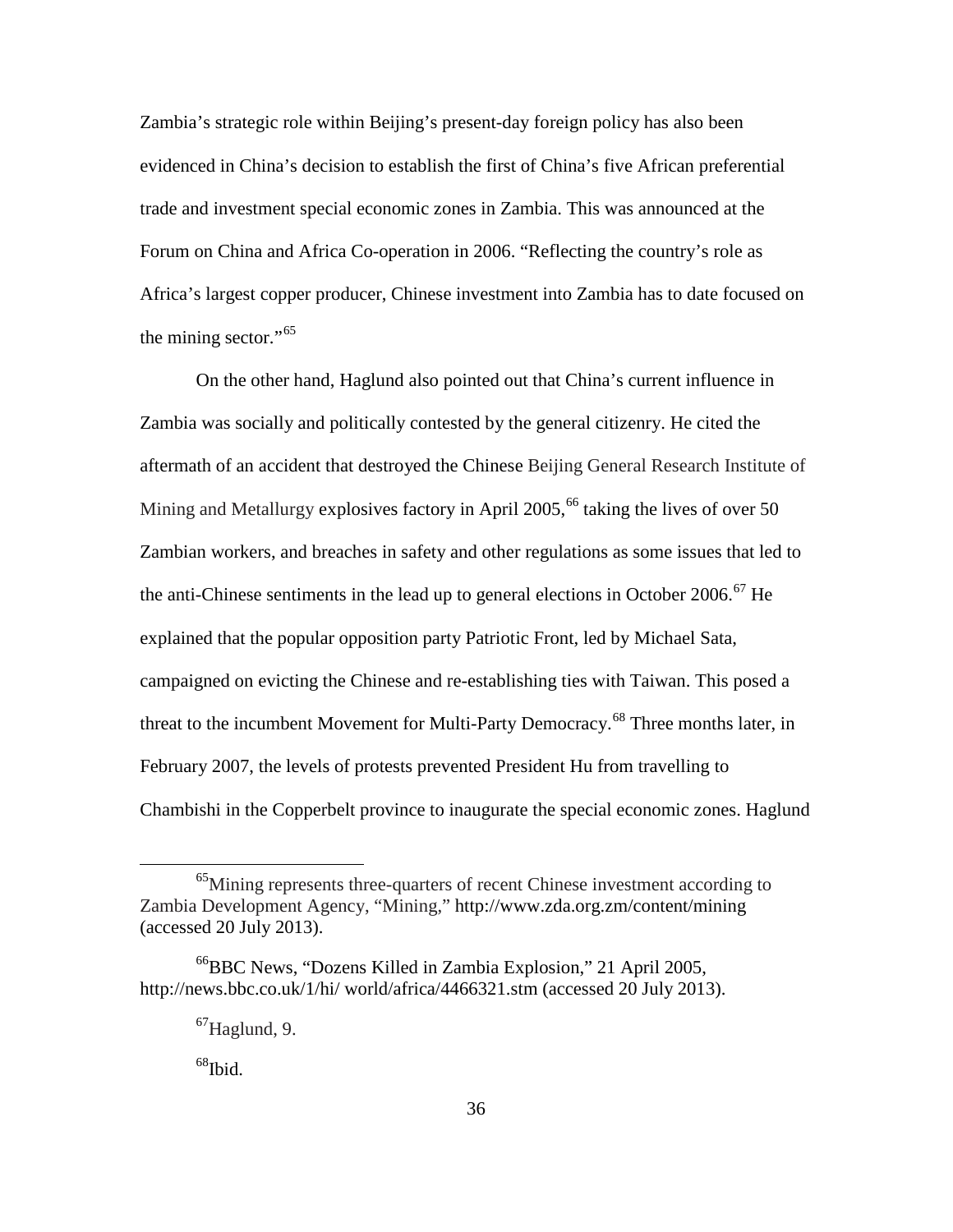Zambia's strategic role within Beijing's present-day foreign policy has also been evidenced in China's decision to establish the first of China's five African preferential trade and investment special economic zones in Zambia. This was announced at the Forum on China and Africa Co-operation in 2006. "Reflecting the country's role as Africa's largest copper producer, Chinese investment into Zambia has to date focused on the mining sector."[65]

On the other hand, Haglund also pointed out that China's current influence in Zambia was socially and politically contested by the general citizenry. He cited the aftermath of an accident that destroyed the Chinese Beijing General Research Institute of Mining and Metallurgy explosives factory in April 2005,[66] taking the lives of over 50 Zambian workers, and breaches in safety and other regulations as some issues that led to the anti-Chinese sentiments in the lead up to general elections in October 2006.[67] He explained that the popular opposition party Patriotic Front, led by Michael Sata, campaigned on evicting the Chinese and re-establishing ties with Taiwan. This posed a threat to the incumbent Movement for Multi-Party Democracy.[68] Three months later, in February 2007, the levels of protests prevented President Hu from travelling to Chambishi in the Copperbelt province to inaugurate the special economic zones. Haglund

---

[65]Mining represents three-quarters of recent Chinese investment according to Zambia Development Agency, "Mining," http://www.zda.org.zm/content/mining (accessed 20 July 2013).

[66]BBC News, "Dozens Killed in Zambia Explosion," 21 April 2005, http://news.bbc.co.uk/1/hi/ world/africa/4466321.stm (accessed 20 July 2013).

[67]Haglund, 9.

[68]Ibid.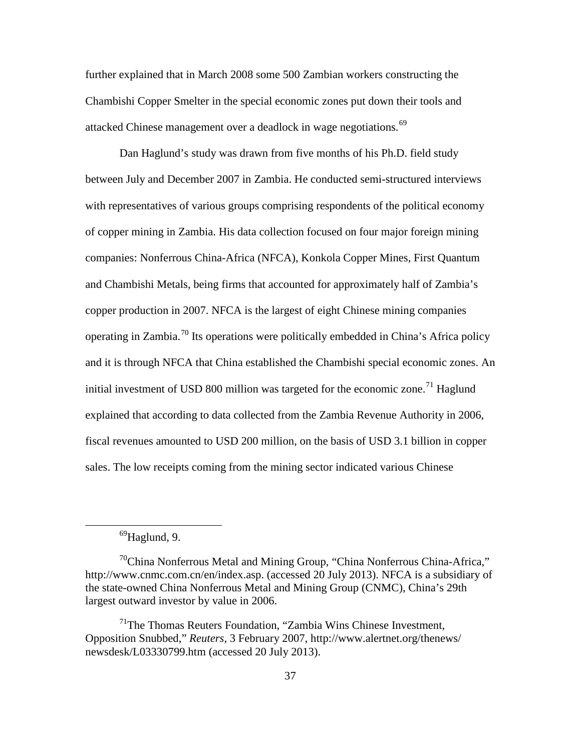further explained that in March 2008 some 500 Zambian workers constructing the Chambishi Copper Smelter in the special economic zones put down their tools and attacked Chinese management over a deadlock in wage negotiations.[69]

Dan Haglund's study was drawn from five months of his Ph.D. field study between July and December 2007 in Zambia. He conducted semi-structured interviews with representatives of various groups comprising respondents of the political economy of copper mining in Zambia. His data collection focused on four major foreign mining companies: Nonferrous China-Africa (NFCA), Konkola Copper Mines, First Quantum and Chambishi Metals, being firms that accounted for approximately half of Zambia's copper production in 2007. NFCA is the largest of eight Chinese mining companies operating in Zambia.[70] Its operations were politically embedded in China's Africa policy and it is through NFCA that China established the Chambishi special economic zones. An initial investment of USD 800 million was targeted for the economic zone.[71] Haglund explained that according to data collected from the Zambia Revenue Authority in 2006, fiscal revenues amounted to USD 200 million, on the basis of USD 3.1 billion in copper sales. The low receipts coming from the mining sector indicated various Chinese

---

[69]Haglund, 9.

[70]China Nonferrous Metal and Mining Group, "China Nonferrous China-Africa," http://www.cnmc.com.cn/en/index.asp. (accessed 20 July 2013). NFCA is a subsidiary of the state-owned China Nonferrous Metal and Mining Group (CNMC), China's 29th largest outward investor by value in 2006.

[71]The Thomas Reuters Foundation, "Zambia Wins Chinese Investment, Opposition Snubbed," *Reuters*, 3 February 2007, http://www.alertnet.org/thenews/newsdesk/L03330799.htm (accessed 20 July 2013).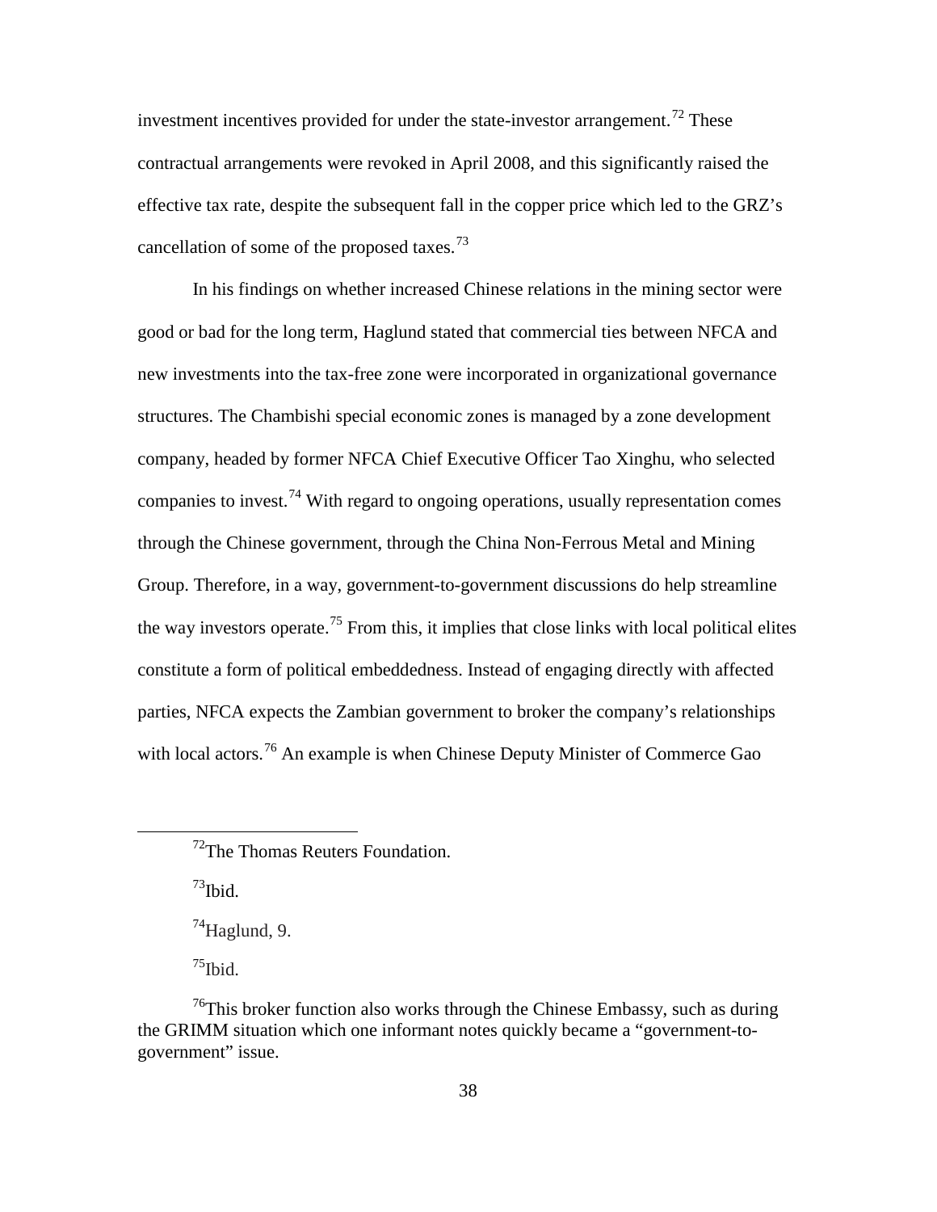investment incentives provided for under the state-investor arrangement.[72] These contractual arrangements were revoked in April 2008, and this significantly raised the effective tax rate, despite the subsequent fall in the copper price which led to the GRZ's cancellation of some of the proposed taxes.[73]

In his findings on whether increased Chinese relations in the mining sector were good or bad for the long term, Haglund stated that commercial ties between NFCA and new investments into the tax-free zone were incorporated in organizational governance structures. The Chambishi special economic zones is managed by a zone development company, headed by former NFCA Chief Executive Officer Tao Xinghu, who selected companies to invest.[74] With regard to ongoing operations, usually representation comes through the Chinese government, through the China Non-Ferrous Metal and Mining Group. Therefore, in a way, government-to-government discussions do help streamline the way investors operate.[75] From this, it implies that close links with local political elites constitute a form of political embeddedness. Instead of engaging directly with affected parties, NFCA expects the Zambian government to broker the company's relationships with local actors.[76] An example is when Chinese Deputy Minister of Commerce Gao

---

[72]The Thomas Reuters Foundation.

[73]Ibid.

[74]Haglund, 9.

[75]Ibid.

[76]This broker function also works through the Chinese Embassy, such as during the GRIMM situation which one informant notes quickly became a "government-to-government" issue.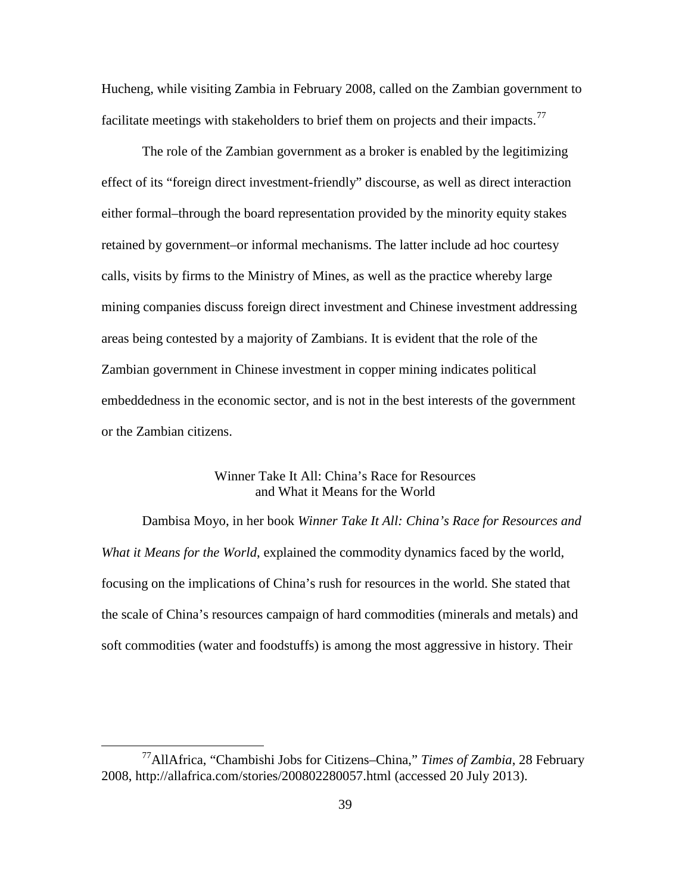Hucheng, while visiting Zambia in February 2008, called on the Zambian government to facilitate meetings with stakeholders to brief them on projects and their impacts.[77]

The role of the Zambian government as a broker is enabled by the legitimizing effect of its "foreign direct investment-friendly" discourse, as well as direct interaction either formal–through the board representation provided by the minority equity stakes retained by government–or informal mechanisms. The latter include ad hoc courtesy calls, visits by firms to the Ministry of Mines, as well as the practice whereby large mining companies discuss foreign direct investment and Chinese investment addressing areas being contested by a majority of Zambians. It is evident that the role of the Zambian government in Chinese investment in copper mining indicates political embeddedness in the economic sector, and is not in the best interests of the government or the Zambian citizens.

## Winner Take It All: China's Race for Resources and What it Means for the World

Dambisa Moyo, in her book *Winner Take It All: China's Race for Resources and What it Means for the World*, explained the commodity dynamics faced by the world, focusing on the implications of China's rush for resources in the world. She stated that the scale of China's resources campaign of hard commodities (minerals and metals) and soft commodities (water and foodstuffs) is among the most aggressive in history. Their

---

[77] AllAfrica, "Chambishi Jobs for Citizens–China," *Times of Zambia*, 28 February 2008, http://allafrica.com/stories/200802280057.html (accessed 20 July 2013).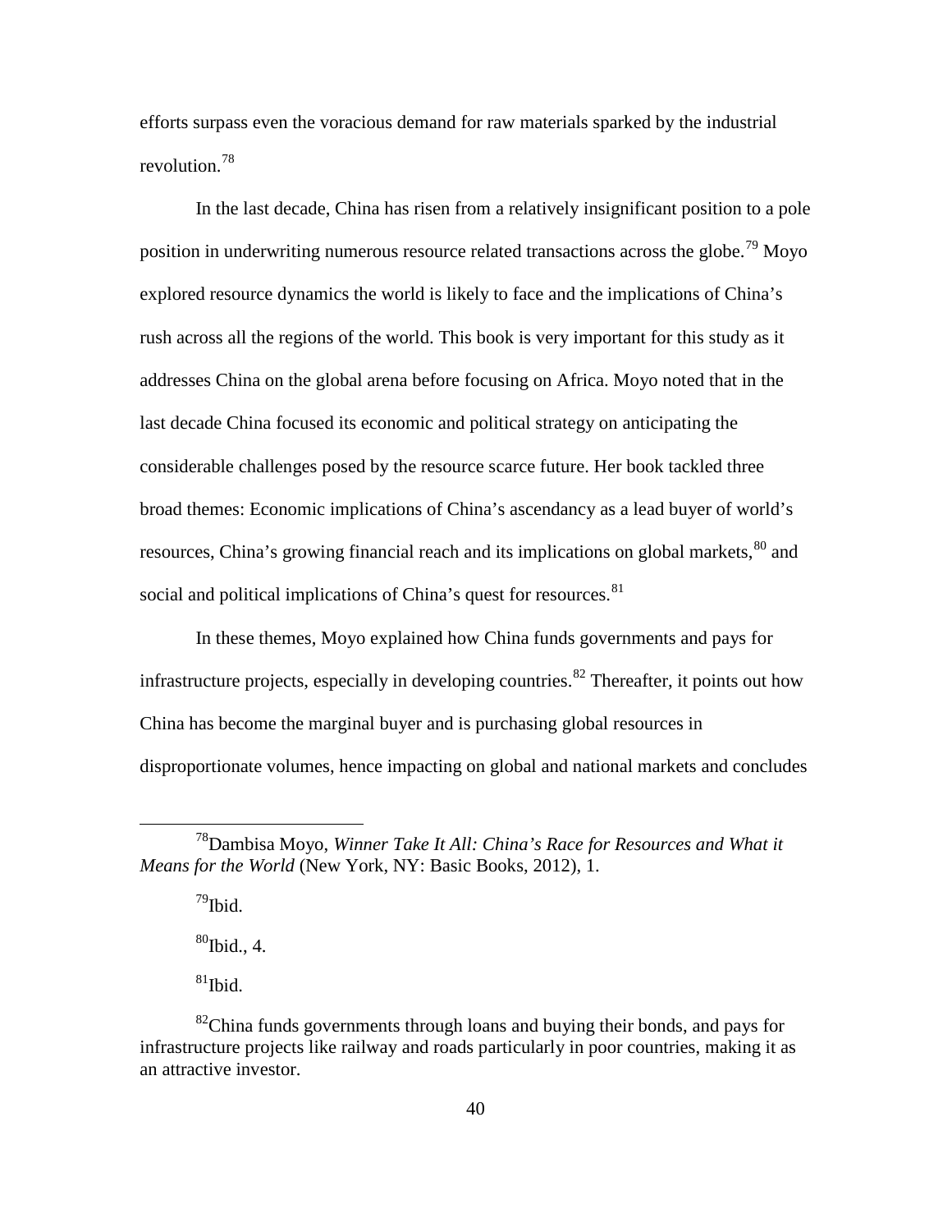efforts surpass even the voracious demand for raw materials sparked by the industrial revolution.[78]

In the last decade, China has risen from a relatively insignificant position to a pole position in underwriting numerous resource related transactions across the globe.[79] Moyo explored resource dynamics the world is likely to face and the implications of China's rush across all the regions of the world. This book is very important for this study as it addresses China on the global arena before focusing on Africa. Moyo noted that in the last decade China focused its economic and political strategy on anticipating the considerable challenges posed by the resource scarce future. Her book tackled three broad themes: Economic implications of China's ascendancy as a lead buyer of world's resources, China's growing financial reach and its implications on global markets,[80] and social and political implications of China's quest for resources.[81]

In these themes, Moyo explained how China funds governments and pays for infrastructure projects, especially in developing countries.[82] Thereafter, it points out how China has become the marginal buyer and is purchasing global resources in disproportionate volumes, hence impacting on global and national markets and concludes

---

[78] Dambisa Moyo, *Winner Take It All: China's Race for Resources and What it Means for the World* (New York, NY: Basic Books, 2012), 1.

[79] Ibid.

[80] Ibid., 4.

[81] Ibid.

[82] China funds governments through loans and buying their bonds, and pays for infrastructure projects like railway and roads particularly in poor countries, making it as an attractive investor.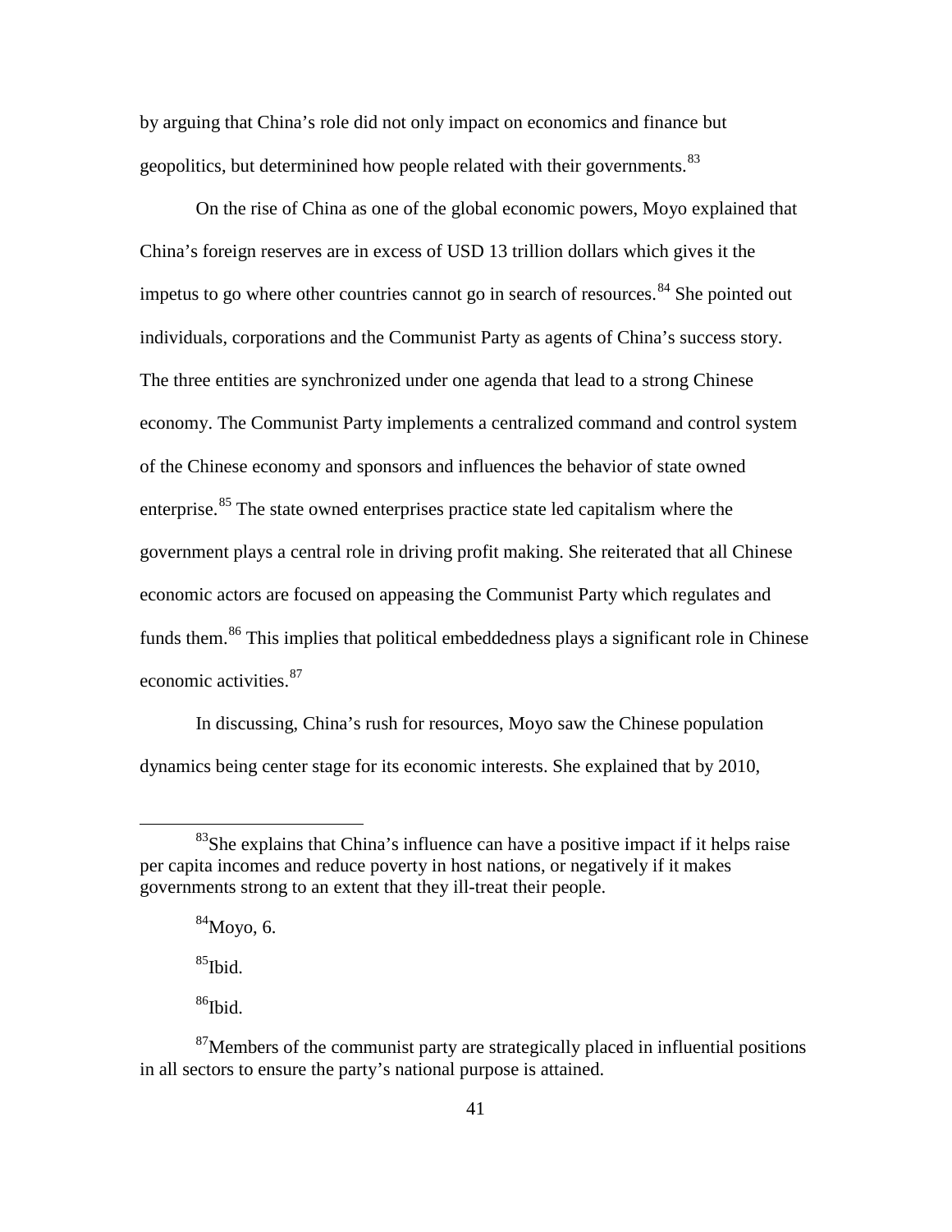by arguing that China's role did not only impact on economics and finance but geopolitics, but determinined how people related with their governments.[83]

On the rise of China as one of the global economic powers, Moyo explained that China's foreign reserves are in excess of USD 13 trillion dollars which gives it the impetus to go where other countries cannot go in search of resources.[84] She pointed out individuals, corporations and the Communist Party as agents of China's success story. The three entities are synchronized under one agenda that lead to a strong Chinese economy. The Communist Party implements a centralized command and control system of the Chinese economy and sponsors and influences the behavior of state owned enterprise.[85] The state owned enterprises practice state led capitalism where the government plays a central role in driving profit making. She reiterated that all Chinese economic actors are focused on appeasing the Communist Party which regulates and funds them.[86] This implies that political embeddedness plays a significant role in Chinese economic activities.[87]

In discussing, China's rush for resources, Moyo saw the Chinese population dynamics being center stage for its economic interests. She explained that by 2010,

---

[83]She explains that China's influence can have a positive impact if it helps raise per capita incomes and reduce poverty in host nations, or negatively if it makes governments strong to an extent that they ill-treat their people.

[84]Moyo, 6.

[85]Ibid.

[86]Ibid.

[87]Members of the communist party are strategically placed in influential positions in all sectors to ensure the party's national purpose is attained.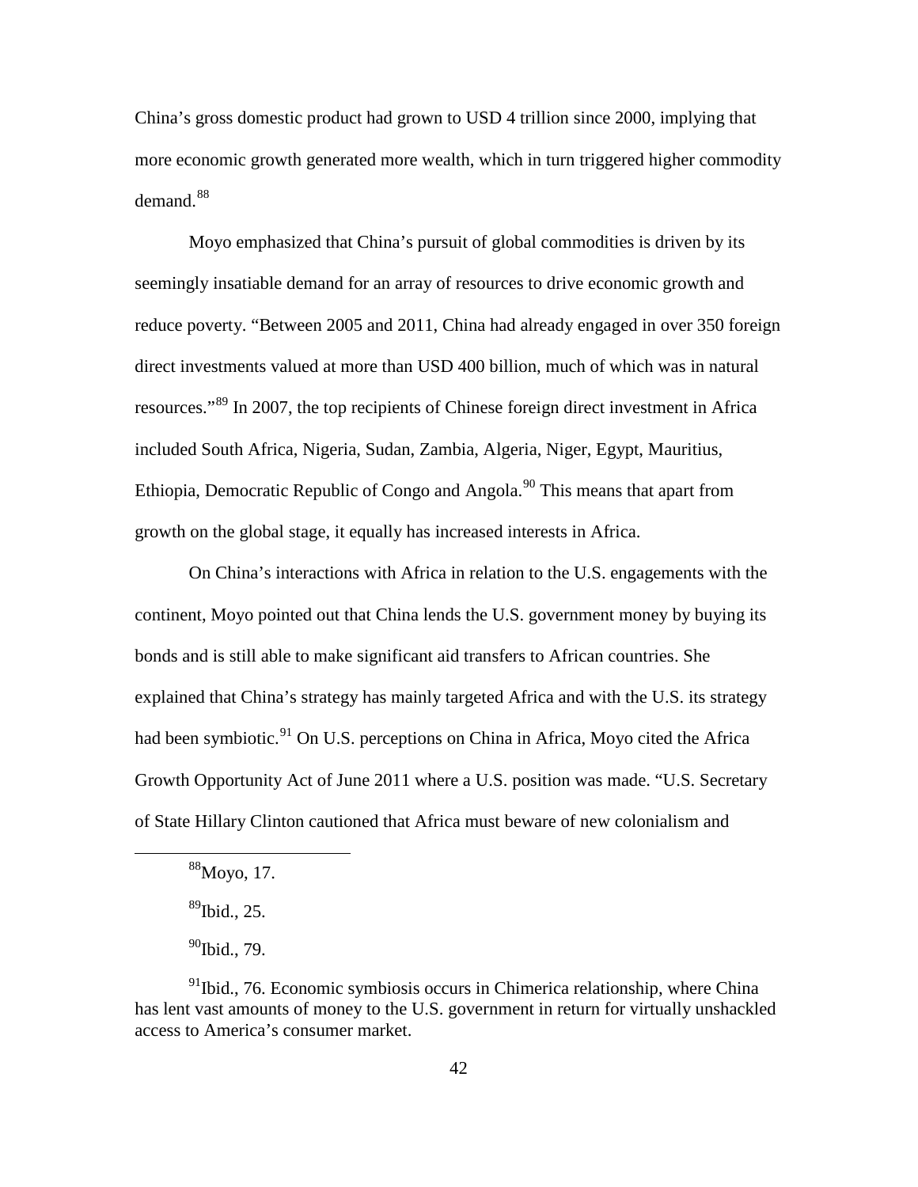China's gross domestic product had grown to USD 4 trillion since 2000, implying that more economic growth generated more wealth, which in turn triggered higher commodity demand.[88]

Moyo emphasized that China's pursuit of global commodities is driven by its seemingly insatiable demand for an array of resources to drive economic growth and reduce poverty. "Between 2005 and 2011, China had already engaged in over 350 foreign direct investments valued at more than USD 400 billion, much of which was in natural resources."[89] In 2007, the top recipients of Chinese foreign direct investment in Africa included South Africa, Nigeria, Sudan, Zambia, Algeria, Niger, Egypt, Mauritius, Ethiopia, Democratic Republic of Congo and Angola.[90] This means that apart from growth on the global stage, it equally has increased interests in Africa.

On China's interactions with Africa in relation to the U.S. engagements with the continent, Moyo pointed out that China lends the U.S. government money by buying its bonds and is still able to make significant aid transfers to African countries. She explained that China's strategy has mainly targeted Africa and with the U.S. its strategy had been symbiotic.[91] On U.S. perceptions on China in Africa, Moyo cited the Africa Growth Opportunity Act of June 2011 where a U.S. position was made. "U.S. Secretary of State Hillary Clinton cautioned that Africa must beware of new colonialism and

---

[88]Moyo, 17.

[89]Ibid., 25.

[90]Ibid., 79.

[91]Ibid., 76. Economic symbiosis occurs in Chimerica relationship, where China has lent vast amounts of money to the U.S. government in return for virtually unshackled access to America's consumer market.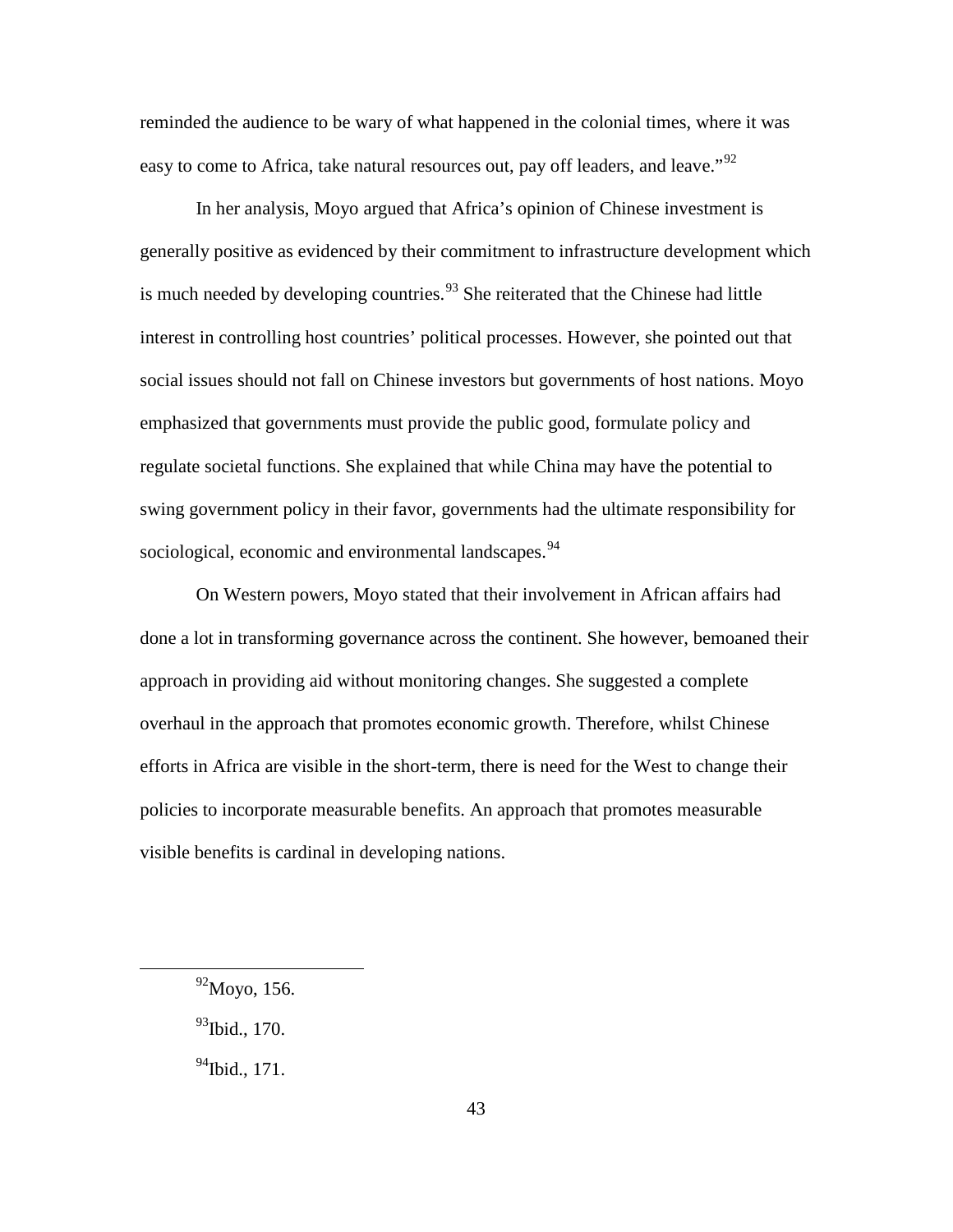reminded the audience to be wary of what happened in the colonial times, where it was easy to come to Africa, take natural resources out, pay off leaders, and leave."[92]

In her analysis, Moyo argued that Africa's opinion of Chinese investment is generally positive as evidenced by their commitment to infrastructure development which is much needed by developing countries.[93] She reiterated that the Chinese had little interest in controlling host countries' political processes. However, she pointed out that social issues should not fall on Chinese investors but governments of host nations. Moyo emphasized that governments must provide the public good, formulate policy and regulate societal functions. She explained that while China may have the potential to swing government policy in their favor, governments had the ultimate responsibility for sociological, economic and environmental landscapes.[94]

On Western powers, Moyo stated that their involvement in African affairs had done a lot in transforming governance across the continent. She however, bemoaned their approach in providing aid without monitoring changes. She suggested a complete overhaul in the approach that promotes economic growth. Therefore, whilst Chinese efforts in Africa are visible in the short-term, there is need for the West to change their policies to incorporate measurable benefits. An approach that promotes measurable visible benefits is cardinal in developing nations.

---

[92] Moyo, 156.

[93] Ibid., 170.

[94] Ibid., 171.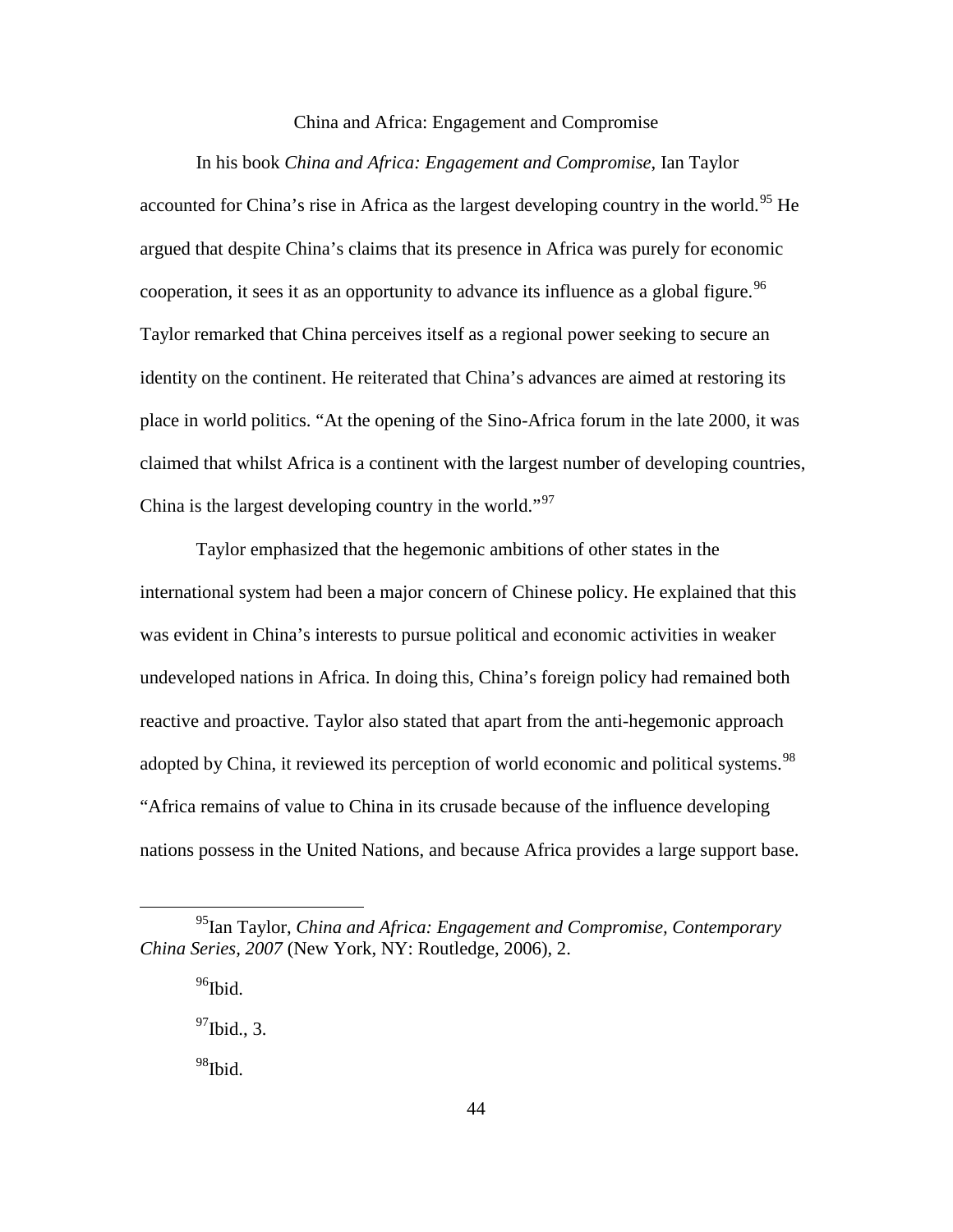## China and Africa: Engagement and Compromise

In his book *China and Africa: Engagement and Compromise*, Ian Taylor accounted for China's rise in Africa as the largest developing country in the world.[95] He argued that despite China's claims that its presence in Africa was purely for economic cooperation, it sees it as an opportunity to advance its influence as a global figure.[96] Taylor remarked that China perceives itself as a regional power seeking to secure an identity on the continent. He reiterated that China's advances are aimed at restoring its place in world politics. "At the opening of the Sino-Africa forum in the late 2000, it was claimed that whilst Africa is a continent with the largest number of developing countries, China is the largest developing country in the world."[97]

Taylor emphasized that the hegemonic ambitions of other states in the international system had been a major concern of Chinese policy. He explained that this was evident in China's interests to pursue political and economic activities in weaker undeveloped nations in Africa. In doing this, China's foreign policy had remained both reactive and proactive. Taylor also stated that apart from the anti-hegemonic approach adopted by China, it reviewed its perception of world economic and political systems.[98] "Africa remains of value to China in its crusade because of the influence developing nations possess in the United Nations, and because Africa provides a large support base.

---

[95] Ian Taylor, *China and Africa: Engagement and Compromise, Contemporary China Series, 2007* (New York, NY: Routledge, 2006), 2.

[96] Ibid.

[97] Ibid., 3.

[98] Ibid.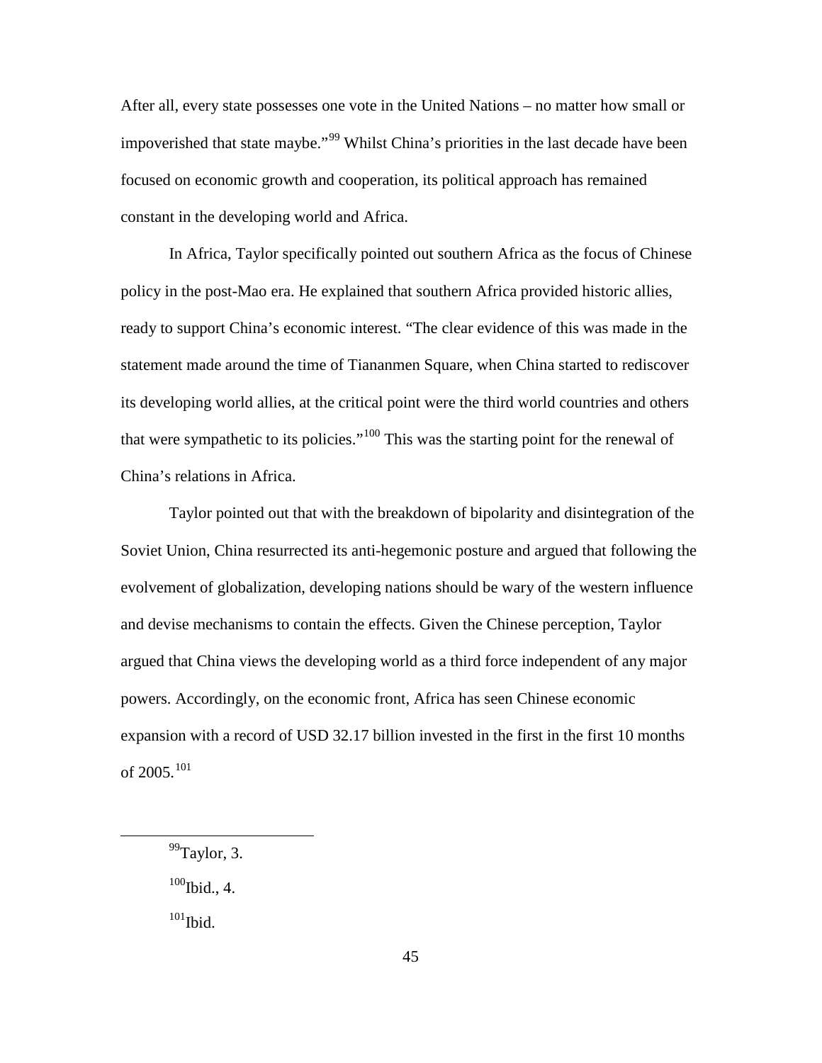After all, every state possesses one vote in the United Nations – no matter how small or impoverished that state maybe."[99] Whilst China's priorities in the last decade have been focused on economic growth and cooperation, its political approach has remained constant in the developing world and Africa.

In Africa, Taylor specifically pointed out southern Africa as the focus of Chinese policy in the post-Mao era. He explained that southern Africa provided historic allies, ready to support China's economic interest. "The clear evidence of this was made in the statement made around the time of Tiananmen Square, when China started to rediscover its developing world allies, at the critical point were the third world countries and others that were sympathetic to its policies."[100] This was the starting point for the renewal of China's relations in Africa.

Taylor pointed out that with the breakdown of bipolarity and disintegration of the Soviet Union, China resurrected its anti-hegemonic posture and argued that following the evolvement of globalization, developing nations should be wary of the western influence and devise mechanisms to contain the effects. Given the Chinese perception, Taylor argued that China views the developing world as a third force independent of any major powers. Accordingly, on the economic front, Africa has seen Chinese economic expansion with a record of USD 32.17 billion invested in the first in the first 10 months of 2005.[101]

---

[99]Taylor, 3.

[100]Ibid., 4.

[101]Ibid.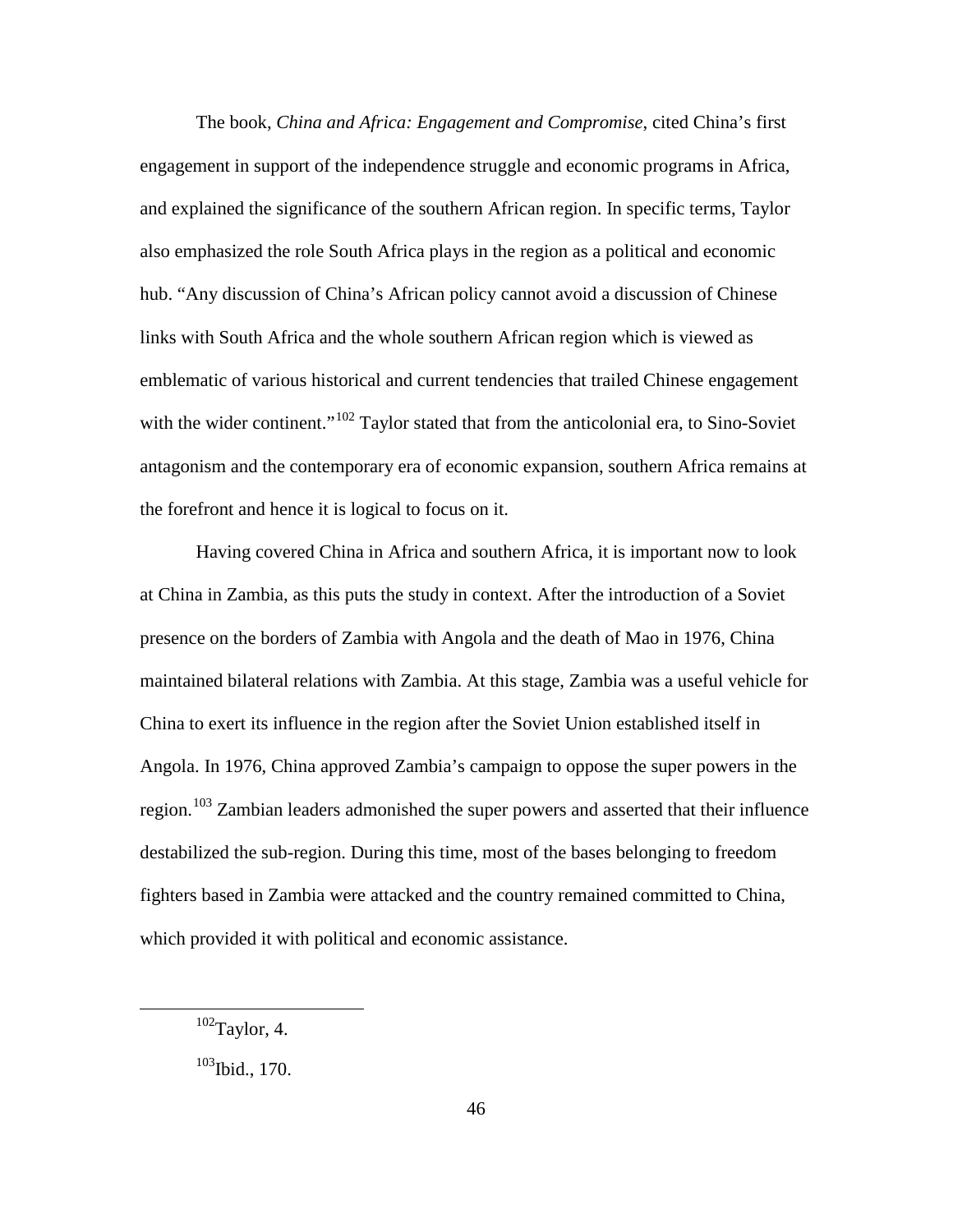The book, *China and Africa: Engagement and Compromise*, cited China's first engagement in support of the independence struggle and economic programs in Africa, and explained the significance of the southern African region. In specific terms, Taylor also emphasized the role South Africa plays in the region as a political and economic hub. "Any discussion of China's African policy cannot avoid a discussion of Chinese links with South Africa and the whole southern African region which is viewed as emblematic of various historical and current tendencies that trailed Chinese engagement with the wider continent."[102] Taylor stated that from the anticolonial era, to Sino-Soviet antagonism and the contemporary era of economic expansion, southern Africa remains at the forefront and hence it is logical to focus on it.

Having covered China in Africa and southern Africa, it is important now to look at China in Zambia, as this puts the study in context. After the introduction of a Soviet presence on the borders of Zambia with Angola and the death of Mao in 1976, China maintained bilateral relations with Zambia. At this stage, Zambia was a useful vehicle for China to exert its influence in the region after the Soviet Union established itself in Angola. In 1976, China approved Zambia's campaign to oppose the super powers in the region.[103] Zambian leaders admonished the super powers and asserted that their influence destabilized the sub-region. During this time, most of the bases belonging to freedom fighters based in Zambia were attacked and the country remained committed to China, which provided it with political and economic assistance.

---

[102] Taylor, 4.

[103] Ibid., 170.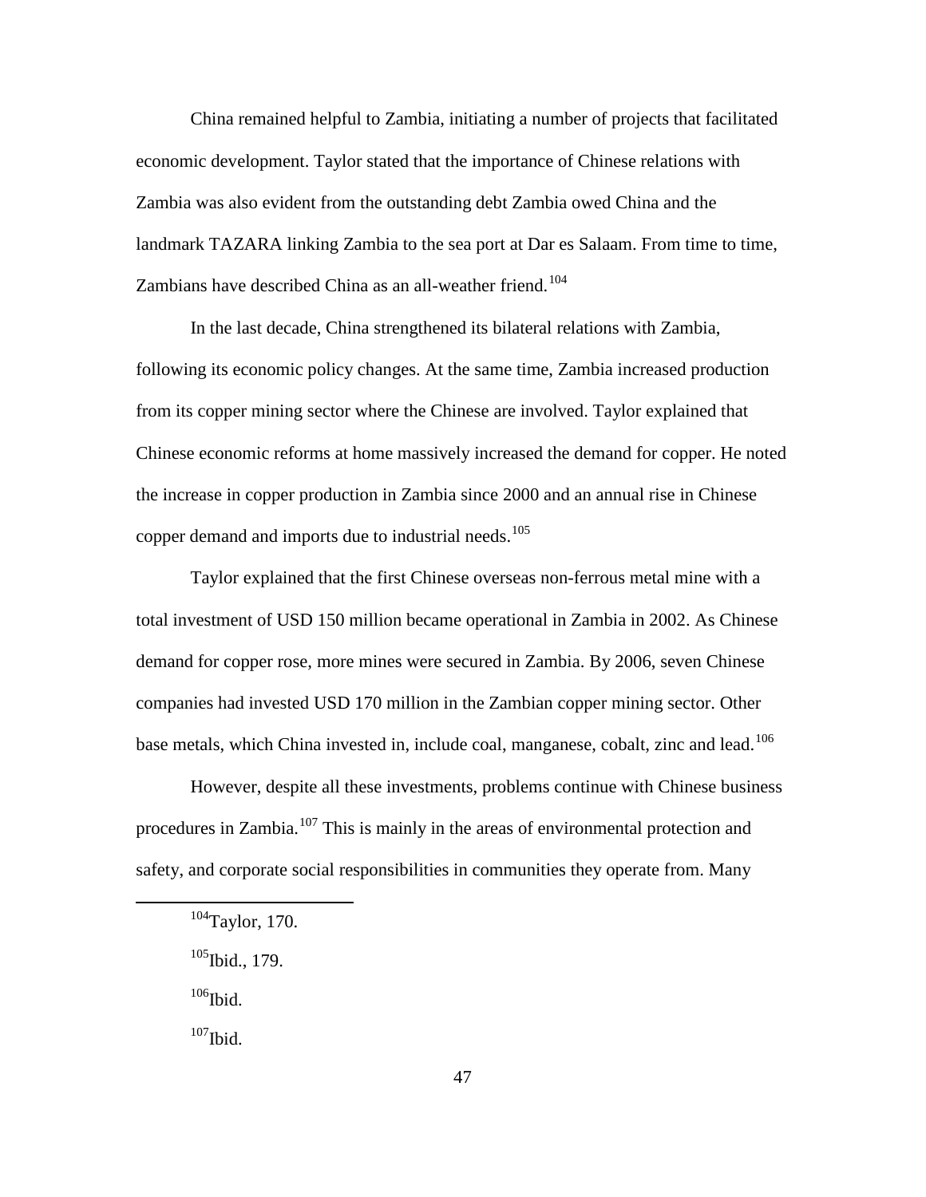China remained helpful to Zambia, initiating a number of projects that facilitated economic development. Taylor stated that the importance of Chinese relations with Zambia was also evident from the outstanding debt Zambia owed China and the landmark TAZARA linking Zambia to the sea port at Dar es Salaam. From time to time, Zambians have described China as an all-weather friend.[104]

In the last decade, China strengthened its bilateral relations with Zambia, following its economic policy changes. At the same time, Zambia increased production from its copper mining sector where the Chinese are involved. Taylor explained that Chinese economic reforms at home massively increased the demand for copper. He noted the increase in copper production in Zambia since 2000 and an annual rise in Chinese copper demand and imports due to industrial needs.[105]

Taylor explained that the first Chinese overseas non-ferrous metal mine with a total investment of USD 150 million became operational in Zambia in 2002. As Chinese demand for copper rose, more mines were secured in Zambia. By 2006, seven Chinese companies had invested USD 170 million in the Zambian copper mining sector. Other base metals, which China invested in, include coal, manganese, cobalt, zinc and lead.[106]

However, despite all these investments, problems continue with Chinese business procedures in Zambia.[107] This is mainly in the areas of environmental protection and safety, and corporate social responsibilities in communities they operate from. Many

---

[104] Taylor, 170.

[105] Ibid., 179.

[106] Ibid.

[107] Ibid.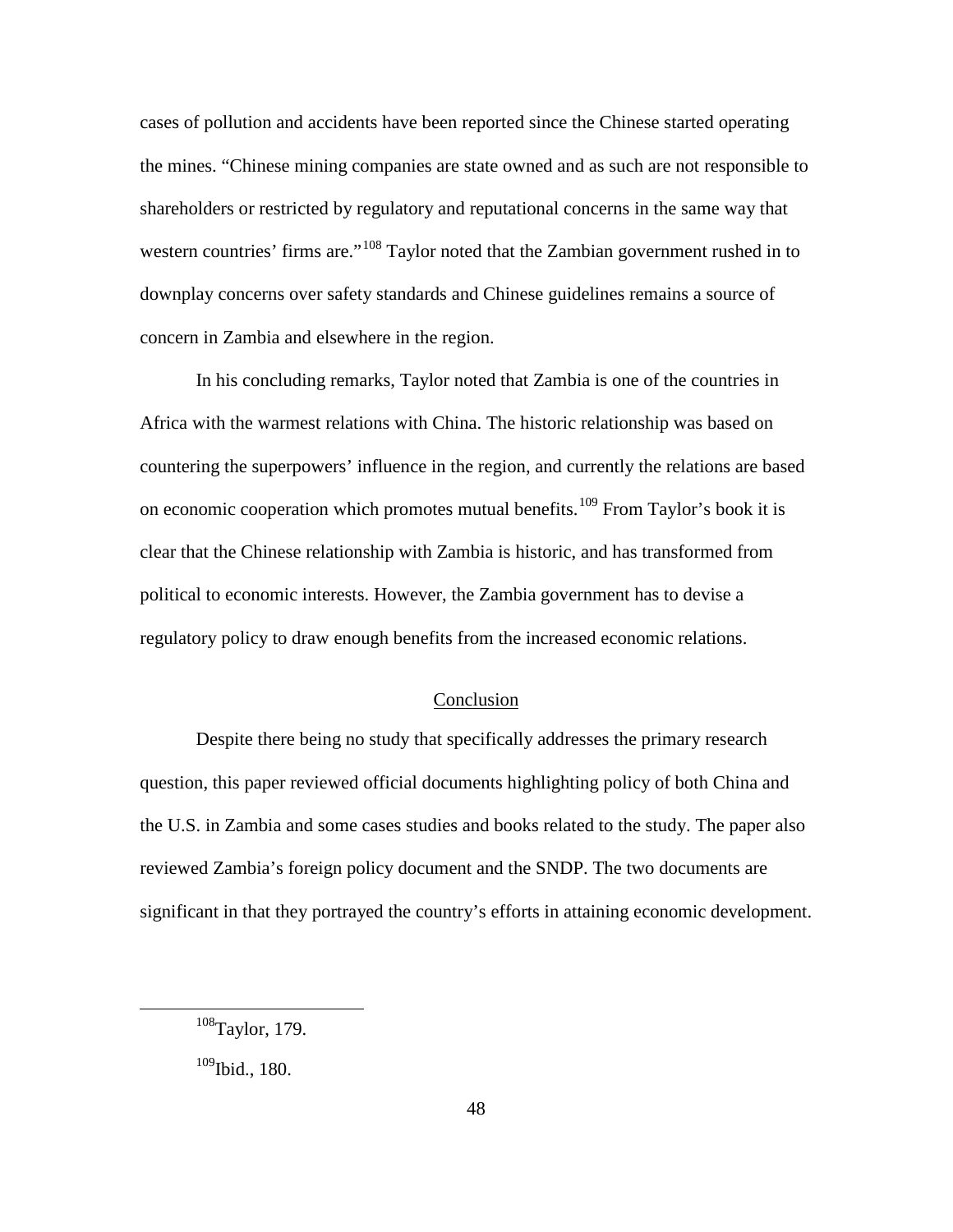cases of pollution and accidents have been reported since the Chinese started operating the mines. "Chinese mining companies are state owned and as such are not responsible to shareholders or restricted by regulatory and reputational concerns in the same way that western countries' firms are."[108] Taylor noted that the Zambian government rushed in to downplay concerns over safety standards and Chinese guidelines remains a source of concern in Zambia and elsewhere in the region.

In his concluding remarks, Taylor noted that Zambia is one of the countries in Africa with the warmest relations with China. The historic relationship was based on countering the superpowers' influence in the region, and currently the relations are based on economic cooperation which promotes mutual benefits.[109] From Taylor's book it is clear that the Chinese relationship with Zambia is historic, and has transformed from political to economic interests. However, the Zambia government has to devise a regulatory policy to draw enough benefits from the increased economic relations.

## Conclusion

Despite there being no study that specifically addresses the primary research question, this paper reviewed official documents highlighting policy of both China and the U.S. in Zambia and some cases studies and books related to the study. The paper also reviewed Zambia's foreign policy document and the SNDP. The two documents are significant in that they portrayed the country's efforts in attaining economic development.

---

[108] Taylor, 179.

[109] Ibid., 180.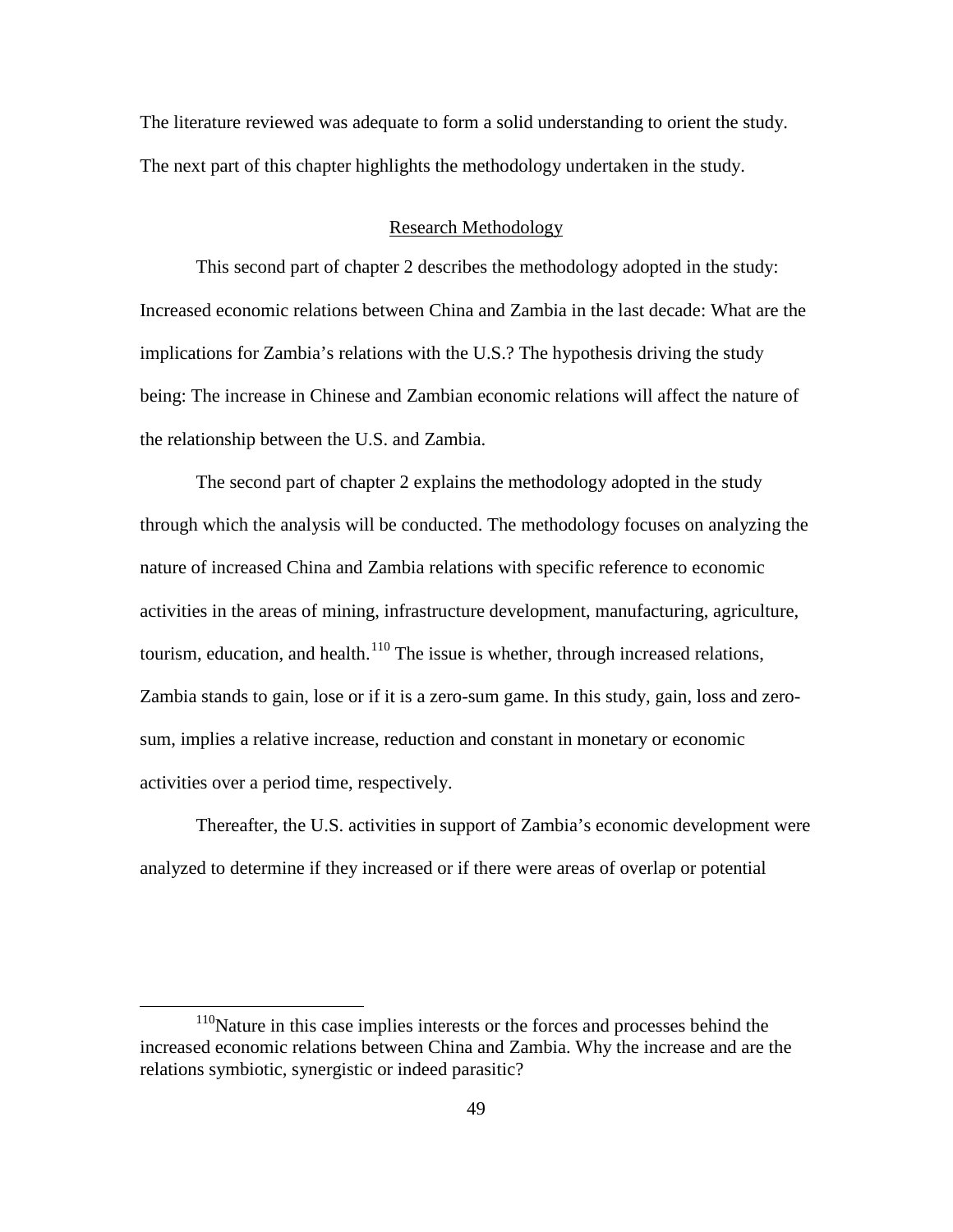The literature reviewed was adequate to form a solid understanding to orient the study. The next part of this chapter highlights the methodology undertaken in the study.

## Research Methodology

This second part of chapter 2 describes the methodology adopted in the study: Increased economic relations between China and Zambia in the last decade: What are the implications for Zambia's relations with the U.S.? The hypothesis driving the study being: The increase in Chinese and Zambian economic relations will affect the nature of the relationship between the U.S. and Zambia.

The second part of chapter 2 explains the methodology adopted in the study through which the analysis will be conducted. The methodology focuses on analyzing the nature of increased China and Zambia relations with specific reference to economic activities in the areas of mining, infrastructure development, manufacturing, agriculture, tourism, education, and health.[110] The issue is whether, through increased relations, Zambia stands to gain, lose or if it is a zero-sum game. In this study, gain, loss and zero-sum, implies a relative increase, reduction and constant in monetary or economic activities over a period time, respectively.

Thereafter, the U.S. activities in support of Zambia's economic development were analyzed to determine if they increased or if there were areas of overlap or potential

---

[110]Nature in this case implies interests or the forces and processes behind the increased economic relations between China and Zambia. Why the increase and are the relations symbiotic, synergistic or indeed parasitic?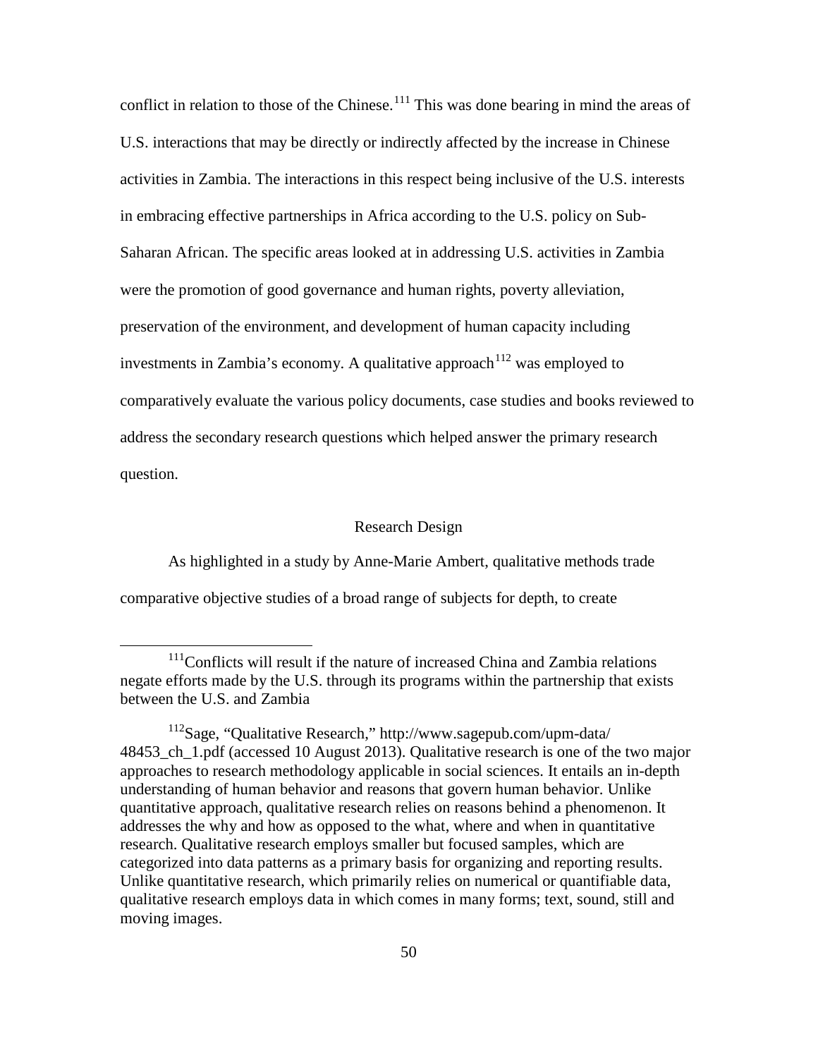conflict in relation to those of the Chinese.[111] This was done bearing in mind the areas of U.S. interactions that may be directly or indirectly affected by the increase in Chinese activities in Zambia. The interactions in this respect being inclusive of the U.S. interests in embracing effective partnerships in Africa according to the U.S. policy on Sub-Saharan African. The specific areas looked at in addressing U.S. activities in Zambia were the promotion of good governance and human rights, poverty alleviation, preservation of the environment, and development of human capacity including investments in Zambia's economy. A qualitative approach[112] was employed to comparatively evaluate the various policy documents, case studies and books reviewed to address the secondary research questions which helped answer the primary research question.

## Research Design

As highlighted in a study by Anne-Marie Ambert, qualitative methods trade comparative objective studies of a broad range of subjects for depth, to create

---

[111]Conflicts will result if the nature of increased China and Zambia relations negate efforts made by the U.S. through its programs within the partnership that exists between the U.S. and Zambia

[112]Sage, "Qualitative Research," http://www.sagepub.com/upm-data/48453_ch_1.pdf (accessed 10 August 2013). Qualitative research is one of the two major approaches to research methodology applicable in social sciences. It entails an in-depth understanding of human behavior and reasons that govern human behavior. Unlike quantitative approach, qualitative research relies on reasons behind a phenomenon. It addresses the why and how as opposed to the what, where and when in quantitative research. Qualitative research employs smaller but focused samples, which are categorized into data patterns as a primary basis for organizing and reporting results. Unlike quantitative research, which primarily relies on numerical or quantifiable data, qualitative research employs data in which comes in many forms; text, sound, still and moving images.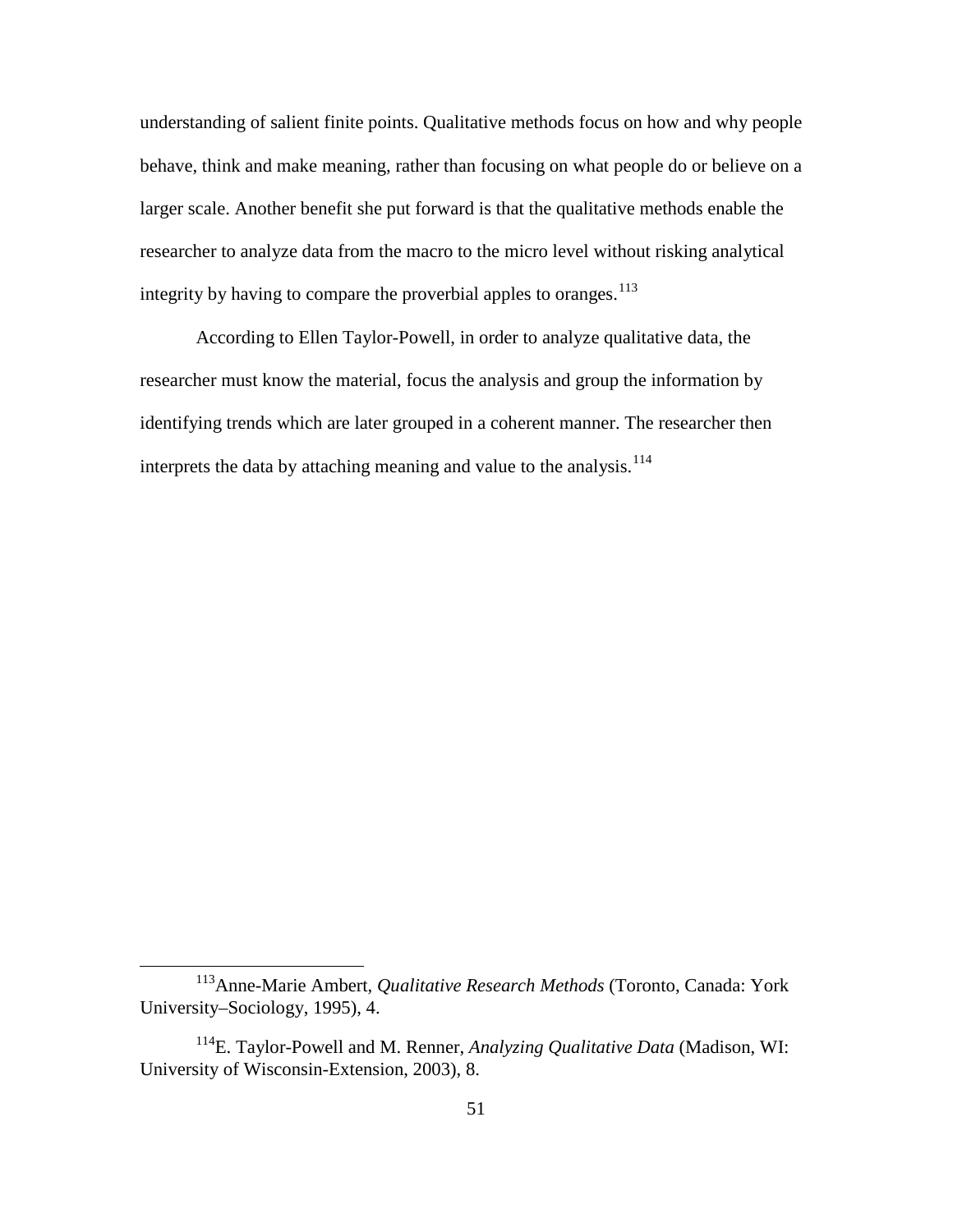understanding of salient finite points. Qualitative methods focus on how and why people behave, think and make meaning, rather than focusing on what people do or believe on a larger scale. Another benefit she put forward is that the qualitative methods enable the researcher to analyze data from the macro to the micro level without risking analytical integrity by having to compare the proverbial apples to oranges.[113]

According to Ellen Taylor-Powell, in order to analyze qualitative data, the researcher must know the material, focus the analysis and group the information by identifying trends which are later grouped in a coherent manner. The researcher then interprets the data by attaching meaning and value to the analysis.[114]

---

[113] Anne-Marie Ambert, *Qualitative Research Methods* (Toronto, Canada: York University–Sociology, 1995), 4.

[114] E. Taylor-Powell and M. Renner, *Analyzing Qualitative Data* (Madison, WI: University of Wisconsin-Extension, 2003), 8.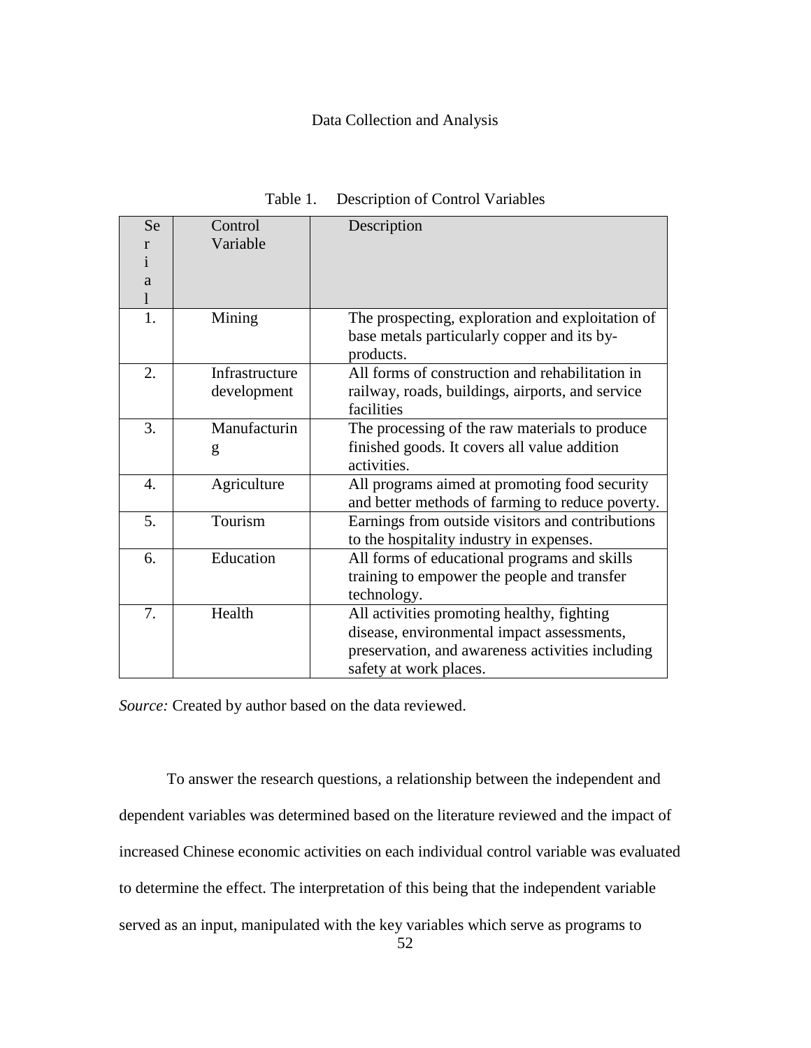## Data Collection and Analysis

Table 1. Description of Control Variables

| Serial | Control Variable | Description |
|---|---|---|
| 1. | Mining | The prospecting, exploration and exploitation of base metals particularly copper and its by-products. |
| 2. | Infrastructure development | All forms of construction and rehabilitation in railway, roads, buildings, airports, and service facilities |
| 3. | Manufacturing | The processing of the raw materials to produce finished goods. It covers all value addition activities. |
| 4. | Agriculture | All programs aimed at promoting food security and better methods of farming to reduce poverty. |
| 5. | Tourism | Earnings from outside visitors and contributions to the hospitality industry in expenses. |
| 6. | Education | All forms of educational programs and skills training to empower the people and transfer technology. |
| 7. | Health | All activities promoting healthy, fighting disease, environmental impact assessments, preservation, and awareness activities including safety at work places. |

*Source:* Created by author based on the data reviewed.

To answer the research questions, a relationship between the independent and dependent variables was determined based on the literature reviewed and the impact of increased Chinese economic activities on each individual control variable was evaluated to determine the effect. The interpretation of this being that the independent variable served as an input, manipulated with the key variables which serve as programs to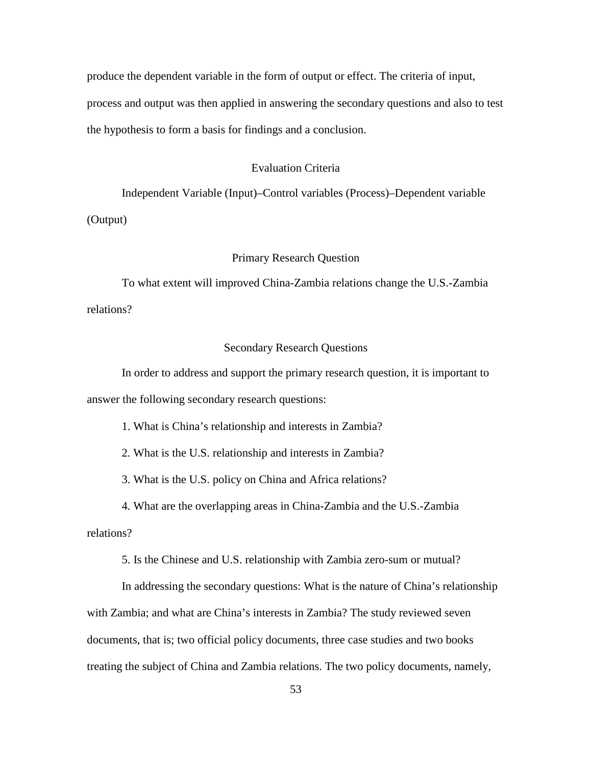produce the dependent variable in the form of output or effect. The criteria of input, process and output was then applied in answering the secondary questions and also to test the hypothesis to form a basis for findings and a conclusion.

## Evaluation Criteria

Independent Variable (Input)–Control variables (Process)–Dependent variable (Output)

## Primary Research Question

To what extent will improved China-Zambia relations change the U.S.-Zambia relations?

## Secondary Research Questions

In order to address and support the primary research question, it is important to answer the following secondary research questions:

1. What is China's relationship and interests in Zambia?

2. What is the U.S. relationship and interests in Zambia?

3. What is the U.S. policy on China and Africa relations?

4. What are the overlapping areas in China-Zambia and the U.S.-Zambia relations?

5. Is the Chinese and U.S. relationship with Zambia zero-sum or mutual?

In addressing the secondary questions: What is the nature of China's relationship with Zambia; and what are China's interests in Zambia? The study reviewed seven documents, that is; two official policy documents, three case studies and two books treating the subject of China and Zambia relations. The two policy documents, namely,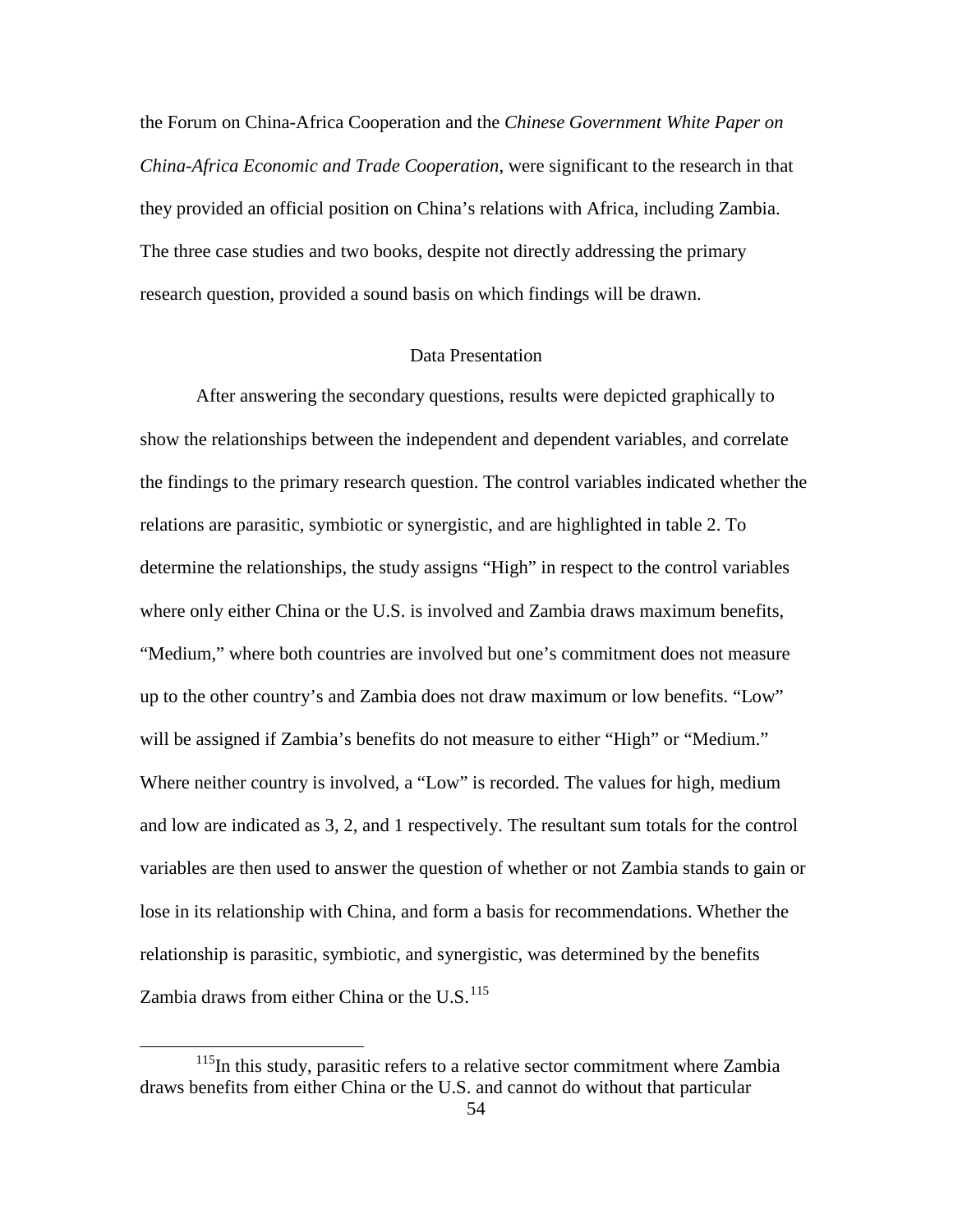the Forum on China-Africa Cooperation and the *Chinese Government White Paper on China-Africa Economic and Trade Cooperation*, were significant to the research in that they provided an official position on China's relations with Africa, including Zambia. The three case studies and two books, despite not directly addressing the primary research question, provided a sound basis on which findings will be drawn.

## Data Presentation

After answering the secondary questions, results were depicted graphically to show the relationships between the independent and dependent variables, and correlate the findings to the primary research question. The control variables indicated whether the relations are parasitic, symbiotic or synergistic, and are highlighted in table 2. To determine the relationships, the study assigns "High" in respect to the control variables where only either China or the U.S. is involved and Zambia draws maximum benefits, "Medium," where both countries are involved but one's commitment does not measure up to the other country's and Zambia does not draw maximum or low benefits. "Low" will be assigned if Zambia's benefits do not measure to either "High" or "Medium." Where neither country is involved, a "Low" is recorded. The values for high, medium and low are indicated as 3, 2, and 1 respectively. The resultant sum totals for the control variables are then used to answer the question of whether or not Zambia stands to gain or lose in its relationship with China, and form a basis for recommendations. Whether the relationship is parasitic, symbiotic, and synergistic, was determined by the benefits Zambia draws from either China or the U.S.[115]

---

[115]In this study, parasitic refers to a relative sector commitment where Zambia draws benefits from either China or the U.S. and cannot do without that particular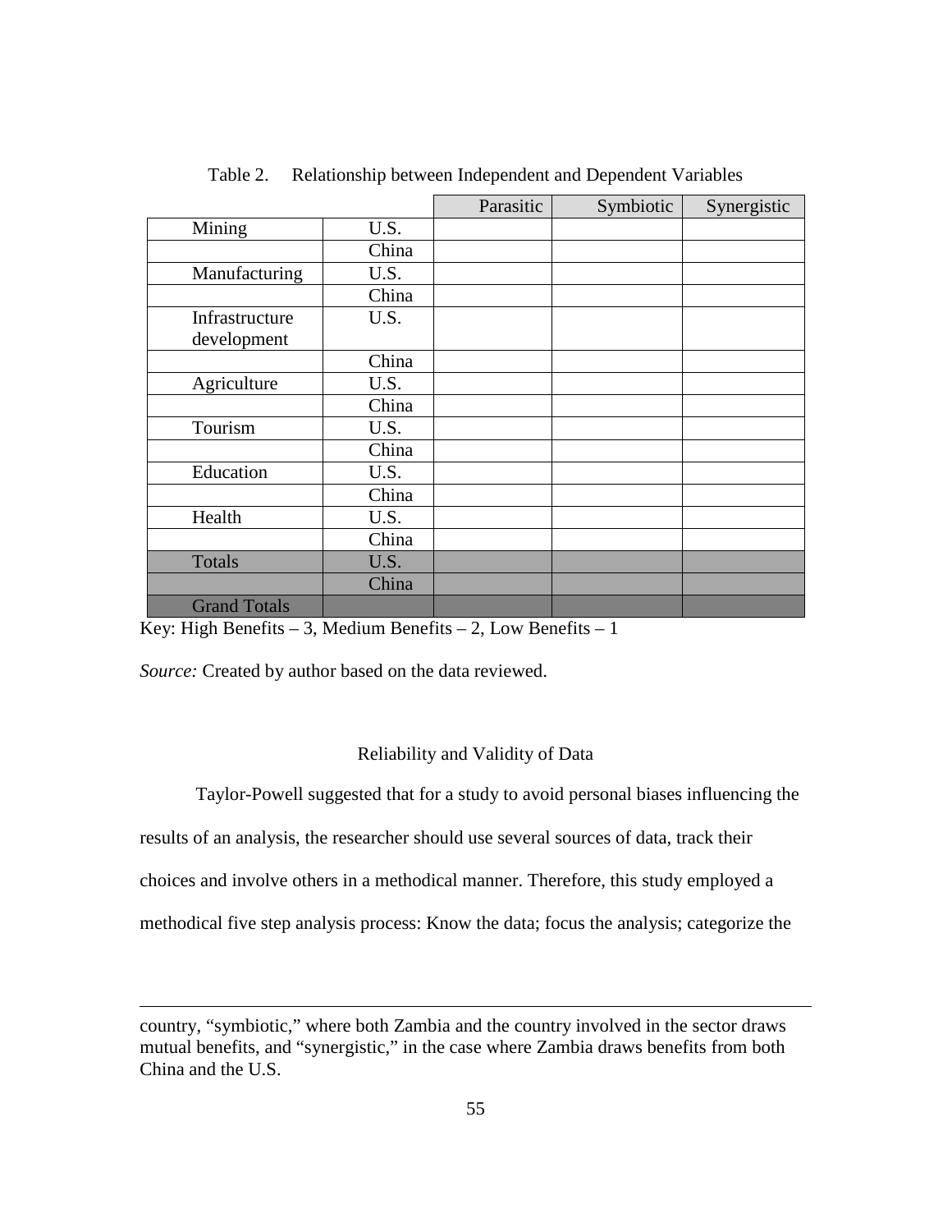Table 2. Relationship between Independent and Dependent Variables

| | | Parasitic | Symbiotic | Synergistic |
|---|---|---|---|---|
| Mining | U.S. | | | |
| | China | | | |
| Manufacturing | U.S. | | | |
| | China | | | |
| Infrastructure development | U.S. | | | |
| | China | | | |
| Agriculture | U.S. | | | |
| | China | | | |
| Tourism | U.S. | | | |
| | China | | | |
| Education | U.S. | | | |
| | China | | | |
| Health | U.S. | | | |
| | China | | | |
| Totals | U.S. | | | |
| | China | | | |
| Grand Totals | | | | |

Key: High Benefits – 3, Medium Benefits – 2, Low Benefits – 1

*Source:* Created by author based on the data reviewed.

## Reliability and Validity of Data

Taylor-Powell suggested that for a study to avoid personal biases influencing the results of an analysis, the researcher should use several sources of data, track their choices and involve others in a methodical manner. Therefore, this study employed a methodical five step analysis process: Know the data; focus the analysis; categorize the

---

country, "symbiotic," where both Zambia and the country involved in the sector draws mutual benefits, and "synergistic," in the case where Zambia draws benefits from both China and the U.S.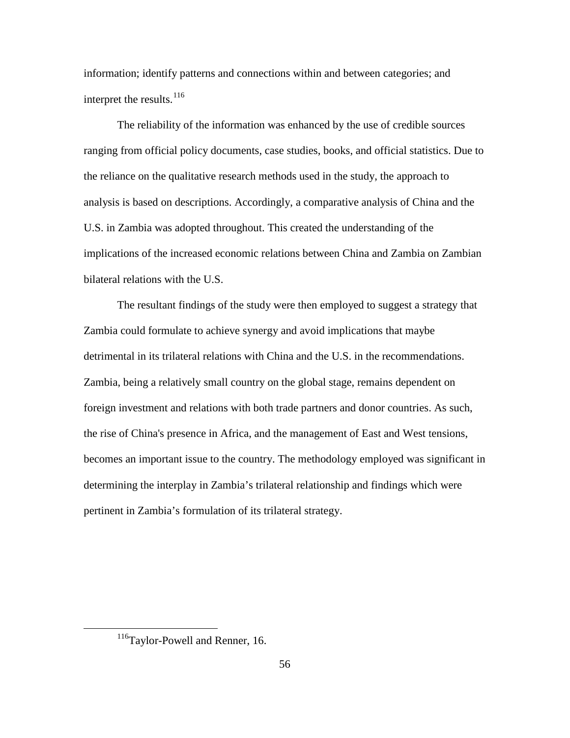information; identify patterns and connections within and between categories; and interpret the results.[116]

The reliability of the information was enhanced by the use of credible sources ranging from official policy documents, case studies, books, and official statistics. Due to the reliance on the qualitative research methods used in the study, the approach to analysis is based on descriptions. Accordingly, a comparative analysis of China and the U.S. in Zambia was adopted throughout. This created the understanding of the implications of the increased economic relations between China and Zambia on Zambian bilateral relations with the U.S.

The resultant findings of the study were then employed to suggest a strategy that Zambia could formulate to achieve synergy and avoid implications that maybe detrimental in its trilateral relations with China and the U.S. in the recommendations. Zambia, being a relatively small country on the global stage, remains dependent on foreign investment and relations with both trade partners and donor countries. As such, the rise of China's presence in Africa, and the management of East and West tensions, becomes an important issue to the country. The methodology employed was significant in determining the interplay in Zambia's trilateral relationship and findings which were pertinent in Zambia's formulation of its trilateral strategy.

---

[116] Taylor-Powell and Renner, 16.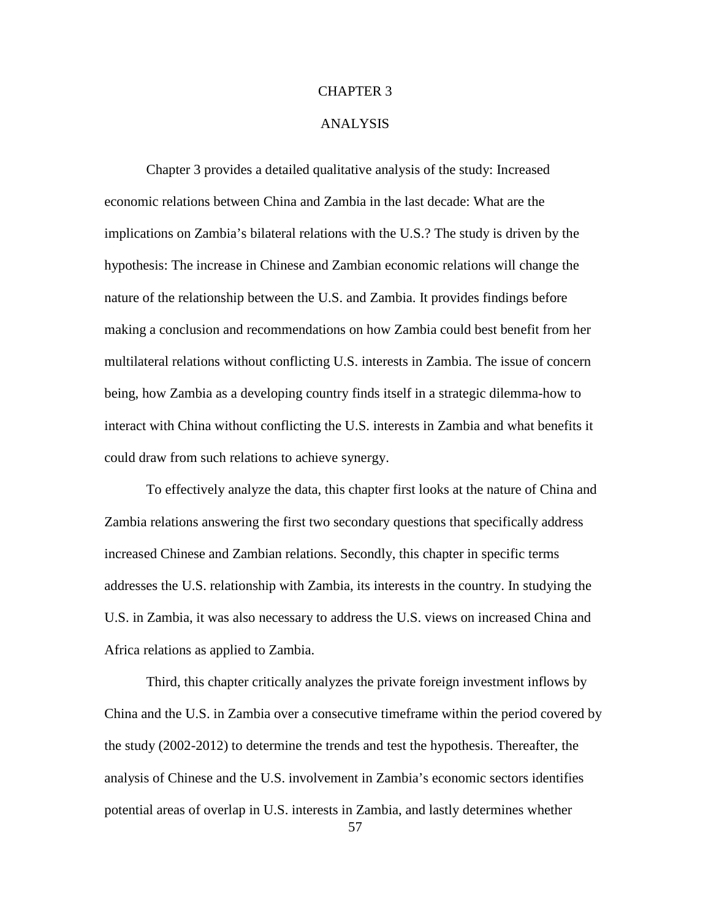# CHAPTER 3

# ANALYSIS

Chapter 3 provides a detailed qualitative analysis of the study: Increased economic relations between China and Zambia in the last decade: What are the implications on Zambia's bilateral relations with the U.S.? The study is driven by the hypothesis: The increase in Chinese and Zambian economic relations will change the nature of the relationship between the U.S. and Zambia. It provides findings before making a conclusion and recommendations on how Zambia could best benefit from her multilateral relations without conflicting U.S. interests in Zambia. The issue of concern being, how Zambia as a developing country finds itself in a strategic dilemma-how to interact with China without conflicting the U.S. interests in Zambia and what benefits it could draw from such relations to achieve synergy.

To effectively analyze the data, this chapter first looks at the nature of China and Zambia relations answering the first two secondary questions that specifically address increased Chinese and Zambian relations. Secondly, this chapter in specific terms addresses the U.S. relationship with Zambia, its interests in the country. In studying the U.S. in Zambia, it was also necessary to address the U.S. views on increased China and Africa relations as applied to Zambia.

Third, this chapter critically analyzes the private foreign investment inflows by China and the U.S. in Zambia over a consecutive timeframe within the period covered by the study (2002-2012) to determine the trends and test the hypothesis. Thereafter, the analysis of Chinese and the U.S. involvement in Zambia's economic sectors identifies potential areas of overlap in U.S. interests in Zambia, and lastly determines whether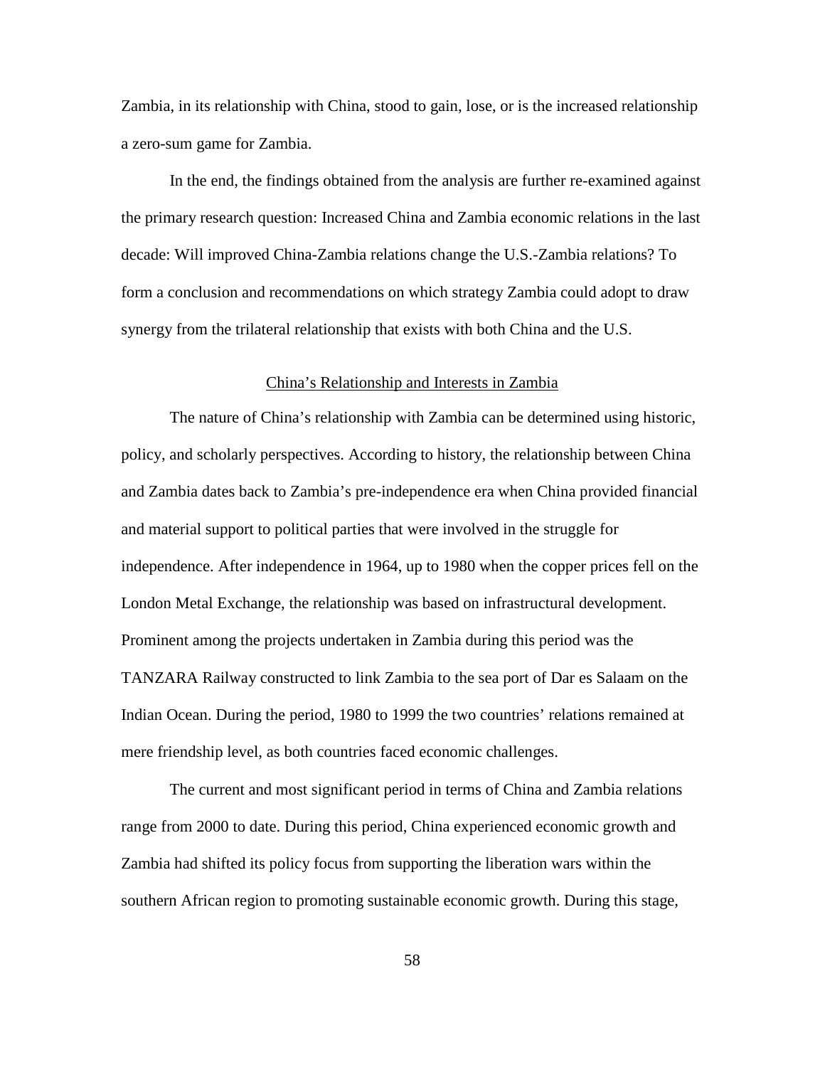Zambia, in its relationship with China, stood to gain, lose, or is the increased relationship a zero-sum game for Zambia.

In the end, the findings obtained from the analysis are further re-examined against the primary research question: Increased China and Zambia economic relations in the last decade: Will improved China-Zambia relations change the U.S.-Zambia relations? To form a conclusion and recommendations on which strategy Zambia could adopt to draw synergy from the trilateral relationship that exists with both China and the U.S.

## China's Relationship and Interests in Zambia

The nature of China's relationship with Zambia can be determined using historic, policy, and scholarly perspectives. According to history, the relationship between China and Zambia dates back to Zambia's pre-independence era when China provided financial and material support to political parties that were involved in the struggle for independence. After independence in 1964, up to 1980 when the copper prices fell on the London Metal Exchange, the relationship was based on infrastructural development. Prominent among the projects undertaken in Zambia during this period was the TANZARA Railway constructed to link Zambia to the sea port of Dar es Salaam on the Indian Ocean. During the period, 1980 to 1999 the two countries' relations remained at mere friendship level, as both countries faced economic challenges.

The current and most significant period in terms of China and Zambia relations range from 2000 to date. During this period, China experienced economic growth and Zambia had shifted its policy focus from supporting the liberation wars within the southern African region to promoting sustainable economic growth. During this stage,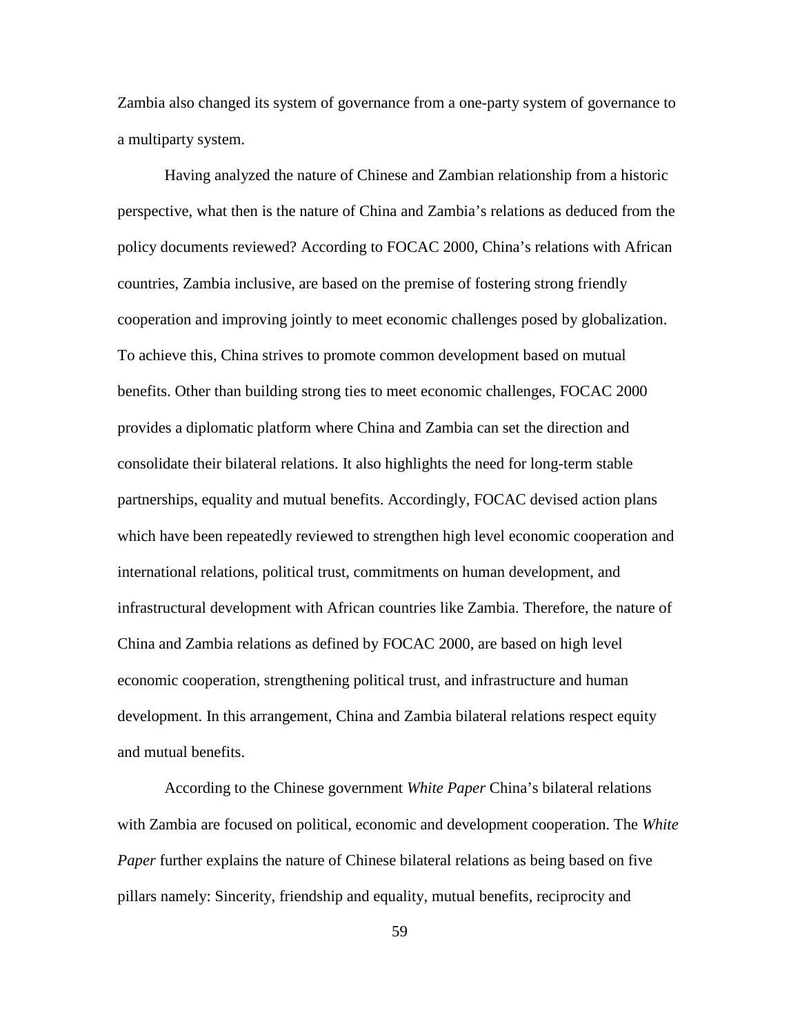Zambia also changed its system of governance from a one-party system of governance to a multiparty system.

Having analyzed the nature of Chinese and Zambian relationship from a historic perspective, what then is the nature of China and Zambia's relations as deduced from the policy documents reviewed? According to FOCAC 2000, China's relations with African countries, Zambia inclusive, are based on the premise of fostering strong friendly cooperation and improving jointly to meet economic challenges posed by globalization. To achieve this, China strives to promote common development based on mutual benefits. Other than building strong ties to meet economic challenges, FOCAC 2000 provides a diplomatic platform where China and Zambia can set the direction and consolidate their bilateral relations. It also highlights the need for long-term stable partnerships, equality and mutual benefits. Accordingly, FOCAC devised action plans which have been repeatedly reviewed to strengthen high level economic cooperation and international relations, political trust, commitments on human development, and infrastructural development with African countries like Zambia. Therefore, the nature of China and Zambia relations as defined by FOCAC 2000, are based on high level economic cooperation, strengthening political trust, and infrastructure and human development. In this arrangement, China and Zambia bilateral relations respect equity and mutual benefits.

According to the Chinese government *White Paper* China's bilateral relations with Zambia are focused on political, economic and development cooperation. The *White Paper* further explains the nature of Chinese bilateral relations as being based on five pillars namely: Sincerity, friendship and equality, mutual benefits, reciprocity and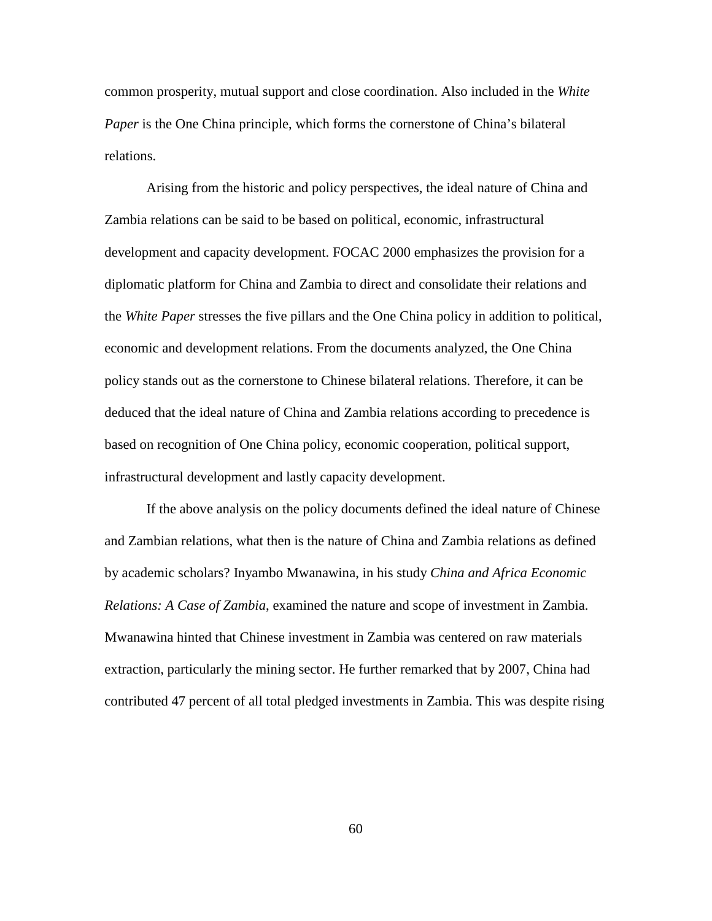common prosperity, mutual support and close coordination. Also included in the *White Paper* is the One China principle, which forms the cornerstone of China's bilateral relations.

Arising from the historic and policy perspectives, the ideal nature of China and Zambia relations can be said to be based on political, economic, infrastructural development and capacity development. FOCAC 2000 emphasizes the provision for a diplomatic platform for China and Zambia to direct and consolidate their relations and the *White Paper* stresses the five pillars and the One China policy in addition to political, economic and development relations. From the documents analyzed, the One China policy stands out as the cornerstone to Chinese bilateral relations. Therefore, it can be deduced that the ideal nature of China and Zambia relations according to precedence is based on recognition of One China policy, economic cooperation, political support, infrastructural development and lastly capacity development.

If the above analysis on the policy documents defined the ideal nature of Chinese and Zambian relations, what then is the nature of China and Zambia relations as defined by academic scholars? Inyambo Mwanawina, in his study *China and Africa Economic Relations: A Case of Zambia*, examined the nature and scope of investment in Zambia. Mwanawina hinted that Chinese investment in Zambia was centered on raw materials extraction, particularly the mining sector. He further remarked that by 2007, China had contributed 47 percent of all total pledged investments in Zambia. This was despite rising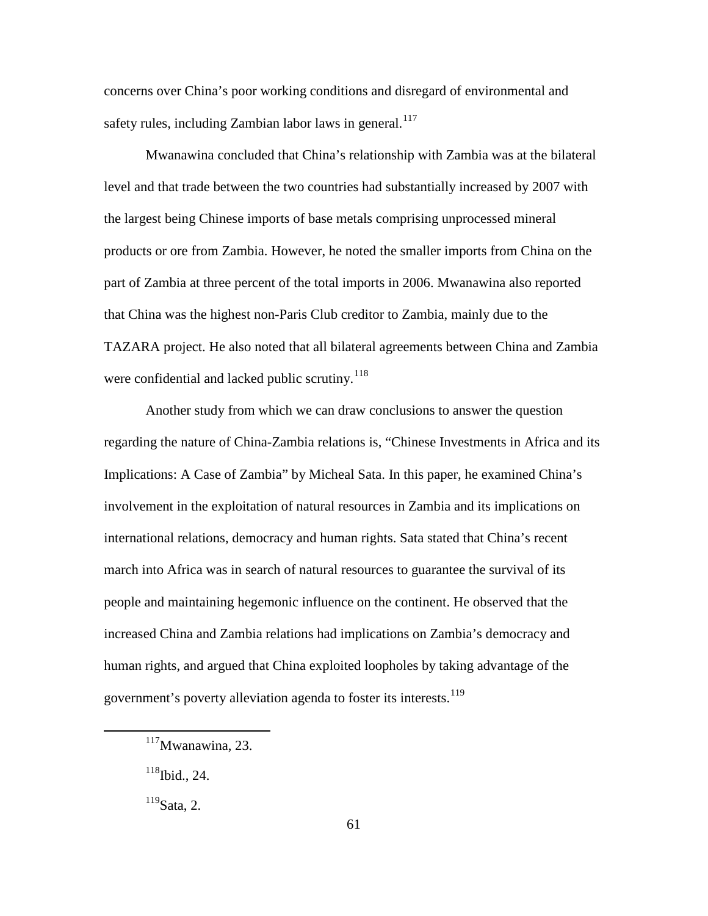concerns over China's poor working conditions and disregard of environmental and safety rules, including Zambian labor laws in general.[117]

Mwanawina concluded that China's relationship with Zambia was at the bilateral level and that trade between the two countries had substantially increased by 2007 with the largest being Chinese imports of base metals comprising unprocessed mineral products or ore from Zambia. However, he noted the smaller imports from China on the part of Zambia at three percent of the total imports in 2006. Mwanawina also reported that China was the highest non-Paris Club creditor to Zambia, mainly due to the TAZARA project. He also noted that all bilateral agreements between China and Zambia were confidential and lacked public scrutiny.[118]

Another study from which we can draw conclusions to answer the question regarding the nature of China-Zambia relations is, "Chinese Investments in Africa and its Implications: A Case of Zambia" by Micheal Sata. In this paper, he examined China's involvement in the exploitation of natural resources in Zambia and its implications on international relations, democracy and human rights. Sata stated that China's recent march into Africa was in search of natural resources to guarantee the survival of its people and maintaining hegemonic influence on the continent. He observed that the increased China and Zambia relations had implications on Zambia's democracy and human rights, and argued that China exploited loopholes by taking advantage of the government's poverty alleviation agenda to foster its interests.[119]

---

[117] Mwanawina, 23.

[118] Ibid., 24.

[119] Sata, 2.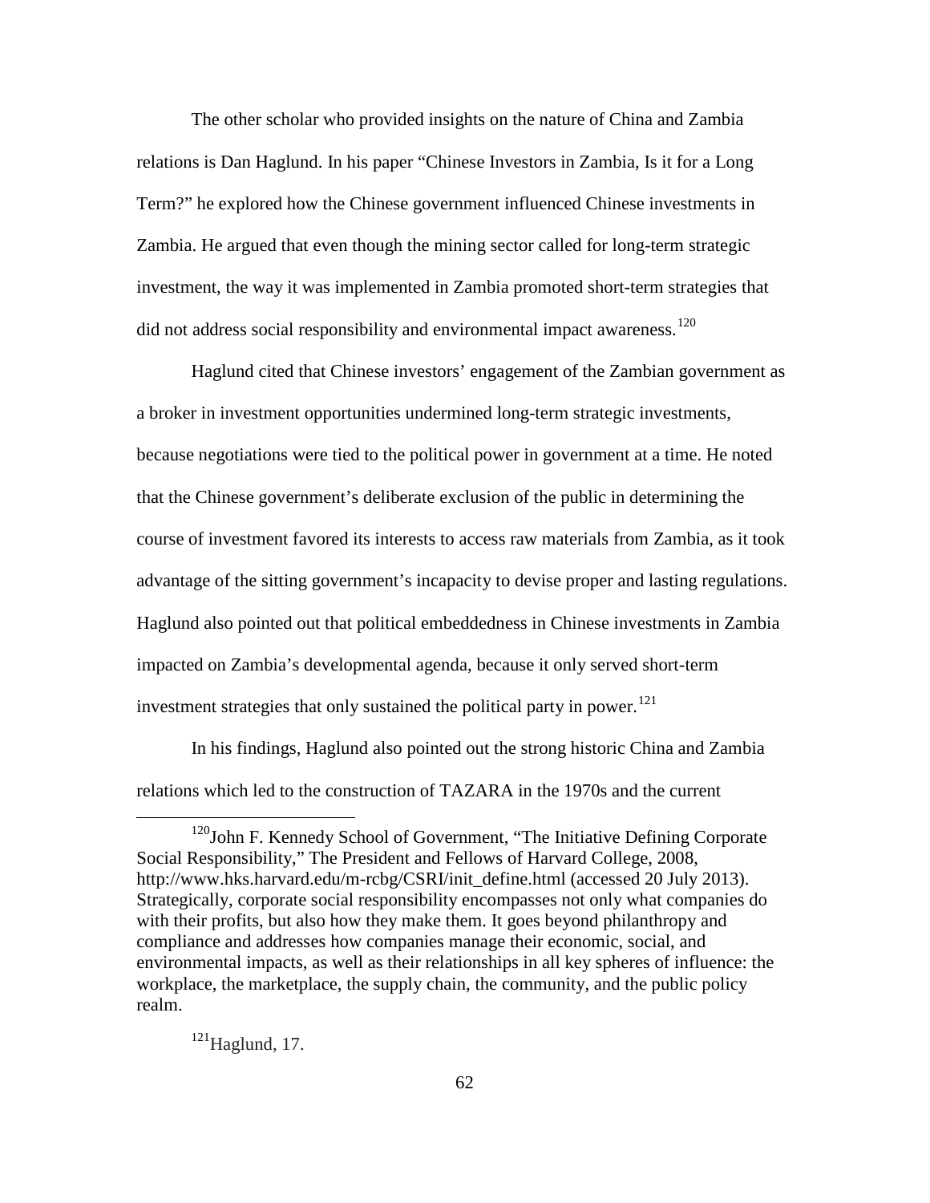The other scholar who provided insights on the nature of China and Zambia relations is Dan Haglund. In his paper "Chinese Investors in Zambia, Is it for a Long Term?" he explored how the Chinese government influenced Chinese investments in Zambia. He argued that even though the mining sector called for long-term strategic investment, the way it was implemented in Zambia promoted short-term strategies that did not address social responsibility and environmental impact awareness.[120]

Haglund cited that Chinese investors' engagement of the Zambian government as a broker in investment opportunities undermined long-term strategic investments, because negotiations were tied to the political power in government at a time. He noted that the Chinese government's deliberate exclusion of the public in determining the course of investment favored its interests to access raw materials from Zambia, as it took advantage of the sitting government's incapacity to devise proper and lasting regulations. Haglund also pointed out that political embeddedness in Chinese investments in Zambia impacted on Zambia's developmental agenda, because it only served short-term investment strategies that only sustained the political party in power.[121]

In his findings, Haglund also pointed out the strong historic China and Zambia relations which led to the construction of TAZARA in the 1970s and the current

---

[120] John F. Kennedy School of Government, "The Initiative Defining Corporate Social Responsibility," The President and Fellows of Harvard College, 2008, http://www.hks.harvard.edu/m-rcbg/CSRI/init_define.html (accessed 20 July 2013). Strategically, corporate social responsibility encompasses not only what companies do with their profits, but also how they make them. It goes beyond philanthropy and compliance and addresses how companies manage their economic, social, and environmental impacts, as well as their relationships in all key spheres of influence: the workplace, the marketplace, the supply chain, the community, and the public policy realm.

[121] Haglund, 17.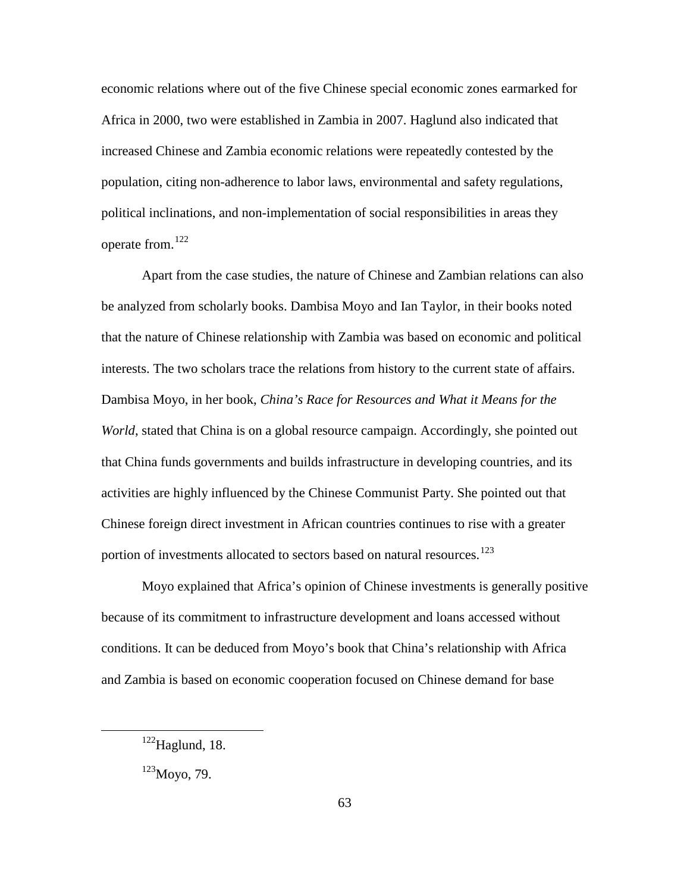economic relations where out of the five Chinese special economic zones earmarked for Africa in 2000, two were established in Zambia in 2007. Haglund also indicated that increased Chinese and Zambia economic relations were repeatedly contested by the population, citing non-adherence to labor laws, environmental and safety regulations, political inclinations, and non-implementation of social responsibilities in areas they operate from.[122]

Apart from the case studies, the nature of Chinese and Zambian relations can also be analyzed from scholarly books. Dambisa Moyo and Ian Taylor, in their books noted that the nature of Chinese relationship with Zambia was based on economic and political interests. The two scholars trace the relations from history to the current state of affairs. Dambisa Moyo, in her book, *China's Race for Resources and What it Means for the World*, stated that China is on a global resource campaign. Accordingly, she pointed out that China funds governments and builds infrastructure in developing countries, and its activities are highly influenced by the Chinese Communist Party. She pointed out that Chinese foreign direct investment in African countries continues to rise with a greater portion of investments allocated to sectors based on natural resources.[123]

Moyo explained that Africa's opinion of Chinese investments is generally positive because of its commitment to infrastructure development and loans accessed without conditions. It can be deduced from Moyo's book that China's relationship with Africa and Zambia is based on economic cooperation focused on Chinese demand for base

---

[122] Haglund, 18.

[123] Moyo, 79.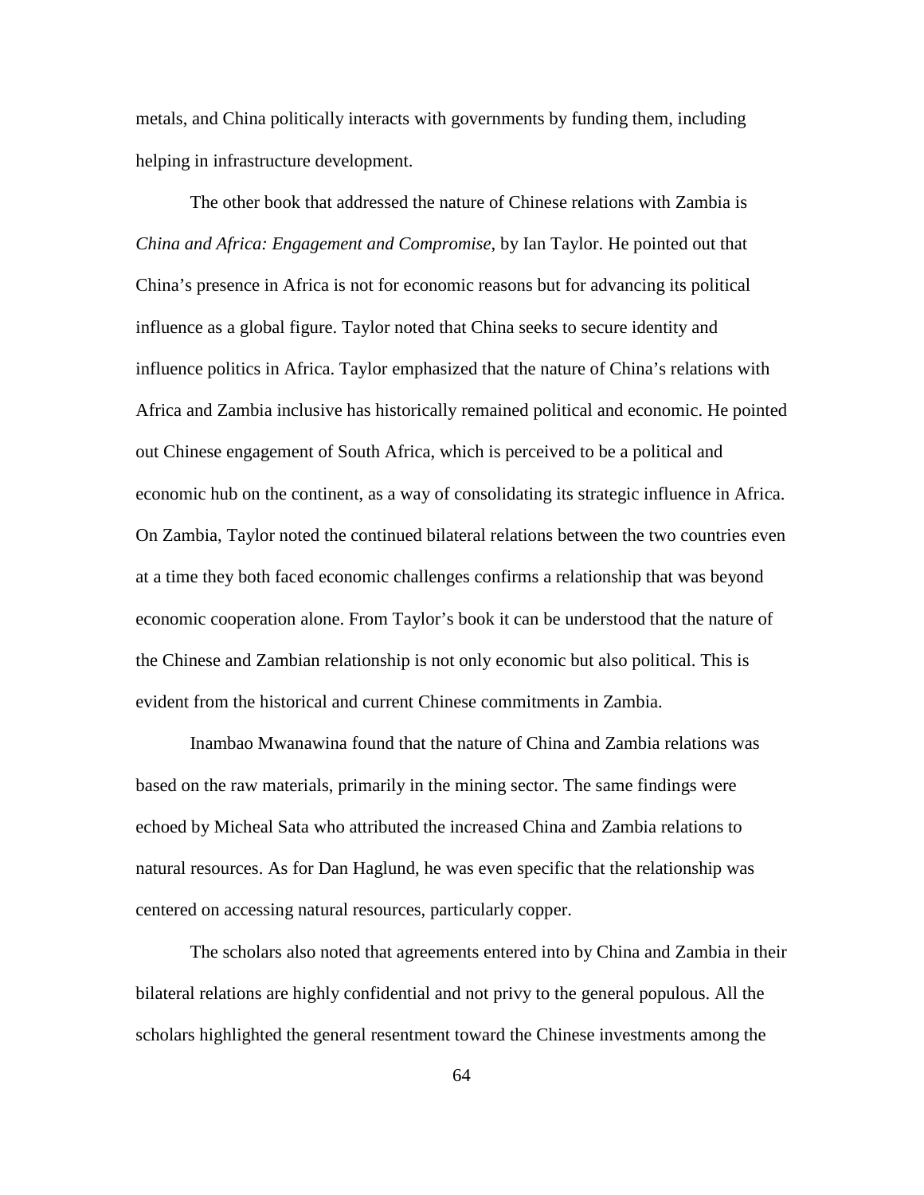metals, and China politically interacts with governments by funding them, including helping in infrastructure development.

The other book that addressed the nature of Chinese relations with Zambia is *China and Africa: Engagement and Compromise*, by Ian Taylor. He pointed out that China's presence in Africa is not for economic reasons but for advancing its political influence as a global figure. Taylor noted that China seeks to secure identity and influence politics in Africa. Taylor emphasized that the nature of China's relations with Africa and Zambia inclusive has historically remained political and economic. He pointed out Chinese engagement of South Africa, which is perceived to be a political and economic hub on the continent, as a way of consolidating its strategic influence in Africa. On Zambia, Taylor noted the continued bilateral relations between the two countries even at a time they both faced economic challenges confirms a relationship that was beyond economic cooperation alone. From Taylor's book it can be understood that the nature of the Chinese and Zambian relationship is not only economic but also political. This is evident from the historical and current Chinese commitments in Zambia.

Inambao Mwanawina found that the nature of China and Zambia relations was based on the raw materials, primarily in the mining sector. The same findings were echoed by Micheal Sata who attributed the increased China and Zambia relations to natural resources. As for Dan Haglund, he was even specific that the relationship was centered on accessing natural resources, particularly copper.

The scholars also noted that agreements entered into by China and Zambia in their bilateral relations are highly confidential and not privy to the general populous. All the scholars highlighted the general resentment toward the Chinese investments among the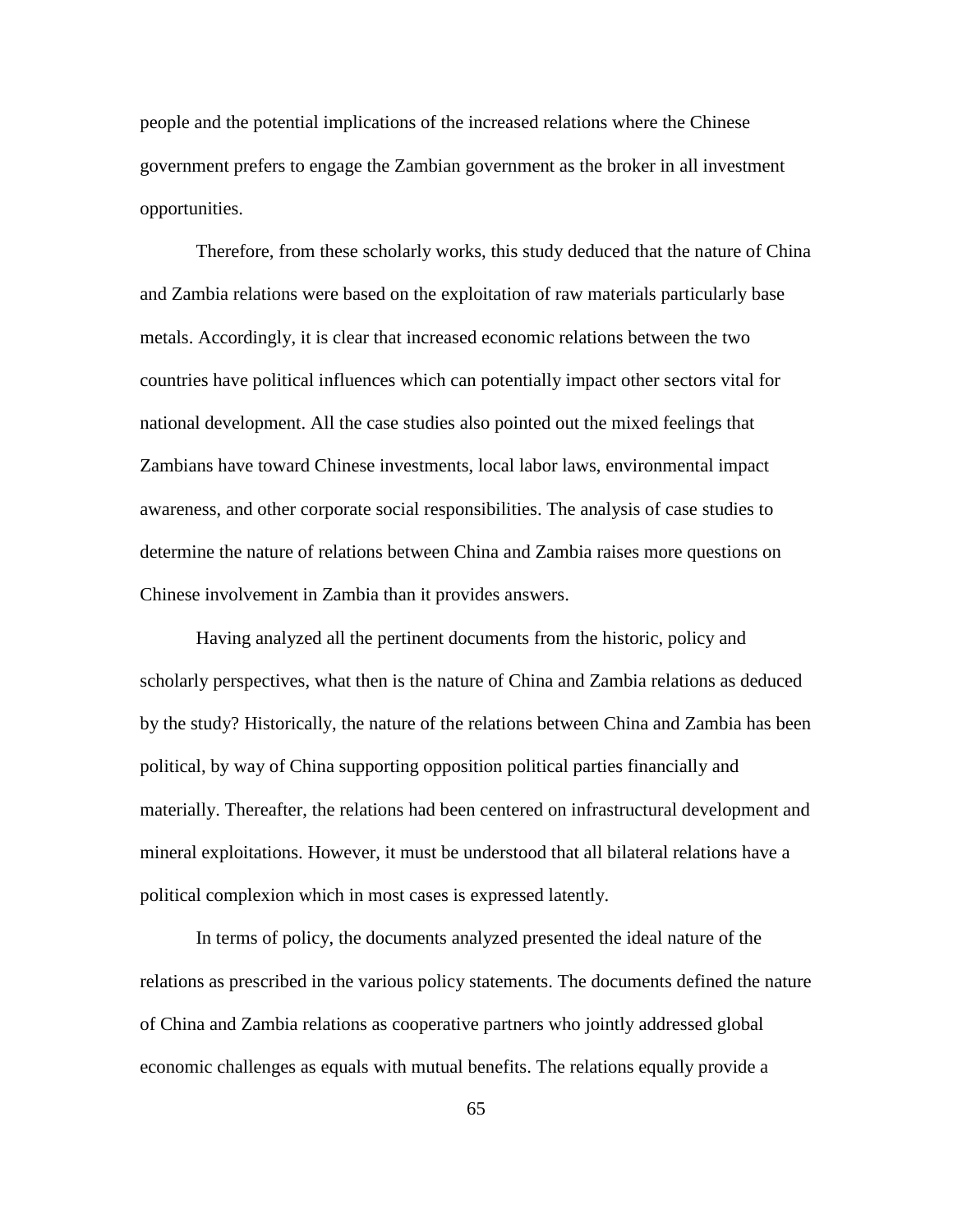people and the potential implications of the increased relations where the Chinese government prefers to engage the Zambian government as the broker in all investment opportunities.

Therefore, from these scholarly works, this study deduced that the nature of China and Zambia relations were based on the exploitation of raw materials particularly base metals. Accordingly, it is clear that increased economic relations between the two countries have political influences which can potentially impact other sectors vital for national development. All the case studies also pointed out the mixed feelings that Zambians have toward Chinese investments, local labor laws, environmental impact awareness, and other corporate social responsibilities. The analysis of case studies to determine the nature of relations between China and Zambia raises more questions on Chinese involvement in Zambia than it provides answers.

Having analyzed all the pertinent documents from the historic, policy and scholarly perspectives, what then is the nature of China and Zambia relations as deduced by the study? Historically, the nature of the relations between China and Zambia has been political, by way of China supporting opposition political parties financially and materially. Thereafter, the relations had been centered on infrastructural development and mineral exploitations. However, it must be understood that all bilateral relations have a political complexion which in most cases is expressed latently.

In terms of policy, the documents analyzed presented the ideal nature of the relations as prescribed in the various policy statements. The documents defined the nature of China and Zambia relations as cooperative partners who jointly addressed global economic challenges as equals with mutual benefits. The relations equally provide a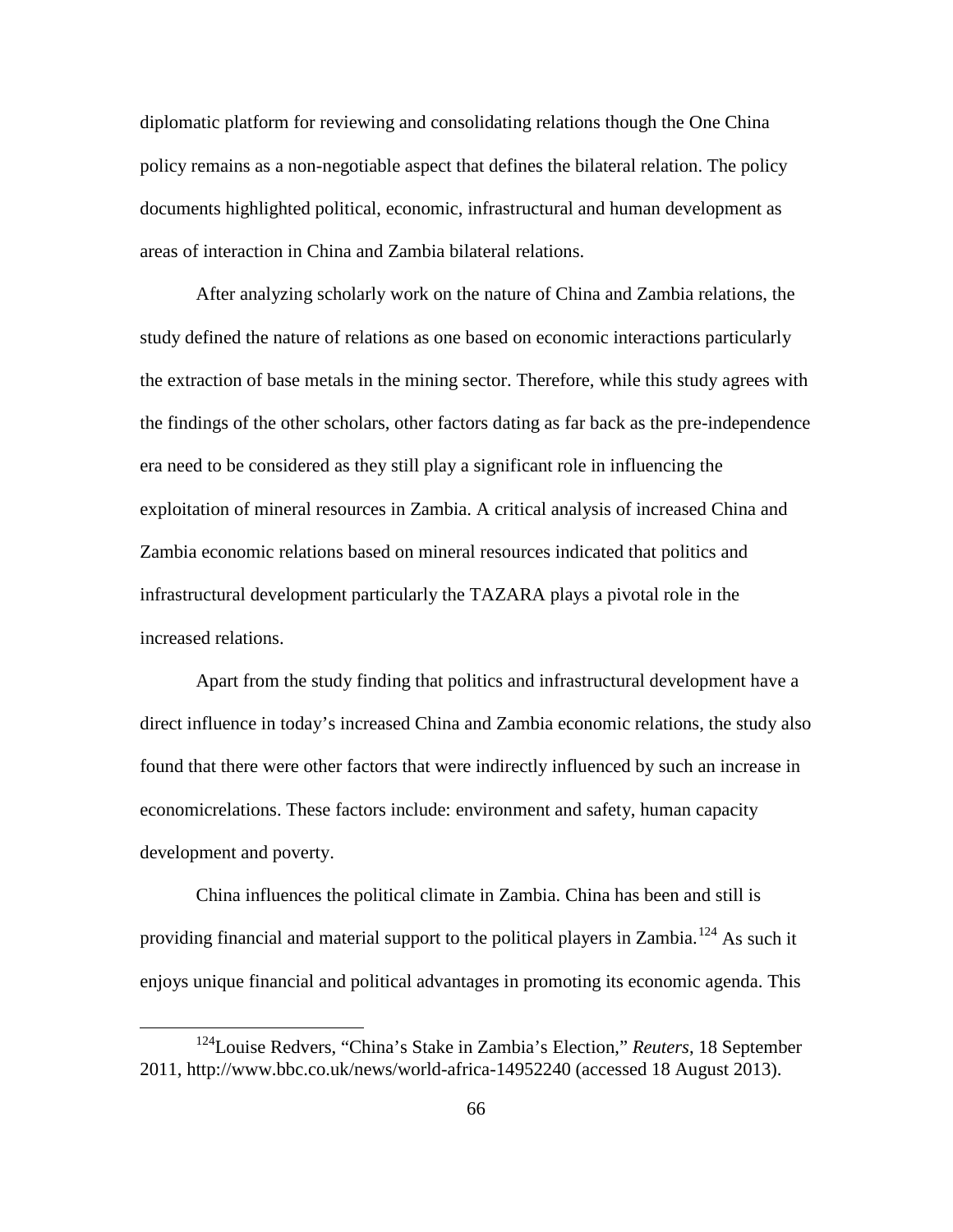diplomatic platform for reviewing and consolidating relations though the One China policy remains as a non-negotiable aspect that defines the bilateral relation. The policy documents highlighted political, economic, infrastructural and human development as areas of interaction in China and Zambia bilateral relations.

After analyzing scholarly work on the nature of China and Zambia relations, the study defined the nature of relations as one based on economic interactions particularly the extraction of base metals in the mining sector. Therefore, while this study agrees with the findings of the other scholars, other factors dating as far back as the pre-independence era need to be considered as they still play a significant role in influencing the exploitation of mineral resources in Zambia. A critical analysis of increased China and Zambia economic relations based on mineral resources indicated that politics and infrastructural development particularly the TAZARA plays a pivotal role in the increased relations.

Apart from the study finding that politics and infrastructural development have a direct influence in today's increased China and Zambia economic relations, the study also found that there were other factors that were indirectly influenced by such an increase in economicrelations. These factors include: environment and safety, human capacity development and poverty.

China influences the political climate in Zambia. China has been and still is providing financial and material support to the political players in Zambia.[124] As such it enjoys unique financial and political advantages in promoting its economic agenda. This

---

[124] Louise Redvers, "China's Stake in Zambia's Election," *Reuters*, 18 September 2011, http://www.bbc.co.uk/news/world-africa-14952240 (accessed 18 August 2013).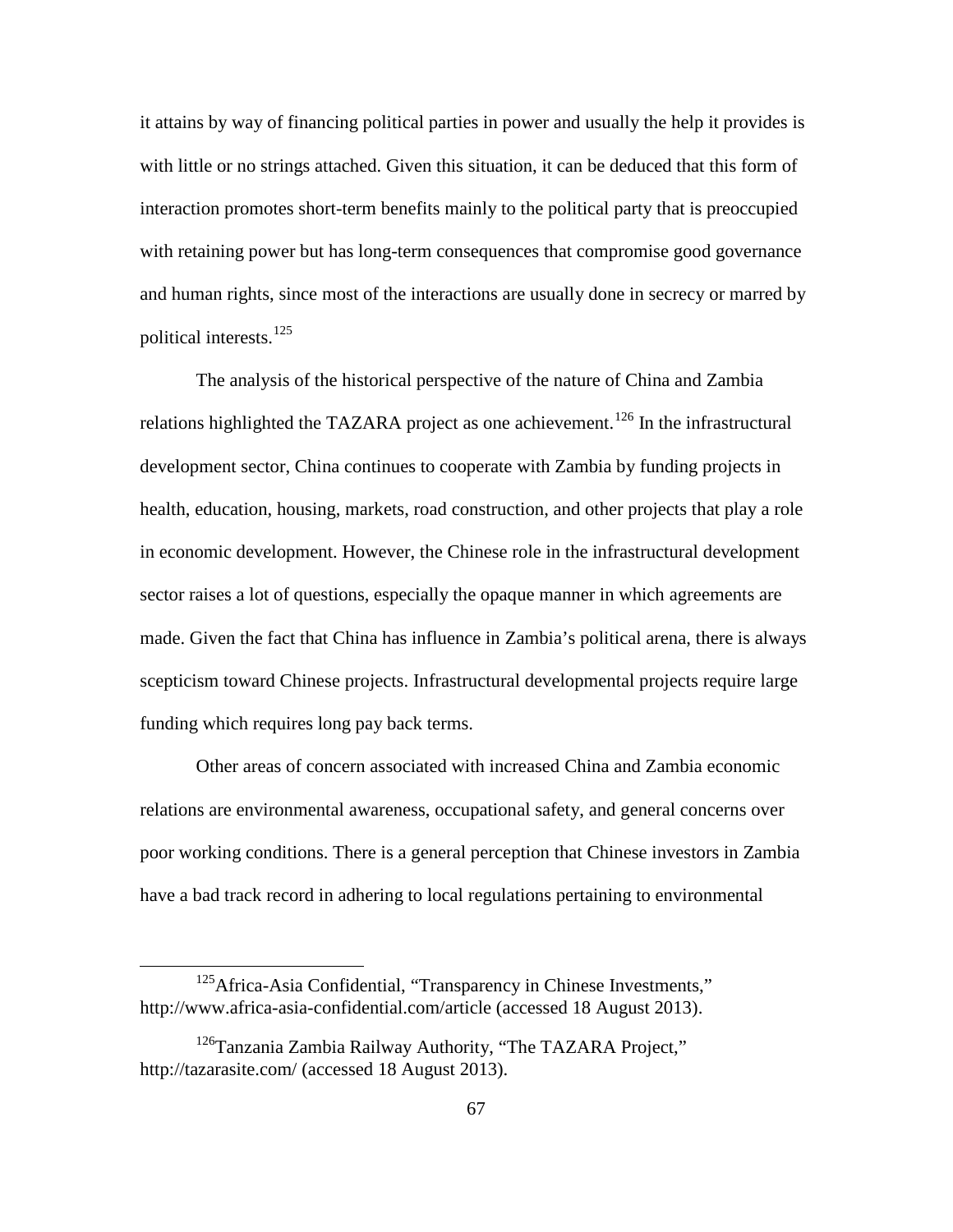it attains by way of financing political parties in power and usually the help it provides is with little or no strings attached. Given this situation, it can be deduced that this form of interaction promotes short-term benefits mainly to the political party that is preoccupied with retaining power but has long-term consequences that compromise good governance and human rights, since most of the interactions are usually done in secrecy or marred by political interests.[125]

The analysis of the historical perspective of the nature of China and Zambia relations highlighted the TAZARA project as one achievement.[126] In the infrastructural development sector, China continues to cooperate with Zambia by funding projects in health, education, housing, markets, road construction, and other projects that play a role in economic development. However, the Chinese role in the infrastructural development sector raises a lot of questions, especially the opaque manner in which agreements are made. Given the fact that China has influence in Zambia's political arena, there is always scepticism toward Chinese projects. Infrastructural developmental projects require large funding which requires long pay back terms.

Other areas of concern associated with increased China and Zambia economic relations are environmental awareness, occupational safety, and general concerns over poor working conditions. There is a general perception that Chinese investors in Zambia have a bad track record in adhering to local regulations pertaining to environmental

---

[125] Africa-Asia Confidential, "Transparency in Chinese Investments," http://www.africa-asia-confidential.com/article (accessed 18 August 2013).

[126] Tanzania Zambia Railway Authority, "The TAZARA Project," http://tazarasite.com/ (accessed 18 August 2013).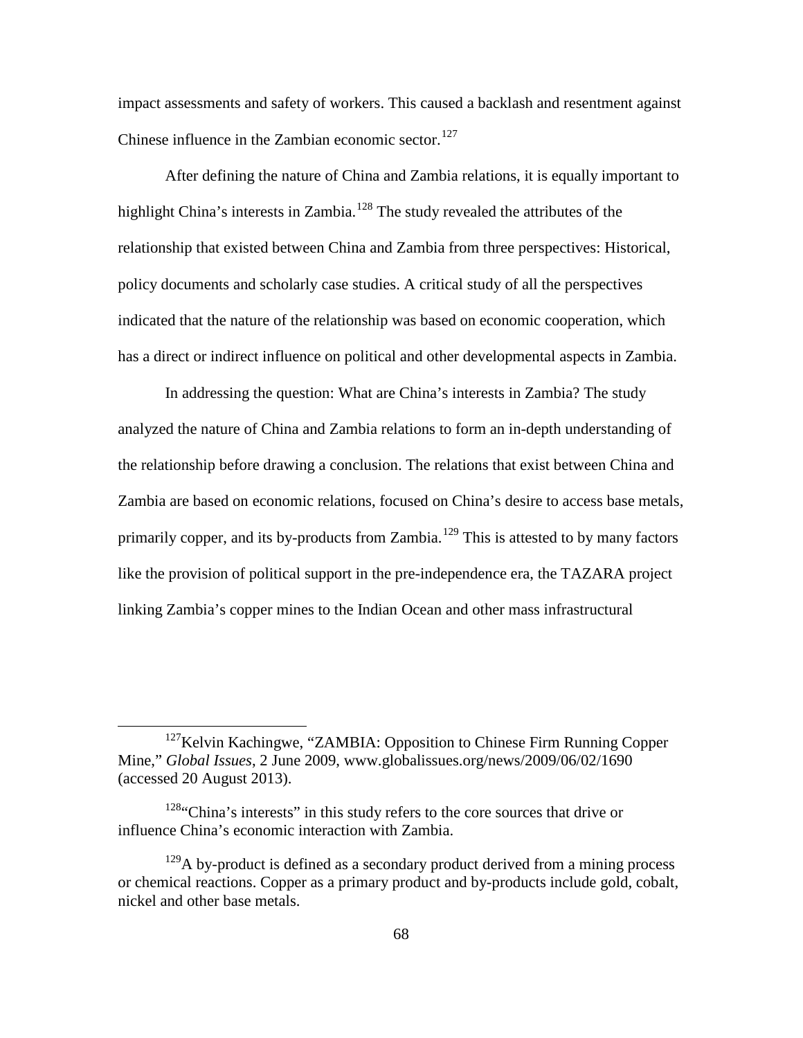impact assessments and safety of workers. This caused a backlash and resentment against Chinese influence in the Zambian economic sector.[127]

After defining the nature of China and Zambia relations, it is equally important to highlight China's interests in Zambia.[128] The study revealed the attributes of the relationship that existed between China and Zambia from three perspectives: Historical, policy documents and scholarly case studies. A critical study of all the perspectives indicated that the nature of the relationship was based on economic cooperation, which has a direct or indirect influence on political and other developmental aspects in Zambia.

In addressing the question: What are China's interests in Zambia? The study analyzed the nature of China and Zambia relations to form an in-depth understanding of the relationship before drawing a conclusion. The relations that exist between China and Zambia are based on economic relations, focused on China's desire to access base metals, primarily copper, and its by-products from Zambia.[129] This is attested to by many factors like the provision of political support in the pre-independence era, the TAZARA project linking Zambia's copper mines to the Indian Ocean and other mass infrastructural

---

[127]Kelvin Kachingwe, "ZAMBIA: Opposition to Chinese Firm Running Copper Mine," *Global Issues*, 2 June 2009, www.globalissues.org/news/2009/06/02/1690 (accessed 20 August 2013).

[128]"China's interests" in this study refers to the core sources that drive or influence China's economic interaction with Zambia.

[129]A by-product is defined as a secondary product derived from a mining process or chemical reactions. Copper as a primary product and by-products include gold, cobalt, nickel and other base metals.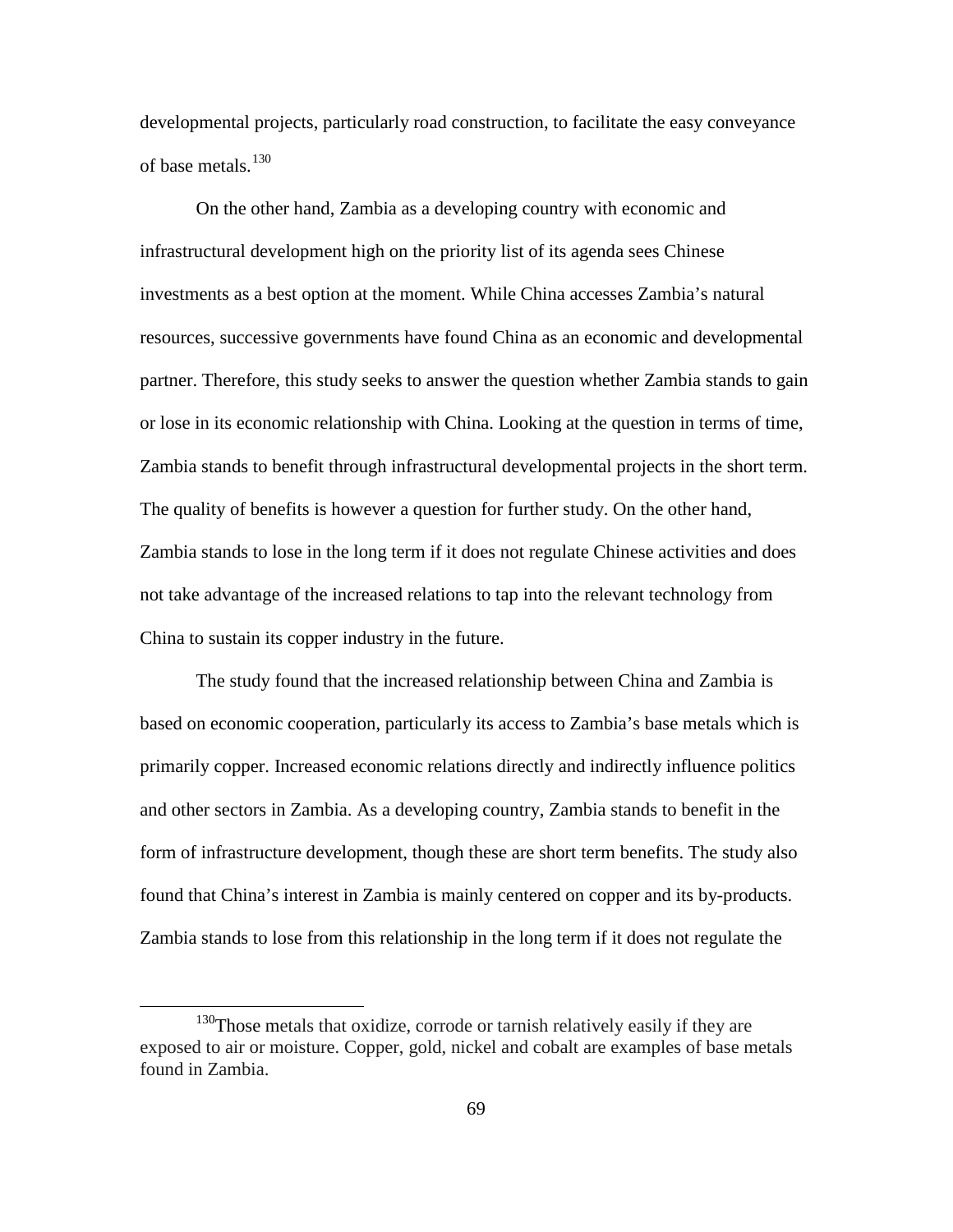developmental projects, particularly road construction, to facilitate the easy conveyance of base metals.[130]

On the other hand, Zambia as a developing country with economic and infrastructural development high on the priority list of its agenda sees Chinese investments as a best option at the moment. While China accesses Zambia's natural resources, successive governments have found China as an economic and developmental partner. Therefore, this study seeks to answer the question whether Zambia stands to gain or lose in its economic relationship with China. Looking at the question in terms of time, Zambia stands to benefit through infrastructural developmental projects in the short term. The quality of benefits is however a question for further study. On the other hand, Zambia stands to lose in the long term if it does not regulate Chinese activities and does not take advantage of the increased relations to tap into the relevant technology from China to sustain its copper industry in the future.

The study found that the increased relationship between China and Zambia is based on economic cooperation, particularly its access to Zambia's base metals which is primarily copper. Increased economic relations directly and indirectly influence politics and other sectors in Zambia. As a developing country, Zambia stands to benefit in the form of infrastructure development, though these are short term benefits. The study also found that China's interest in Zambia is mainly centered on copper and its by-products. Zambia stands to lose from this relationship in the long term if it does not regulate the

---

[130] Those metals that oxidize, corrode or tarnish relatively easily if they are exposed to air or moisture. Copper, gold, nickel and cobalt are examples of base metals found in Zambia.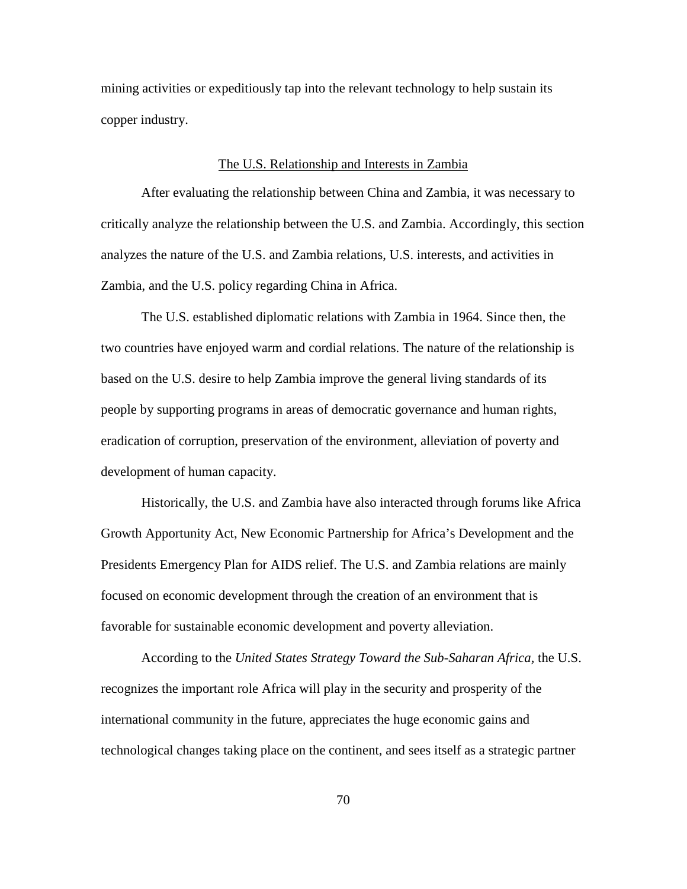mining activities or expeditiously tap into the relevant technology to help sustain its copper industry.

## The U.S. Relationship and Interests in Zambia

After evaluating the relationship between China and Zambia, it was necessary to critically analyze the relationship between the U.S. and Zambia. Accordingly, this section analyzes the nature of the U.S. and Zambia relations, U.S. interests, and activities in Zambia, and the U.S. policy regarding China in Africa.

The U.S. established diplomatic relations with Zambia in 1964. Since then, the two countries have enjoyed warm and cordial relations. The nature of the relationship is based on the U.S. desire to help Zambia improve the general living standards of its people by supporting programs in areas of democratic governance and human rights, eradication of corruption, preservation of the environment, alleviation of poverty and development of human capacity.

Historically, the U.S. and Zambia have also interacted through forums like Africa Growth Apportunity Act, New Economic Partnership for Africa's Development and the Presidents Emergency Plan for AIDS relief. The U.S. and Zambia relations are mainly focused on economic development through the creation of an environment that is favorable for sustainable economic development and poverty alleviation.

According to the *United States Strategy Toward the Sub-Saharan Africa*, the U.S. recognizes the important role Africa will play in the security and prosperity of the international community in the future, appreciates the huge economic gains and technological changes taking place on the continent, and sees itself as a strategic partner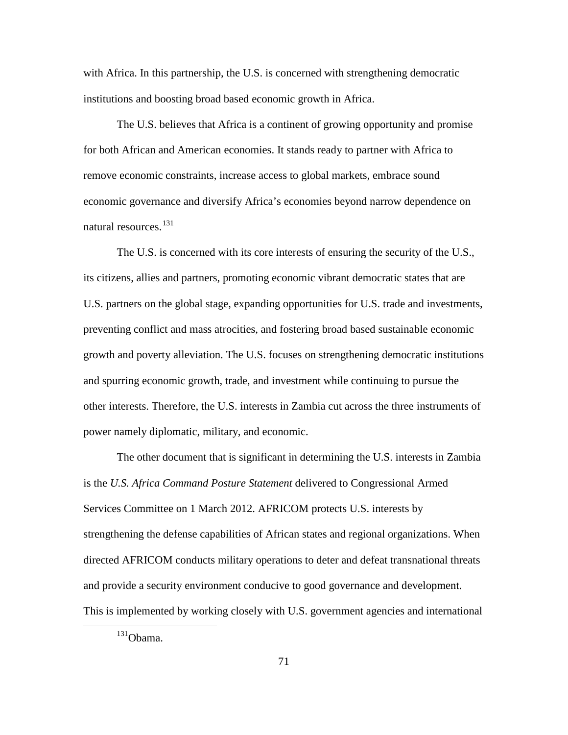with Africa. In this partnership, the U.S. is concerned with strengthening democratic institutions and boosting broad based economic growth in Africa.

The U.S. believes that Africa is a continent of growing opportunity and promise for both African and American economies. It stands ready to partner with Africa to remove economic constraints, increase access to global markets, embrace sound economic governance and diversify Africa's economies beyond narrow dependence on natural resources.[131]

The U.S. is concerned with its core interests of ensuring the security of the U.S., its citizens, allies and partners, promoting economic vibrant democratic states that are U.S. partners on the global stage, expanding opportunities for U.S. trade and investments, preventing conflict and mass atrocities, and fostering broad based sustainable economic growth and poverty alleviation. The U.S. focuses on strengthening democratic institutions and spurring economic growth, trade, and investment while continuing to pursue the other interests. Therefore, the U.S. interests in Zambia cut across the three instruments of power namely diplomatic, military, and economic.

The other document that is significant in determining the U.S. interests in Zambia is the *U.S. Africa Command Posture Statement* delivered to Congressional Armed Services Committee on 1 March 2012. AFRICOM protects U.S. interests by strengthening the defense capabilities of African states and regional organizations. When directed AFRICOM conducts military operations to deter and defeat transnational threats and provide a security environment conducive to good governance and development. This is implemented by working closely with U.S. government agencies and international

[131] Obama.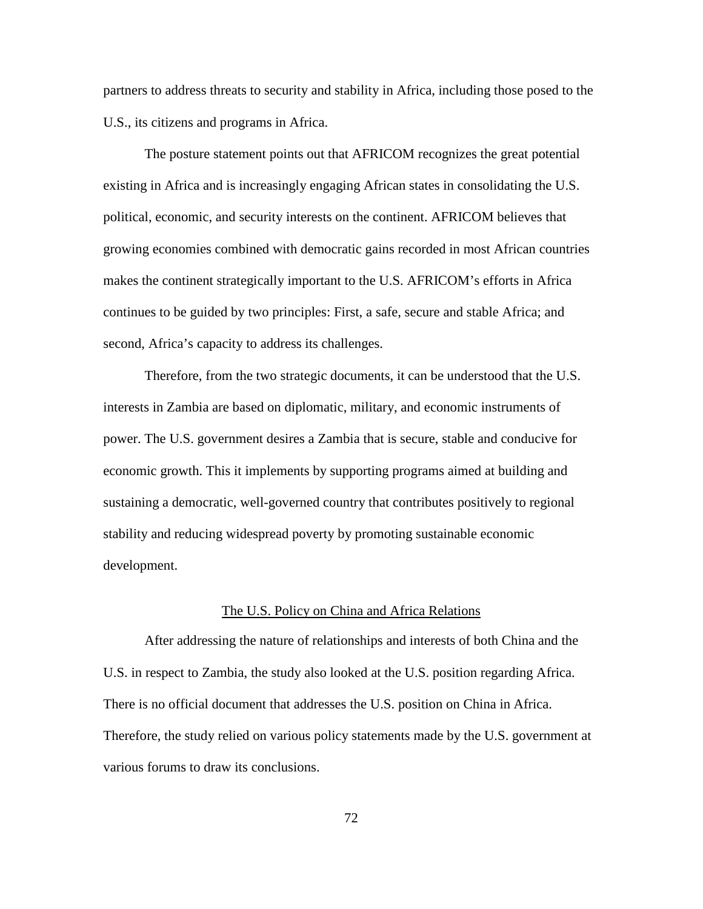partners to address threats to security and stability in Africa, including those posed to the U.S., its citizens and programs in Africa.

The posture statement points out that AFRICOM recognizes the great potential existing in Africa and is increasingly engaging African states in consolidating the U.S. political, economic, and security interests on the continent. AFRICOM believes that growing economies combined with democratic gains recorded in most African countries makes the continent strategically important to the U.S. AFRICOM's efforts in Africa continues to be guided by two principles: First, a safe, secure and stable Africa; and second, Africa's capacity to address its challenges.

Therefore, from the two strategic documents, it can be understood that the U.S. interests in Zambia are based on diplomatic, military, and economic instruments of power. The U.S. government desires a Zambia that is secure, stable and conducive for economic growth. This it implements by supporting programs aimed at building and sustaining a democratic, well-governed country that contributes positively to regional stability and reducing widespread poverty by promoting sustainable economic development.

## The U.S. Policy on China and Africa Relations

After addressing the nature of relationships and interests of both China and the U.S. in respect to Zambia, the study also looked at the U.S. position regarding Africa. There is no official document that addresses the U.S. position on China in Africa. Therefore, the study relied on various policy statements made by the U.S. government at various forums to draw its conclusions.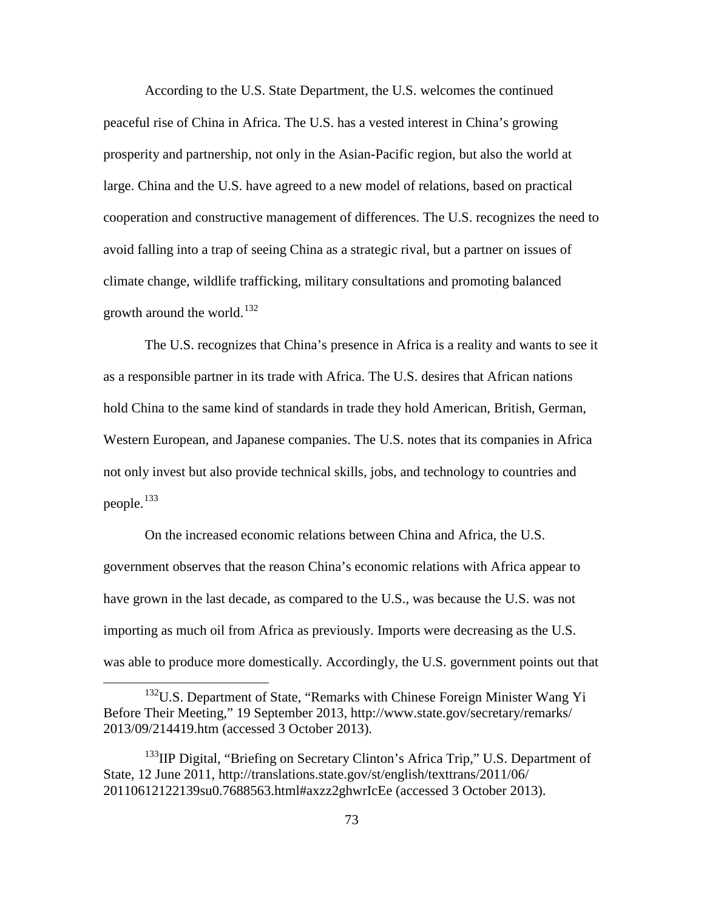According to the U.S. State Department, the U.S. welcomes the continued peaceful rise of China in Africa. The U.S. has a vested interest in China's growing prosperity and partnership, not only in the Asian-Pacific region, but also the world at large. China and the U.S. have agreed to a new model of relations, based on practical cooperation and constructive management of differences. The U.S. recognizes the need to avoid falling into a trap of seeing China as a strategic rival, but a partner on issues of climate change, wildlife trafficking, military consultations and promoting balanced growth around the world.[132]

The U.S. recognizes that China's presence in Africa is a reality and wants to see it as a responsible partner in its trade with Africa. The U.S. desires that African nations hold China to the same kind of standards in trade they hold American, British, German, Western European, and Japanese companies. The U.S. notes that its companies in Africa not only invest but also provide technical skills, jobs, and technology to countries and people.[133]

On the increased economic relations between China and Africa, the U.S. government observes that the reason China's economic relations with Africa appear to have grown in the last decade, as compared to the U.S., was because the U.S. was not importing as much oil from Africa as previously. Imports were decreasing as the U.S. was able to produce more domestically. Accordingly, the U.S. government points out that

---

[132] U.S. Department of State, "Remarks with Chinese Foreign Minister Wang Yi Before Their Meeting," 19 September 2013, http://www.state.gov/secretary/remarks/ 2013/09/214419.htm (accessed 3 October 2013).

[133] IIP Digital, "Briefing on Secretary Clinton's Africa Trip," U.S. Department of State, 12 June 2011, http://translations.state.gov/st/english/texttrans/2011/06/ 20110612122139su0.7688563.html#axzz2ghwrIcEe (accessed 3 October 2013).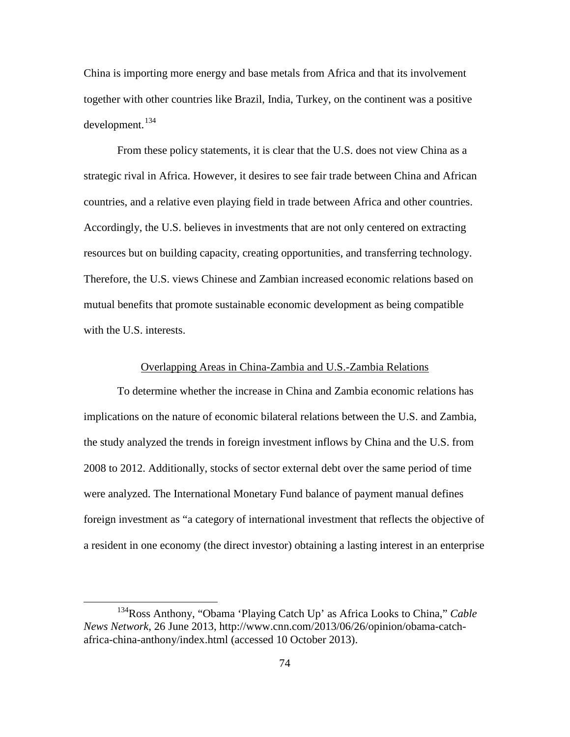China is importing more energy and base metals from Africa and that its involvement together with other countries like Brazil, India, Turkey, on the continent was a positive development.[134]

From these policy statements, it is clear that the U.S. does not view China as a strategic rival in Africa. However, it desires to see fair trade between China and African countries, and a relative even playing field in trade between Africa and other countries. Accordingly, the U.S. believes in investments that are not only centered on extracting resources but on building capacity, creating opportunities, and transferring technology. Therefore, the U.S. views Chinese and Zambian increased economic relations based on mutual benefits that promote sustainable economic development as being compatible with the U.S. interests.

## Overlapping Areas in China-Zambia and U.S.-Zambia Relations

To determine whether the increase in China and Zambia economic relations has implications on the nature of economic bilateral relations between the U.S. and Zambia, the study analyzed the trends in foreign investment inflows by China and the U.S. from 2008 to 2012. Additionally, stocks of sector external debt over the same period of time were analyzed. The International Monetary Fund balance of payment manual defines foreign investment as "a category of international investment that reflects the objective of a resident in one economy (the direct investor) obtaining a lasting interest in an enterprise

---

[134] Ross Anthony, "Obama 'Playing Catch Up' as Africa Looks to China," *Cable News Network*, 26 June 2013, http://www.cnn.com/2013/06/26/opinion/obama-catch-africa-china-anthony/index.html (accessed 10 October 2013).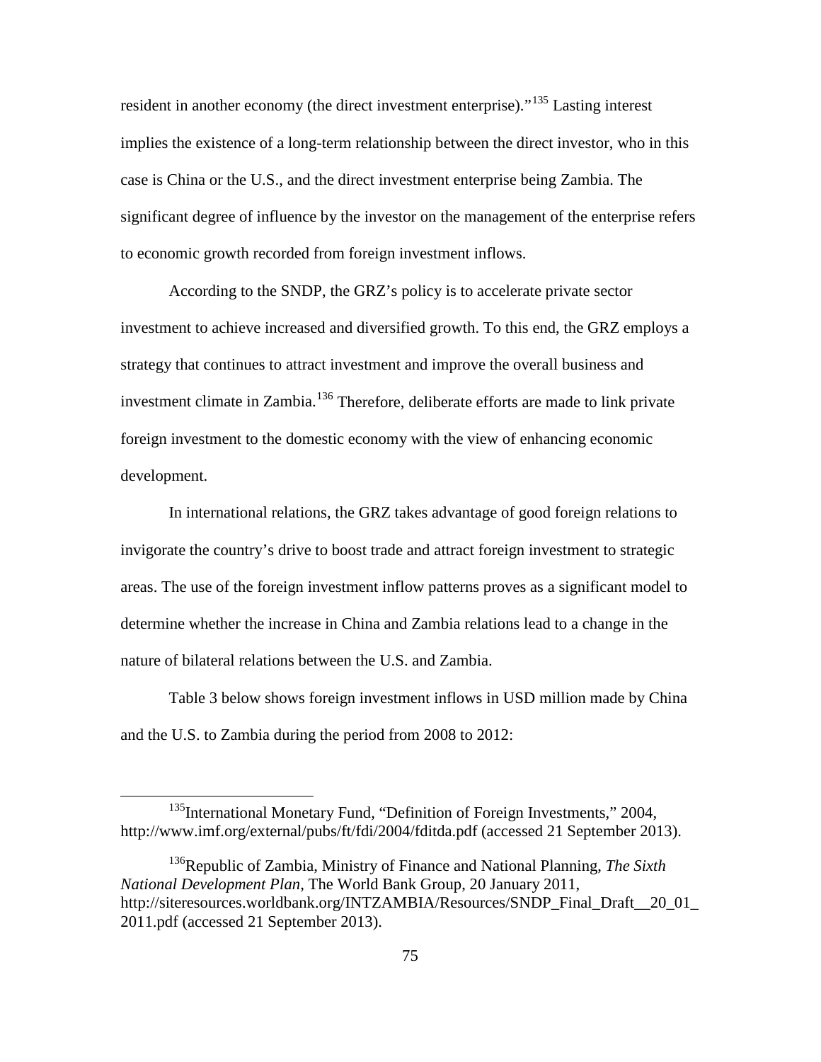resident in another economy (the direct investment enterprise)."[135] Lasting interest implies the existence of a long-term relationship between the direct investor, who in this case is China or the U.S., and the direct investment enterprise being Zambia. The significant degree of influence by the investor on the management of the enterprise refers to economic growth recorded from foreign investment inflows.

According to the SNDP, the GRZ's policy is to accelerate private sector investment to achieve increased and diversified growth. To this end, the GRZ employs a strategy that continues to attract investment and improve the overall business and investment climate in Zambia.[136] Therefore, deliberate efforts are made to link private foreign investment to the domestic economy with the view of enhancing economic development.

In international relations, the GRZ takes advantage of good foreign relations to invigorate the country's drive to boost trade and attract foreign investment to strategic areas. The use of the foreign investment inflow patterns proves as a significant model to determine whether the increase in China and Zambia relations lead to a change in the nature of bilateral relations between the U.S. and Zambia.

Table 3 below shows foreign investment inflows in USD million made by China and the U.S. to Zambia during the period from 2008 to 2012:

---

[135] International Monetary Fund, "Definition of Foreign Investments," 2004, http://www.imf.org/external/pubs/ft/fdi/2004/fditda.pdf (accessed 21 September 2013).

[136] Republic of Zambia, Ministry of Finance and National Planning, *The Sixth National Development Plan*, The World Bank Group, 20 January 2011, http://siteresources.worldbank.org/INTZAMBIA/Resources/SNDP_Final_Draft__20_01_2011.pdf (accessed 21 September 2013).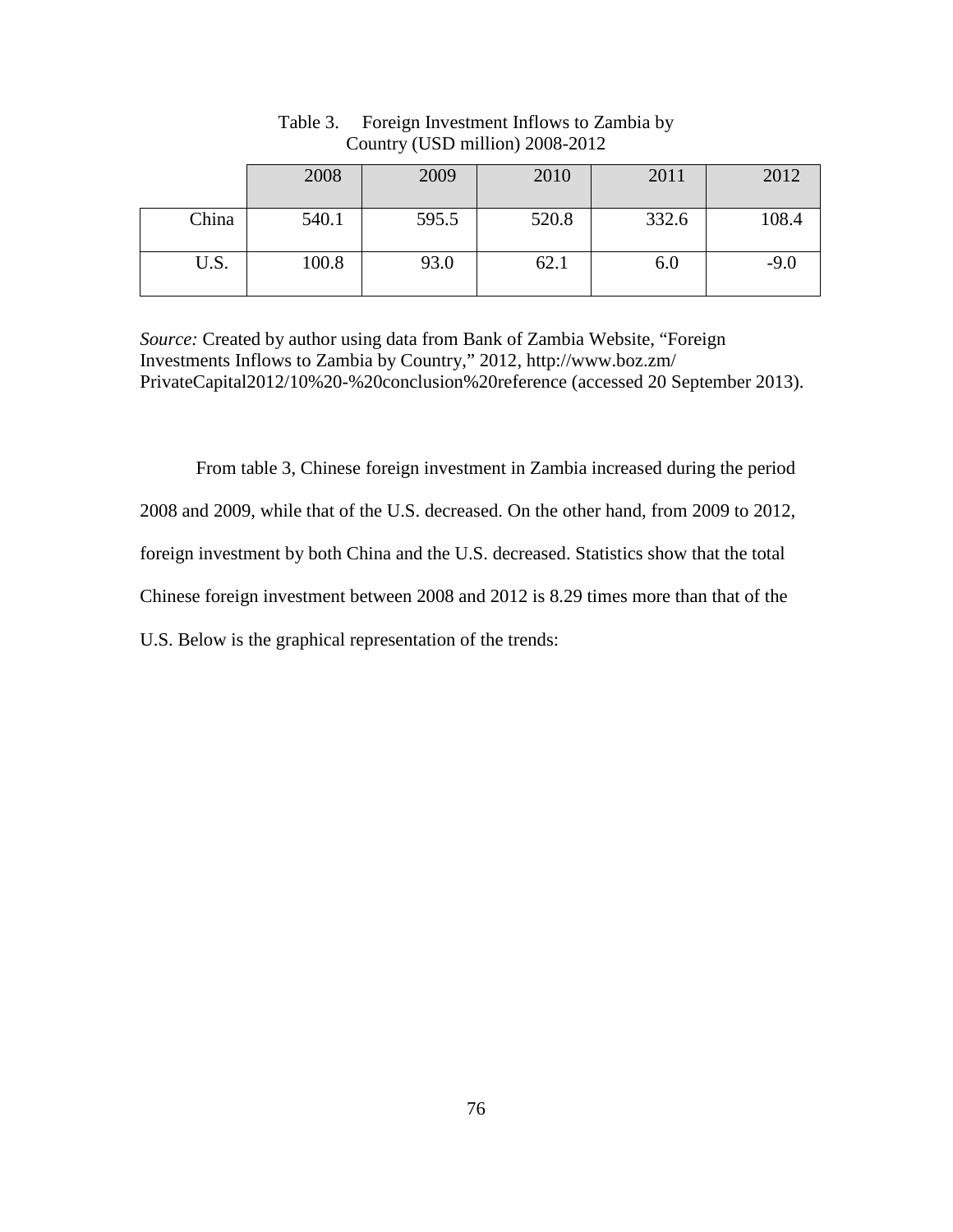Table 3. Foreign Investment Inflows to Zambia by Country (USD million) 2008-2012

| | 2008 | 2009 | 2010 | 2011 | 2012 |
|---|---|---|---|---|---|
| China | 540.1 | 595.5 | 520.8 | 332.6 | 108.4 |
| U.S. | 100.8 | 93.0 | 62.1 | 6.0 | -9.0 |

*Source:* Created by author using data from Bank of Zambia Website, "Foreign Investments Inflows to Zambia by Country," 2012, http://www.boz.zm/PrivateCapital2012/10%20-%20conclusion%20reference (accessed 20 September 2013).

From table 3, Chinese foreign investment in Zambia increased during the period 2008 and 2009, while that of the U.S. decreased. On the other hand, from 2009 to 2012, foreign investment by both China and the U.S. decreased. Statistics show that the total Chinese foreign investment between 2008 and 2012 is 8.29 times more than that of the U.S. Below is the graphical representation of the trends: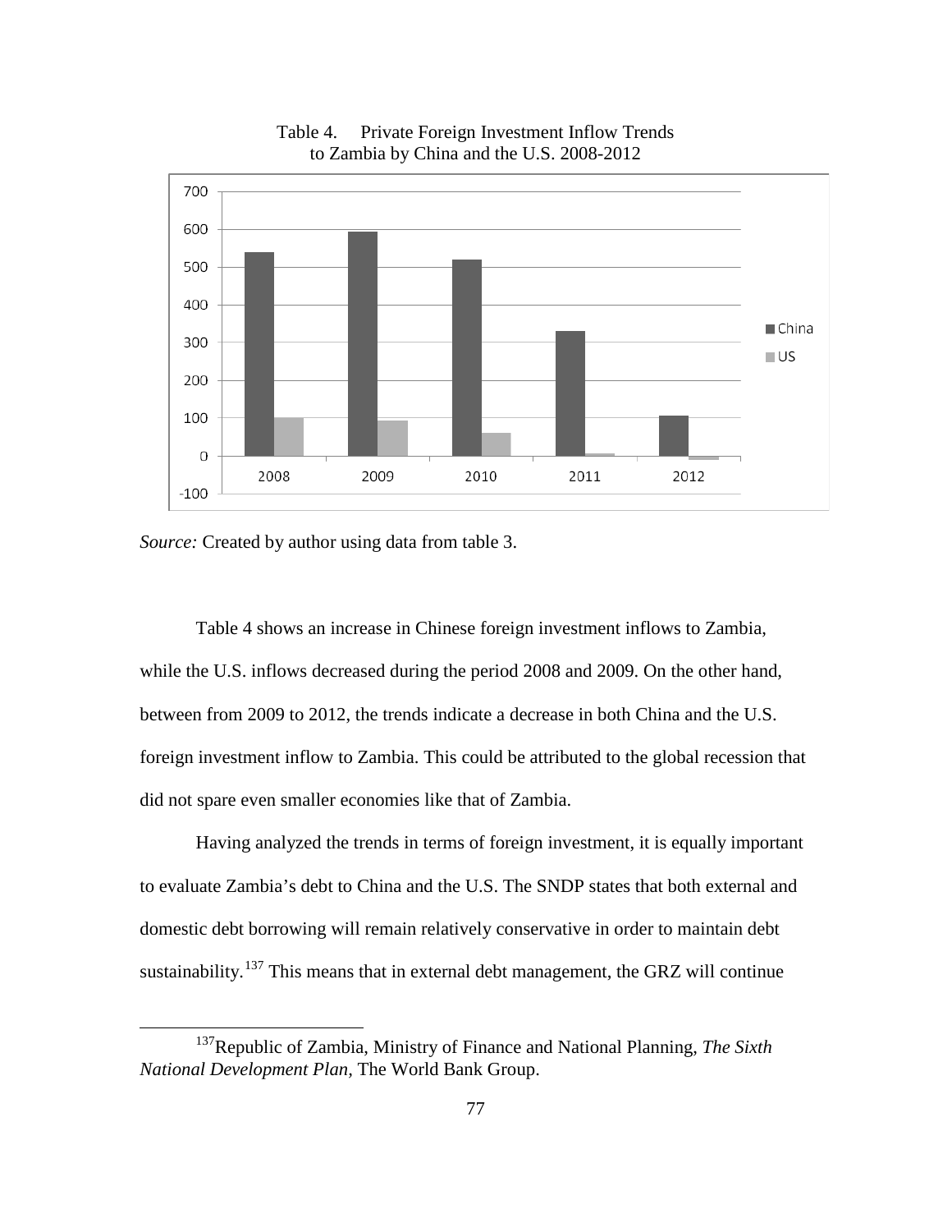Table 4. Private Foreign Investment Inflow Trends to Zambia by China and the U.S. 2008-2012

*Source:* Created by author using data from table 3.

Table 4 shows an increase in Chinese foreign investment inflows to Zambia, while the U.S. inflows decreased during the period 2008 and 2009. On the other hand, between from 2009 to 2012, the trends indicate a decrease in both China and the U.S. foreign investment inflow to Zambia. This could be attributed to the global recession that did not spare even smaller economies like that of Zambia.

Having analyzed the trends in terms of foreign investment, it is equally important to evaluate Zambia's debt to China and the U.S. The SNDP states that both external and domestic debt borrowing will remain relatively conservative in order to maintain debt sustainability.[137] This means that in external debt management, the GRZ will continue

[137]Republic of Zambia, Ministry of Finance and National Planning, *The Sixth National Development Plan*, The World Bank Group.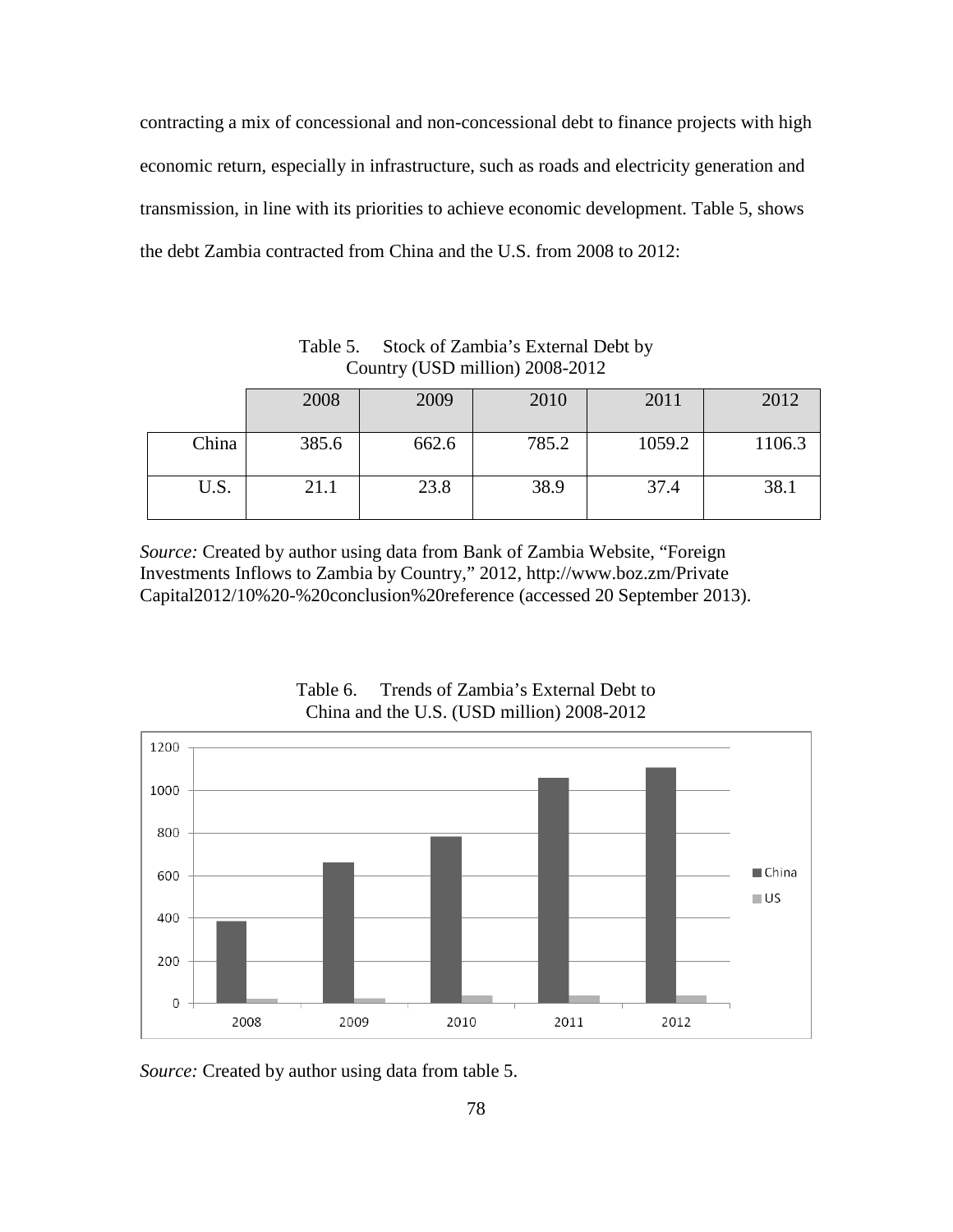contracting a mix of concessional and non-concessional debt to finance projects with high economic return, especially in infrastructure, such as roads and electricity generation and transmission, in line with its priorities to achieve economic development. Table 5, shows the debt Zambia contracted from China and the U.S. from 2008 to 2012:

Table 5. Stock of Zambia's External Debt by Country (USD million) 2008-2012

| | 2008 | 2009 | 2010 | 2011 | 2012 |
|---|---|---|---|---|---|
| China | 385.6 | 662.6 | 785.2 | 1059.2 | 1106.3 |
| U.S. | 21.1 | 23.8 | 38.9 | 37.4 | 38.1 |

*Source:* Created by author using data from Bank of Zambia Website, "Foreign Investments Inflows to Zambia by Country," 2012, http://www.boz.zm/Private Capital2012/10%20-%20conclusion%20reference (accessed 20 September 2013).

Table 6. Trends of Zambia's External Debt to China and the U.S. (USD million) 2008-2012

*Source:* Created by author using data from table 5.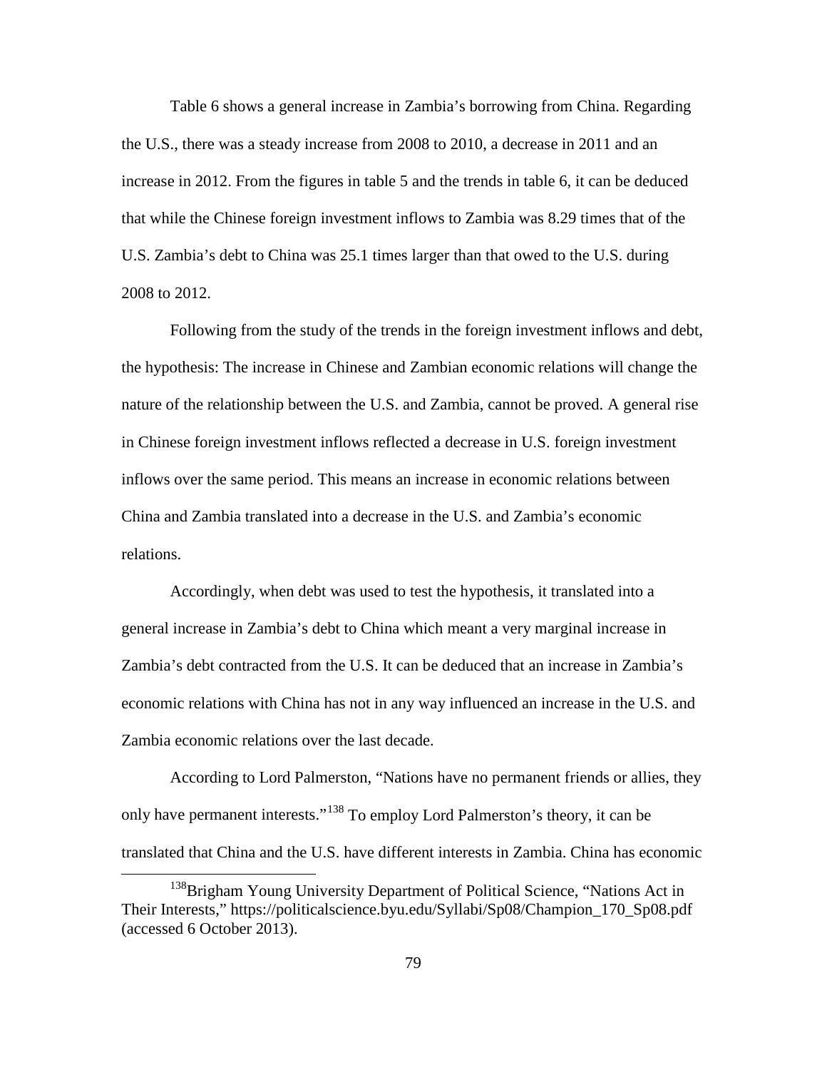Table 6 shows a general increase in Zambia's borrowing from China. Regarding the U.S., there was a steady increase from 2008 to 2010, a decrease in 2011 and an increase in 2012. From the figures in table 5 and the trends in table 6, it can be deduced that while the Chinese foreign investment inflows to Zambia was 8.29 times that of the U.S. Zambia's debt to China was 25.1 times larger than that owed to the U.S. during 2008 to 2012.

Following from the study of the trends in the foreign investment inflows and debt, the hypothesis: The increase in Chinese and Zambian economic relations will change the nature of the relationship between the U.S. and Zambia, cannot be proved. A general rise in Chinese foreign investment inflows reflected a decrease in U.S. foreign investment inflows over the same period. This means an increase in economic relations between China and Zambia translated into a decrease in the U.S. and Zambia's economic relations.

Accordingly, when debt was used to test the hypothesis, it translated into a general increase in Zambia's debt to China which meant a very marginal increase in Zambia's debt contracted from the U.S. It can be deduced that an increase in Zambia's economic relations with China has not in any way influenced an increase in the U.S. and Zambia economic relations over the last decade.

According to Lord Palmerston, "Nations have no permanent friends or allies, they only have permanent interests."[138] To employ Lord Palmerston's theory, it can be translated that China and the U.S. have different interests in Zambia. China has economic

[138] Brigham Young University Department of Political Science, "Nations Act in Their Interests," https://politicalscience.byu.edu/Syllabi/Sp08/Champion_170_Sp08.pdf (accessed 6 October 2013).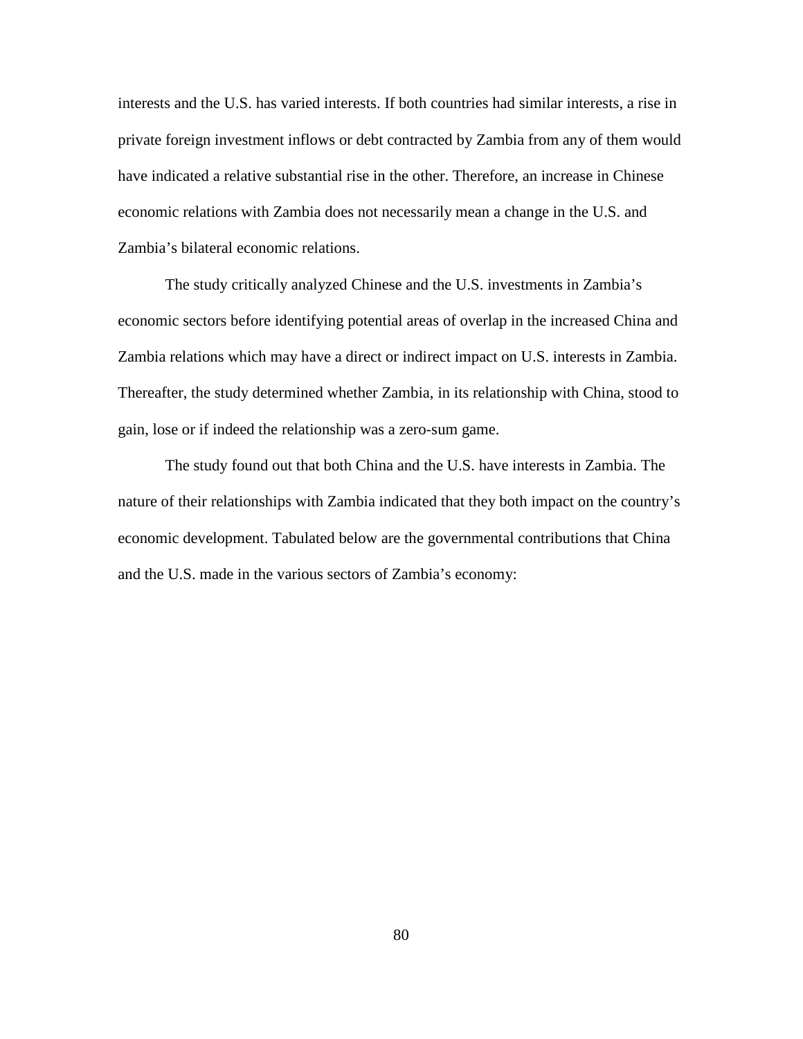interests and the U.S. has varied interests. If both countries had similar interests, a rise in private foreign investment inflows or debt contracted by Zambia from any of them would have indicated a relative substantial rise in the other. Therefore, an increase in Chinese economic relations with Zambia does not necessarily mean a change in the U.S. and Zambia's bilateral economic relations.

The study critically analyzed Chinese and the U.S. investments in Zambia's economic sectors before identifying potential areas of overlap in the increased China and Zambia relations which may have a direct or indirect impact on U.S. interests in Zambia. Thereafter, the study determined whether Zambia, in its relationship with China, stood to gain, lose or if indeed the relationship was a zero-sum game.

The study found out that both China and the U.S. have interests in Zambia. The nature of their relationships with Zambia indicated that they both impact on the country's economic development. Tabulated below are the governmental contributions that China and the U.S. made in the various sectors of Zambia's economy: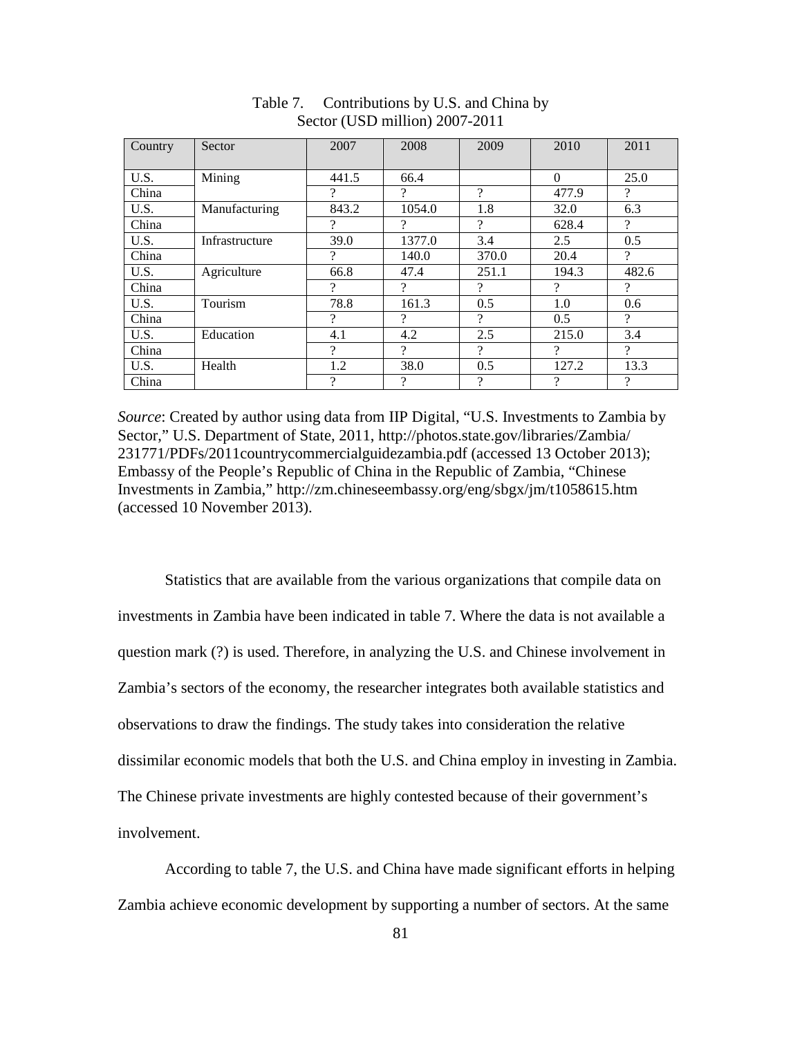Table 7. Contributions by U.S. and China by Sector (USD million) 2007-2011

| Country | Sector | 2007 | 2008 | 2009 | 2010 | 2011 |
|---|---|---|---|---|---|---|
| U.S. | Mining | 441.5 | 66.4 | | 0 | 25.0 |
| China | | ? | ? | ? | 477.9 | ? |
| U.S. | Manufacturing | 843.2 | 1054.0 | 1.8 | 32.0 | 6.3 |
| China | | ? | ? | ? | 628.4 | ? |
| U.S. | Infrastructure | 39.0 | 1377.0 | 3.4 | 2.5 | 0.5 |
| China | | ? | 140.0 | 370.0 | 20.4 | ? |
| U.S. | Agriculture | 66.8 | 47.4 | 251.1 | 194.3 | 482.6 |
| China | | ? | ? | ? | ? | ? |
| U.S. | Tourism | 78.8 | 161.3 | 0.5 | 1.0 | 0.6 |
| China | | ? | ? | ? | 0.5 | ? |
| U.S. | Education | 4.1 | 4.2 | 2.5 | 215.0 | 3.4 |
| China | | ? | ? | ? | ? | ? |
| U.S. | Health | 1.2 | 38.0 | 0.5 | 127.2 | 13.3 |
| China | | ? | ? | ? | ? | ? |

*Source*: Created by author using data from IIP Digital, "U.S. Investments to Zambia by Sector," U.S. Department of State, 2011, http://photos.state.gov/libraries/Zambia/231771/PDFs/2011countrycommercialguidezambia.pdf (accessed 13 October 2013); Embassy of the People's Republic of China in the Republic of Zambia, "Chinese Investments in Zambia," http://zm.chineseembassy.org/eng/sbgx/jm/t1058615.htm (accessed 10 November 2013).

Statistics that are available from the various organizations that compile data on investments in Zambia have been indicated in table 7. Where the data is not available a question mark (?) is used. Therefore, in analyzing the U.S. and Chinese involvement in Zambia's sectors of the economy, the researcher integrates both available statistics and observations to draw the findings. The study takes into consideration the relative dissimilar economic models that both the U.S. and China employ in investing in Zambia. The Chinese private investments are highly contested because of their government's involvement.

According to table 7, the U.S. and China have made significant efforts in helping Zambia achieve economic development by supporting a number of sectors. At the same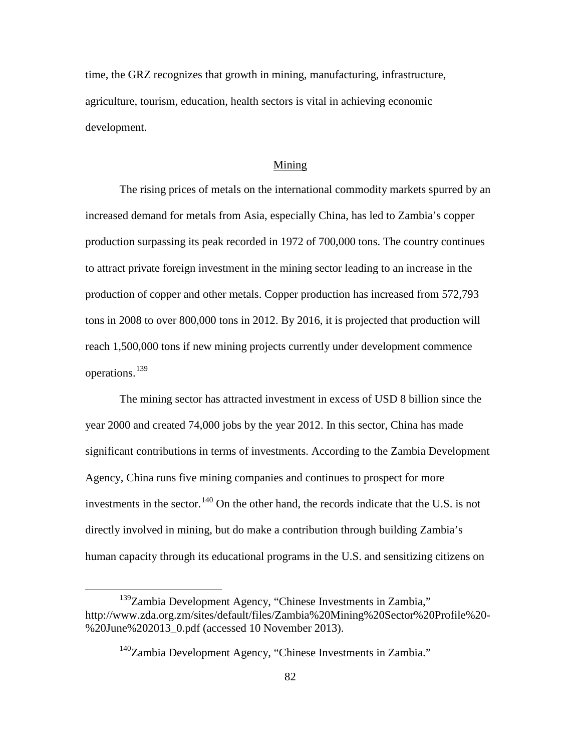time, the GRZ recognizes that growth in mining, manufacturing, infrastructure, agriculture, tourism, education, health sectors is vital in achieving economic development.

## Mining

The rising prices of metals on the international commodity markets spurred by an increased demand for metals from Asia, especially China, has led to Zambia's copper production surpassing its peak recorded in 1972 of 700,000 tons. The country continues to attract private foreign investment in the mining sector leading to an increase in the production of copper and other metals. Copper production has increased from 572,793 tons in 2008 to over 800,000 tons in 2012. By 2016, it is projected that production will reach 1,500,000 tons if new mining projects currently under development commence operations.[139]

The mining sector has attracted investment in excess of USD 8 billion since the year 2000 and created 74,000 jobs by the year 2012. In this sector, China has made significant contributions in terms of investments. According to the Zambia Development Agency, China runs five mining companies and continues to prospect for more investments in the sector.[140] On the other hand, the records indicate that the U.S. is not directly involved in mining, but do make a contribution through building Zambia's human capacity through its educational programs in the U.S. and sensitizing citizens on

---

[139] Zambia Development Agency, "Chinese Investments in Zambia," http://www.zda.org.zm/sites/default/files/Zambia%20Mining%20Sector%20Profile%20-%20June%202013_0.pdf (accessed 10 November 2013).

[140] Zambia Development Agency, "Chinese Investments in Zambia."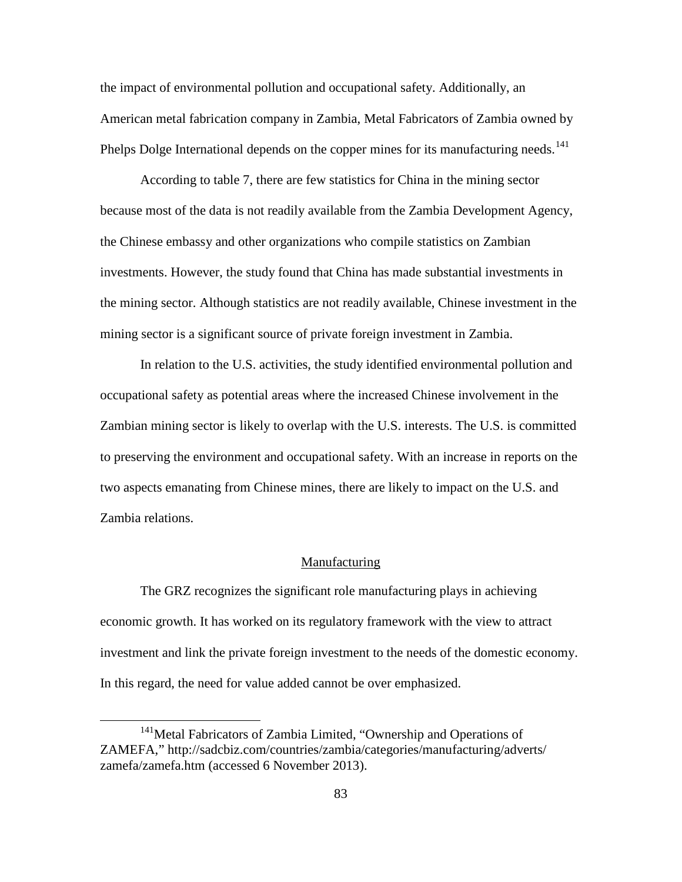the impact of environmental pollution and occupational safety. Additionally, an American metal fabrication company in Zambia, Metal Fabricators of Zambia owned by Phelps Dolge International depends on the copper mines for its manufacturing needs.[141]

According to table 7, there are few statistics for China in the mining sector because most of the data is not readily available from the Zambia Development Agency, the Chinese embassy and other organizations who compile statistics on Zambian investments. However, the study found that China has made substantial investments in the mining sector. Although statistics are not readily available, Chinese investment in the mining sector is a significant source of private foreign investment in Zambia.

In relation to the U.S. activities, the study identified environmental pollution and occupational safety as potential areas where the increased Chinese involvement in the Zambian mining sector is likely to overlap with the U.S. interests. The U.S. is committed to preserving the environment and occupational safety. With an increase in reports on the two aspects emanating from Chinese mines, there are likely to impact on the U.S. and Zambia relations.

## Manufacturing

The GRZ recognizes the significant role manufacturing plays in achieving economic growth. It has worked on its regulatory framework with the view to attract investment and link the private foreign investment to the needs of the domestic economy. In this regard, the need for value added cannot be over emphasized.

---

[141] Metal Fabricators of Zambia Limited, "Ownership and Operations of ZAMEFA," http://sadcbiz.com/countries/zambia/categories/manufacturing/adverts/zamefa/zamefa.htm (accessed 6 November 2013).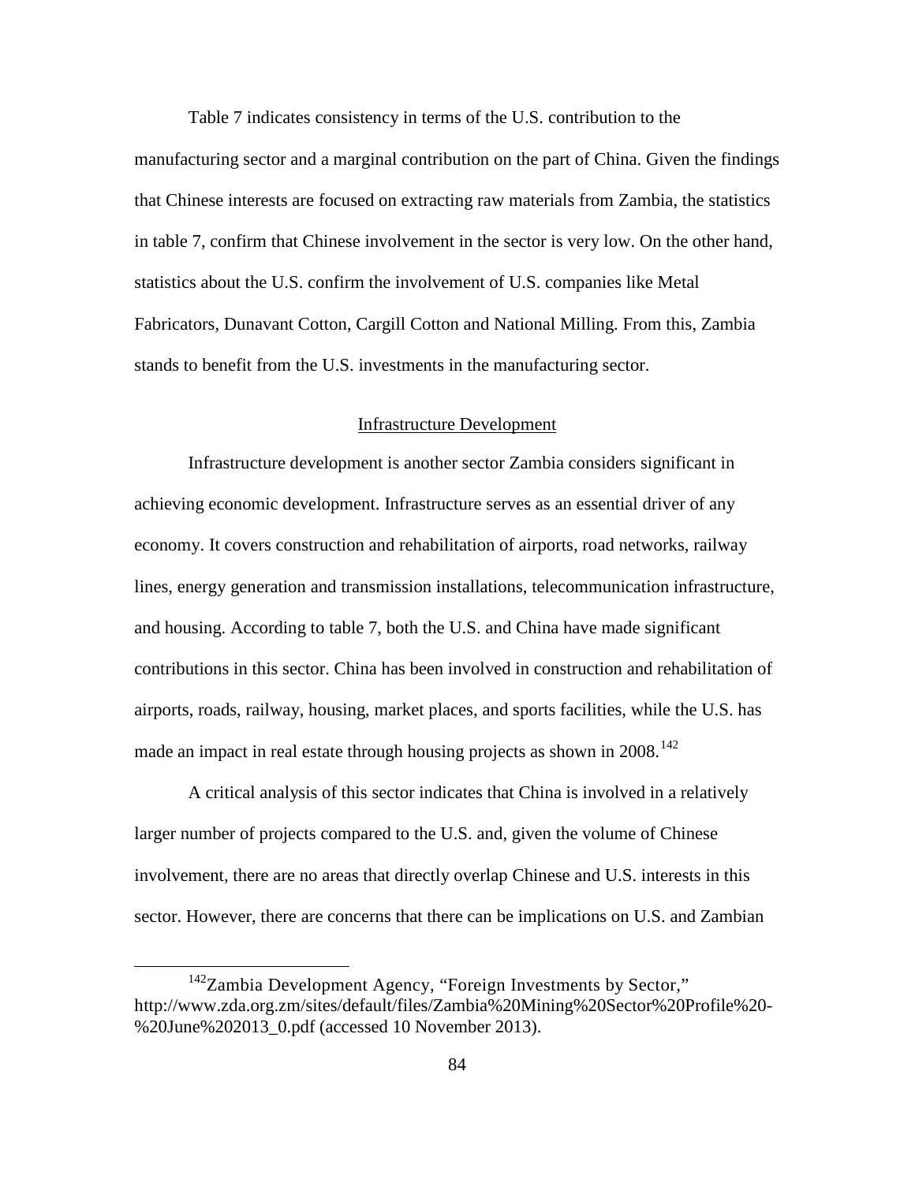Table 7 indicates consistency in terms of the U.S. contribution to the manufacturing sector and a marginal contribution on the part of China. Given the findings that Chinese interests are focused on extracting raw materials from Zambia, the statistics in table 7, confirm that Chinese involvement in the sector is very low. On the other hand, statistics about the U.S. confirm the involvement of U.S. companies like Metal Fabricators, Dunavant Cotton, Cargill Cotton and National Milling. From this, Zambia stands to benefit from the U.S. investments in the manufacturing sector.

## Infrastructure Development

Infrastructure development is another sector Zambia considers significant in achieving economic development. Infrastructure serves as an essential driver of any economy. It covers construction and rehabilitation of airports, road networks, railway lines, energy generation and transmission installations, telecommunication infrastructure, and housing. According to table 7, both the U.S. and China have made significant contributions in this sector. China has been involved in construction and rehabilitation of airports, roads, railway, housing, market places, and sports facilities, while the U.S. has made an impact in real estate through housing projects as shown in 2008.[142]

A critical analysis of this sector indicates that China is involved in a relatively larger number of projects compared to the U.S. and, given the volume of Chinese involvement, there are no areas that directly overlap Chinese and U.S. interests in this sector. However, there are concerns that there can be implications on U.S. and Zambian

---

[142] Zambia Development Agency, "Foreign Investments by Sector," http://www.zda.org.zm/sites/default/files/Zambia%20Mining%20Sector%20Profile%20-%20June%202013_0.pdf (accessed 10 November 2013).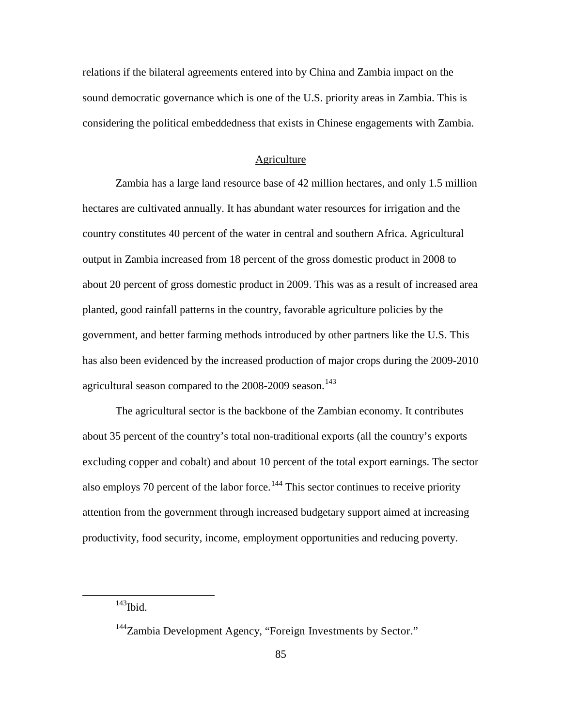relations if the bilateral agreements entered into by China and Zambia impact on the sound democratic governance which is one of the U.S. priority areas in Zambia. This is considering the political embeddedness that exists in Chinese engagements with Zambia.

## Agriculture

Zambia has a large land resource base of 42 million hectares, and only 1.5 million hectares are cultivated annually. It has abundant water resources for irrigation and the country constitutes 40 percent of the water in central and southern Africa. Agricultural output in Zambia increased from 18 percent of the gross domestic product in 2008 to about 20 percent of gross domestic product in 2009. This was as a result of increased area planted, good rainfall patterns in the country, favorable agriculture policies by the government, and better farming methods introduced by other partners like the U.S. This has also been evidenced by the increased production of major crops during the 2009-2010 agricultural season compared to the 2008-2009 season.[143]

The agricultural sector is the backbone of the Zambian economy. It contributes about 35 percent of the country's total non-traditional exports (all the country's exports excluding copper and cobalt) and about 10 percent of the total export earnings. The sector also employs 70 percent of the labor force.[144] This sector continues to receive priority attention from the government through increased budgetary support aimed at increasing productivity, food security, income, employment opportunities and reducing poverty.

---

[143]Ibid.

[144]Zambia Development Agency, "Foreign Investments by Sector."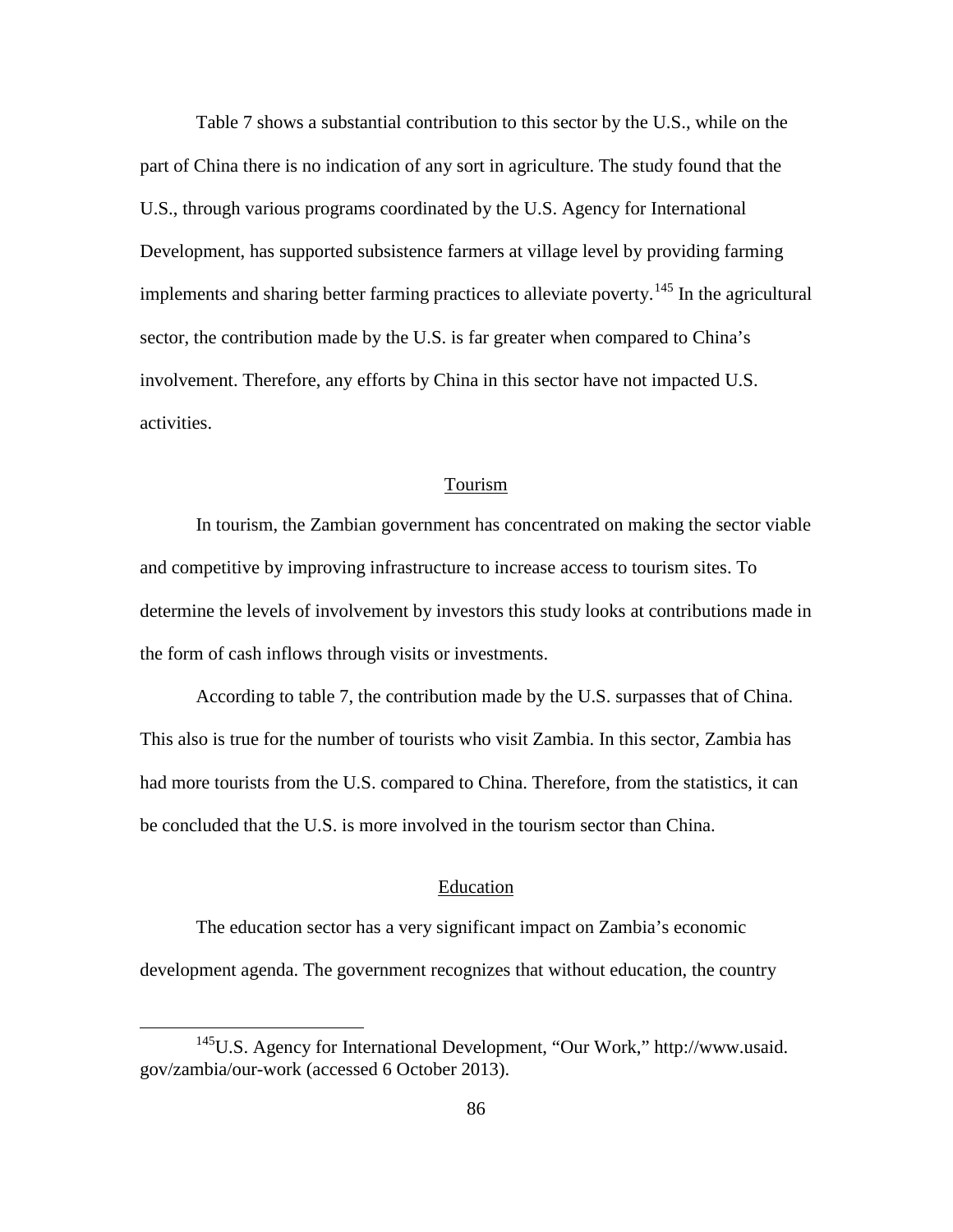Table 7 shows a substantial contribution to this sector by the U.S., while on the part of China there is no indication of any sort in agriculture. The study found that the U.S., through various programs coordinated by the U.S. Agency for International Development, has supported subsistence farmers at village level by providing farming implements and sharing better farming practices to alleviate poverty.[145] In the agricultural sector, the contribution made by the U.S. is far greater when compared to China's involvement. Therefore, any efforts by China in this sector have not impacted U.S. activities.

## Tourism

In tourism, the Zambian government has concentrated on making the sector viable and competitive by improving infrastructure to increase access to tourism sites. To determine the levels of involvement by investors this study looks at contributions made in the form of cash inflows through visits or investments.

According to table 7, the contribution made by the U.S. surpasses that of China. This also is true for the number of tourists who visit Zambia. In this sector, Zambia has had more tourists from the U.S. compared to China. Therefore, from the statistics, it can be concluded that the U.S. is more involved in the tourism sector than China.

## Education

The education sector has a very significant impact on Zambia's economic development agenda. The government recognizes that without education, the country

---

[145] U.S. Agency for International Development, "Our Work," http://www.usaid.gov/zambia/our-work (accessed 6 October 2013).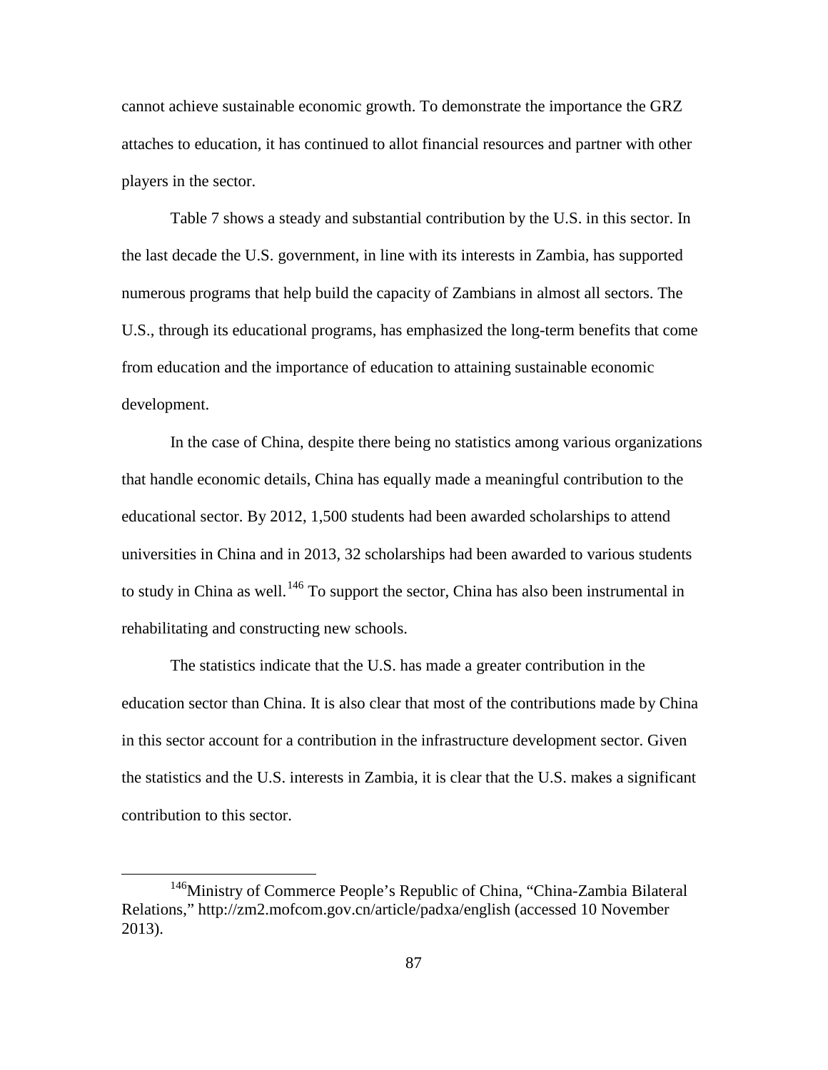cannot achieve sustainable economic growth. To demonstrate the importance the GRZ attaches to education, it has continued to allot financial resources and partner with other players in the sector.

Table 7 shows a steady and substantial contribution by the U.S. in this sector. In the last decade the U.S. government, in line with its interests in Zambia, has supported numerous programs that help build the capacity of Zambians in almost all sectors. The U.S., through its educational programs, has emphasized the long-term benefits that come from education and the importance of education to attaining sustainable economic development.

In the case of China, despite there being no statistics among various organizations that handle economic details, China has equally made a meaningful contribution to the educational sector. By 2012, 1,500 students had been awarded scholarships to attend universities in China and in 2013, 32 scholarships had been awarded to various students to study in China as well.[146] To support the sector, China has also been instrumental in rehabilitating and constructing new schools.

The statistics indicate that the U.S. has made a greater contribution in the education sector than China. It is also clear that most of the contributions made by China in this sector account for a contribution in the infrastructure development sector. Given the statistics and the U.S. interests in Zambia, it is clear that the U.S. makes a significant contribution to this sector.

---

[146] Ministry of Commerce People's Republic of China, "China-Zambia Bilateral Relations," http://zm2.mofcom.gov.cn/article/padxa/english (accessed 10 November 2013).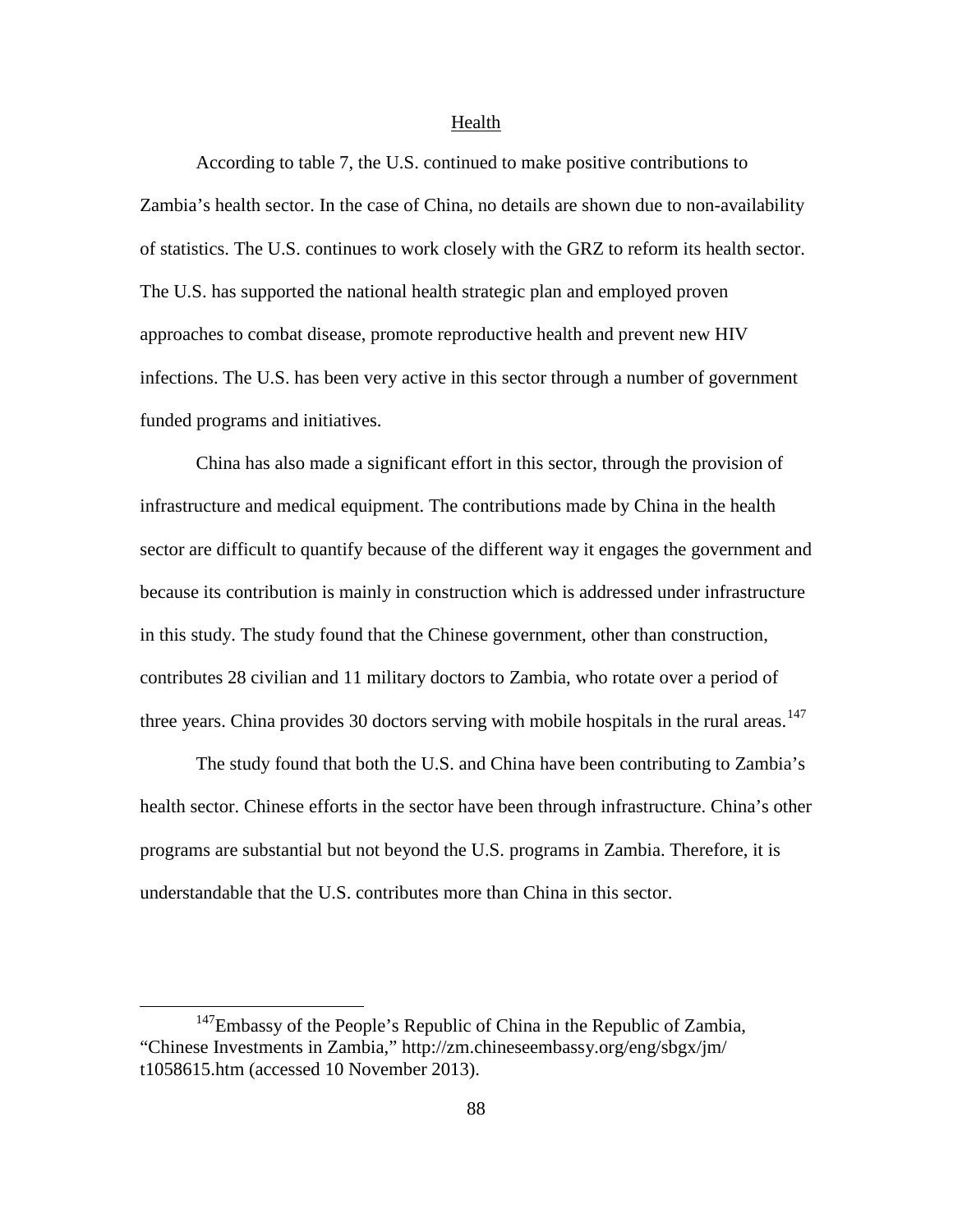## Health

According to table 7, the U.S. continued to make positive contributions to Zambia's health sector. In the case of China, no details are shown due to non-availability of statistics. The U.S. continues to work closely with the GRZ to reform its health sector. The U.S. has supported the national health strategic plan and employed proven approaches to combat disease, promote reproductive health and prevent new HIV infections. The U.S. has been very active in this sector through a number of government funded programs and initiatives.

China has also made a significant effort in this sector, through the provision of infrastructure and medical equipment. The contributions made by China in the health sector are difficult to quantify because of the different way it engages the government and because its contribution is mainly in construction which is addressed under infrastructure in this study. The study found that the Chinese government, other than construction, contributes 28 civilian and 11 military doctors to Zambia, who rotate over a period of three years. China provides 30 doctors serving with mobile hospitals in the rural areas.[147]

The study found that both the U.S. and China have been contributing to Zambia's health sector. Chinese efforts in the sector have been through infrastructure. China's other programs are substantial but not beyond the U.S. programs in Zambia. Therefore, it is understandable that the U.S. contributes more than China in this sector.

---

[147] Embassy of the People's Republic of China in the Republic of Zambia, "Chinese Investments in Zambia," http://zm.chineseembassy.org/eng/sbgx/jm/t1058615.htm (accessed 10 November 2013).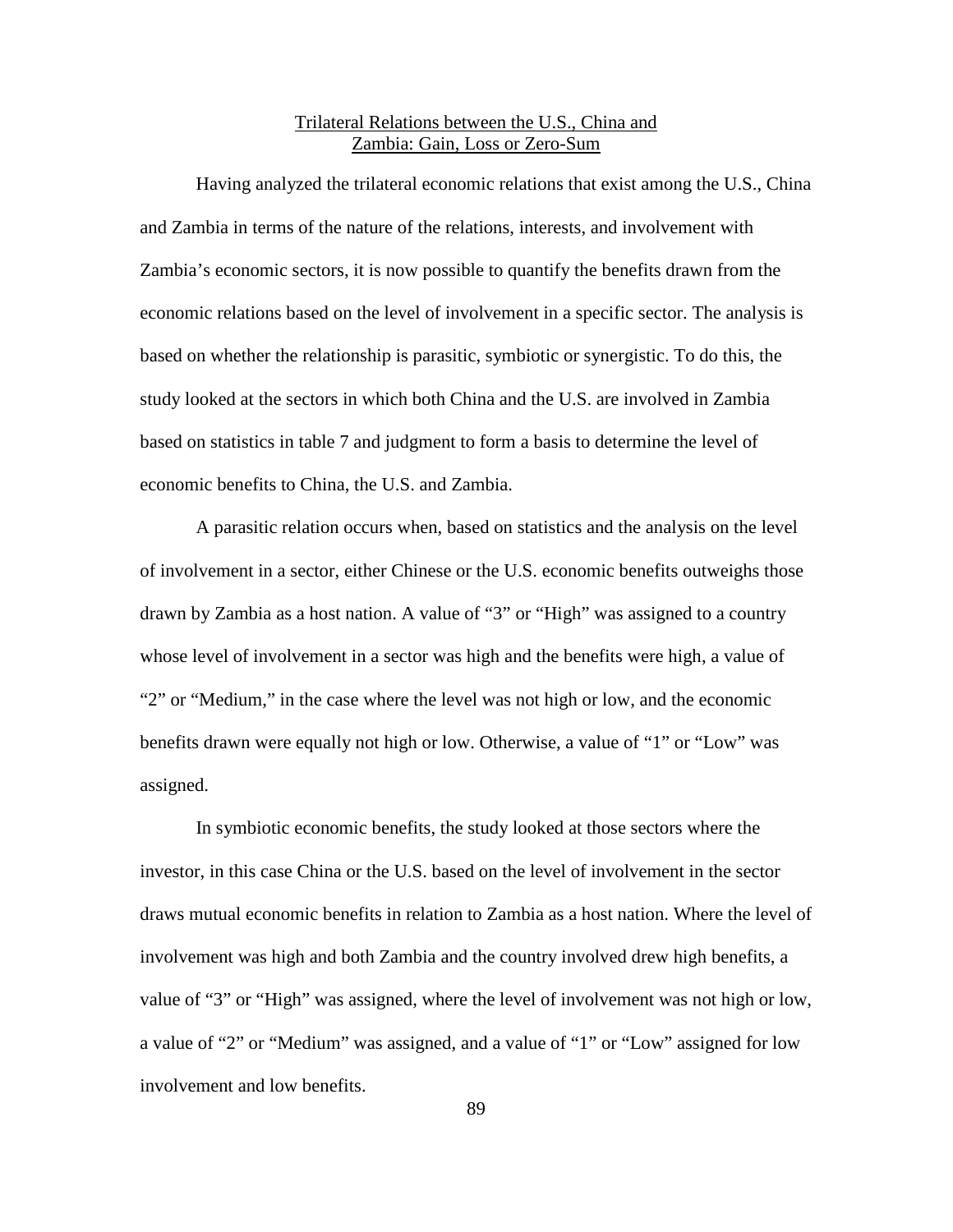## Trilateral Relations between the U.S., China and Zambia: Gain, Loss or Zero-Sum

Having analyzed the trilateral economic relations that exist among the U.S., China and Zambia in terms of the nature of the relations, interests, and involvement with Zambia's economic sectors, it is now possible to quantify the benefits drawn from the economic relations based on the level of involvement in a specific sector. The analysis is based on whether the relationship is parasitic, symbiotic or synergistic. To do this, the study looked at the sectors in which both China and the U.S. are involved in Zambia based on statistics in table 7 and judgment to form a basis to determine the level of economic benefits to China, the U.S. and Zambia.

A parasitic relation occurs when, based on statistics and the analysis on the level of involvement in a sector, either Chinese or the U.S. economic benefits outweighs those drawn by Zambia as a host nation. A value of "3" or "High" was assigned to a country whose level of involvement in a sector was high and the benefits were high, a value of "2" or "Medium," in the case where the level was not high or low, and the economic benefits drawn were equally not high or low. Otherwise, a value of "1" or "Low" was assigned.

In symbiotic economic benefits, the study looked at those sectors where the investor, in this case China or the U.S. based on the level of involvement in the sector draws mutual economic benefits in relation to Zambia as a host nation. Where the level of involvement was high and both Zambia and the country involved drew high benefits, a value of "3" or "High" was assigned, where the level of involvement was not high or low, a value of "2" or "Medium" was assigned, and a value of "1" or "Low" assigned for low involvement and low benefits.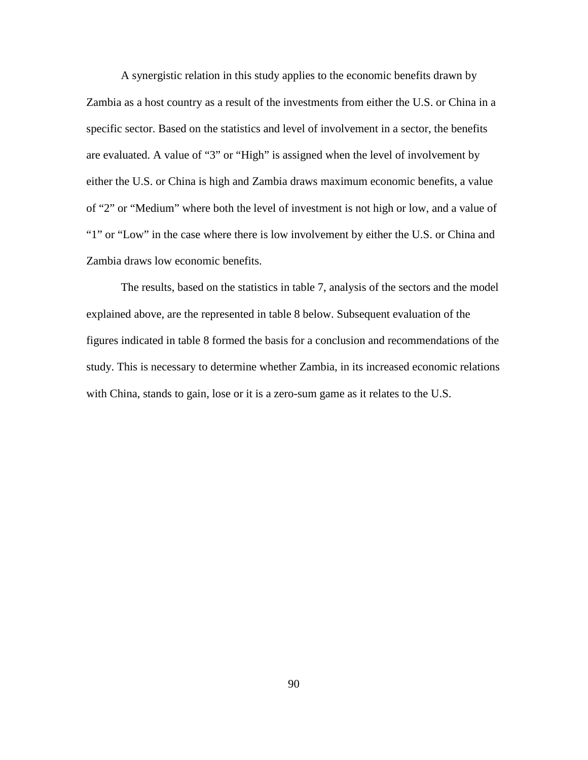A synergistic relation in this study applies to the economic benefits drawn by Zambia as a host country as a result of the investments from either the U.S. or China in a specific sector. Based on the statistics and level of involvement in a sector, the benefits are evaluated. A value of "3" or "High" is assigned when the level of involvement by either the U.S. or China is high and Zambia draws maximum economic benefits, a value of "2" or "Medium" where both the level of investment is not high or low, and a value of "1" or "Low" in the case where there is low involvement by either the U.S. or China and Zambia draws low economic benefits.

The results, based on the statistics in table 7, analysis of the sectors and the model explained above, are the represented in table 8 below. Subsequent evaluation of the figures indicated in table 8 formed the basis for a conclusion and recommendations of the study. This is necessary to determine whether Zambia, in its increased economic relations with China, stands to gain, lose or it is a zero-sum game as it relates to the U.S.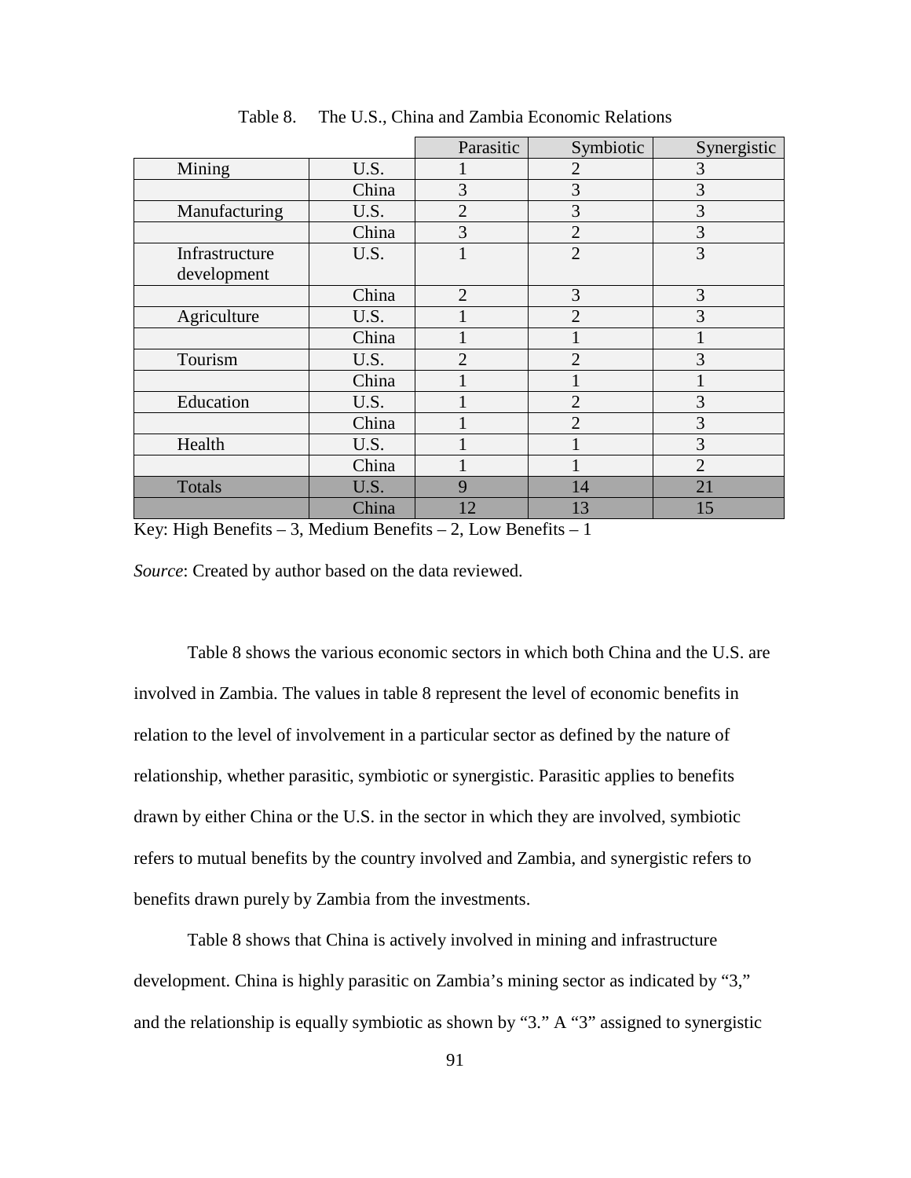Table 8. The U.S., China and Zambia Economic Relations

| | | Parasitic | Symbiotic | Synergistic |
|---|---|---|---|---|
| Mining | U.S. | 1 | 2 | 3 |
| | China | 3 | 3 | 3 |
| Manufacturing | U.S. | 2 | 3 | 3 |
| | China | 3 | 2 | 3 |
| Infrastructure development | U.S. | 1 | 2 | 3 |
| | China | 2 | 3 | 3 |
| Agriculture | U.S. | 1 | 2 | 3 |
| | China | 1 | 1 | 1 |
| Tourism | U.S. | 2 | 2 | 3 |
| | China | 1 | 1 | 1 |
| Education | U.S. | 1 | 2 | 3 |
| | China | 1 | 2 | 3 |
| Health | U.S. | 1 | 1 | 3 |
| | China | 1 | 1 | 2 |
| Totals | U.S. | 9 | 14 | 21 |
| | China | 12 | 13 | 15 |

Key: High Benefits – 3, Medium Benefits – 2, Low Benefits – 1

*Source*: Created by author based on the data reviewed.

Table 8 shows the various economic sectors in which both China and the U.S. are involved in Zambia. The values in table 8 represent the level of economic benefits in relation to the level of involvement in a particular sector as defined by the nature of relationship, whether parasitic, symbiotic or synergistic. Parasitic applies to benefits drawn by either China or the U.S. in the sector in which they are involved, symbiotic refers to mutual benefits by the country involved and Zambia, and synergistic refers to benefits drawn purely by Zambia from the investments.

Table 8 shows that China is actively involved in mining and infrastructure development. China is highly parasitic on Zambia's mining sector as indicated by "3," and the relationship is equally symbiotic as shown by "3." A "3" assigned to synergistic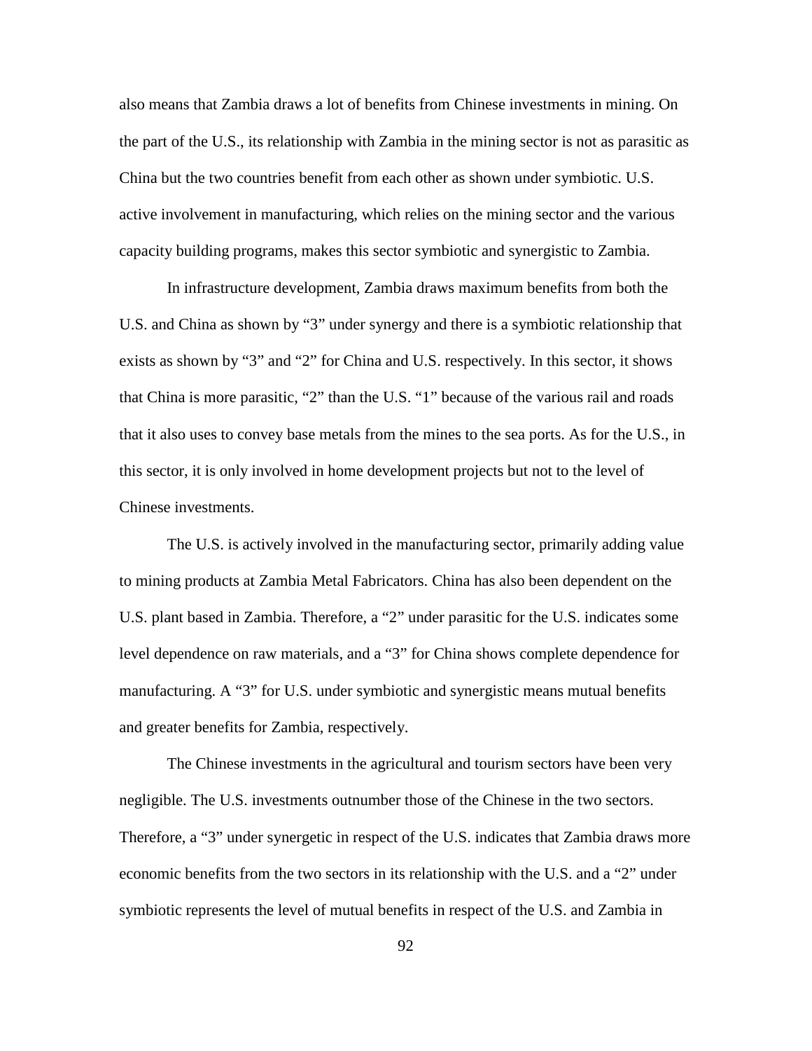also means that Zambia draws a lot of benefits from Chinese investments in mining. On the part of the U.S., its relationship with Zambia in the mining sector is not as parasitic as China but the two countries benefit from each other as shown under symbiotic. U.S. active involvement in manufacturing, which relies on the mining sector and the various capacity building programs, makes this sector symbiotic and synergistic to Zambia.

In infrastructure development, Zambia draws maximum benefits from both the U.S. and China as shown by "3" under synergy and there is a symbiotic relationship that exists as shown by "3" and "2" for China and U.S. respectively. In this sector, it shows that China is more parasitic, "2" than the U.S. "1" because of the various rail and roads that it also uses to convey base metals from the mines to the sea ports. As for the U.S., in this sector, it is only involved in home development projects but not to the level of Chinese investments.

The U.S. is actively involved in the manufacturing sector, primarily adding value to mining products at Zambia Metal Fabricators. China has also been dependent on the U.S. plant based in Zambia. Therefore, a "2" under parasitic for the U.S. indicates some level dependence on raw materials, and a "3" for China shows complete dependence for manufacturing. A "3" for U.S. under symbiotic and synergistic means mutual benefits and greater benefits for Zambia, respectively.

The Chinese investments in the agricultural and tourism sectors have been very negligible. The U.S. investments outnumber those of the Chinese in the two sectors. Therefore, a "3" under synergetic in respect of the U.S. indicates that Zambia draws more economic benefits from the two sectors in its relationship with the U.S. and a "2" under symbiotic represents the level of mutual benefits in respect of the U.S. and Zambia in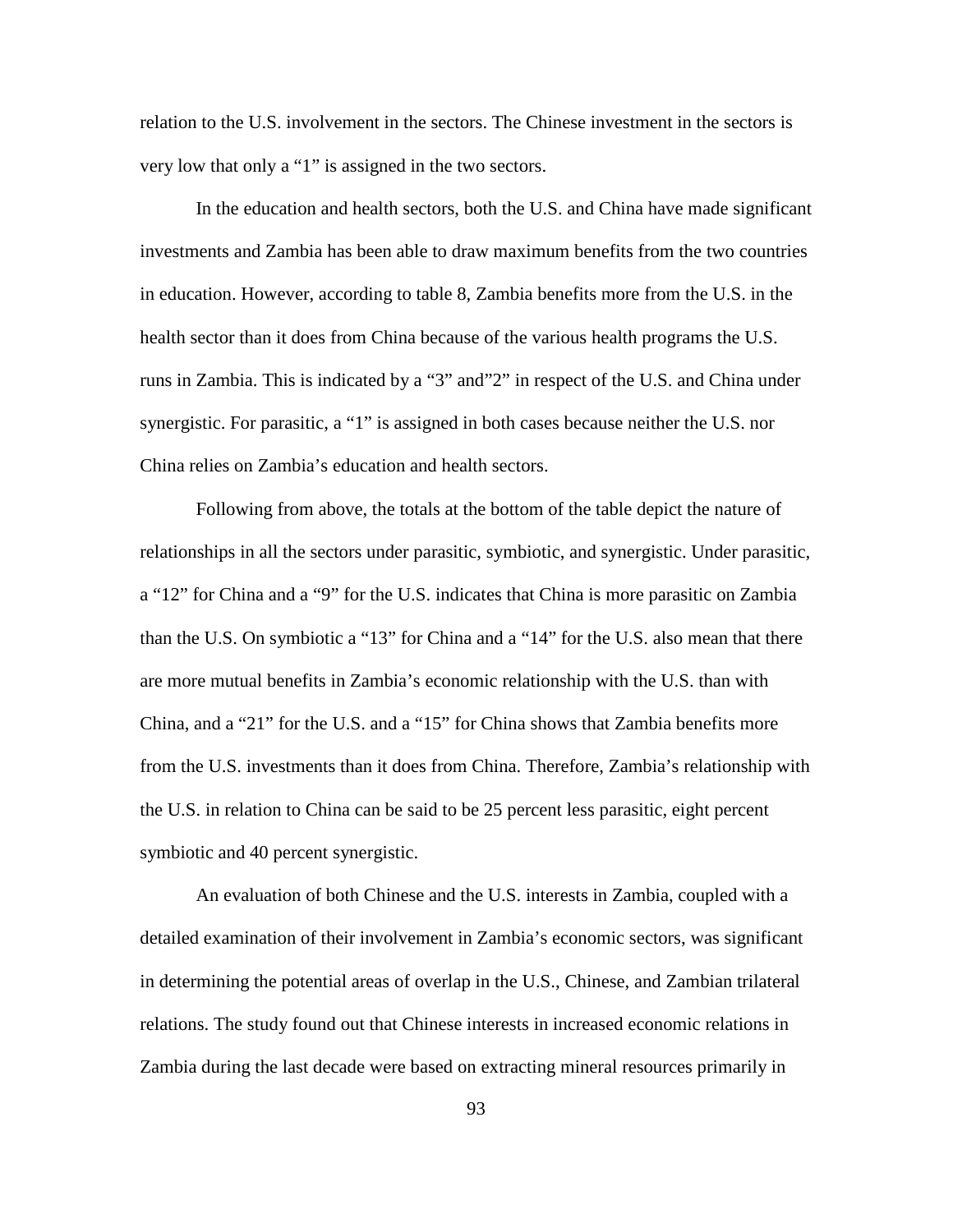relation to the U.S. involvement in the sectors. The Chinese investment in the sectors is very low that only a "1" is assigned in the two sectors.

In the education and health sectors, both the U.S. and China have made significant investments and Zambia has been able to draw maximum benefits from the two countries in education. However, according to table 8, Zambia benefits more from the U.S. in the health sector than it does from China because of the various health programs the U.S. runs in Zambia. This is indicated by a "3" and"2" in respect of the U.S. and China under synergistic. For parasitic, a "1" is assigned in both cases because neither the U.S. nor China relies on Zambia's education and health sectors.

Following from above, the totals at the bottom of the table depict the nature of relationships in all the sectors under parasitic, symbiotic, and synergistic. Under parasitic, a "12" for China and a "9" for the U.S. indicates that China is more parasitic on Zambia than the U.S. On symbiotic a "13" for China and a "14" for the U.S. also mean that there are more mutual benefits in Zambia's economic relationship with the U.S. than with China, and a "21" for the U.S. and a "15" for China shows that Zambia benefits more from the U.S. investments than it does from China. Therefore, Zambia's relationship with the U.S. in relation to China can be said to be 25 percent less parasitic, eight percent symbiotic and 40 percent synergistic.

An evaluation of both Chinese and the U.S. interests in Zambia, coupled with a detailed examination of their involvement in Zambia's economic sectors, was significant in determining the potential areas of overlap in the U.S., Chinese, and Zambian trilateral relations. The study found out that Chinese interests in increased economic relations in Zambia during the last decade were based on extracting mineral resources primarily in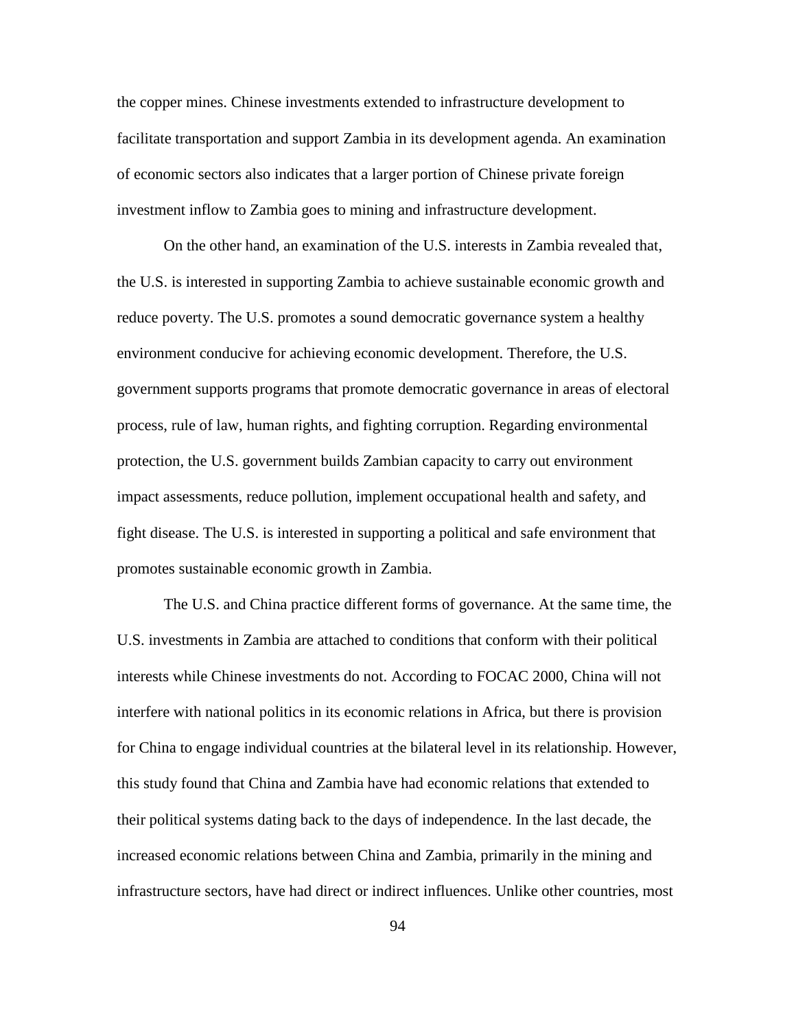the copper mines. Chinese investments extended to infrastructure development to facilitate transportation and support Zambia in its development agenda. An examination of economic sectors also indicates that a larger portion of Chinese private foreign investment inflow to Zambia goes to mining and infrastructure development.

On the other hand, an examination of the U.S. interests in Zambia revealed that, the U.S. is interested in supporting Zambia to achieve sustainable economic growth and reduce poverty. The U.S. promotes a sound democratic governance system a healthy environment conducive for achieving economic development. Therefore, the U.S. government supports programs that promote democratic governance in areas of electoral process, rule of law, human rights, and fighting corruption. Regarding environmental protection, the U.S. government builds Zambian capacity to carry out environment impact assessments, reduce pollution, implement occupational health and safety, and fight disease. The U.S. is interested in supporting a political and safe environment that promotes sustainable economic growth in Zambia.

The U.S. and China practice different forms of governance. At the same time, the U.S. investments in Zambia are attached to conditions that conform with their political interests while Chinese investments do not. According to FOCAC 2000, China will not interfere with national politics in its economic relations in Africa, but there is provision for China to engage individual countries at the bilateral level in its relationship. However, this study found that China and Zambia have had economic relations that extended to their political systems dating back to the days of independence. In the last decade, the increased economic relations between China and Zambia, primarily in the mining and infrastructure sectors, have had direct or indirect influences. Unlike other countries, most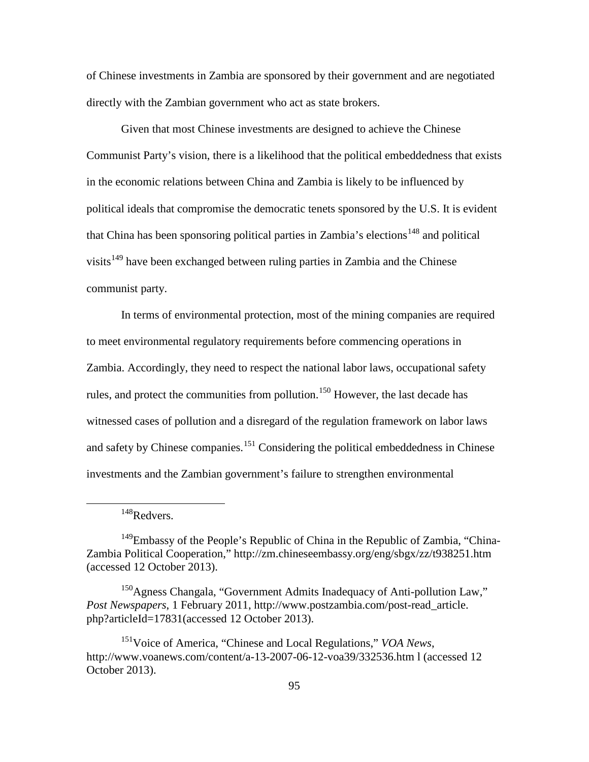of Chinese investments in Zambia are sponsored by their government and are negotiated directly with the Zambian government who act as state brokers.

Given that most Chinese investments are designed to achieve the Chinese Communist Party's vision, there is a likelihood that the political embeddedness that exists in the economic relations between China and Zambia is likely to be influenced by political ideals that compromise the democratic tenets sponsored by the U.S. It is evident that China has been sponsoring political parties in Zambia's elections[148] and political visits[149] have been exchanged between ruling parties in Zambia and the Chinese communist party.

In terms of environmental protection, most of the mining companies are required to meet environmental regulatory requirements before commencing operations in Zambia. Accordingly, they need to respect the national labor laws, occupational safety rules, and protect the communities from pollution.[150] However, the last decade has witnessed cases of pollution and a disregard of the regulation framework on labor laws and safety by Chinese companies.[151] Considering the political embeddedness in Chinese investments and the Zambian government's failure to strengthen environmental

---

[148] Redvers.

[149] Embassy of the People's Republic of China in the Republic of Zambia, "China-Zambia Political Cooperation," http://zm.chineseembassy.org/eng/sbgx/zz/t938251.htm (accessed 12 October 2013).

[150] Agness Changala, "Government Admits Inadequacy of Anti-pollution Law," *Post Newspapers*, 1 February 2011, http://www.postzambia.com/post-read_article.php?articleId=17831(accessed 12 October 2013).

[151] Voice of America, "Chinese and Local Regulations," *VOA News*, http://www.voanews.com/content/a-13-2007-06-12-voa39/332536.htm l (accessed 12 October 2013).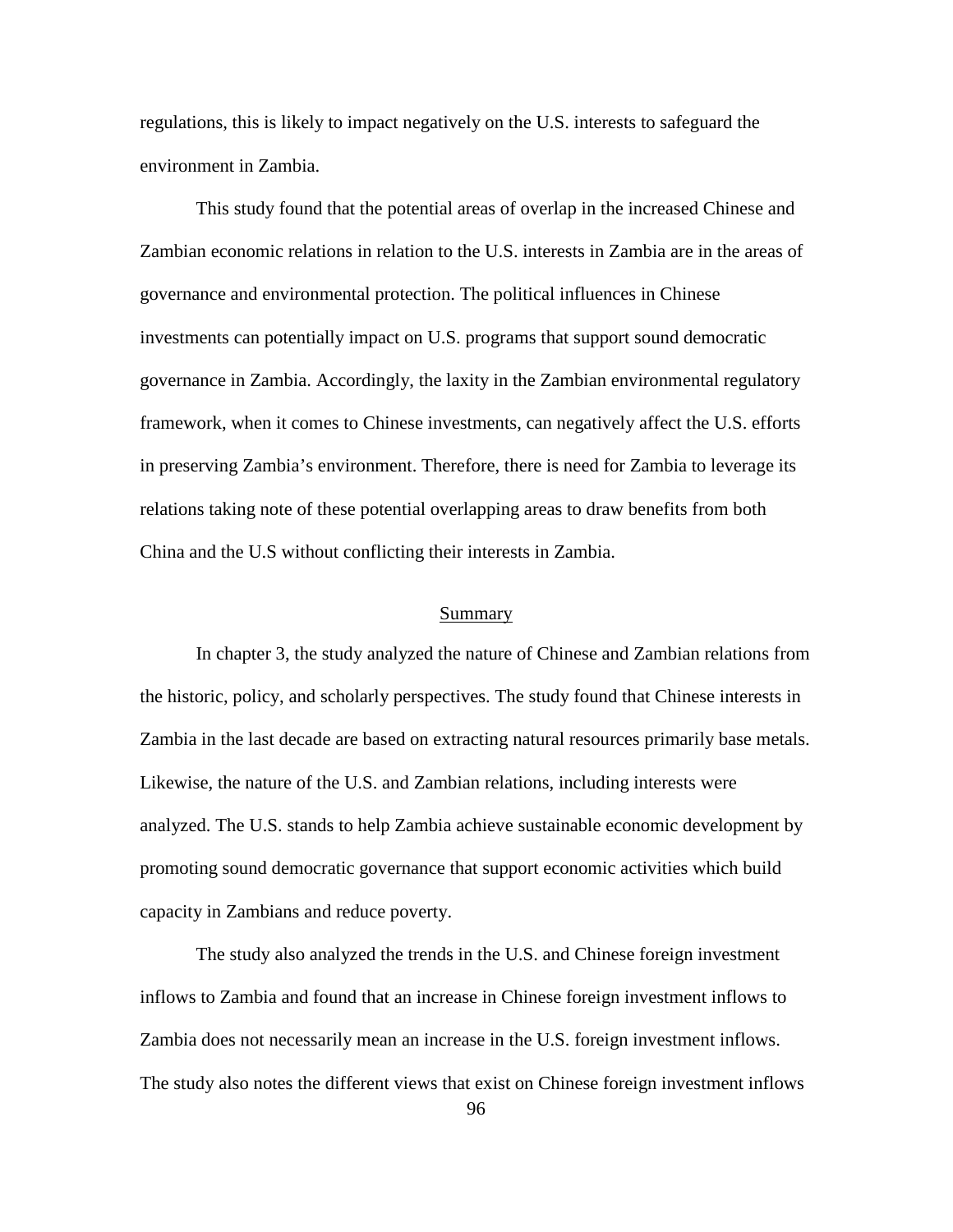regulations, this is likely to impact negatively on the U.S. interests to safeguard the environment in Zambia.

This study found that the potential areas of overlap in the increased Chinese and Zambian economic relations in relation to the U.S. interests in Zambia are in the areas of governance and environmental protection. The political influences in Chinese investments can potentially impact on U.S. programs that support sound democratic governance in Zambia. Accordingly, the laxity in the Zambian environmental regulatory framework, when it comes to Chinese investments, can negatively affect the U.S. efforts in preserving Zambia's environment. Therefore, there is need for Zambia to leverage its relations taking note of these potential overlapping areas to draw benefits from both China and the U.S without conflicting their interests in Zambia.

## Summary

In chapter 3, the study analyzed the nature of Chinese and Zambian relations from the historic, policy, and scholarly perspectives. The study found that Chinese interests in Zambia in the last decade are based on extracting natural resources primarily base metals. Likewise, the nature of the U.S. and Zambian relations, including interests were analyzed. The U.S. stands to help Zambia achieve sustainable economic development by promoting sound democratic governance that support economic activities which build capacity in Zambians and reduce poverty.

The study also analyzed the trends in the U.S. and Chinese foreign investment inflows to Zambia and found that an increase in Chinese foreign investment inflows to Zambia does not necessarily mean an increase in the U.S. foreign investment inflows. The study also notes the different views that exist on Chinese foreign investment inflows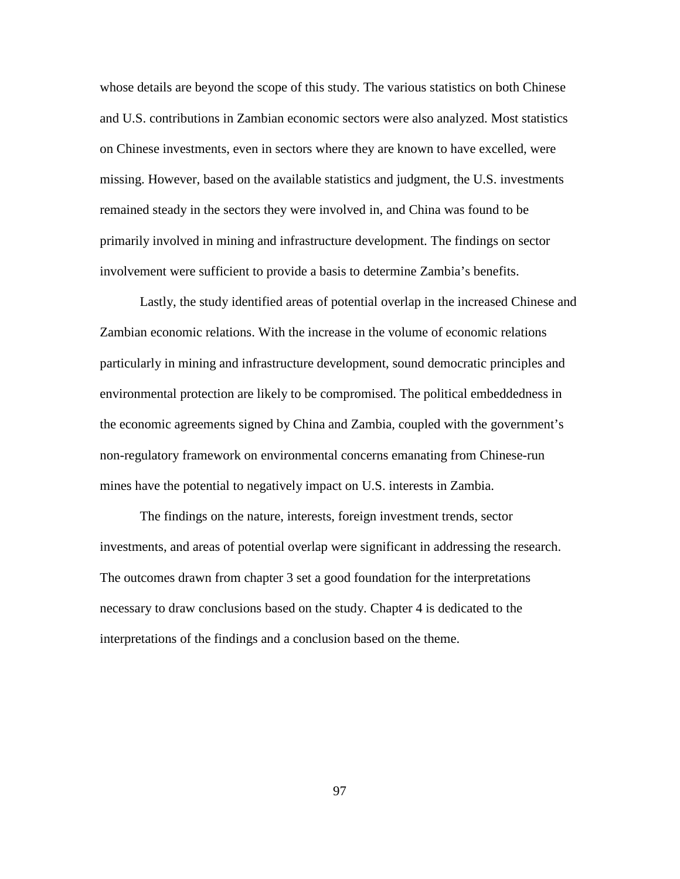whose details are beyond the scope of this study. The various statistics on both Chinese and U.S. contributions in Zambian economic sectors were also analyzed. Most statistics on Chinese investments, even in sectors where they are known to have excelled, were missing. However, based on the available statistics and judgment, the U.S. investments remained steady in the sectors they were involved in, and China was found to be primarily involved in mining and infrastructure development. The findings on sector involvement were sufficient to provide a basis to determine Zambia's benefits.

Lastly, the study identified areas of potential overlap in the increased Chinese and Zambian economic relations. With the increase in the volume of economic relations particularly in mining and infrastructure development, sound democratic principles and environmental protection are likely to be compromised. The political embeddedness in the economic agreements signed by China and Zambia, coupled with the government's non-regulatory framework on environmental concerns emanating from Chinese-run mines have the potential to negatively impact on U.S. interests in Zambia.

The findings on the nature, interests, foreign investment trends, sector investments, and areas of potential overlap were significant in addressing the research. The outcomes drawn from chapter 3 set a good foundation for the interpretations necessary to draw conclusions based on the study. Chapter 4 is dedicated to the interpretations of the findings and a conclusion based on the theme.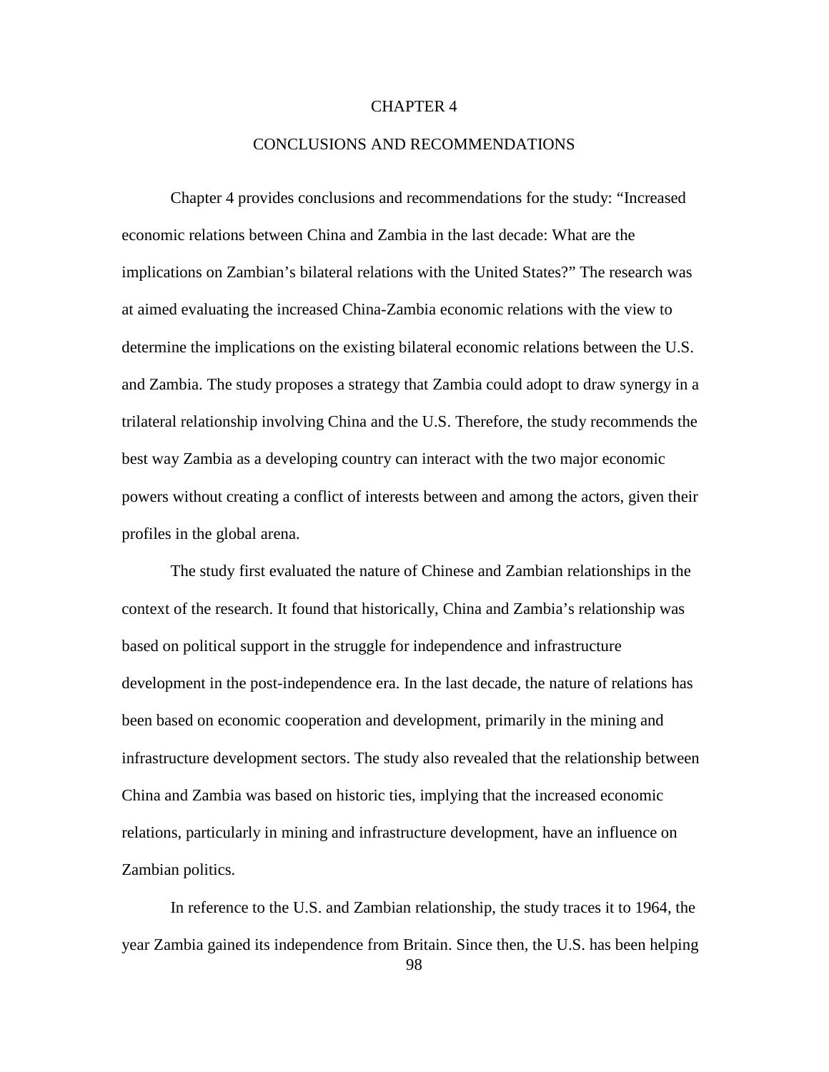# CHAPTER 4

# CONCLUSIONS AND RECOMMENDATIONS

Chapter 4 provides conclusions and recommendations for the study: "Increased economic relations between China and Zambia in the last decade: What are the implications on Zambian's bilateral relations with the United States?" The research was at aimed evaluating the increased China-Zambia economic relations with the view to determine the implications on the existing bilateral economic relations between the U.S. and Zambia. The study proposes a strategy that Zambia could adopt to draw synergy in a trilateral relationship involving China and the U.S. Therefore, the study recommends the best way Zambia as a developing country can interact with the two major economic powers without creating a conflict of interests between and among the actors, given their profiles in the global arena.

The study first evaluated the nature of Chinese and Zambian relationships in the context of the research. It found that historically, China and Zambia's relationship was based on political support in the struggle for independence and infrastructure development in the post-independence era. In the last decade, the nature of relations has been based on economic cooperation and development, primarily in the mining and infrastructure development sectors. The study also revealed that the relationship between China and Zambia was based on historic ties, implying that the increased economic relations, particularly in mining and infrastructure development, have an influence on Zambian politics.

In reference to the U.S. and Zambian relationship, the study traces it to 1964, the year Zambia gained its independence from Britain. Since then, the U.S. has been helping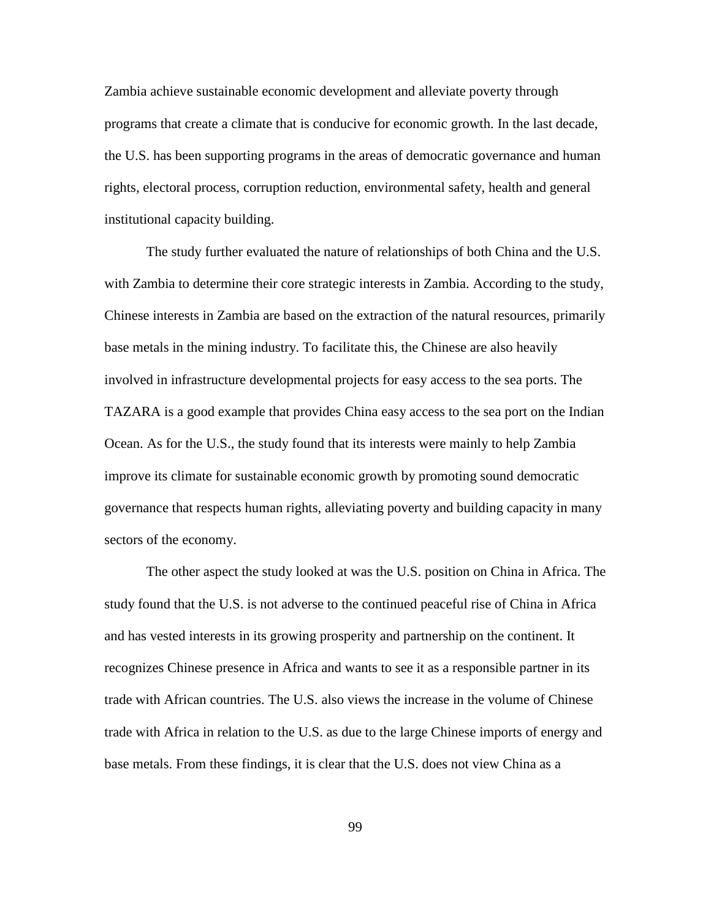Zambia achieve sustainable economic development and alleviate poverty through programs that create a climate that is conducive for economic growth. In the last decade, the U.S. has been supporting programs in the areas of democratic governance and human rights, electoral process, corruption reduction, environmental safety, health and general institutional capacity building.

The study further evaluated the nature of relationships of both China and the U.S. with Zambia to determine their core strategic interests in Zambia. According to the study, Chinese interests in Zambia are based on the extraction of the natural resources, primarily base metals in the mining industry. To facilitate this, the Chinese are also heavily involved in infrastructure developmental projects for easy access to the sea ports. The TAZARA is a good example that provides China easy access to the sea port on the Indian Ocean. As for the U.S., the study found that its interests were mainly to help Zambia improve its climate for sustainable economic growth by promoting sound democratic governance that respects human rights, alleviating poverty and building capacity in many sectors of the economy.

The other aspect the study looked at was the U.S. position on China in Africa. The study found that the U.S. is not adverse to the continued peaceful rise of China in Africa and has vested interests in its growing prosperity and partnership on the continent. It recognizes Chinese presence in Africa and wants to see it as a responsible partner in its trade with African countries. The U.S. also views the increase in the volume of Chinese trade with Africa in relation to the U.S. as due to the large Chinese imports of energy and base metals. From these findings, it is clear that the U.S. does not view China as a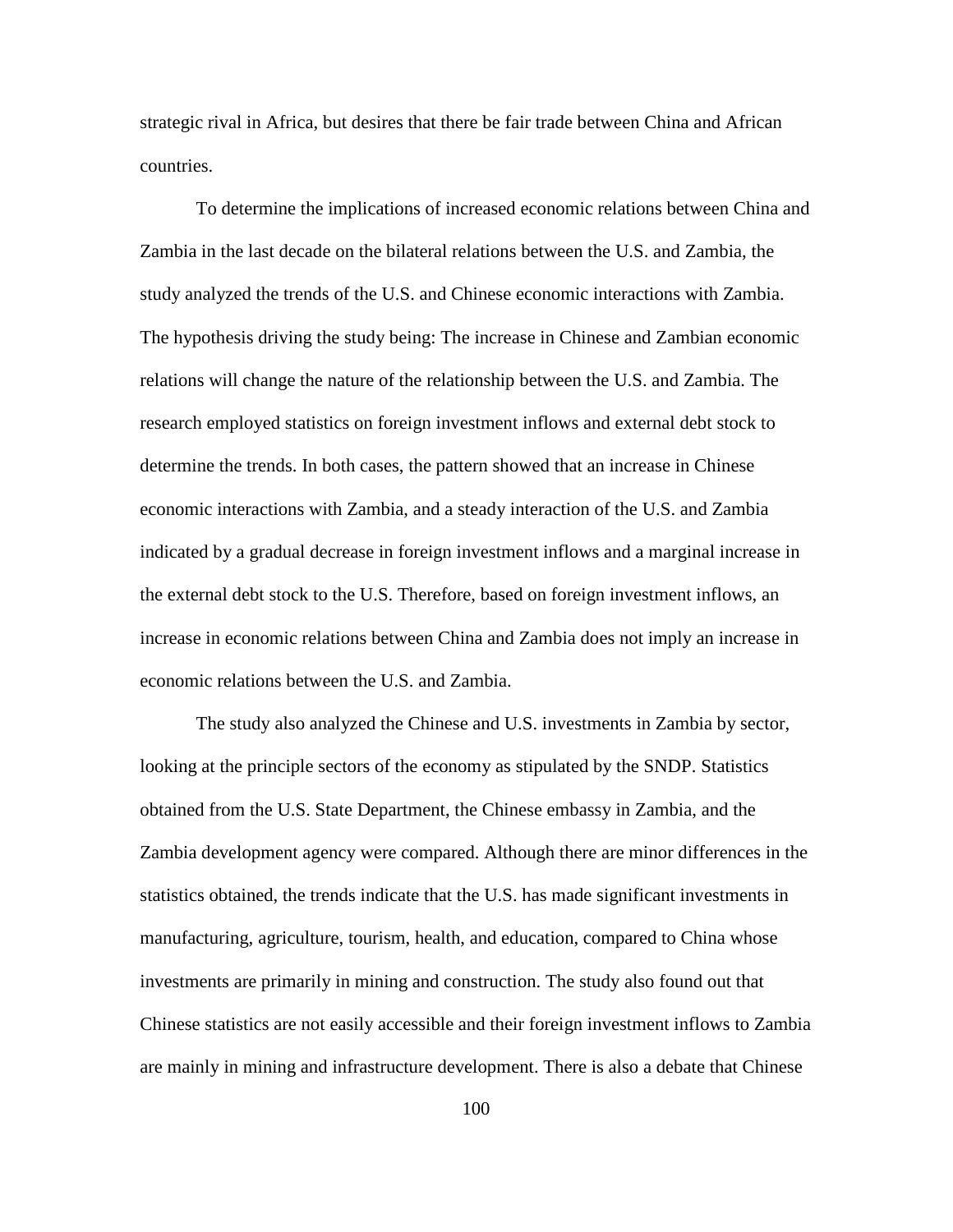strategic rival in Africa, but desires that there be fair trade between China and African countries.

To determine the implications of increased economic relations between China and Zambia in the last decade on the bilateral relations between the U.S. and Zambia, the study analyzed the trends of the U.S. and Chinese economic interactions with Zambia. The hypothesis driving the study being: The increase in Chinese and Zambian economic relations will change the nature of the relationship between the U.S. and Zambia. The research employed statistics on foreign investment inflows and external debt stock to determine the trends. In both cases, the pattern showed that an increase in Chinese economic interactions with Zambia, and a steady interaction of the U.S. and Zambia indicated by a gradual decrease in foreign investment inflows and a marginal increase in the external debt stock to the U.S. Therefore, based on foreign investment inflows, an increase in economic relations between China and Zambia does not imply an increase in economic relations between the U.S. and Zambia.

The study also analyzed the Chinese and U.S. investments in Zambia by sector, looking at the principle sectors of the economy as stipulated by the SNDP. Statistics obtained from the U.S. State Department, the Chinese embassy in Zambia, and the Zambia development agency were compared. Although there are minor differences in the statistics obtained, the trends indicate that the U.S. has made significant investments in manufacturing, agriculture, tourism, health, and education, compared to China whose investments are primarily in mining and construction. The study also found out that Chinese statistics are not easily accessible and their foreign investment inflows to Zambia are mainly in mining and infrastructure development. There is also a debate that Chinese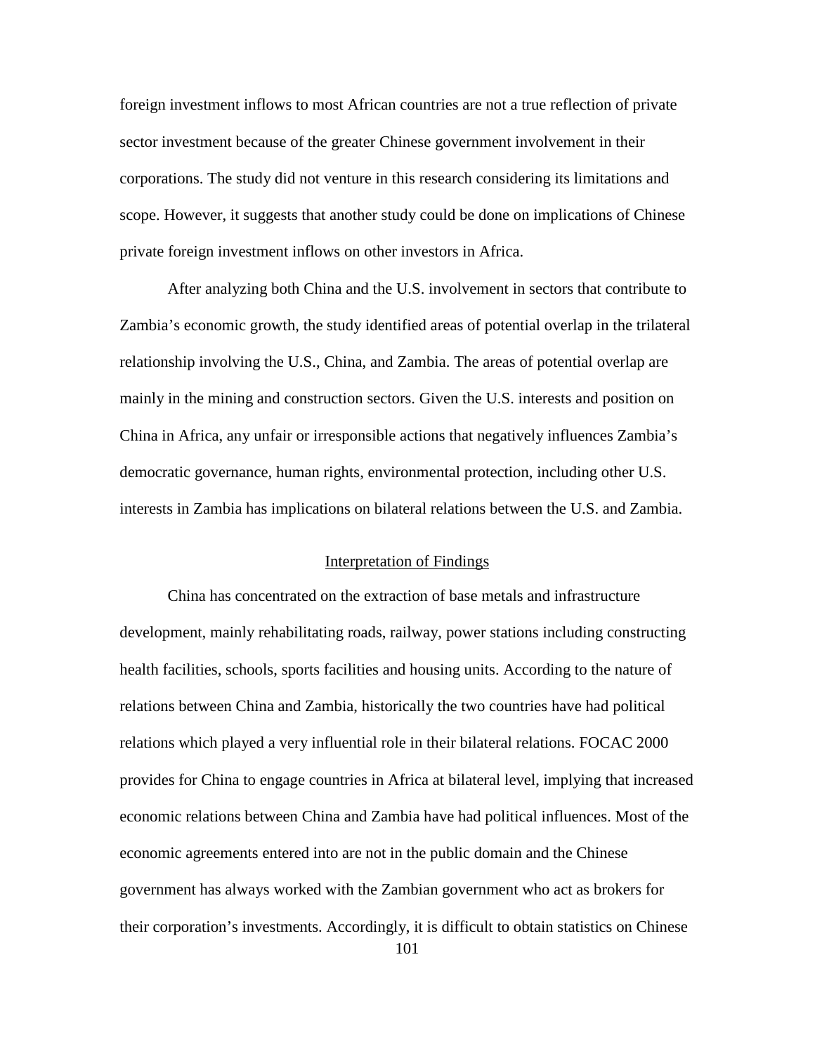foreign investment inflows to most African countries are not a true reflection of private sector investment because of the greater Chinese government involvement in their corporations. The study did not venture in this research considering its limitations and scope. However, it suggests that another study could be done on implications of Chinese private foreign investment inflows on other investors in Africa.

After analyzing both China and the U.S. involvement in sectors that contribute to Zambia's economic growth, the study identified areas of potential overlap in the trilateral relationship involving the U.S., China, and Zambia. The areas of potential overlap are mainly in the mining and construction sectors. Given the U.S. interests and position on China in Africa, any unfair or irresponsible actions that negatively influences Zambia's democratic governance, human rights, environmental protection, including other U.S. interests in Zambia has implications on bilateral relations between the U.S. and Zambia.

## Interpretation of Findings

China has concentrated on the extraction of base metals and infrastructure development, mainly rehabilitating roads, railway, power stations including constructing health facilities, schools, sports facilities and housing units. According to the nature of relations between China and Zambia, historically the two countries have had political relations which played a very influential role in their bilateral relations. FOCAC 2000 provides for China to engage countries in Africa at bilateral level, implying that increased economic relations between China and Zambia have had political influences. Most of the economic agreements entered into are not in the public domain and the Chinese government has always worked with the Zambian government who act as brokers for their corporation's investments. Accordingly, it is difficult to obtain statistics on Chinese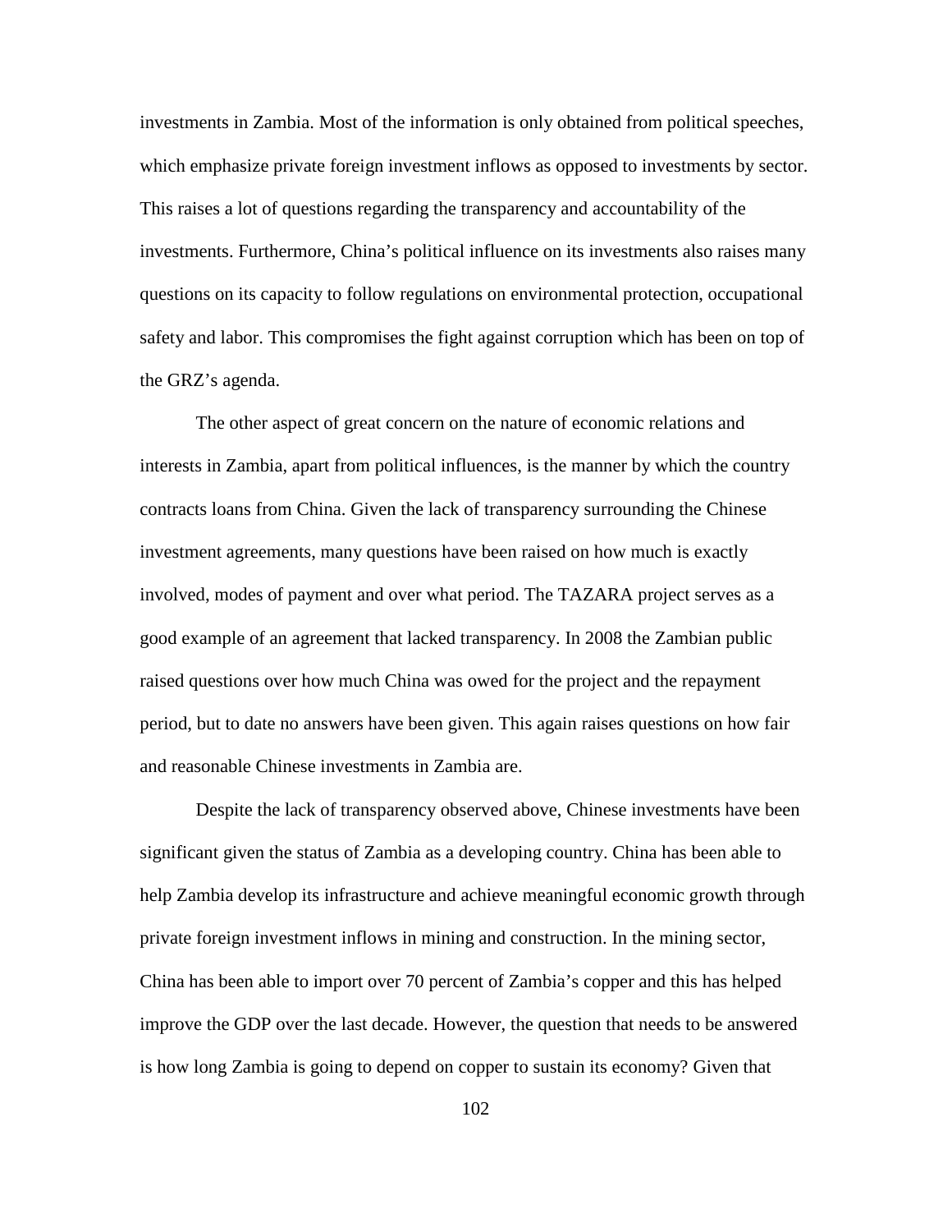investments in Zambia. Most of the information is only obtained from political speeches, which emphasize private foreign investment inflows as opposed to investments by sector. This raises a lot of questions regarding the transparency and accountability of the investments. Furthermore, China's political influence on its investments also raises many questions on its capacity to follow regulations on environmental protection, occupational safety and labor. This compromises the fight against corruption which has been on top of the GRZ's agenda.

The other aspect of great concern on the nature of economic relations and interests in Zambia, apart from political influences, is the manner by which the country contracts loans from China. Given the lack of transparency surrounding the Chinese investment agreements, many questions have been raised on how much is exactly involved, modes of payment and over what period. The TAZARA project serves as a good example of an agreement that lacked transparency. In 2008 the Zambian public raised questions over how much China was owed for the project and the repayment period, but to date no answers have been given. This again raises questions on how fair and reasonable Chinese investments in Zambia are.

Despite the lack of transparency observed above, Chinese investments have been significant given the status of Zambia as a developing country. China has been able to help Zambia develop its infrastructure and achieve meaningful economic growth through private foreign investment inflows in mining and construction. In the mining sector, China has been able to import over 70 percent of Zambia's copper and this has helped improve the GDP over the last decade. However, the question that needs to be answered is how long Zambia is going to depend on copper to sustain its economy? Given that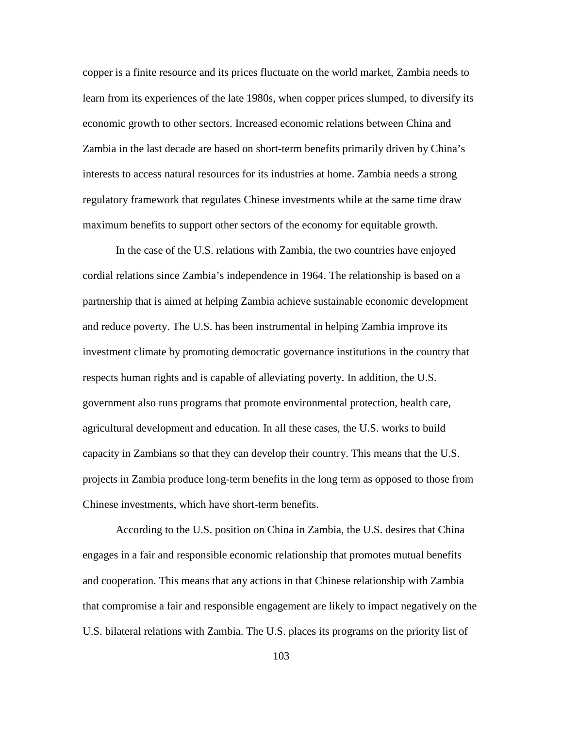copper is a finite resource and its prices fluctuate on the world market, Zambia needs to learn from its experiences of the late 1980s, when copper prices slumped, to diversify its economic growth to other sectors. Increased economic relations between China and Zambia in the last decade are based on short-term benefits primarily driven by China's interests to access natural resources for its industries at home. Zambia needs a strong regulatory framework that regulates Chinese investments while at the same time draw maximum benefits to support other sectors of the economy for equitable growth.

In the case of the U.S. relations with Zambia, the two countries have enjoyed cordial relations since Zambia's independence in 1964. The relationship is based on a partnership that is aimed at helping Zambia achieve sustainable economic development and reduce poverty. The U.S. has been instrumental in helping Zambia improve its investment climate by promoting democratic governance institutions in the country that respects human rights and is capable of alleviating poverty. In addition, the U.S. government also runs programs that promote environmental protection, health care, agricultural development and education. In all these cases, the U.S. works to build capacity in Zambians so that they can develop their country. This means that the U.S. projects in Zambia produce long-term benefits in the long term as opposed to those from Chinese investments, which have short-term benefits.

According to the U.S. position on China in Zambia, the U.S. desires that China engages in a fair and responsible economic relationship that promotes mutual benefits and cooperation. This means that any actions in that Chinese relationship with Zambia that compromise a fair and responsible engagement are likely to impact negatively on the U.S. bilateral relations with Zambia. The U.S. places its programs on the priority list of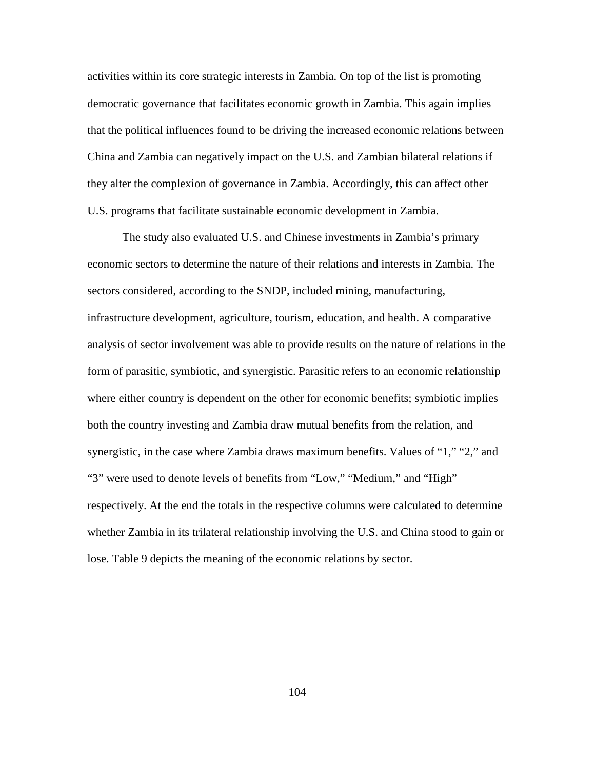activities within its core strategic interests in Zambia. On top of the list is promoting democratic governance that facilitates economic growth in Zambia. This again implies that the political influences found to be driving the increased economic relations between China and Zambia can negatively impact on the U.S. and Zambian bilateral relations if they alter the complexion of governance in Zambia. Accordingly, this can affect other U.S. programs that facilitate sustainable economic development in Zambia.

The study also evaluated U.S. and Chinese investments in Zambia's primary economic sectors to determine the nature of their relations and interests in Zambia. The sectors considered, according to the SNDP, included mining, manufacturing, infrastructure development, agriculture, tourism, education, and health. A comparative analysis of sector involvement was able to provide results on the nature of relations in the form of parasitic, symbiotic, and synergistic. Parasitic refers to an economic relationship where either country is dependent on the other for economic benefits; symbiotic implies both the country investing and Zambia draw mutual benefits from the relation, and synergistic, in the case where Zambia draws maximum benefits. Values of "1," "2," and "3" were used to denote levels of benefits from "Low," "Medium," and "High" respectively. At the end the totals in the respective columns were calculated to determine whether Zambia in its trilateral relationship involving the U.S. and China stood to gain or lose. Table 9 depicts the meaning of the economic relations by sector.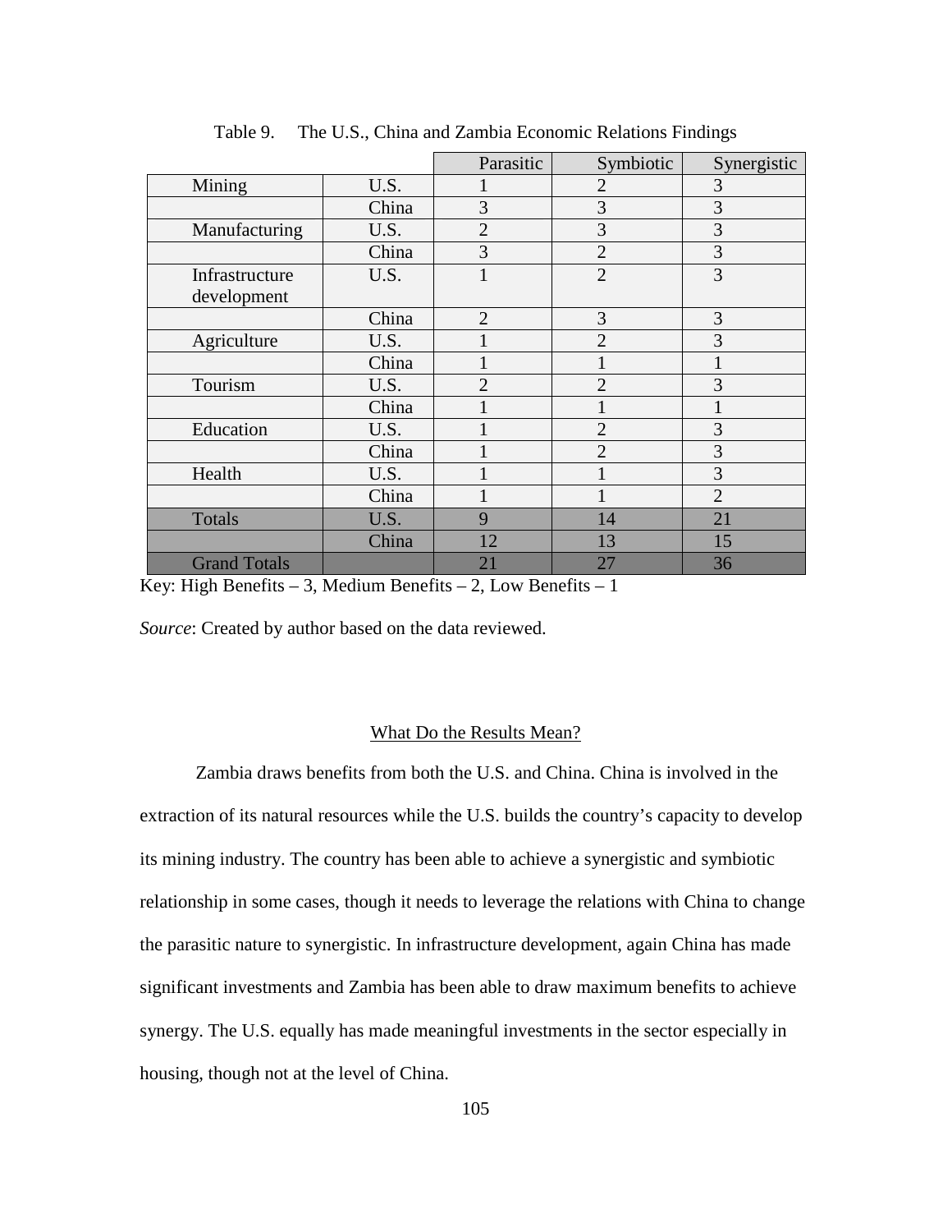Table 9. The U.S., China and Zambia Economic Relations Findings

| | | Parasitic | Symbiotic | Synergistic |
|---|---|---|---|---|
| Mining | U.S. | 1 | 2 | 3 |
| | China | 3 | 3 | 3 |
| Manufacturing | U.S. | 2 | 3 | 3 |
| | China | 3 | 2 | 3 |
| Infrastructure development | U.S. | 1 | 2 | 3 |
| | China | 2 | 3 | 3 |
| Agriculture | U.S. | 1 | 2 | 3 |
| | China | 1 | 1 | 1 |
| Tourism | U.S. | 2 | 2 | 3 |
| | China | 1 | 1 | 1 |
| Education | U.S. | 1 | 2 | 3 |
| | China | 1 | 2 | 3 |
| Health | U.S. | 1 | 1 | 3 |
| | China | 1 | 1 | 2 |
| Totals | U.S. | 9 | 14 | 21 |
| | China | 12 | 13 | 15 |
| Grand Totals | | 21 | 27 | 36 |

Key: High Benefits – 3, Medium Benefits – 2, Low Benefits – 1

*Source*: Created by author based on the data reviewed.

## What Do the Results Mean?

Zambia draws benefits from both the U.S. and China. China is involved in the extraction of its natural resources while the U.S. builds the country's capacity to develop its mining industry. The country has been able to achieve a synergistic and symbiotic relationship in some cases, though it needs to leverage the relations with China to change the parasitic nature to synergistic. In infrastructure development, again China has made significant investments and Zambia has been able to draw maximum benefits to achieve synergy. The U.S. equally has made meaningful investments in the sector especially in housing, though not at the level of China.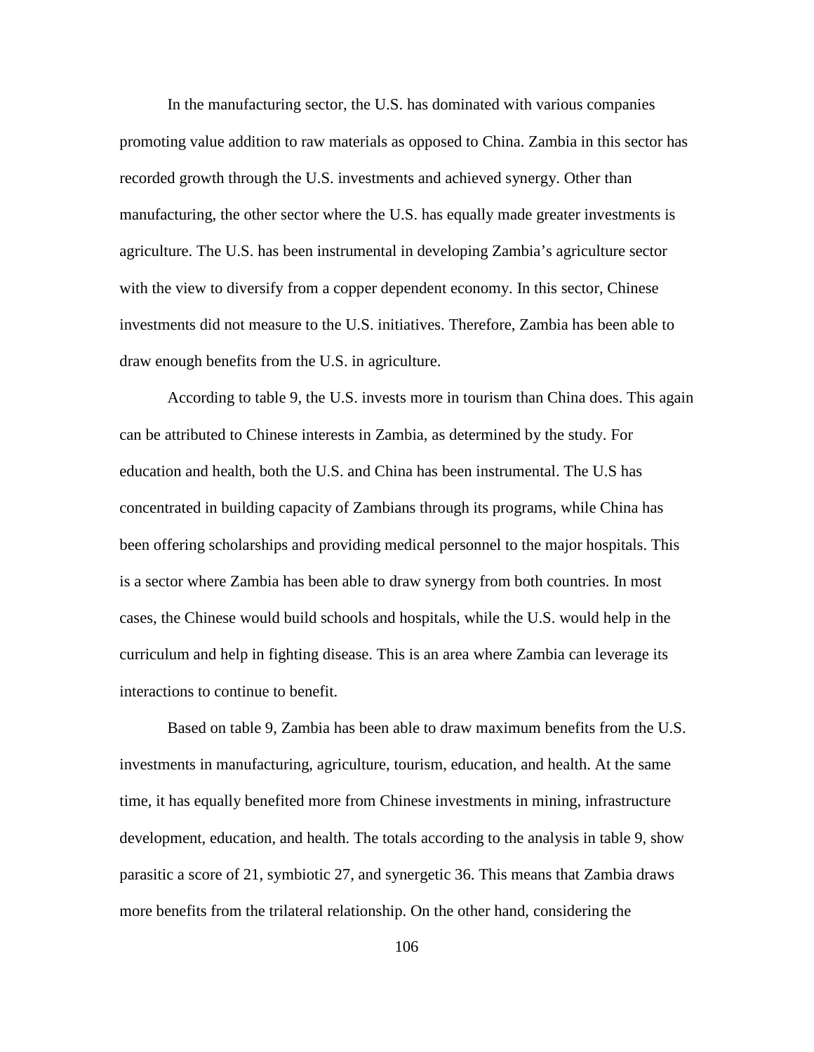In the manufacturing sector, the U.S. has dominated with various companies promoting value addition to raw materials as opposed to China. Zambia in this sector has recorded growth through the U.S. investments and achieved synergy. Other than manufacturing, the other sector where the U.S. has equally made greater investments is agriculture. The U.S. has been instrumental in developing Zambia's agriculture sector with the view to diversify from a copper dependent economy. In this sector, Chinese investments did not measure to the U.S. initiatives. Therefore, Zambia has been able to draw enough benefits from the U.S. in agriculture.

According to table 9, the U.S. invests more in tourism than China does. This again can be attributed to Chinese interests in Zambia, as determined by the study. For education and health, both the U.S. and China has been instrumental. The U.S has concentrated in building capacity of Zambians through its programs, while China has been offering scholarships and providing medical personnel to the major hospitals. This is a sector where Zambia has been able to draw synergy from both countries. In most cases, the Chinese would build schools and hospitals, while the U.S. would help in the curriculum and help in fighting disease. This is an area where Zambia can leverage its interactions to continue to benefit.

Based on table 9, Zambia has been able to draw maximum benefits from the U.S. investments in manufacturing, agriculture, tourism, education, and health. At the same time, it has equally benefited more from Chinese investments in mining, infrastructure development, education, and health. The totals according to the analysis in table 9, show parasitic a score of 21, symbiotic 27, and synergetic 36. This means that Zambia draws more benefits from the trilateral relationship. On the other hand, considering the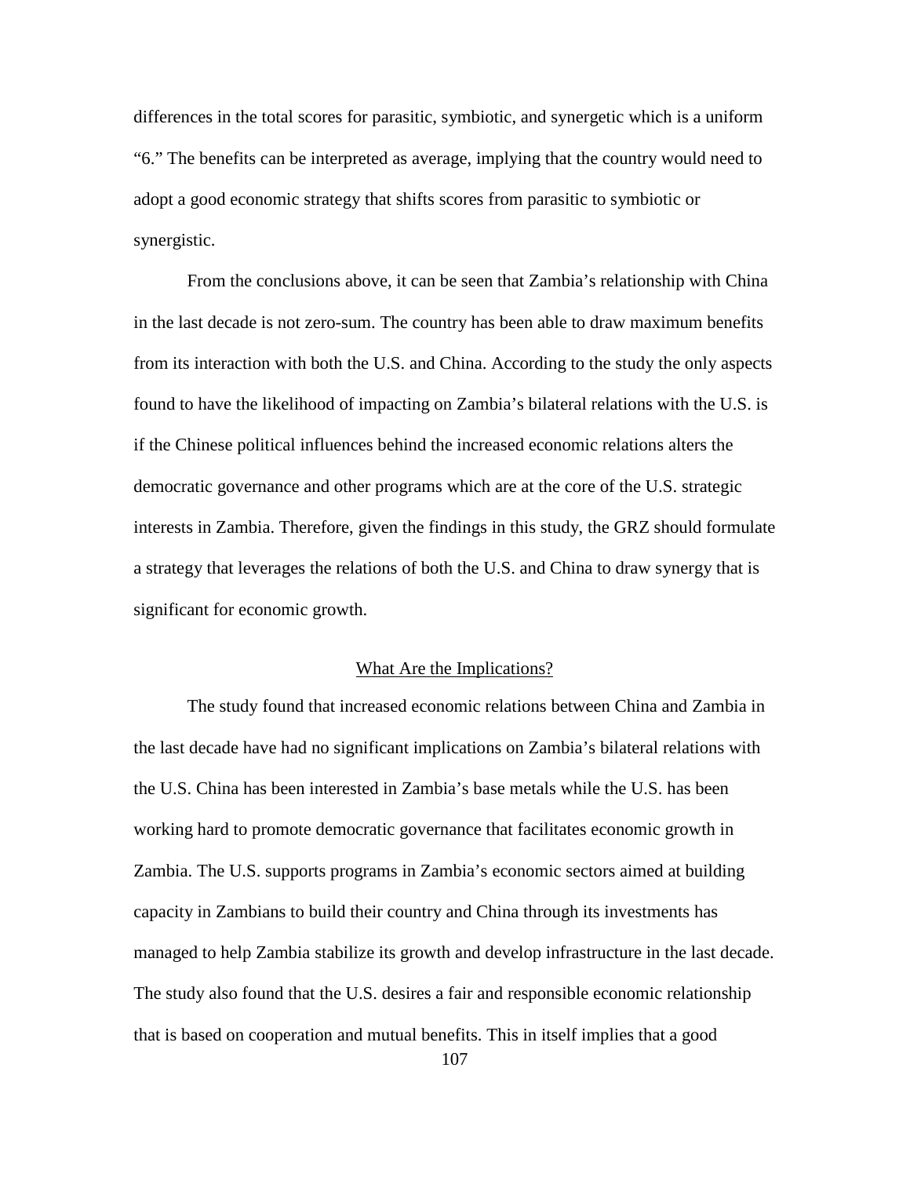differences in the total scores for parasitic, symbiotic, and synergetic which is a uniform "6." The benefits can be interpreted as average, implying that the country would need to adopt a good economic strategy that shifts scores from parasitic to symbiotic or synergistic.

From the conclusions above, it can be seen that Zambia's relationship with China in the last decade is not zero-sum. The country has been able to draw maximum benefits from its interaction with both the U.S. and China. According to the study the only aspects found to have the likelihood of impacting on Zambia's bilateral relations with the U.S. is if the Chinese political influences behind the increased economic relations alters the democratic governance and other programs which are at the core of the U.S. strategic interests in Zambia. Therefore, given the findings in this study, the GRZ should formulate a strategy that leverages the relations of both the U.S. and China to draw synergy that is significant for economic growth.

## What Are the Implications?

The study found that increased economic relations between China and Zambia in the last decade have had no significant implications on Zambia's bilateral relations with the U.S. China has been interested in Zambia's base metals while the U.S. has been working hard to promote democratic governance that facilitates economic growth in Zambia. The U.S. supports programs in Zambia's economic sectors aimed at building capacity in Zambians to build their country and China through its investments has managed to help Zambia stabilize its growth and develop infrastructure in the last decade. The study also found that the U.S. desires a fair and responsible economic relationship that is based on cooperation and mutual benefits. This in itself implies that a good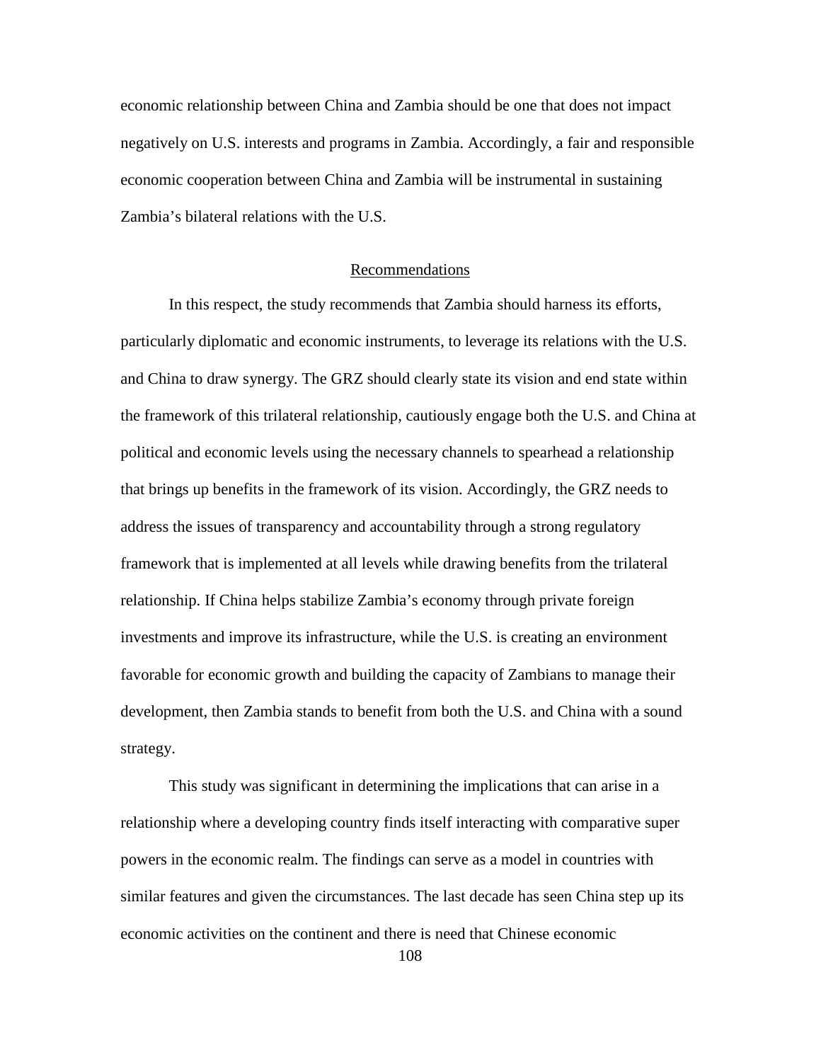economic relationship between China and Zambia should be one that does not impact negatively on U.S. interests and programs in Zambia. Accordingly, a fair and responsible economic cooperation between China and Zambia will be instrumental in sustaining Zambia's bilateral relations with the U.S.

## Recommendations

In this respect, the study recommends that Zambia should harness its efforts, particularly diplomatic and economic instruments, to leverage its relations with the U.S. and China to draw synergy. The GRZ should clearly state its vision and end state within the framework of this trilateral relationship, cautiously engage both the U.S. and China at political and economic levels using the necessary channels to spearhead a relationship that brings up benefits in the framework of its vision. Accordingly, the GRZ needs to address the issues of transparency and accountability through a strong regulatory framework that is implemented at all levels while drawing benefits from the trilateral relationship. If China helps stabilize Zambia's economy through private foreign investments and improve its infrastructure, while the U.S. is creating an environment favorable for economic growth and building the capacity of Zambians to manage their development, then Zambia stands to benefit from both the U.S. and China with a sound strategy.

This study was significant in determining the implications that can arise in a relationship where a developing country finds itself interacting with comparative super powers in the economic realm. The findings can serve as a model in countries with similar features and given the circumstances. The last decade has seen China step up its economic activities on the continent and there is need that Chinese economic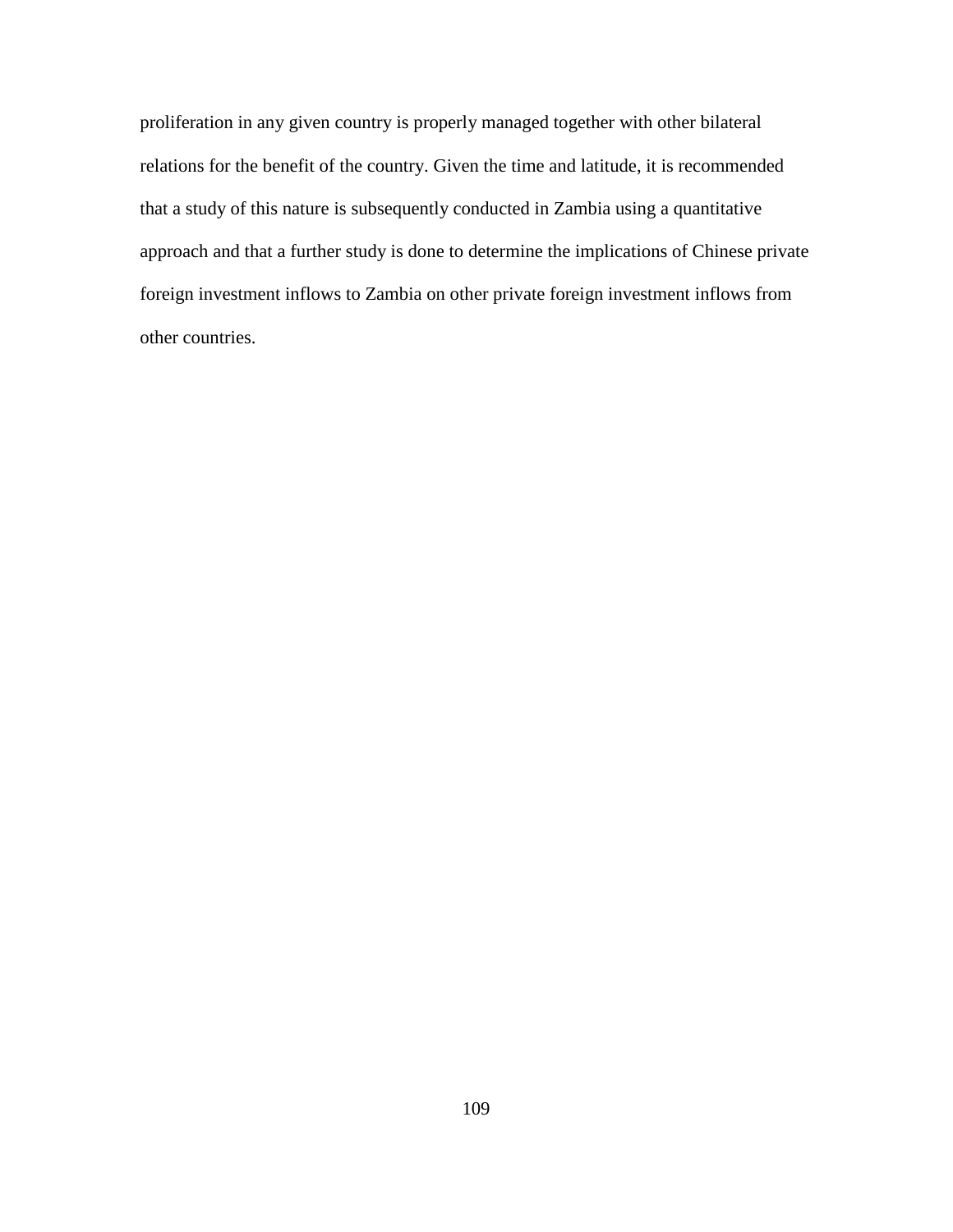proliferation in any given country is properly managed together with other bilateral relations for the benefit of the country. Given the time and latitude, it is recommended that a study of this nature is subsequently conducted in Zambia using a quantitative approach and that a further study is done to determine the implications of Chinese private foreign investment inflows to Zambia on other private foreign investment inflows from other countries.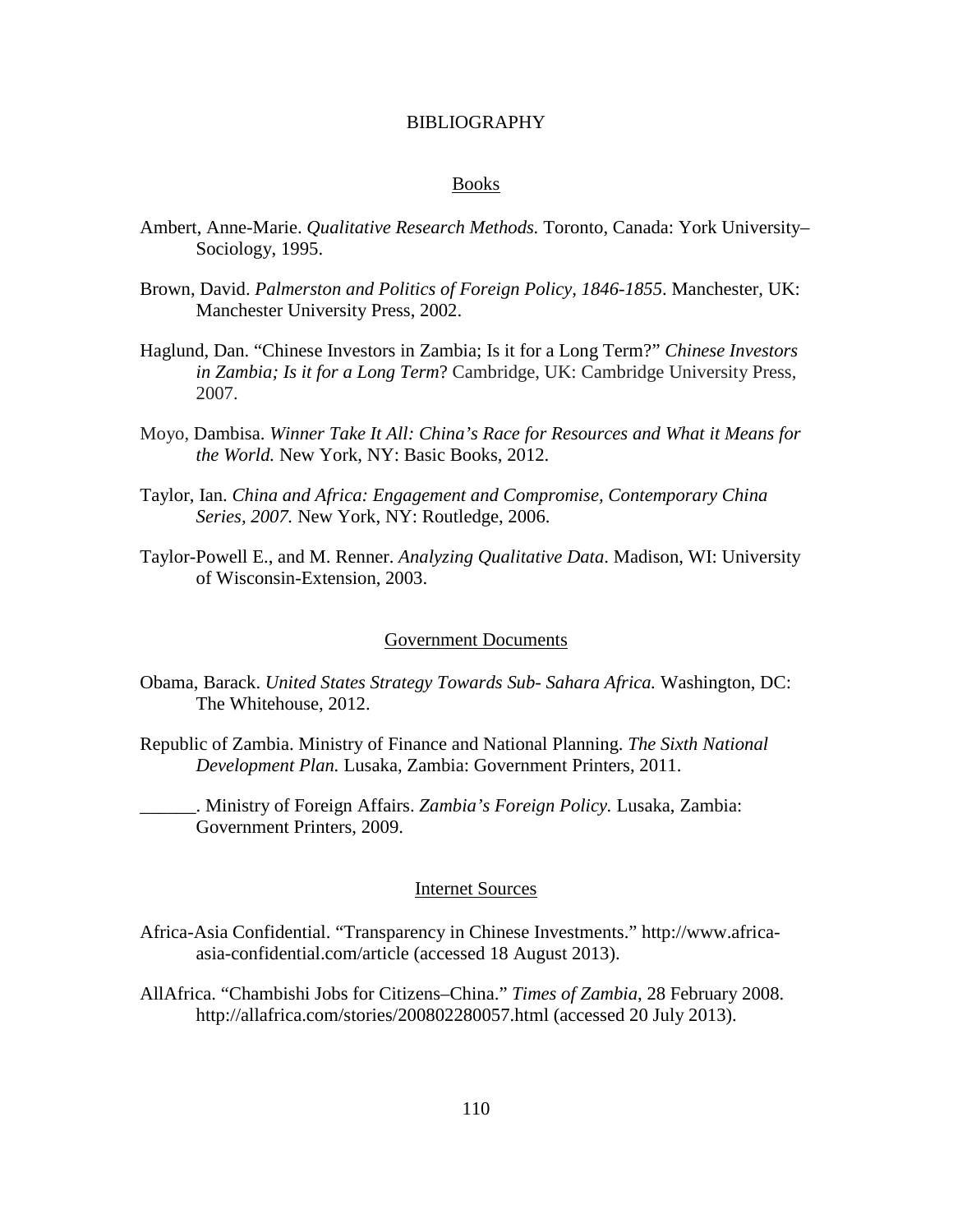# BIBLIOGRAPHY

## Books

Ambert, Anne-Marie. *Qualitative Research Methods.* Toronto, Canada: York University–Sociology, 1995.

Brown, David. *Palmerston and Politics of Foreign Policy, 1846-1855*. Manchester, UK: Manchester University Press, 2002.

Haglund, Dan. "Chinese Investors in Zambia; Is it for a Long Term?" *Chinese Investors in Zambia; Is it for a Long Term*? Cambridge, UK: Cambridge University Press, 2007.

Moyo, Dambisa. *Winner Take It All: China's Race for Resources and What it Means for the World.* New York, NY: Basic Books, 2012.

Taylor, Ian. *China and Africa: Engagement and Compromise, Contemporary China Series, 2007.* New York, NY: Routledge, 2006.

Taylor-Powell E., and M. Renner. *Analyzing Qualitative Data*. Madison, WI: University of Wisconsin-Extension, 2003.

## Government Documents

Obama, Barack. *United States Strategy Towards Sub- Sahara Africa.* Washington, DC: The Whitehouse, 2012.

Republic of Zambia. Ministry of Finance and National Planning. *The Sixth National Development Plan.* Lusaka, Zambia: Government Printers, 2011.

______. Ministry of Foreign Affairs. *Zambia's Foreign Policy.* Lusaka, Zambia: Government Printers, 2009.

## Internet Sources

Africa-Asia Confidential. "Transparency in Chinese Investments." http://www.africa-asia-confidential.com/article (accessed 18 August 2013).

AllAfrica. "Chambishi Jobs for Citizens–China." *Times of Zambia,* 28 February 2008. http://allafrica.com/stories/200802280057.html (accessed 20 July 2013).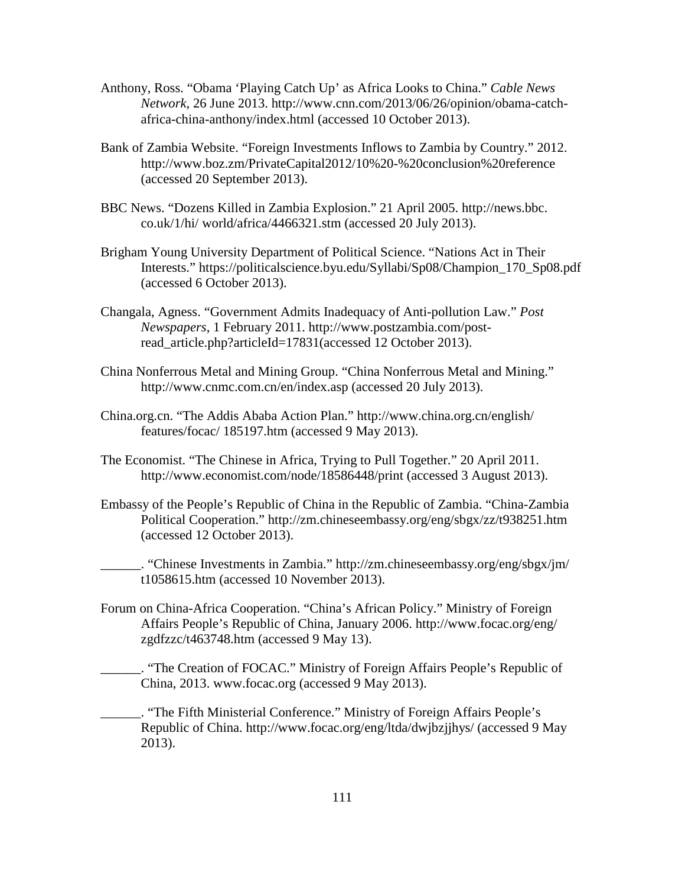Anthony, Ross. “Obama ‘Playing Catch Up’ as Africa Looks to China.” *Cable News Network*, 26 June 2013. http://www.cnn.com/2013/06/26/opinion/obama-catch-africa-china-anthony/index.html (accessed 10 October 2013).

Bank of Zambia Website. “Foreign Investments Inflows to Zambia by Country.” 2012. http://www.boz.zm/PrivateCapital2012/10%20-%20conclusion%20reference (accessed 20 September 2013).

BBC News. “Dozens Killed in Zambia Explosion.” 21 April 2005. http://news.bbc.co.uk/1/hi/ world/africa/4466321.stm (accessed 20 July 2013).

Brigham Young University Department of Political Science. “Nations Act in Their Interests.” https://politicalscience.byu.edu/Syllabi/Sp08/Champion_170_Sp08.pdf (accessed 6 October 2013).

Changala, Agness. “Government Admits Inadequacy of Anti-pollution Law.” *Post Newspapers*, 1 February 2011. http://www.postzambia.com/post-read_article.php?articleId=17831(accessed 12 October 2013).

China Nonferrous Metal and Mining Group. “China Nonferrous Metal and Mining.” http://www.cnmc.com.cn/en/index.asp (accessed 20 July 2013).

China.org.cn. “The Addis Ababa Action Plan.” http://www.china.org.cn/english/ features/focac/ 185197.htm (accessed 9 May 2013).

The Economist. “The Chinese in Africa, Trying to Pull Together.” 20 April 2011. http://www.economist.com/node/18586448/print (accessed 3 August 2013).

Embassy of the People’s Republic of China in the Republic of Zambia. “China-Zambia Political Cooperation.” http://zm.chineseembassy.org/eng/sbgx/zz/t938251.htm (accessed 12 October 2013).

______. “Chinese Investments in Zambia.” http://zm.chineseembassy.org/eng/sbgx/jm/ t1058615.htm (accessed 10 November 2013).

Forum on China-Africa Cooperation. “China’s African Policy.” Ministry of Foreign Affairs People’s Republic of China, January 2006. http://www.focac.org/eng/ zgdfzzc/t463748.htm (accessed 9 May 13).

______. “The Creation of FOCAC.” Ministry of Foreign Affairs People’s Republic of China, 2013. www.focac.org (accessed 9 May 2013).

______. “The Fifth Ministerial Conference.” Ministry of Foreign Affairs People’s Republic of China. http://www.focac.org/eng/ltda/dwjbzjjhys/ (accessed 9 May 2013).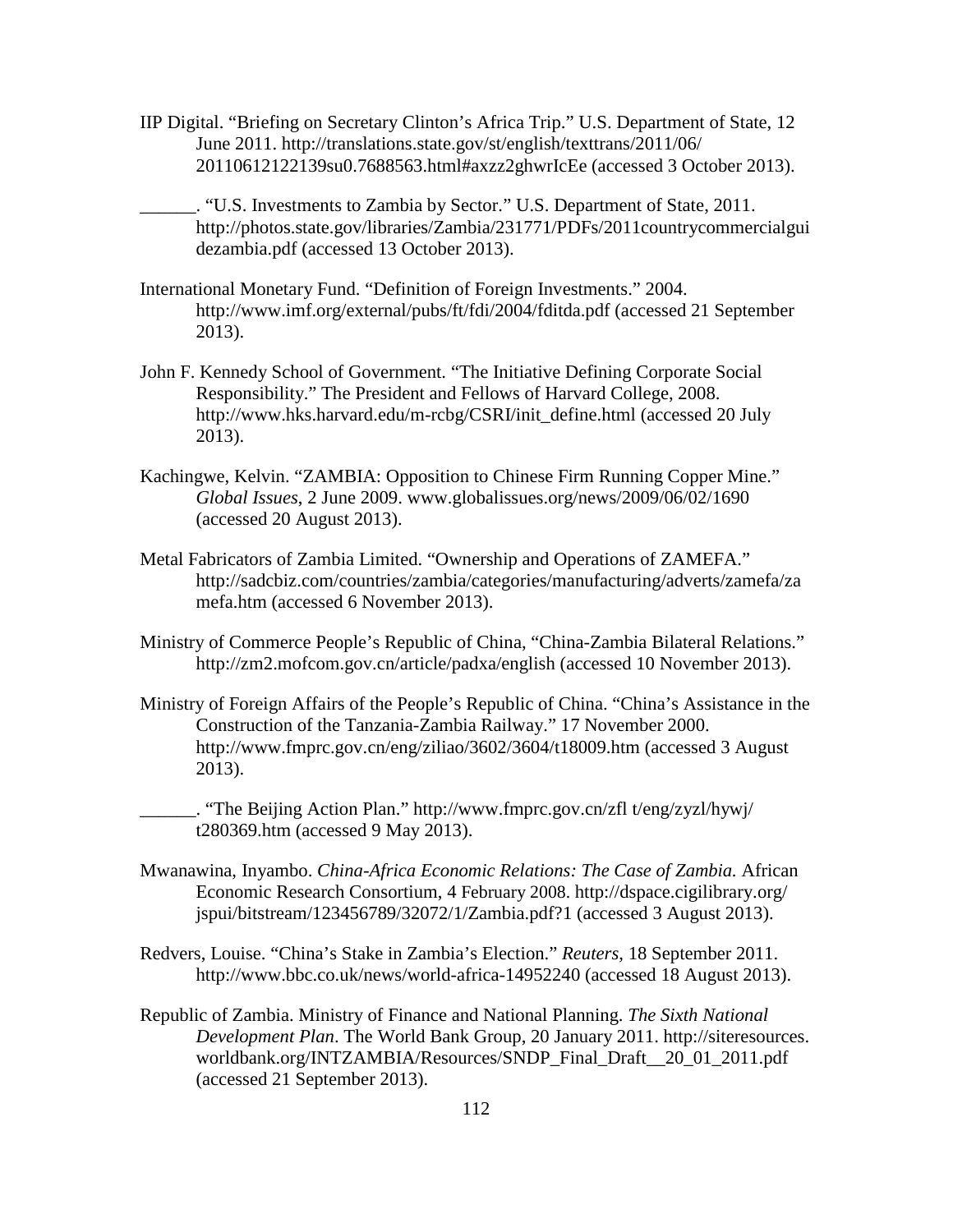IIP Digital. "Briefing on Secretary Clinton's Africa Trip." U.S. Department of State, 12 June 2011. http://translations.state.gov/st/english/texttrans/2011/06/20110612122139su0.7688563.html#axzz2ghwrIcEe (accessed 3 October 2013).

______. "U.S. Investments to Zambia by Sector." U.S. Department of State, 2011. http://photos.state.gov/libraries/Zambia/231771/PDFs/2011countrycommercialguidezambia.pdf (accessed 13 October 2013).

International Monetary Fund. "Definition of Foreign Investments." 2004. http://www.imf.org/external/pubs/ft/fdi/2004/fditda.pdf (accessed 21 September 2013).

John F. Kennedy School of Government. "The Initiative Defining Corporate Social Responsibility." The President and Fellows of Harvard College, 2008. http://www.hks.harvard.edu/m-rcbg/CSRI/init_define.html (accessed 20 July 2013).

Kachingwe, Kelvin. "ZAMBIA: Opposition to Chinese Firm Running Copper Mine." *Global Issues*, 2 June 2009. www.globalissues.org/news/2009/06/02/1690 (accessed 20 August 2013).

Metal Fabricators of Zambia Limited. "Ownership and Operations of ZAMEFA." http://sadcbiz.com/countries/zambia/categories/manufacturing/adverts/zamefa/zamefa.htm (accessed 6 November 2013).

Ministry of Commerce People's Republic of China, "China-Zambia Bilateral Relations." http://zm2.mofcom.gov.cn/article/padxa/english (accessed 10 November 2013).

Ministry of Foreign Affairs of the People's Republic of China. "China's Assistance in the Construction of the Tanzania-Zambia Railway." 17 November 2000. http://www.fmprc.gov.cn/eng/ziliao/3602/3604/t18009.htm (accessed 3 August 2013).

______. "The Beijing Action Plan." http://www.fmprc.gov.cn/zfl t/eng/zyzl/hywj/t280369.htm (accessed 9 May 2013).

Mwanawina, Inyambo. *China-Africa Economic Relations: The Case of Zambia.* African Economic Research Consortium, 4 February 2008. http://dspace.cigilibrary.org/jspui/bitstream/123456789/32072/1/Zambia.pdf?1 (accessed 3 August 2013).

Redvers, Louise. "China's Stake in Zambia's Election." *Reuters*, 18 September 2011. http://www.bbc.co.uk/news/world-africa-14952240 (accessed 18 August 2013).

Republic of Zambia. Ministry of Finance and National Planning. *The Sixth National Development Plan*. The World Bank Group, 20 January 2011. http://siteresources.worldbank.org/INTZAMBIA/Resources/SNDP_Final_Draft__20_01_2011.pdf (accessed 21 September 2013).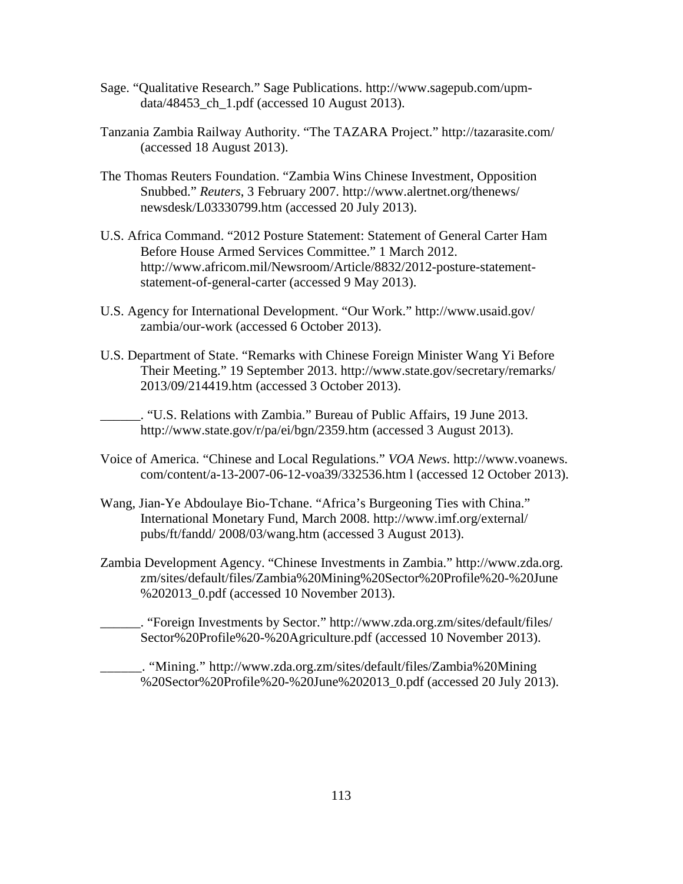Sage. “Qualitative Research.” Sage Publications. http://www.sagepub.com/upm-data/48453_ch_1.pdf (accessed 10 August 2013).

Tanzania Zambia Railway Authority. “The TAZARA Project.” http://tazarasite.com/ (accessed 18 August 2013).

The Thomas Reuters Foundation. “Zambia Wins Chinese Investment, Opposition Snubbed.” *Reuters*, 3 February 2007. http://www.alertnet.org/thenews/newsdesk/L03330799.htm (accessed 20 July 2013).

U.S. Africa Command. “2012 Posture Statement: Statement of General Carter Ham Before House Armed Services Committee.” 1 March 2012. http://www.africom.mil/Newsroom/Article/8832/2012-posture-statement-statement-of-general-carter (accessed 9 May 2013).

U.S. Agency for International Development. “Our Work.” http://www.usaid.gov/zambia/our-work (accessed 6 October 2013).

U.S. Department of State. “Remarks with Chinese Foreign Minister Wang Yi Before Their Meeting.” 19 September 2013. http://www.state.gov/secretary/remarks/2013/09/214419.htm (accessed 3 October 2013).

______. “U.S. Relations with Zambia.” Bureau of Public Affairs, 19 June 2013. http://www.state.gov/r/pa/ei/bgn/2359.htm (accessed 3 August 2013).

Voice of America. “Chinese and Local Regulations.” *VOA News*. http://www.voanews.com/content/a-13-2007-06-12-voa39/332536.htm l (accessed 12 October 2013).

Wang, Jian-Ye Abdoulaye Bio-Tchane. “Africa’s Burgeoning Ties with China.” International Monetary Fund, March 2008. http://www.imf.org/external/pubs/ft/fandd/ 2008/03/wang.htm (accessed 3 August 2013).

Zambia Development Agency. “Chinese Investments in Zambia.” http://www.zda.org.zm/sites/default/files/Zambia%20Mining%20Sector%20Profile%20-%20June%202013_0.pdf (accessed 10 November 2013).

______. “Foreign Investments by Sector.” http://www.zda.org.zm/sites/default/files/Sector%20Profile%20-%20Agriculture.pdf (accessed 10 November 2013).

______. “Mining.” http://www.zda.org.zm/sites/default/files/Zambia%20Mining%20Sector%20Profile%20-%20June%202013_0.pdf (accessed 20 July 2013).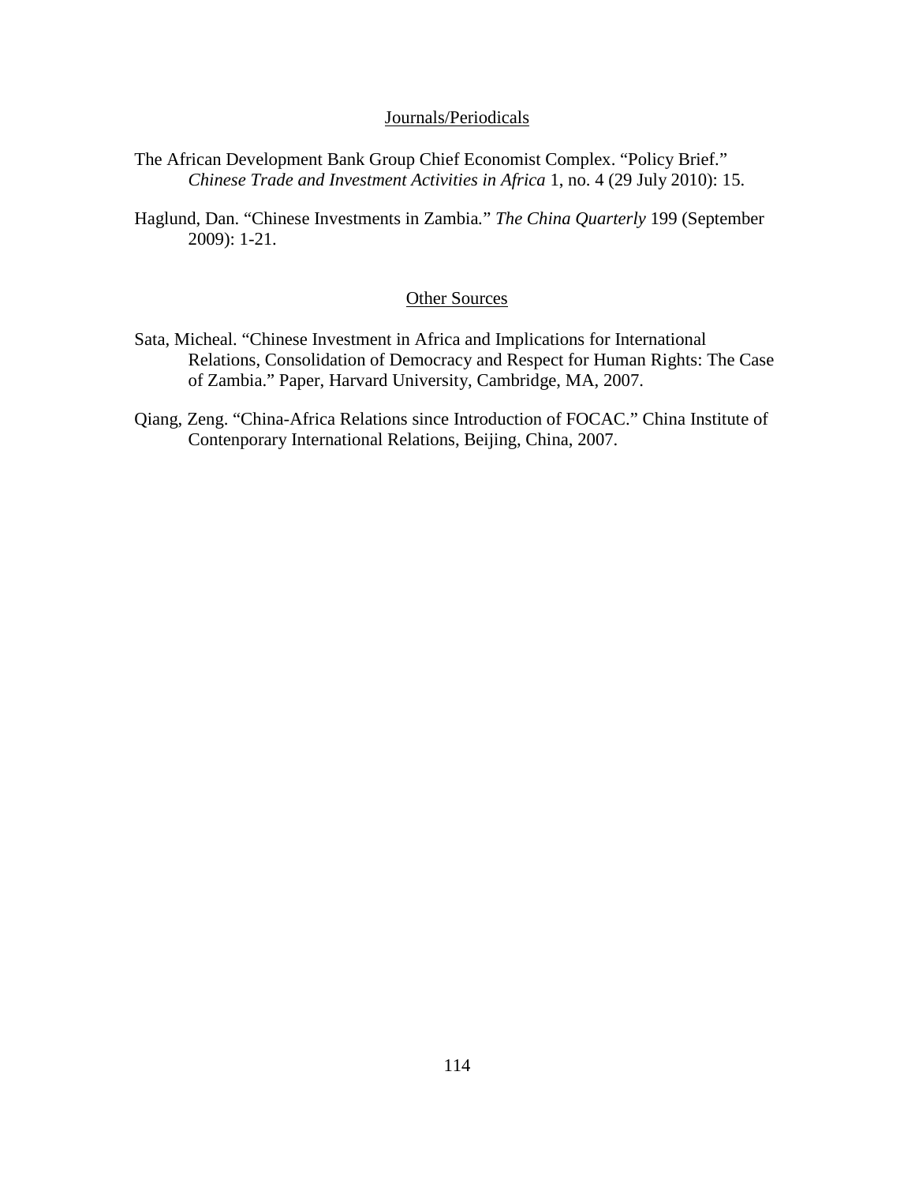## Journals/Periodicals

The African Development Bank Group Chief Economist Complex. "Policy Brief." *Chinese Trade and Investment Activities in Africa* 1, no. 4 (29 July 2010): 15.

Haglund, Dan. "Chinese Investments in Zambia." *The China Quarterly* 199 (September 2009): 1-21.

## Other Sources

Sata, Micheal. "Chinese Investment in Africa and Implications for International Relations, Consolidation of Democracy and Respect for Human Rights: The Case of Zambia." Paper, Harvard University, Cambridge, MA, 2007.

Qiang, Zeng. "China-Africa Relations since Introduction of FOCAC." China Institute of Contenporary International Relations, Beijing, China, 2007.